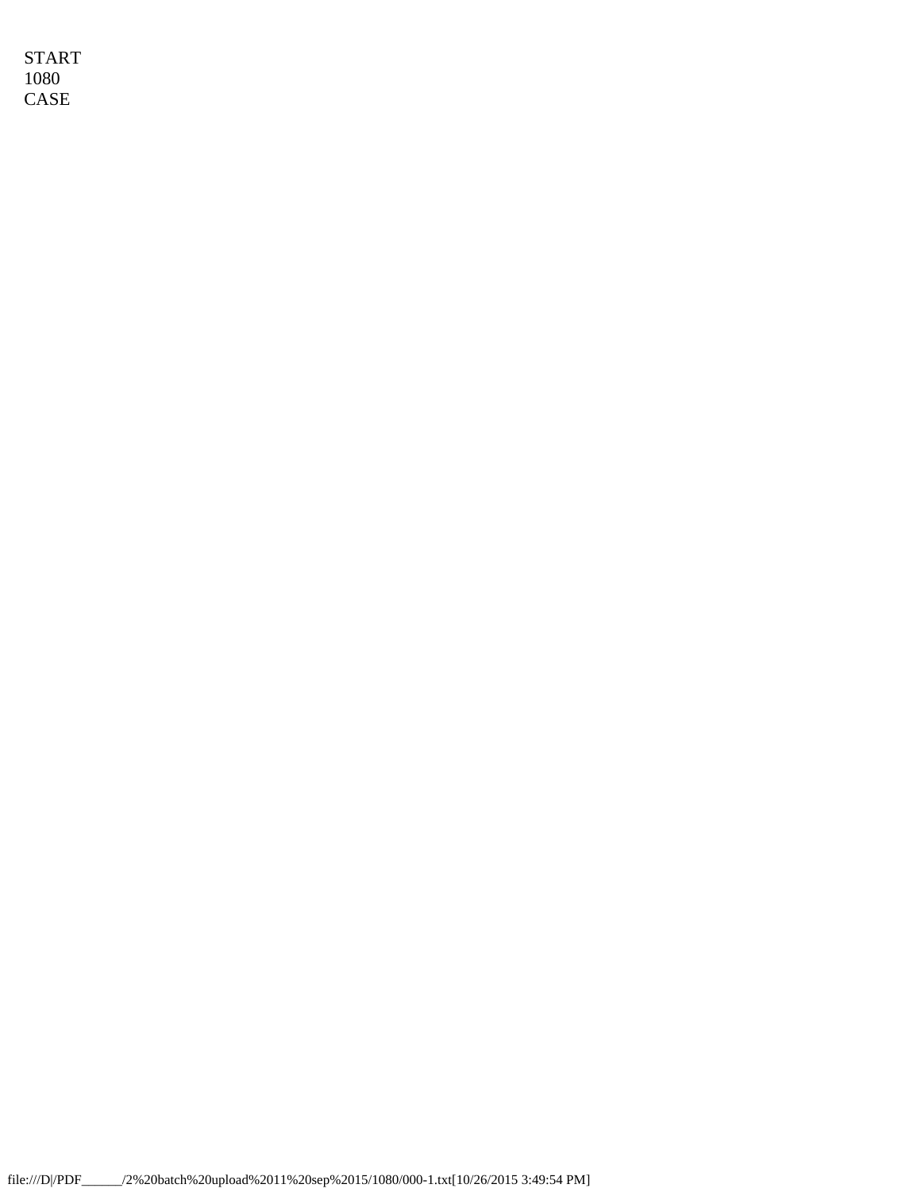START
1080
CASE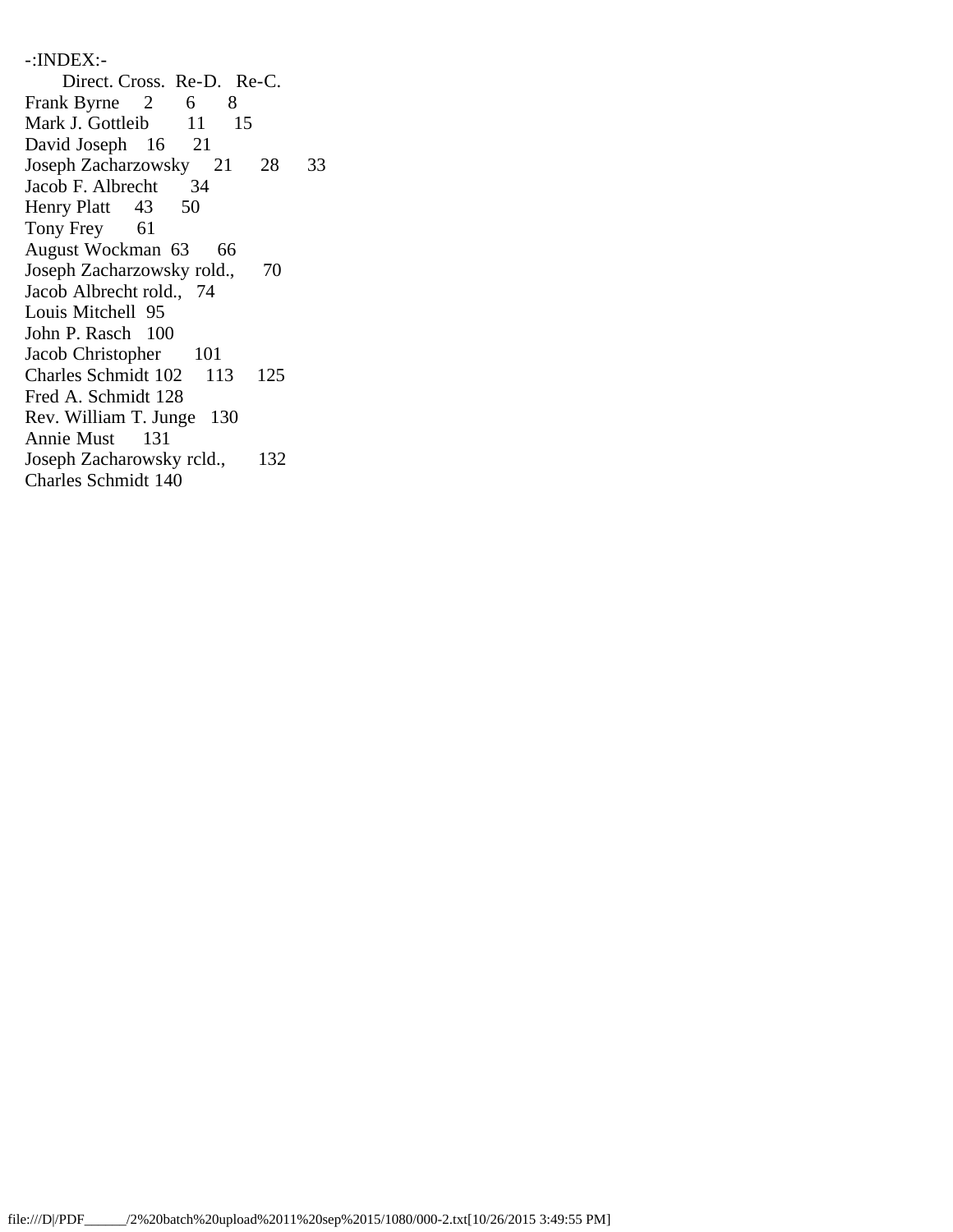-:INDEX:-

| | Direct. | Cross. | Re-D. | Re-C. |
|---|---|---|---|---|
| Frank Byrne | 2 | 6 | 8 | |
| Mark J. Gottleib | 11 | 15 | | |
| David Joseph | 16 | 21 | | |
| Joseph Zacharzowsky | 21 | 28 | 33 | |
| Jacob F. Albrecht | 34 | | | |
| Henry Platt | 43 | 50 | | |
| Tony Frey | 61 | | | |
| August Wockman | 63 | 66 | | |
| Joseph Zacharzowsky rold., | 70 | | | |
| Jacob Albrecht rold., | 74 | | | |
| Louis Mitchell | 95 | | | |
| John P. Rasch | 100 | | | |
| Jacob Christopher | 101 | | | |
| Charles Schmidt | 102 | 113 | 125 | |
| Fred A. Schmidt | 128 | | | |
| Rev. William T. Junge | 130 | | | |
| Annie Must | 131 | | | |
| Joseph Zacharowsky rcld., | 132 | | | |
| Charles Schmidt | 140 | | | |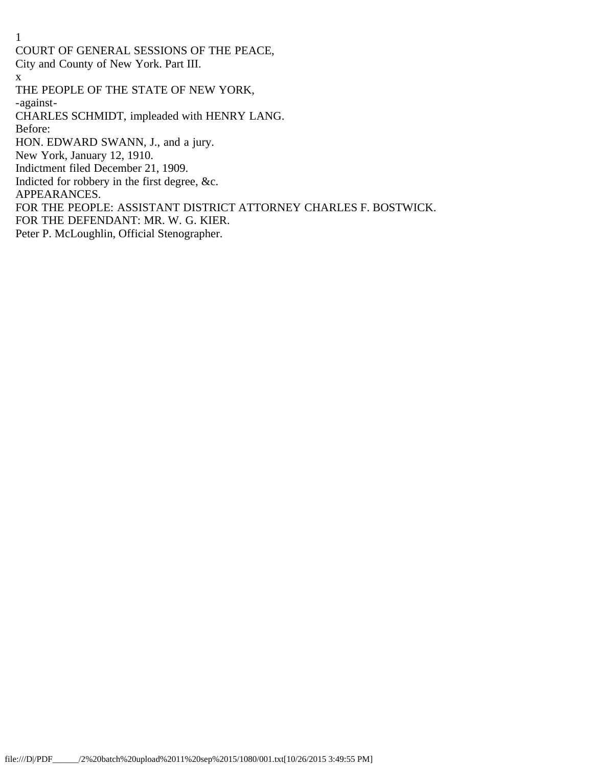COURT OF GENERAL SESSIONS OF THE PEACE,
City and County of New York. Part III.

x

THE PEOPLE OF THE STATE OF NEW YORK,

-against-

CHARLES SCHMIDT, impleaded with HENRY LANG.

Before:

HON. EDWARD SWANN, J., and a jury.

New York, January 12, 1910.

Indictment filed December 21, 1909.

Indicted for robbery in the first degree, &c.

APPEARANCES.

FOR THE PEOPLE: ASSISTANT DISTRICT ATTORNEY CHARLES F. BOSTWICK.

FOR THE DEFENDANT: MR. W. G. KIER.

Peter P. McLoughlin, Official Stenographer.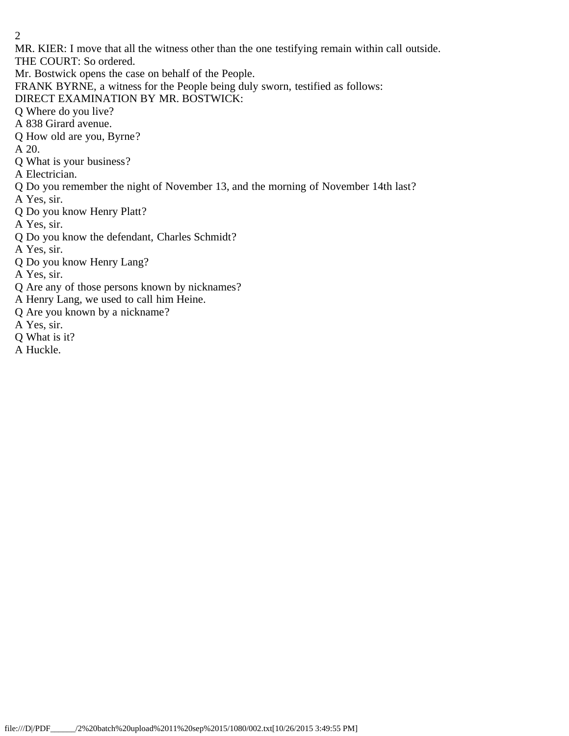MR. KIER: I move that all the witness other than the one testifying remain within call outside.

THE COURT: So ordered.

Mr. Bostwick opens the case on behalf of the People.

FRANK BYRNE, a witness for the People being duly sworn, testified as follows:

DIRECT EXAMINATION BY MR. BOSTWICK:

Q Where do you live?

A 838 Girard avenue.

Q How old are you, Byrne?

A 20.

Q What is your business?

A Electrician.

Q Do you remember the night of November 13, and the morning of November 14th last?

A Yes, sir.

Q Do you know Henry Platt?

A Yes, sir.

Q Do you know the defendant, Charles Schmidt?

A Yes, sir.

Q Do you know Henry Lang?

A Yes, sir.

Q Are any of those persons known by nicknames?

A Henry Lang, we used to call him Heine.

Q Are you known by a nickname?

A Yes, sir.

Q What is it?

A Huckle.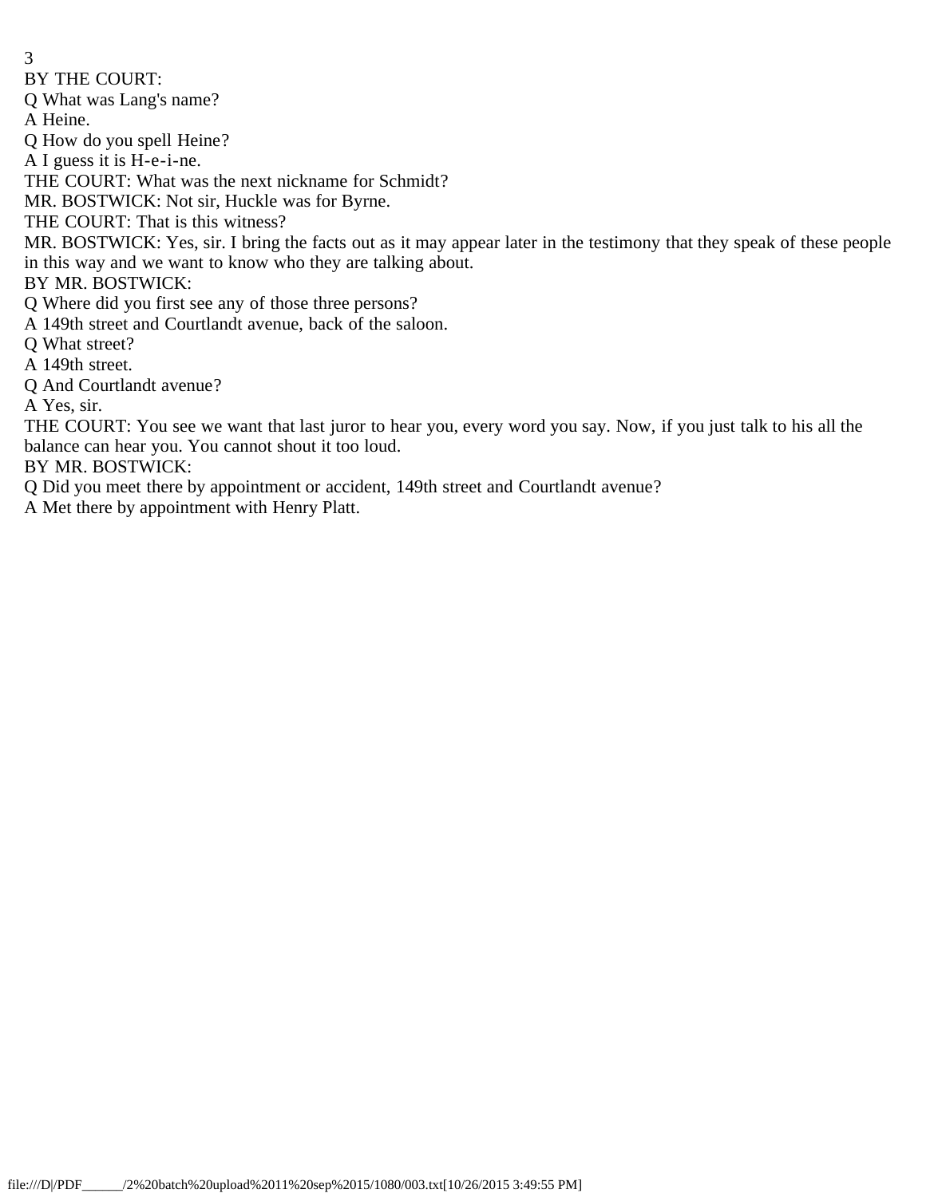BY THE COURT:

Q What was Lang's name?

A Heine.

Q How do you spell Heine?

A I guess it is H-e-i-ne.

THE COURT: What was the next nickname for Schmidt?

MR. BOSTWICK: Not sir, Huckle was for Byrne.

THE COURT: That is this witness?

MR. BOSTWICK: Yes, sir. I bring the facts out as it may appear later in the testimony that they speak of these people in this way and we want to know who they are talking about.

BY MR. BOSTWICK:

Q Where did you first see any of those three persons?

A 149th street and Courtlandt avenue, back of the saloon.

Q What street?

A 149th street.

Q And Courtlandt avenue?

A Yes, sir.

THE COURT: You see we want that last juror to hear you, every word you say. Now, if you just talk to his all the balance can hear you. You cannot shout it too loud.

BY MR. BOSTWICK:

Q Did you meet there by appointment or accident, 149th street and Courtlandt avenue?

A Met there by appointment with Henry Platt.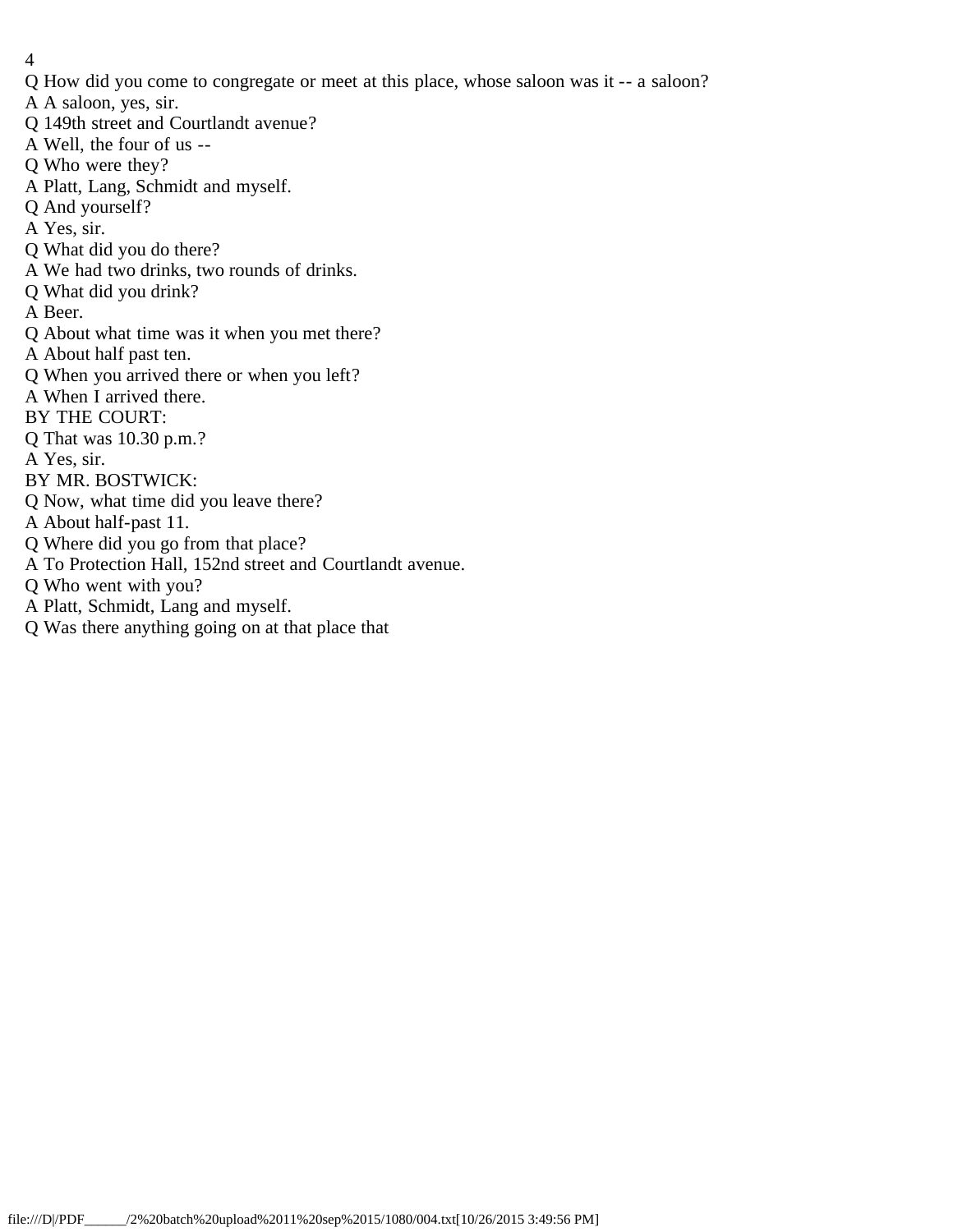Q How did you come to congregate or meet at this place, whose saloon was it -- a saloon?

A A saloon, yes, sir.

Q 149th street and Courtlandt avenue?

A Well, the four of us --

Q Who were they?

A Platt, Lang, Schmidt and myself.

Q And yourself?

A Yes, sir.

Q What did you do there?

A We had two drinks, two rounds of drinks.

Q What did you drink?

A Beer.

Q About what time was it when you met there?

A About half past ten.

Q When you arrived there or when you left?

A When I arrived there.

BY THE COURT:

Q That was 10.30 p.m.?

A Yes, sir.

BY MR. BOSTWICK:

Q Now, what time did you leave there?

A About half-past 11.

Q Where did you go from that place?

A To Protection Hall, 152nd street and Courtlandt avenue.

Q Who went with you?

A Platt, Schmidt, Lang and myself.

Q Was there anything going on at that place that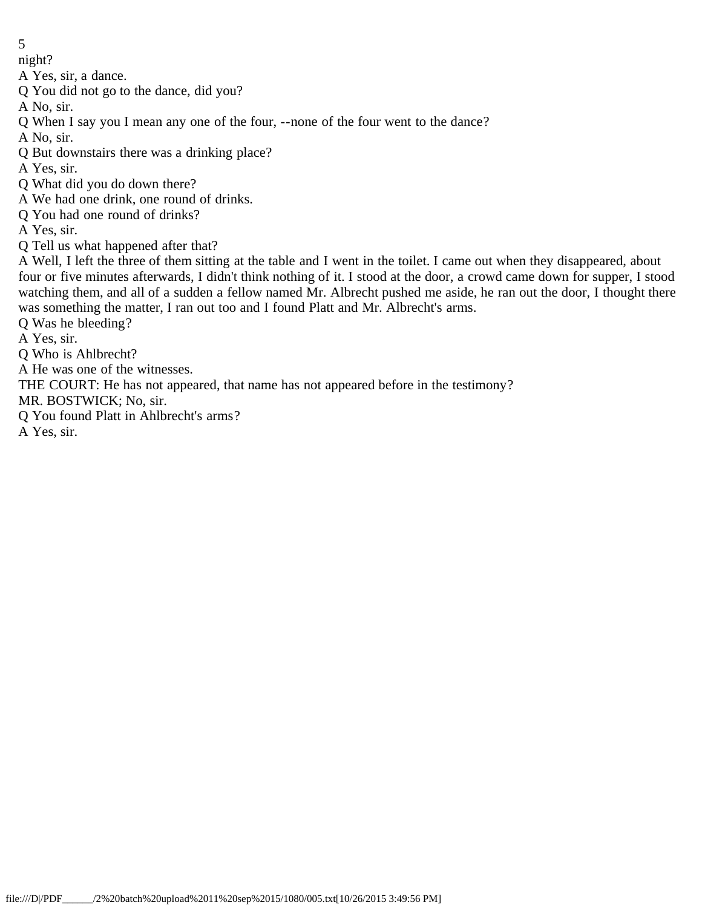night?

A Yes, sir, a dance.

Q You did not go to the dance, did you?

A No, sir.

Q When I say you I mean any one of the four, --none of the four went to the dance?

A No, sir.

Q But downstairs there was a drinking place?

A Yes, sir.

Q What did you do down there?

A We had one drink, one round of drinks.

Q You had one round of drinks?

A Yes, sir.

Q Tell us what happened after that?

A Well, I left the three of them sitting at the table and I went in the toilet. I came out when they disappeared, about four or five minutes afterwards, I didn't think nothing of it. I stood at the door, a crowd came down for supper, I stood watching them, and all of a sudden a fellow named Mr. Albrecht pushed me aside, he ran out the door, I thought there was something the matter, I ran out too and I found Platt and Mr. Albrecht's arms.

Q Was he bleeding?

A Yes, sir.

Q Who is Ahlbrecht?

A He was one of the witnesses.

THE COURT: He has not appeared, that name has not appeared before in the testimony?

MR. BOSTWICK; No, sir.

Q You found Platt in Ahlbrecht's arms?

A Yes, sir.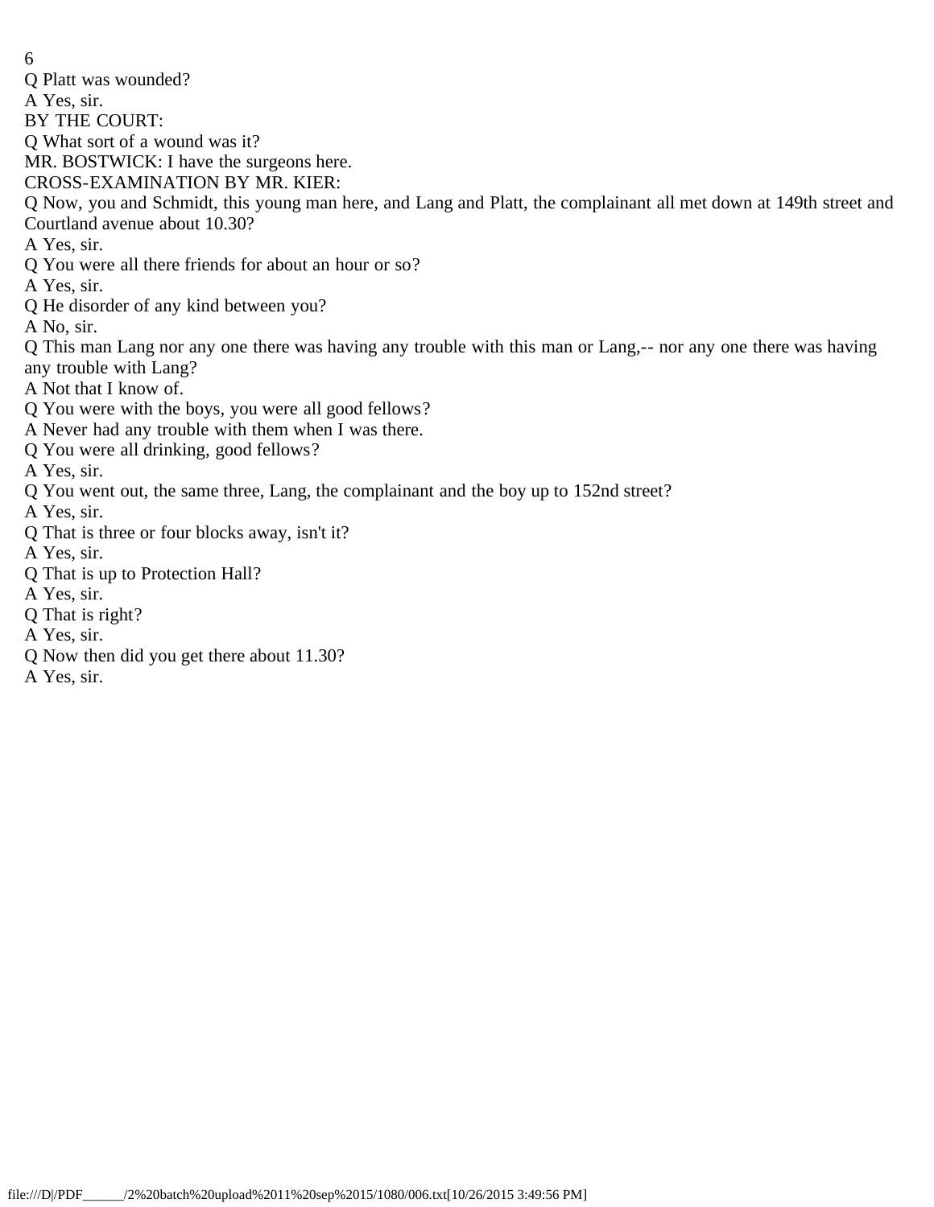Q Platt was wounded?

A Yes, sir.

BY THE COURT:

Q What sort of a wound was it?

MR. BOSTWICK: I have the surgeons here.

CROSS-EXAMINATION BY MR. KIER:

Q Now, you and Schmidt, this young man here, and Lang and Platt, the complainant all met down at 149th street and Courtland avenue about 10.30?

A Yes, sir.

Q You were all there friends for about an hour or so?

A Yes, sir.

Q He disorder of any kind between you?

A No, sir.

Q This man Lang nor any one there was having any trouble with this man or Lang,-- nor any one there was having any trouble with Lang?

A Not that I know of.

Q You were with the boys, you were all good fellows?

A Never had any trouble with them when I was there.

Q You were all drinking, good fellows?

A Yes, sir.

Q You went out, the same three, Lang, the complainant and the boy up to 152nd street?

A Yes, sir.

Q That is three or four blocks away, isn't it?

A Yes, sir.

Q That is up to Protection Hall?

A Yes, sir.

Q That is right?

A Yes, sir.

Q Now then did you get there about 11.30?

A Yes, sir.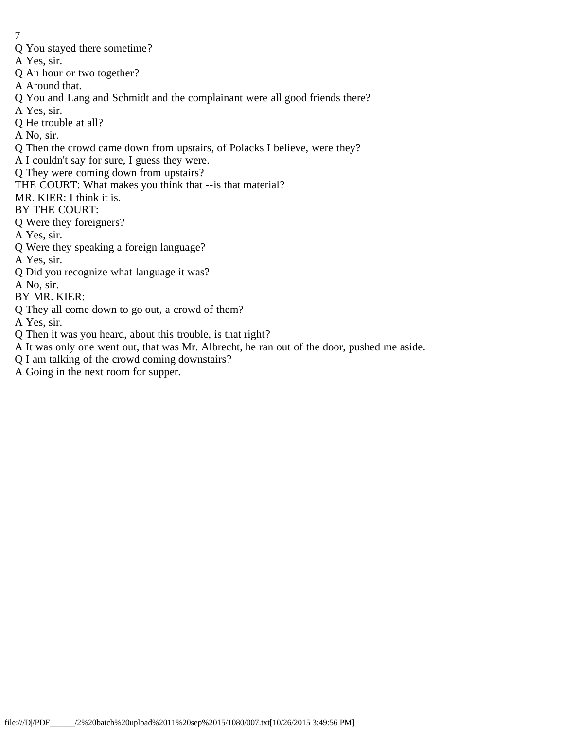Q You stayed there sometime?

A Yes, sir.

Q An hour or two together?

A Around that.

Q You and Lang and Schmidt and the complainant were all good friends there?

A Yes, sir.

Q He trouble at all?

A No, sir.

Q Then the crowd came down from upstairs, of Polacks I believe, were they?

A I couldn't say for sure, I guess they were.

Q They were coming down from upstairs?

THE COURT: What makes you think that --is that material?

MR. KIER: I think it is.

BY THE COURT:

Q Were they foreigners?

A Yes, sir.

Q Were they speaking a foreign language?

A Yes, sir.

Q Did you recognize what language it was?

A No, sir.

BY MR. KIER:

Q They all come down to go out, a crowd of them?

A Yes, sir.

Q Then it was you heard, about this trouble, is that right?

A It was only one went out, that was Mr. Albrecht, he ran out of the door, pushed me aside.

Q I am talking of the crowd coming downstairs?

A Going in the next room for supper.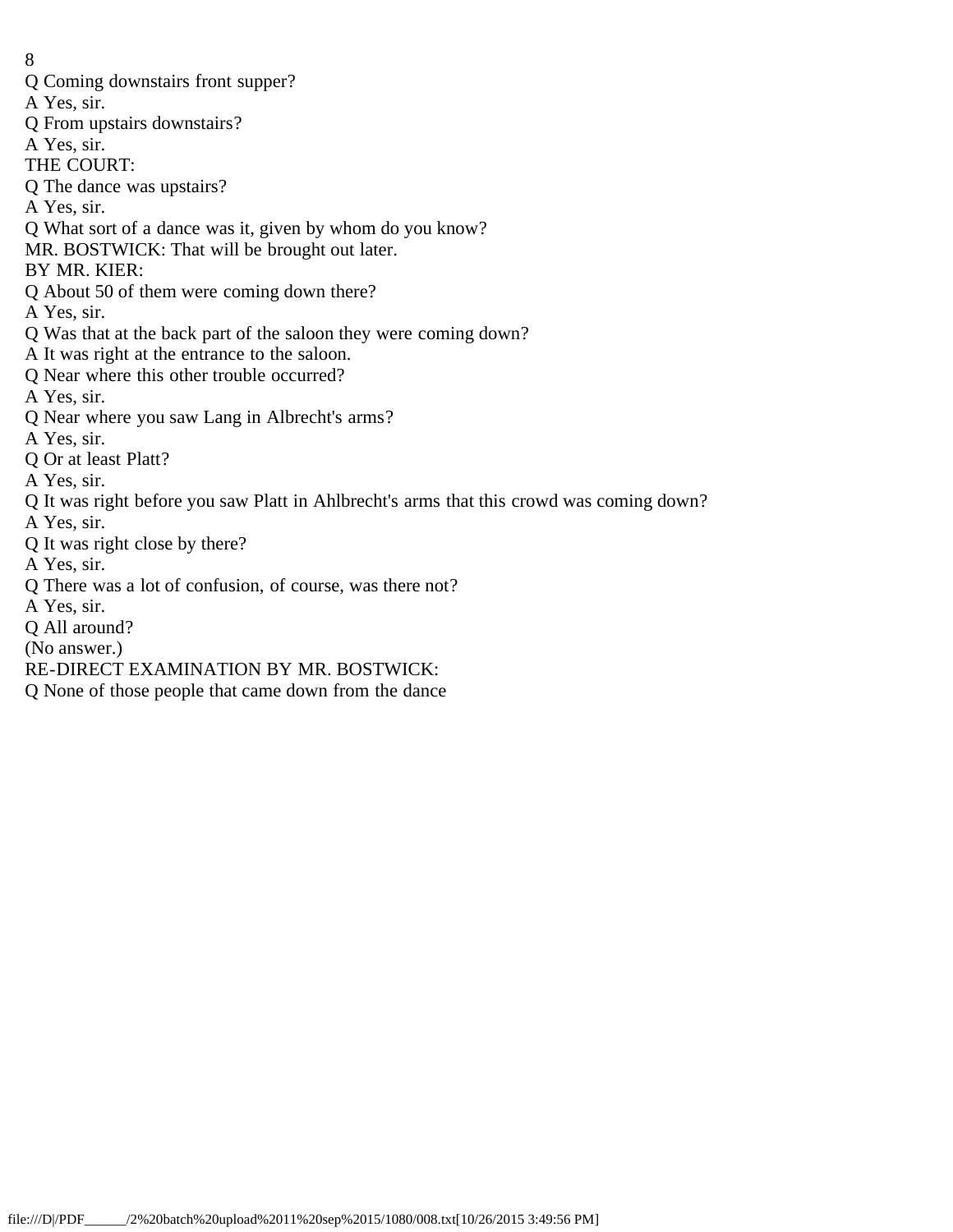Q Coming downstairs front supper?

A Yes, sir.

Q From upstairs downstairs?

A Yes, sir.

THE COURT:

Q The dance was upstairs?

A Yes, sir.

Q What sort of a dance was it, given by whom do you know?

MR. BOSTWICK: That will be brought out later.

BY MR. KIER:

Q About 50 of them were coming down there?

A Yes, sir.

Q Was that at the back part of the saloon they were coming down?

A It was right at the entrance to the saloon.

Q Near where this other trouble occurred?

A Yes, sir.

Q Near where you saw Lang in Albrecht's arms?

A Yes, sir.

Q Or at least Platt?

A Yes, sir.

Q It was right before you saw Platt in Ahlbrecht's arms that this crowd was coming down?

A Yes, sir.

Q It was right close by there?

A Yes, sir.

Q There was a lot of confusion, of course, was there not?

A Yes, sir.

Q All around?

(No answer.)

RE-DIRECT EXAMINATION BY MR. BOSTWICK:

Q None of those people that came down from the dance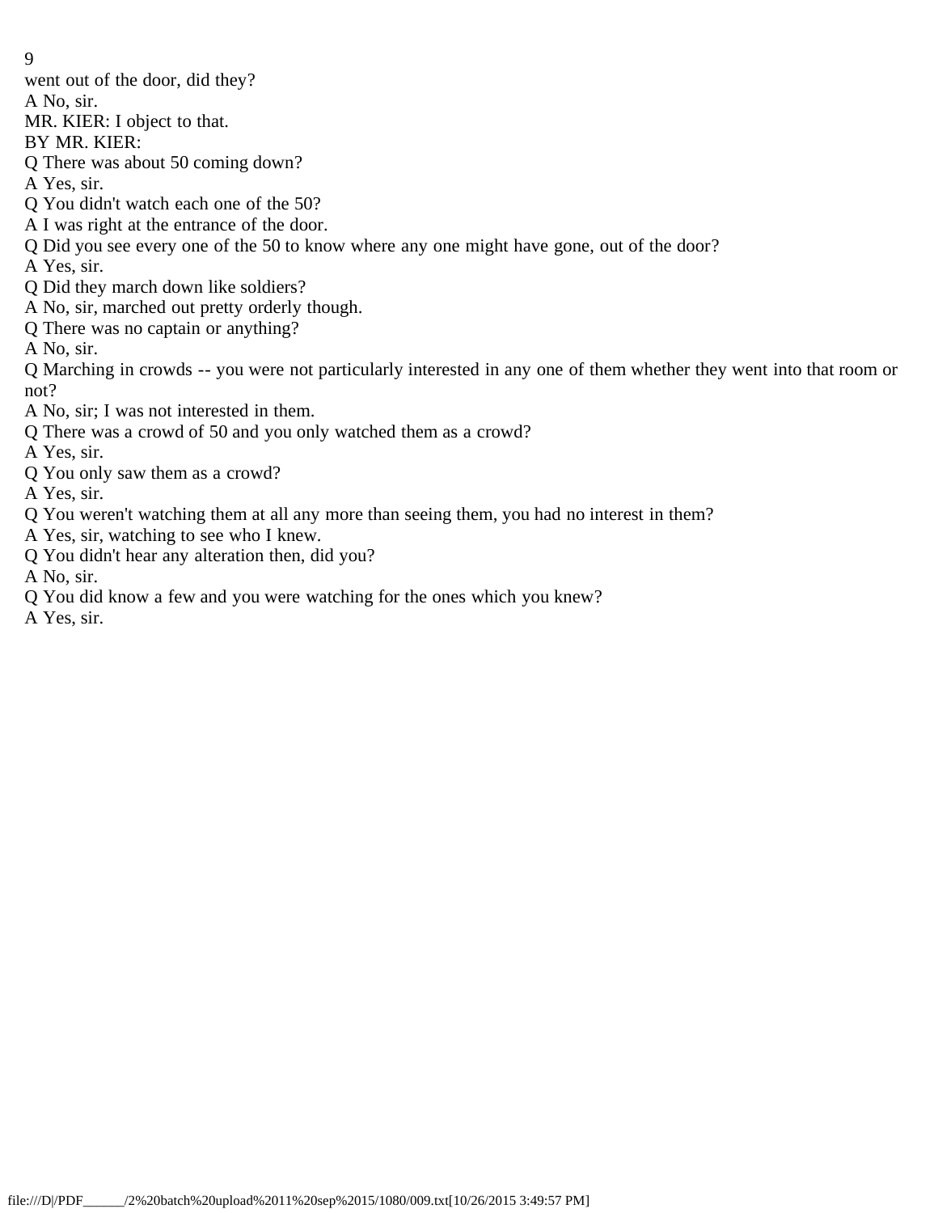went out of the door, did they?

A No, sir.

MR. KIER: I object to that.

BY MR. KIER:

Q There was about 50 coming down?

A Yes, sir.

Q You didn't watch each one of the 50?

A I was right at the entrance of the door.

Q Did you see every one of the 50 to know where any one might have gone, out of the door?

A Yes, sir.

Q Did they march down like soldiers?

A No, sir, marched out pretty orderly though.

Q There was no captain or anything?

A No, sir.

Q Marching in crowds -- you were not particularly interested in any one of them whether they went into that room or not?

A No, sir; I was not interested in them.

Q There was a crowd of 50 and you only watched them as a crowd?

A Yes, sir.

Q You only saw them as a crowd?

A Yes, sir.

Q You weren't watching them at all any more than seeing them, you had no interest in them?

A Yes, sir, watching to see who I knew.

Q You didn't hear any alteration then, did you?

A No, sir.

Q You did know a few and you were watching for the ones which you knew?

A Yes, sir.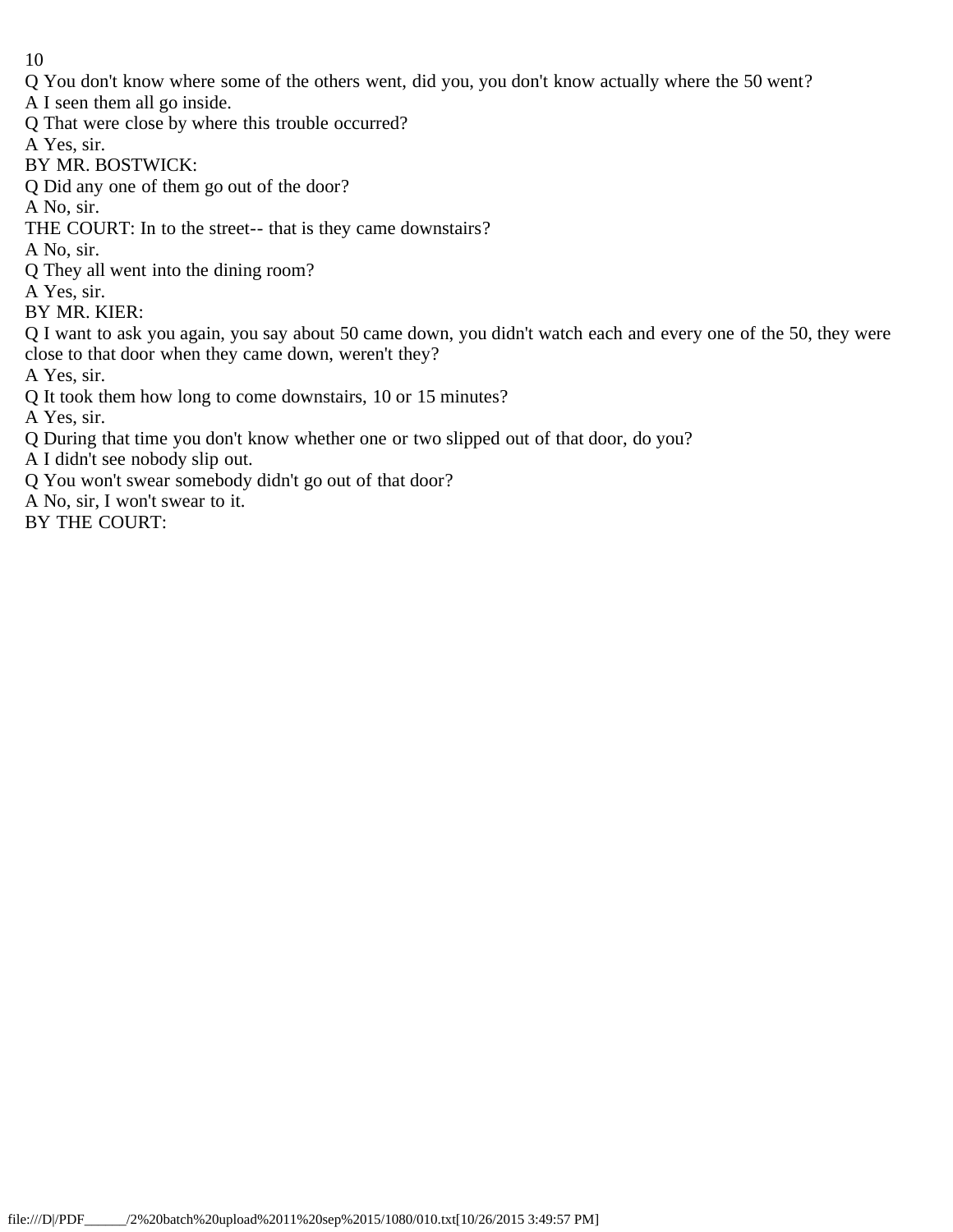Q You don't know where some of the others went, did you, you don't know actually where the 50 went?

A I seen them all go inside.

Q That were close by where this trouble occurred?

A Yes, sir.

BY MR. BOSTWICK:

Q Did any one of them go out of the door?

A No, sir.

THE COURT: In to the street-- that is they came downstairs?

A No, sir.

Q They all went into the dining room?

A Yes, sir.

BY MR. KIER:

Q I want to ask you again, you say about 50 came down, you didn't watch each and every one of the 50, they were close to that door when they came down, weren't they?

A Yes, sir.

Q It took them how long to come downstairs, 10 or 15 minutes?

A Yes, sir.

Q During that time you don't know whether one or two slipped out of that door, do you?

A I didn't see nobody slip out.

Q You won't swear somebody didn't go out of that door?

A No, sir, I won't swear to it.

BY THE COURT: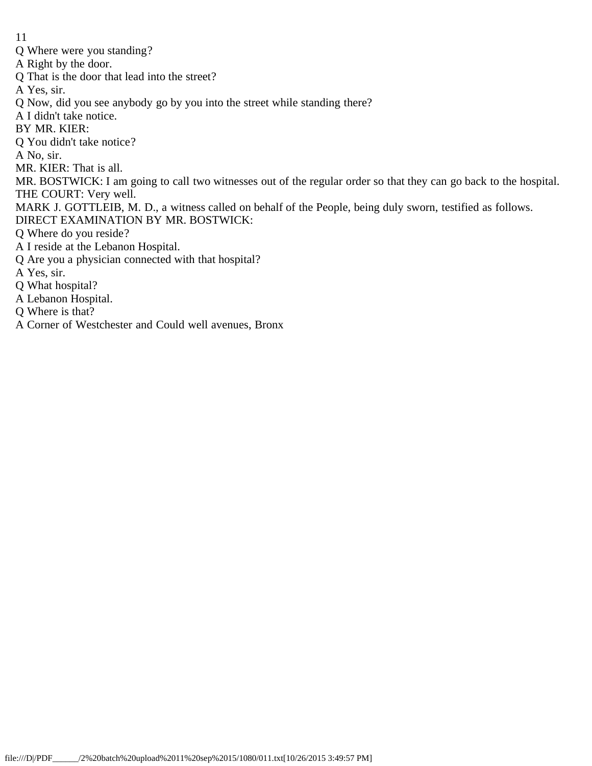Q Where were you standing?
A Right by the door.
Q That is the door that lead into the street?
A Yes, sir.
Q Now, did you see anybody go by you into the street while standing there?
A I didn't take notice.
BY MR. KIER:
Q You didn't take notice?
A No, sir.
MR. KIER: That is all.
MR. BOSTWICK: I am going to call two witnesses out of the regular order so that they can go back to the hospital.
THE COURT: Very well.
MARK J. GOTTLEIB, M. D., a witness called on behalf of the People, being duly sworn, testified as follows.
DIRECT EXAMINATION BY MR. BOSTWICK:
Q Where do you reside?
A I reside at the Lebanon Hospital.
Q Are you a physician connected with that hospital?
A Yes, sir.
Q What hospital?
A Lebanon Hospital.
Q Where is that?
A Corner of Westchester and Could well avenues, Bronx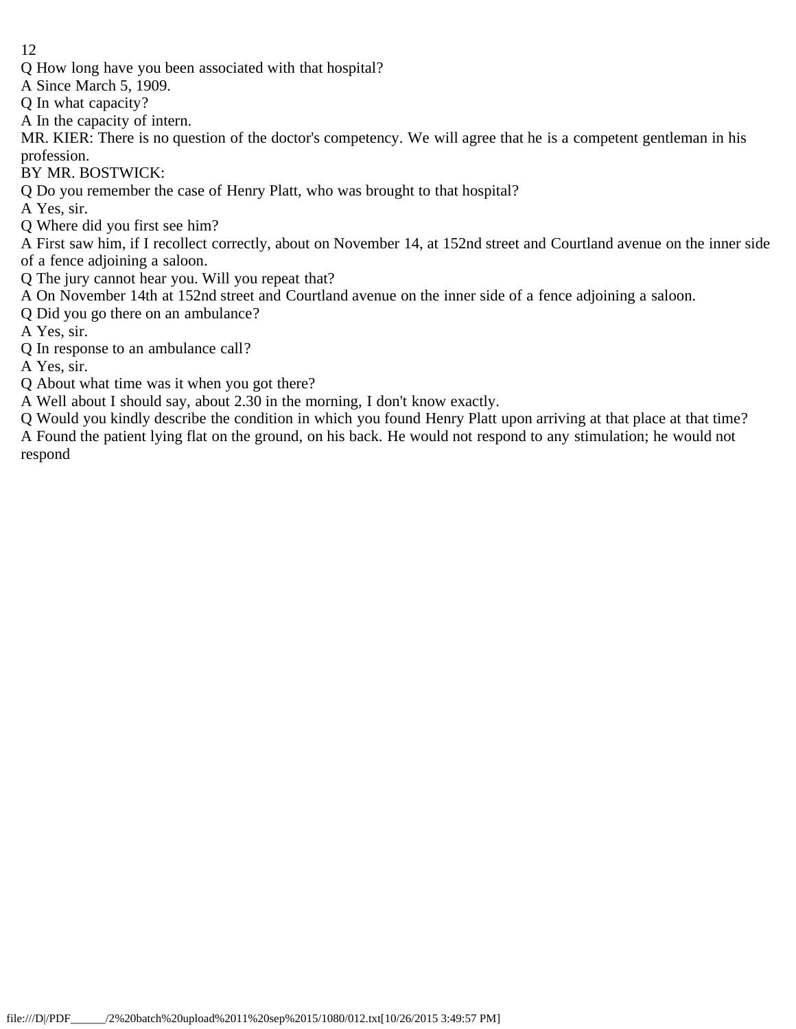Q How long have you been associated with that hospital?

A Since March 5, 1909.

Q In what capacity?

A In the capacity of intern.

MR. KIER: There is no question of the doctor's competency. We will agree that he is a competent gentleman in his profession.

BY MR. BOSTWICK:

Q Do you remember the case of Henry Platt, who was brought to that hospital?

A Yes, sir.

Q Where did you first see him?

A First saw him, if I recollect correctly, about on November 14, at 152nd street and Courtland avenue on the inner side of a fence adjoining a saloon.

Q The jury cannot hear you. Will you repeat that?

A On November 14th at 152nd street and Courtland avenue on the inner side of a fence adjoining a saloon.

Q Did you go there on an ambulance?

A Yes, sir.

Q In response to an ambulance call?

A Yes, sir.

Q About what time was it when you got there?

A Well about I should say, about 2.30 in the morning, I don't know exactly.

Q Would you kindly describe the condition in which you found Henry Platt upon arriving at that place at that time?

A Found the patient lying flat on the ground, on his back. He would not respond to any stimulation; he would not respond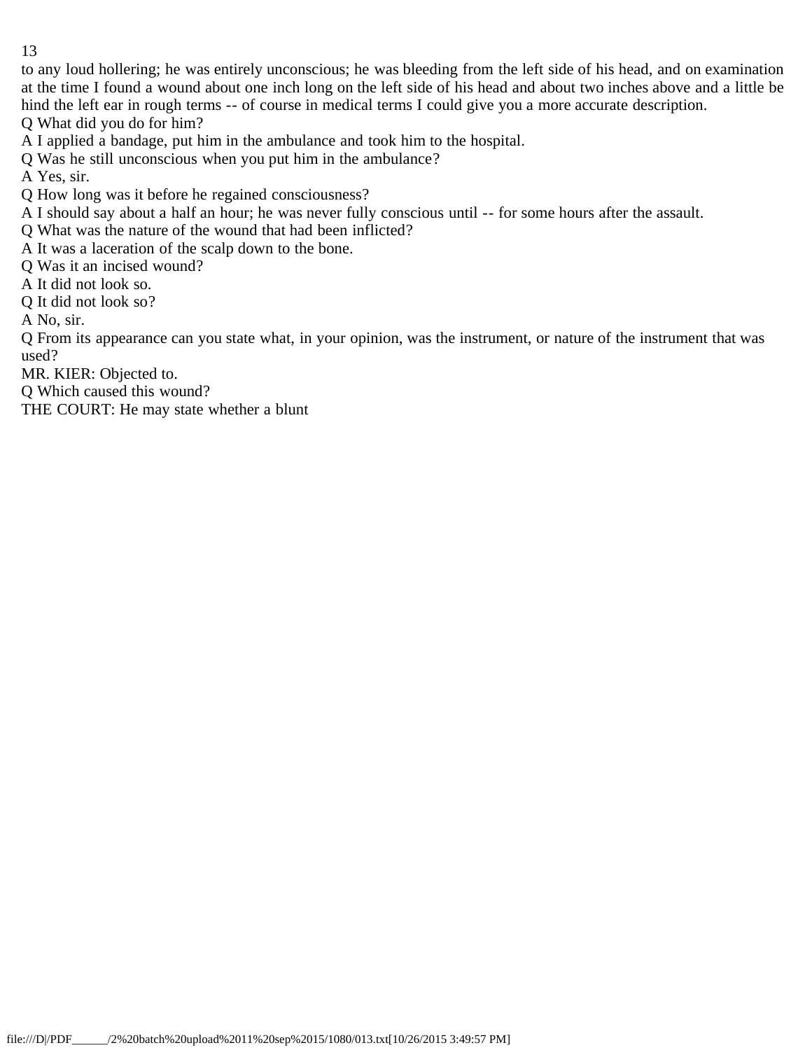to any loud hollering; he was entirely unconscious; he was bleeding from the left side of his head, and on examination at the time I found a wound about one inch long on the left side of his head and about two inches above and a little be hind the left ear in rough terms -- of course in medical terms I could give you a more accurate description.

Q What did you do for him?

A I applied a bandage, put him in the ambulance and took him to the hospital.

Q Was he still unconscious when you put him in the ambulance?

A Yes, sir.

Q How long was it before he regained consciousness?

A I should say about a half an hour; he was never fully conscious until -- for some hours after the assault.

Q What was the nature of the wound that had been inflicted?

A It was a laceration of the scalp down to the bone.

Q Was it an incised wound?

A It did not look so.

Q It did not look so?

A No, sir.

Q From its appearance can you state what, in your opinion, was the instrument, or nature of the instrument that was used?

MR. KIER: Objected to.

Q Which caused this wound?

THE COURT: He may state whether a blunt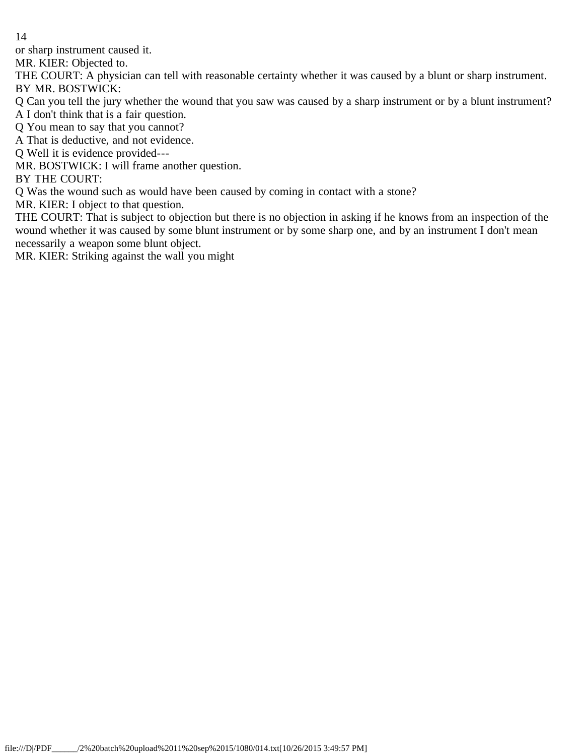or sharp instrument caused it.

MR. KIER: Objected to.

THE COURT: A physician can tell with reasonable certainty whether it was caused by a blunt or sharp instrument.

BY MR. BOSTWICK:

Q Can you tell the jury whether the wound that you saw was caused by a sharp instrument or by a blunt instrument?

A I don't think that is a fair question.

Q You mean to say that you cannot?

A That is deductive, and not evidence.

Q Well it is evidence provided---

MR. BOSTWICK: I will frame another question.

BY THE COURT:

Q Was the wound such as would have been caused by coming in contact with a stone?

MR. KIER: I object to that question.

THE COURT: That is subject to objection but there is no objection in asking if he knows from an inspection of the wound whether it was caused by some blunt instrument or by some sharp one, and by an instrument I don't mean necessarily a weapon some blunt object.

MR. KIER: Striking against the wall you might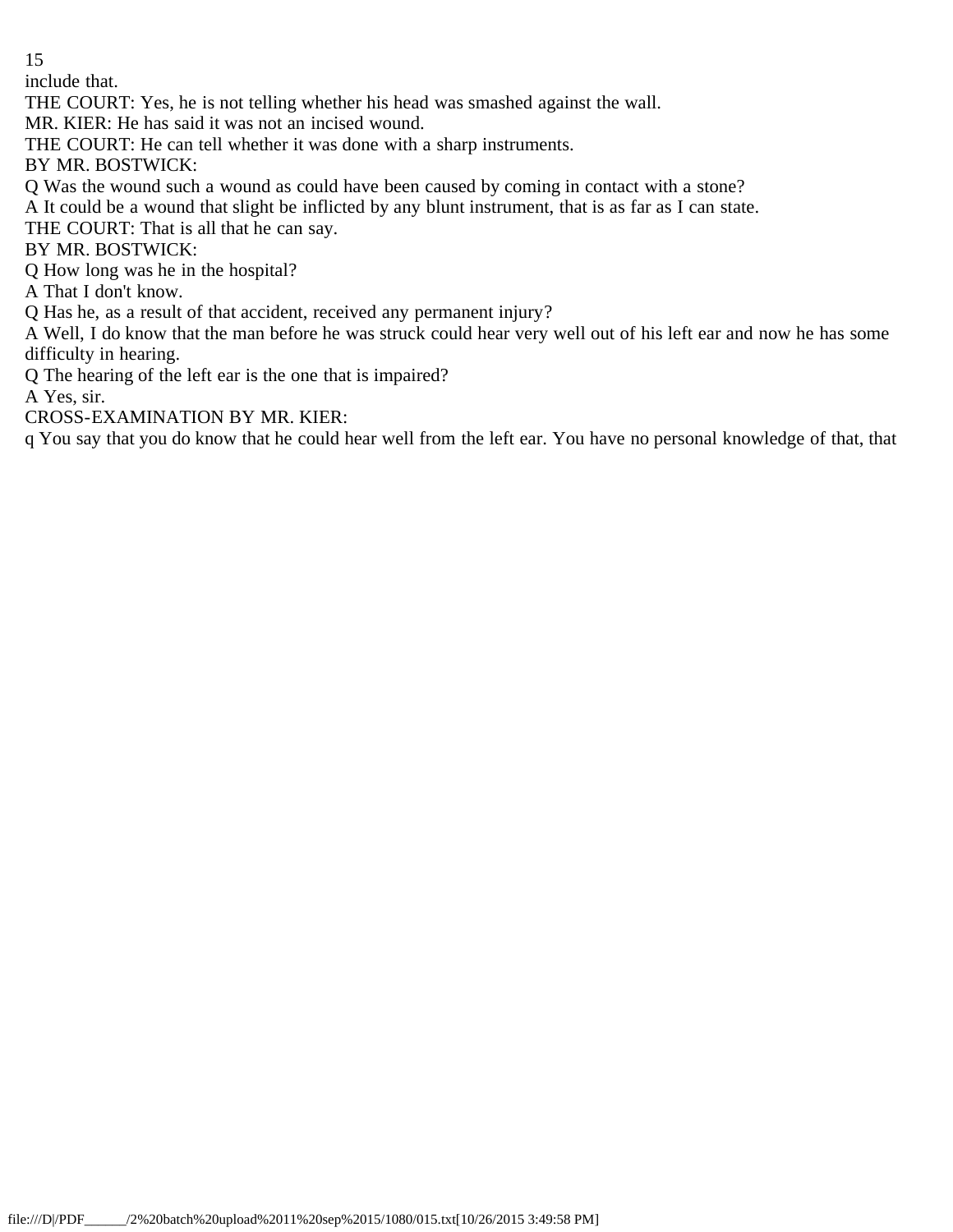include that.

THE COURT: Yes, he is not telling whether his head was smashed against the wall.

MR. KIER: He has said it was not an incised wound.

THE COURT: He can tell whether it was done with a sharp instruments.

BY MR. BOSTWICK:

Q Was the wound such a wound as could have been caused by coming in contact with a stone?

A It could be a wound that slight be inflicted by any blunt instrument, that is as far as I can state.

THE COURT: That is all that he can say.

BY MR. BOSTWICK:

Q How long was he in the hospital?

A That I don't know.

Q Has he, as a result of that accident, received any permanent injury?

A Well, I do know that the man before he was struck could hear very well out of his left ear and now he has some difficulty in hearing.

Q The hearing of the left ear is the one that is impaired?

A Yes, sir.

CROSS-EXAMINATION BY MR. KIER:

q You say that you do know that he could hear well from the left ear. You have no personal knowledge of that, that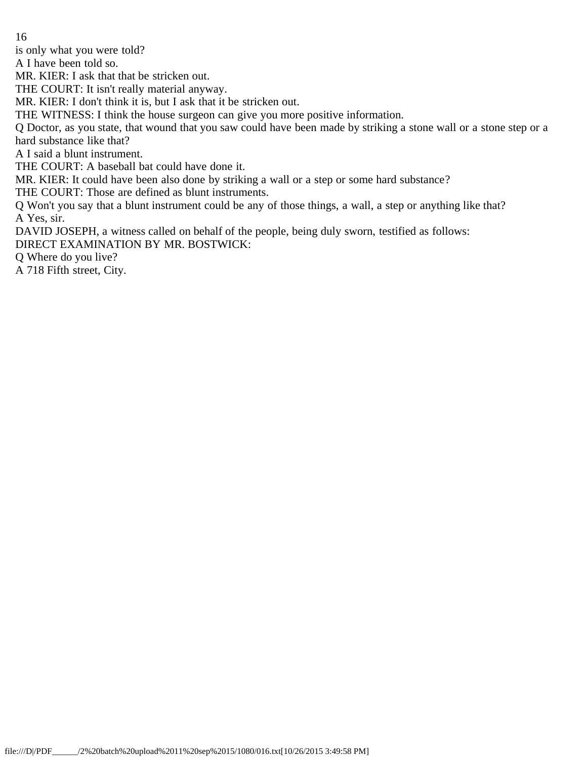is only what you were told?

A I have been told so.

MR. KIER: I ask that that be stricken out.

THE COURT: It isn't really material anyway.

MR. KIER: I don't think it is, but I ask that it be stricken out.

THE WITNESS: I think the house surgeon can give you more positive information.

Q Doctor, as you state, that wound that you saw could have been made by striking a stone wall or a stone step or a hard substance like that?

A I said a blunt instrument.

THE COURT: A baseball bat could have done it.

MR. KIER: It could have been also done by striking a wall or a step or some hard substance?

THE COURT: Those are defined as blunt instruments.

Q Won't you say that a blunt instrument could be any of those things, a wall, a step or anything like that?

A Yes, sir.

DAVID JOSEPH, a witness called on behalf of the people, being duly sworn, testified as follows:

DIRECT EXAMINATION BY MR. BOSTWICK:

Q Where do you live?

A 718 Fifth street, City.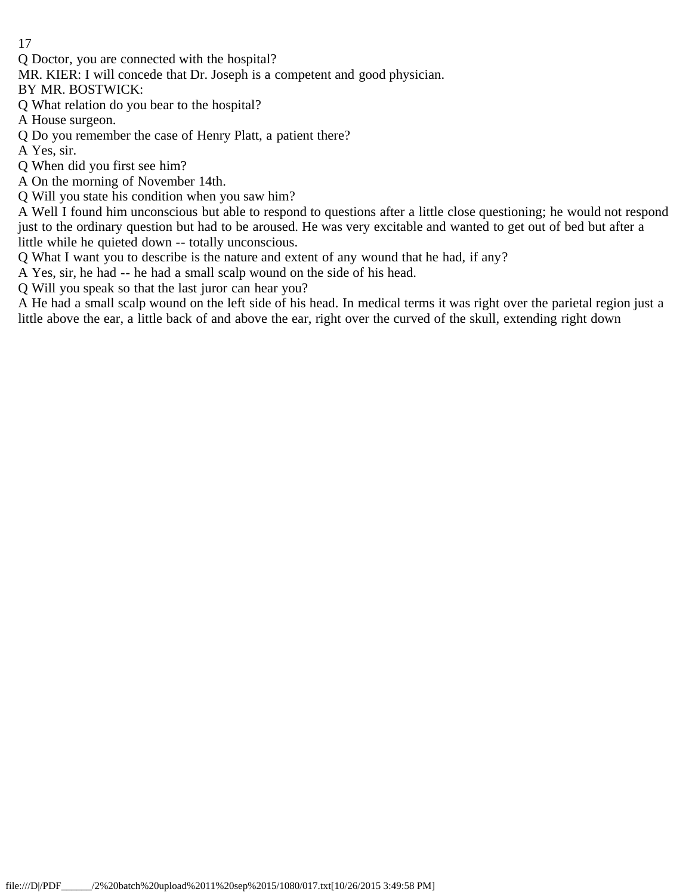Q Doctor, you are connected with the hospital?

MR. KIER: I will concede that Dr. Joseph is a competent and good physician.

BY MR. BOSTWICK:

Q What relation do you bear to the hospital?

A House surgeon.

Q Do you remember the case of Henry Platt, a patient there?

A Yes, sir.

Q When did you first see him?

A On the morning of November 14th.

Q Will you state his condition when you saw him?

A Well I found him unconscious but able to respond to questions after a little close questioning; he would not respond just to the ordinary question but had to be aroused. He was very excitable and wanted to get out of bed but after a little while he quieted down -- totally unconscious.

Q What I want you to describe is the nature and extent of any wound that he had, if any?

A Yes, sir, he had -- he had a small scalp wound on the side of his head.

Q Will you speak so that the last juror can hear you?

A He had a small scalp wound on the left side of his head. In medical terms it was right over the parietal region just a little above the ear, a little back of and above the ear, right over the curved of the skull, extending right down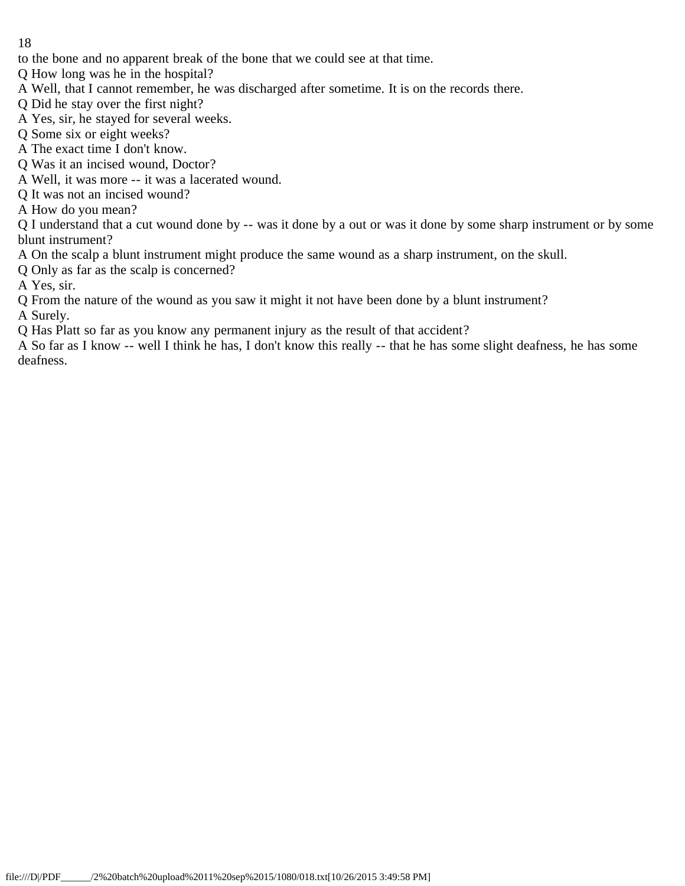to the bone and no apparent break of the bone that we could see at that time.

Q How long was he in the hospital?

A Well, that I cannot remember, he was discharged after sometime. It is on the records there.

Q Did he stay over the first night?

A Yes, sir, he stayed for several weeks.

Q Some six or eight weeks?

A The exact time I don't know.

Q Was it an incised wound, Doctor?

A Well, it was more -- it was a lacerated wound.

Q It was not an incised wound?

A How do you mean?

Q I understand that a cut wound done by -- was it done by a out or was it done by some sharp instrument or by some blunt instrument?

A On the scalp a blunt instrument might produce the same wound as a sharp instrument, on the skull.

Q Only as far as the scalp is concerned?

A Yes, sir.

Q From the nature of the wound as you saw it might it not have been done by a blunt instrument?

A Surely.

Q Has Platt so far as you know any permanent injury as the result of that accident?

A So far as I know -- well I think he has, I don't know this really -- that he has some slight deafness, he has some deafness.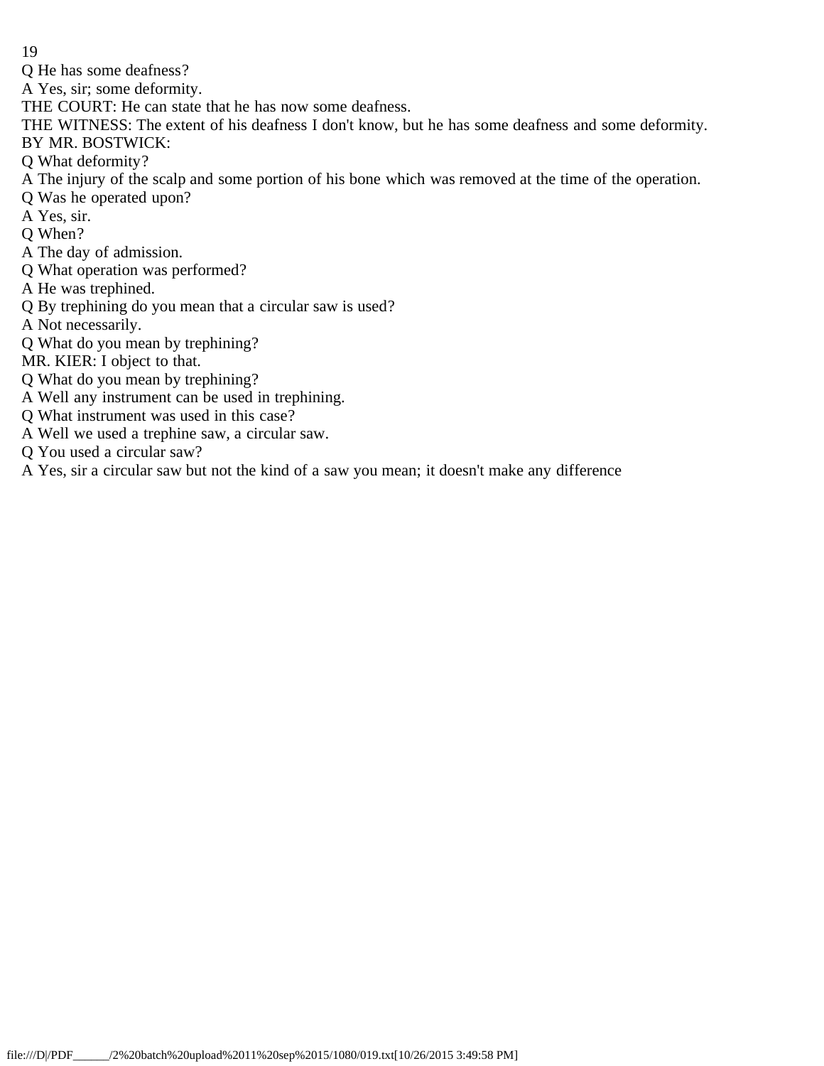Q He has some deafness?

A Yes, sir; some deformity.

THE COURT: He can state that he has now some deafness.

THE WITNESS: The extent of his deafness I don't know, but he has some deafness and some deformity.

BY MR. BOSTWICK:

Q What deformity?

A The injury of the scalp and some portion of his bone which was removed at the time of the operation.

Q Was he operated upon?

A Yes, sir.

Q When?

A The day of admission.

Q What operation was performed?

A He was trephined.

Q By trephining do you mean that a circular saw is used?

A Not necessarily.

Q What do you mean by trephining?

MR. KIER: I object to that.

Q What do you mean by trephining?

A Well any instrument can be used in trephining.

Q What instrument was used in this case?

A Well we used a trephine saw, a circular saw.

Q You used a circular saw?

A Yes, sir a circular saw but not the kind of a saw you mean; it doesn't make any difference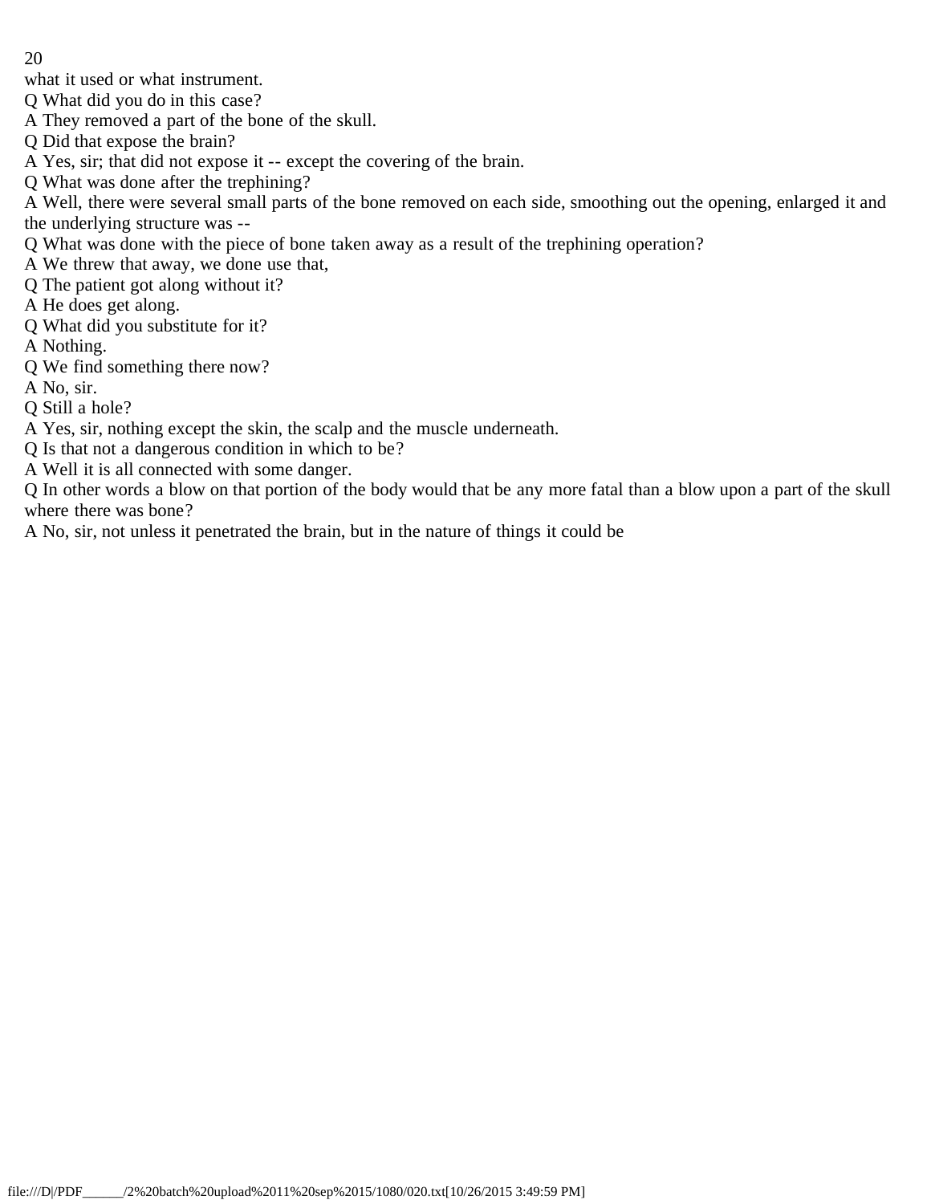what it used or what instrument.

Q What did you do in this case?

A They removed a part of the bone of the skull.

Q Did that expose the brain?

A Yes, sir; that did not expose it -- except the covering of the brain.

Q What was done after the trephining?

A Well, there were several small parts of the bone removed on each side, smoothing out the opening, enlarged it and the underlying structure was --

Q What was done with the piece of bone taken away as a result of the trephining operation?

A We threw that away, we done use that,

Q The patient got along without it?

A He does get along.

Q What did you substitute for it?

A Nothing.

Q We find something there now?

A No, sir.

Q Still a hole?

A Yes, sir, nothing except the skin, the scalp and the muscle underneath.

Q Is that not a dangerous condition in which to be?

A Well it is all connected with some danger.

Q In other words a blow on that portion of the body would that be any more fatal than a blow upon a part of the skull where there was bone?

A No, sir, not unless it penetrated the brain, but in the nature of things it could be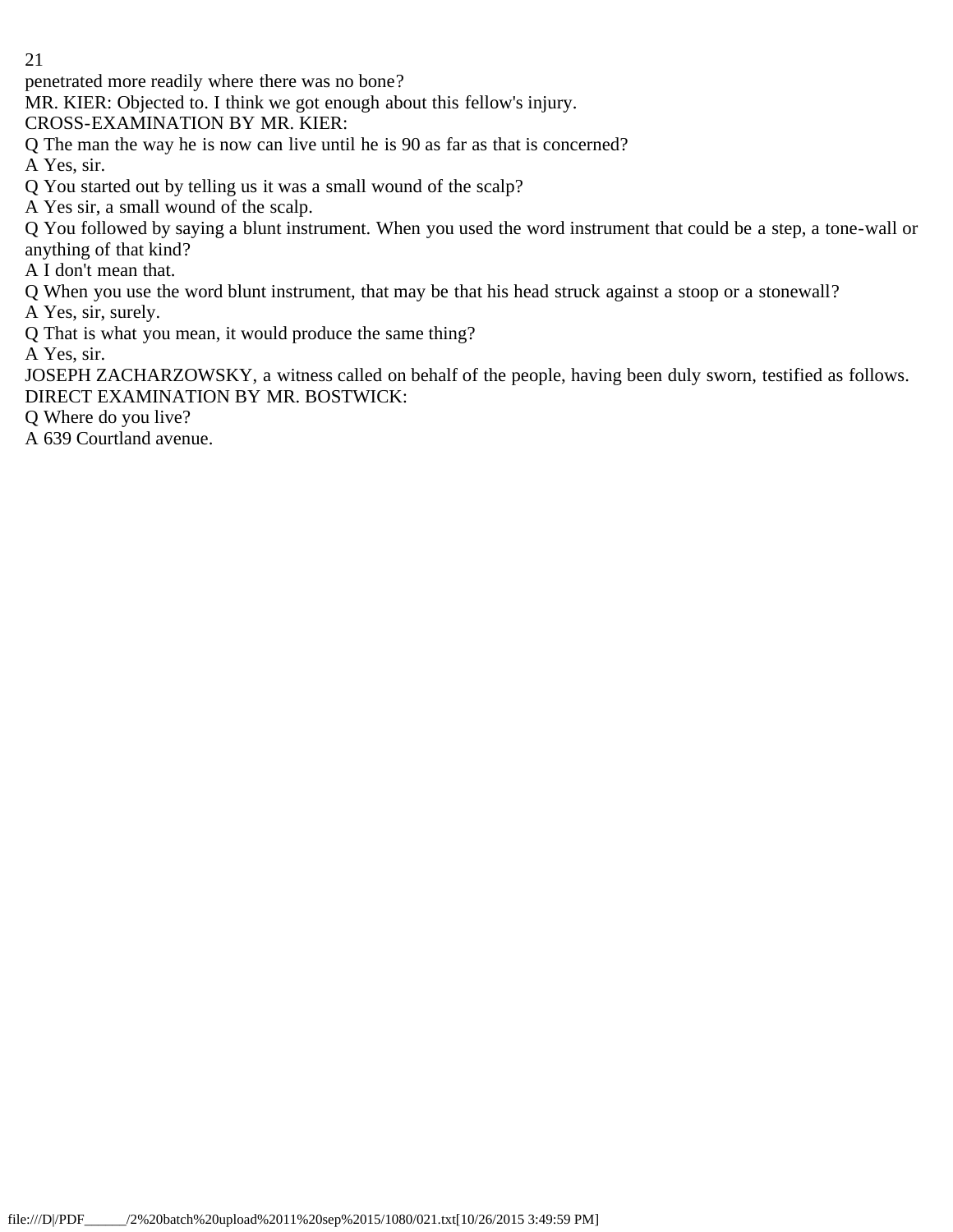penetrated more readily where there was no bone?

MR. KIER: Objected to. I think we got enough about this fellow's injury.

CROSS-EXAMINATION BY MR. KIER:

Q The man the way he is now can live until he is 90 as far as that is concerned?

A Yes, sir.

Q You started out by telling us it was a small wound of the scalp?

A Yes sir, a small wound of the scalp.

Q You followed by saying a blunt instrument. When you used the word instrument that could be a step, a tone-wall or anything of that kind?

A I don't mean that.

Q When you use the word blunt instrument, that may be that his head struck against a stoop or a stonewall?

A Yes, sir, surely.

Q That is what you mean, it would produce the same thing?

A Yes, sir.

JOSEPH ZACHARZOWSKY, a witness called on behalf of the people, having been duly sworn, testified as follows.

DIRECT EXAMINATION BY MR. BOSTWICK:

Q Where do you live?

A 639 Courtland avenue.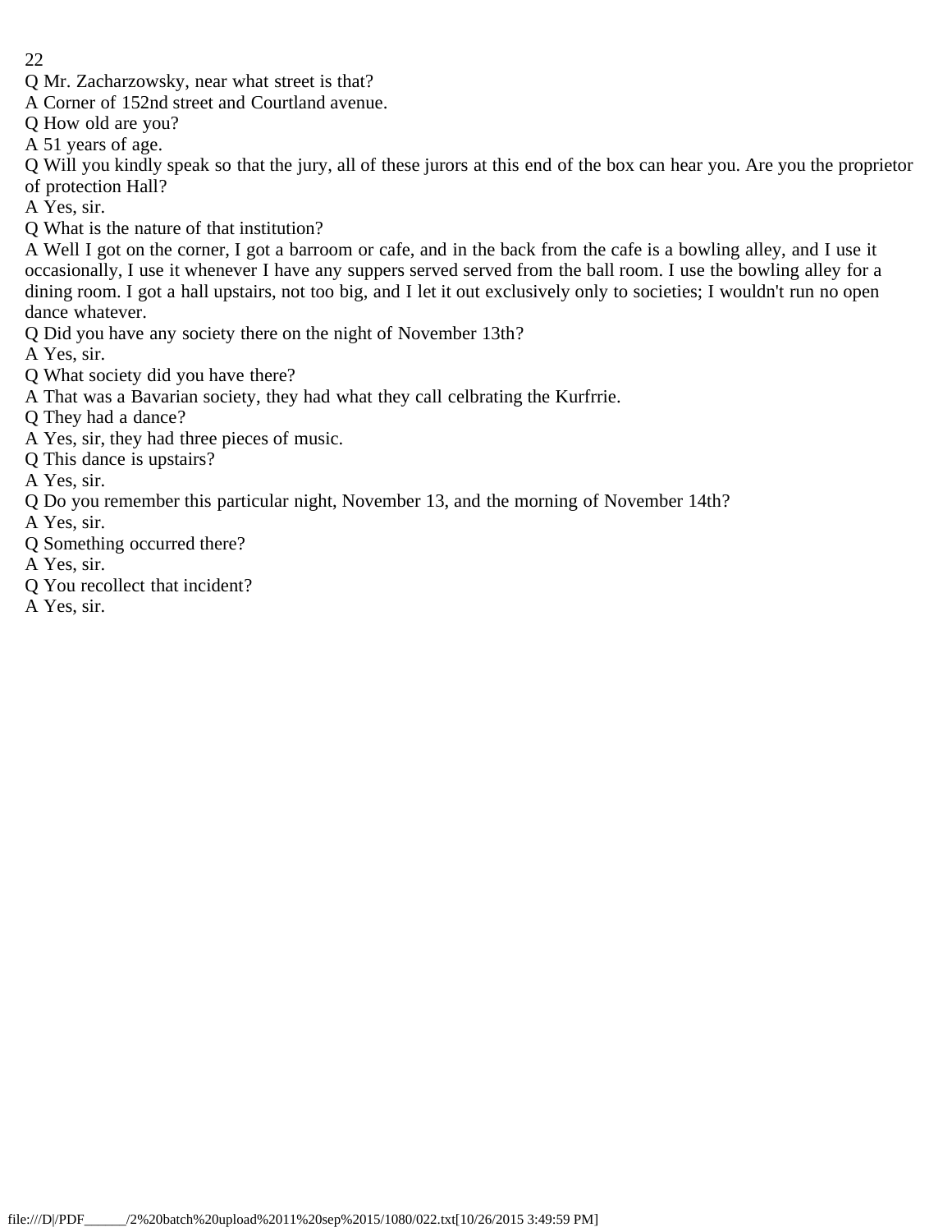Q Mr. Zacharzowsky, near what street is that?

A Corner of 152nd street and Courtland avenue.

Q How old are you?

A 51 years of age.

Q Will you kindly speak so that the jury, all of these jurors at this end of the box can hear you. Are you the proprietor of protection Hall?

A Yes, sir.

Q What is the nature of that institution?

A Well I got on the corner, I got a barroom or cafe, and in the back from the cafe is a bowling alley, and I use it occasionally, I use it whenever I have any suppers served served from the ball room. I use the bowling alley for a dining room. I got a hall upstairs, not too big, and I let it out exclusively only to societies; I wouldn't run no open dance whatever.

Q Did you have any society there on the night of November 13th?

A Yes, sir.

Q What society did you have there?

A That was a Bavarian society, they had what they call celbrating the Kurfrrie.

Q They had a dance?

A Yes, sir, they had three pieces of music.

Q This dance is upstairs?

A Yes, sir.

Q Do you remember this particular night, November 13, and the morning of November 14th?

A Yes, sir.

Q Something occurred there?

A Yes, sir.

Q You recollect that incident?

A Yes, sir.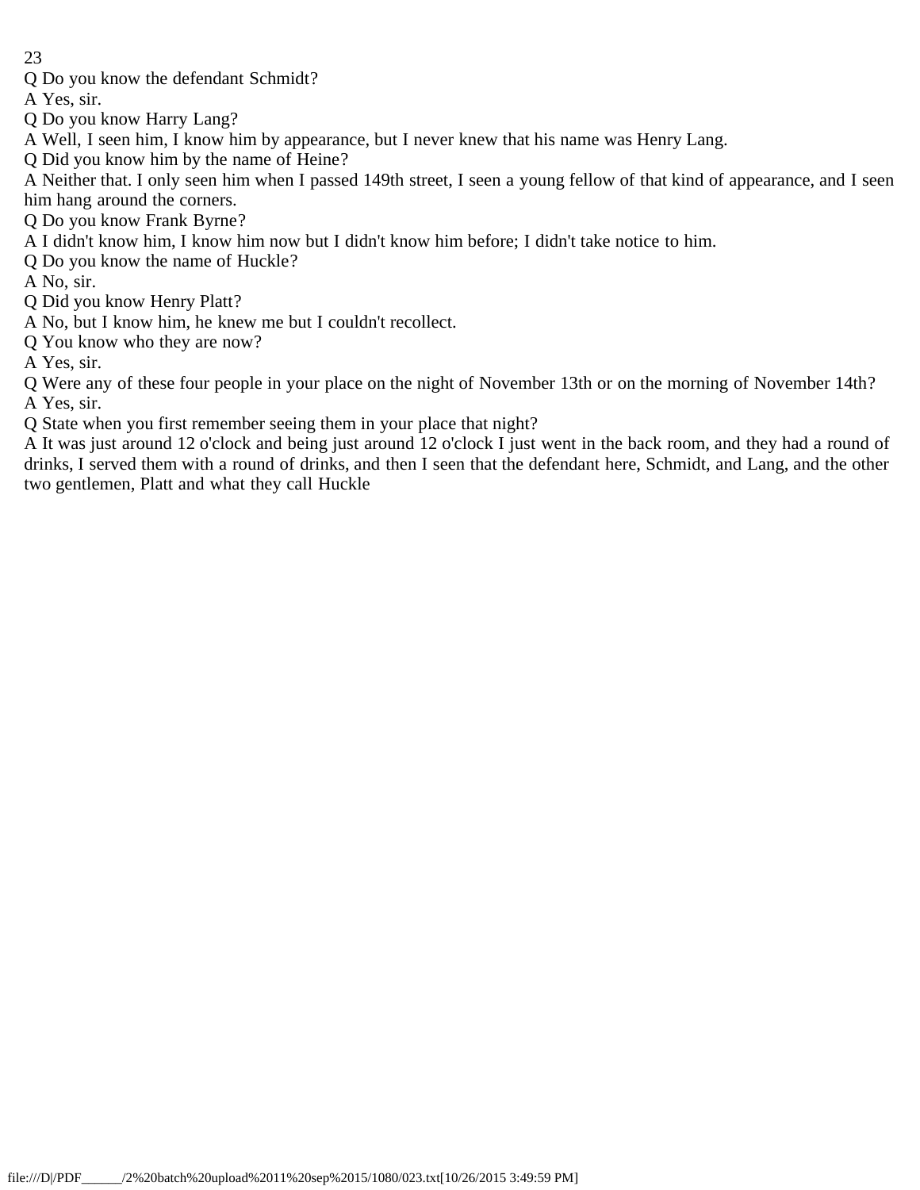Q Do you know the defendant Schmidt?

A Yes, sir.

Q Do you know Harry Lang?

A Well, I seen him, I know him by appearance, but I never knew that his name was Henry Lang.

Q Did you know him by the name of Heine?

A Neither that. I only seen him when I passed 149th street, I seen a young fellow of that kind of appearance, and I seen him hang around the corners.

Q Do you know Frank Byrne?

A I didn't know him, I know him now but I didn't know him before; I didn't take notice to him.

Q Do you know the name of Huckle?

A No, sir.

Q Did you know Henry Platt?

A No, but I know him, he knew me but I couldn't recollect.

Q You know who they are now?

A Yes, sir.

Q Were any of these four people in your place on the night of November 13th or on the morning of November 14th?

A Yes, sir.

Q State when you first remember seeing them in your place that night?

A It was just around 12 o'clock and being just around 12 o'clock I just went in the back room, and they had a round of drinks, I served them with a round of drinks, and then I seen that the defendant here, Schmidt, and Lang, and the other two gentlemen, Platt and what they call Huckle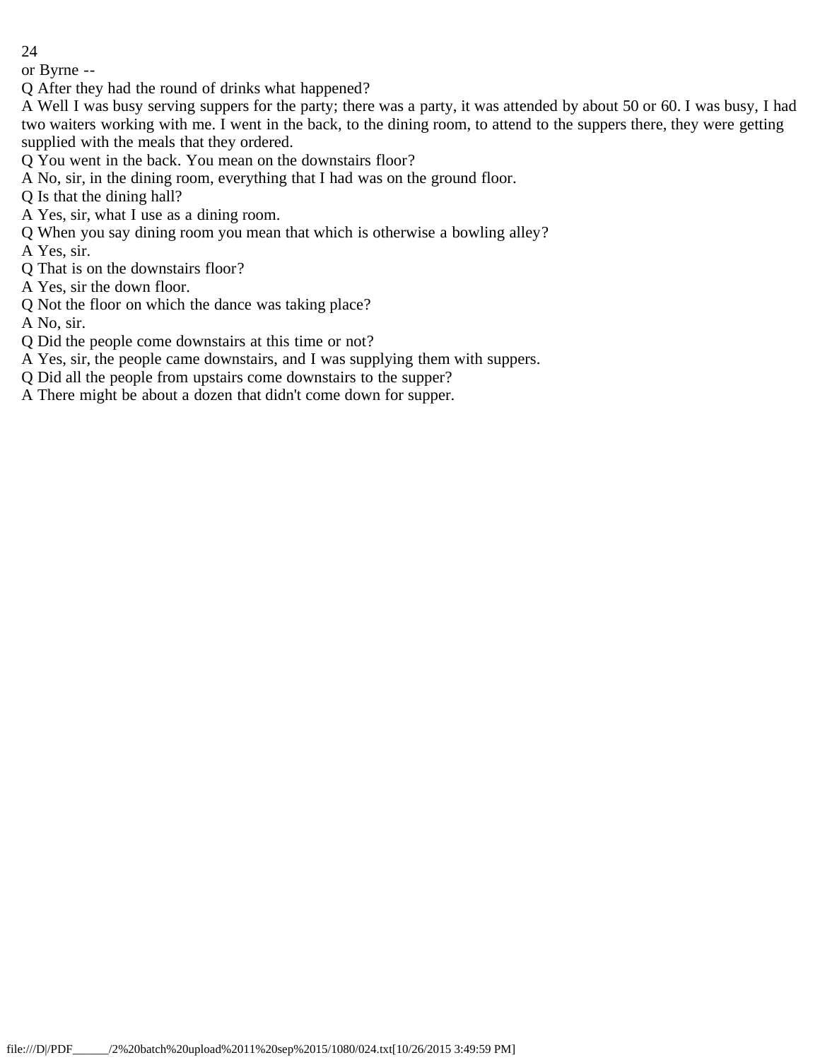or Byrne --

Q After they had the round of drinks what happened?

A Well I was busy serving suppers for the party; there was a party, it was attended by about 50 or 60. I was busy, I had two waiters working with me. I went in the back, to the dining room, to attend to the suppers there, they were getting supplied with the meals that they ordered.

Q You went in the back. You mean on the downstairs floor?

A No, sir, in the dining room, everything that I had was on the ground floor.

Q Is that the dining hall?

A Yes, sir, what I use as a dining room.

Q When you say dining room you mean that which is otherwise a bowling alley?

A Yes, sir.

Q That is on the downstairs floor?

A Yes, sir the down floor.

Q Not the floor on which the dance was taking place?

A No, sir.

Q Did the people come downstairs at this time or not?

A Yes, sir, the people came downstairs, and I was supplying them with suppers.

Q Did all the people from upstairs come downstairs to the supper?

A There might be about a dozen that didn't come down for supper.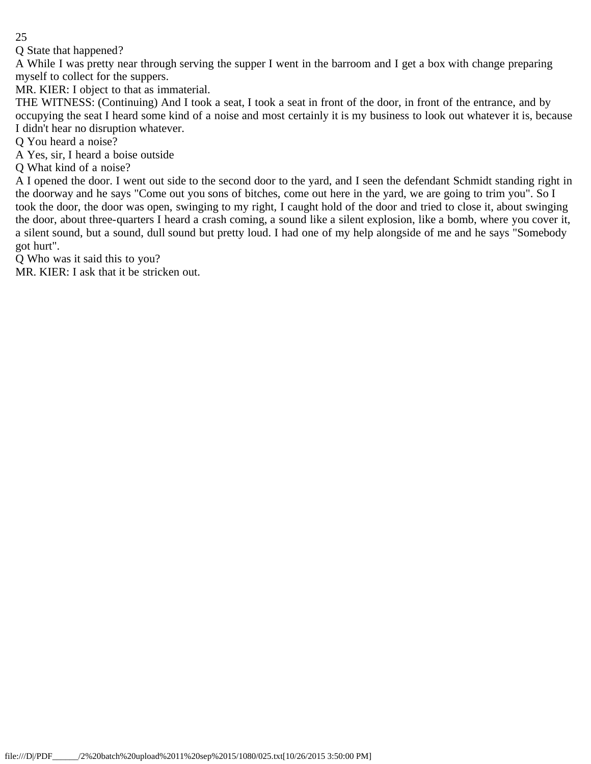Q State that happened?

A While I was pretty near through serving the supper I went in the barroom and I get a box with change preparing myself to collect for the suppers.

MR. KIER: I object to that as immaterial.

THE WITNESS: (Continuing) And I took a seat, I took a seat in front of the door, in front of the entrance, and by occupying the seat I heard some kind of a noise and most certainly it is my business to look out whatever it is, because I didn't hear no disruption whatever.

Q You heard a noise?

A Yes, sir, I heard a boise outside

Q What kind of a noise?

A I opened the door. I went out side to the second door to the yard, and I seen the defendant Schmidt standing right in the doorway and he says "Come out you sons of bitches, come out here in the yard, we are going to trim you". So I took the door, the door was open, swinging to my right, I caught hold of the door and tried to close it, about swinging the door, about three-quarters I heard a crash coming, a sound like a silent explosion, like a bomb, where you cover it, a silent sound, but a sound, dull sound but pretty loud. I had one of my help alongside of me and he says "Somebody got hurt".

Q Who was it said this to you?

MR. KIER: I ask that it be stricken out.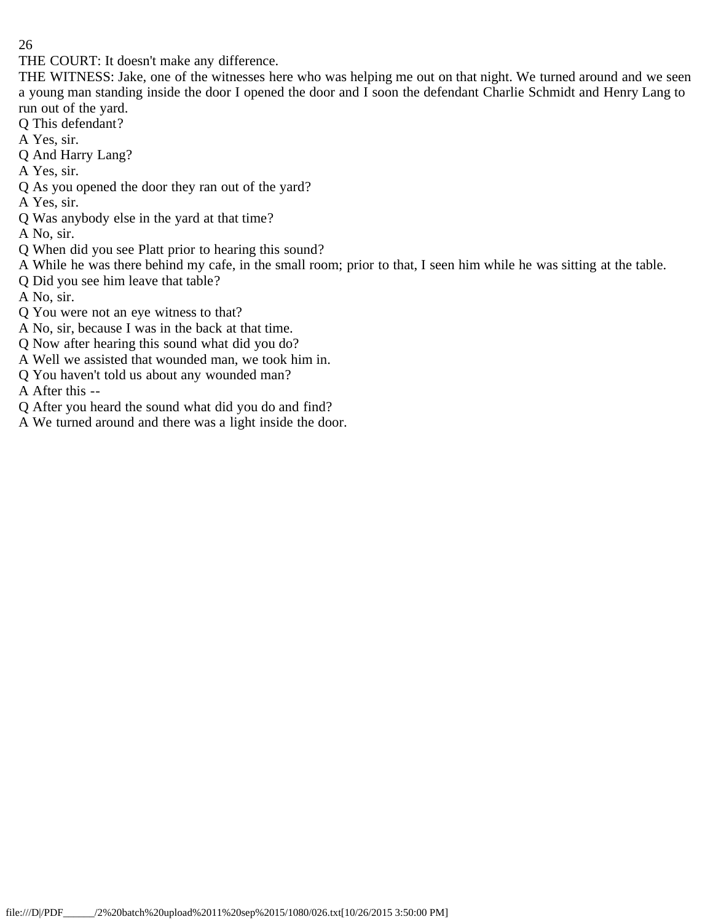THE COURT: It doesn't make any difference.

THE WITNESS: Jake, one of the witnesses here who was helping me out on that night. We turned around and we seen a young man standing inside the door I opened the door and I soon the defendant Charlie Schmidt and Henry Lang to run out of the yard.

Q This defendant?

A Yes, sir.

Q And Harry Lang?

A Yes, sir.

Q As you opened the door they ran out of the yard?

A Yes, sir.

Q Was anybody else in the yard at that time?

A No, sir.

Q When did you see Platt prior to hearing this sound?

A While he was there behind my cafe, in the small room; prior to that, I seen him while he was sitting at the table.

Q Did you see him leave that table?

A No, sir.

Q You were not an eye witness to that?

A No, sir, because I was in the back at that time.

Q Now after hearing this sound what did you do?

A Well we assisted that wounded man, we took him in.

Q You haven't told us about any wounded man?

A After this --

Q After you heard the sound what did you do and find?

A We turned around and there was a light inside the door.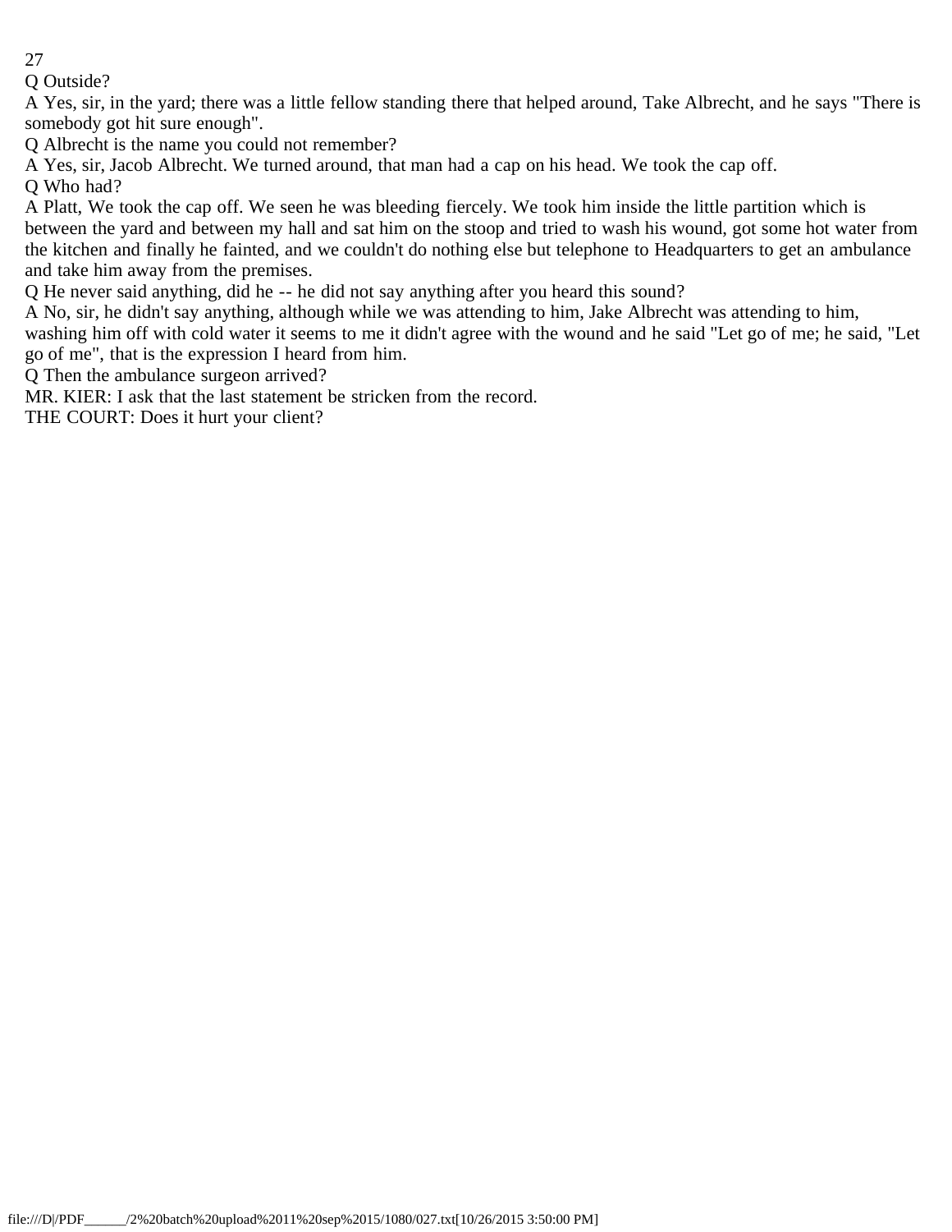Q Outside?

A Yes, sir, in the yard; there was a little fellow standing there that helped around, Take Albrecht, and he says "There is somebody got hit sure enough".

Q Albrecht is the name you could not remember?

A Yes, sir, Jacob Albrecht. We turned around, that man had a cap on his head. We took the cap off.

Q Who had?

A Platt, We took the cap off. We seen he was bleeding fiercely. We took him inside the little partition which is between the yard and between my hall and sat him on the stoop and tried to wash his wound, got some hot water from the kitchen and finally he fainted, and we couldn't do nothing else but telephone to Headquarters to get an ambulance and take him away from the premises.

Q He never said anything, did he -- he did not say anything after you heard this sound?

A No, sir, he didn't say anything, although while we was attending to him, Jake Albrecht was attending to him, washing him off with cold water it seems to me it didn't agree with the wound and he said "Let go of me; he said, "Let go of me", that is the expression I heard from him.

Q Then the ambulance surgeon arrived?

MR. KIER: I ask that the last statement be stricken from the record.

THE COURT: Does it hurt your client?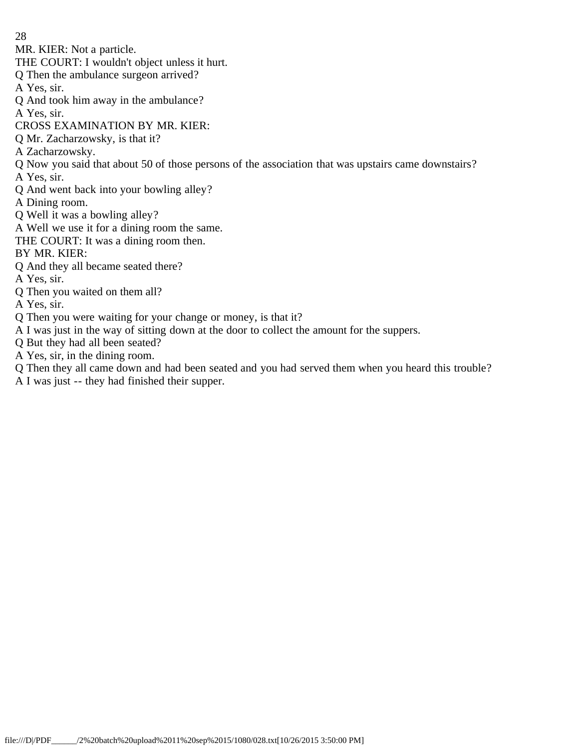MR. KIER: Not a particle.

THE COURT: I wouldn't object unless it hurt.

Q Then the ambulance surgeon arrived?

A Yes, sir.

Q And took him away in the ambulance?

A Yes, sir.

CROSS EXAMINATION BY MR. KIER:

Q Mr. Zacharzowsky, is that it?

A Zacharzowsky.

Q Now you said that about 50 of those persons of the association that was upstairs came downstairs?

A Yes, sir.

Q And went back into your bowling alley?

A Dining room.

Q Well it was a bowling alley?

A Well we use it for a dining room the same.

THE COURT: It was a dining room then.

BY MR. KIER:

Q And they all became seated there?

A Yes, sir.

Q Then you waited on them all?

A Yes, sir.

Q Then you were waiting for your change or money, is that it?

A I was just in the way of sitting down at the door to collect the amount for the suppers.

Q But they had all been seated?

A Yes, sir, in the dining room.

Q Then they all came down and had been seated and you had served them when you heard this trouble?

A I was just -- they had finished their supper.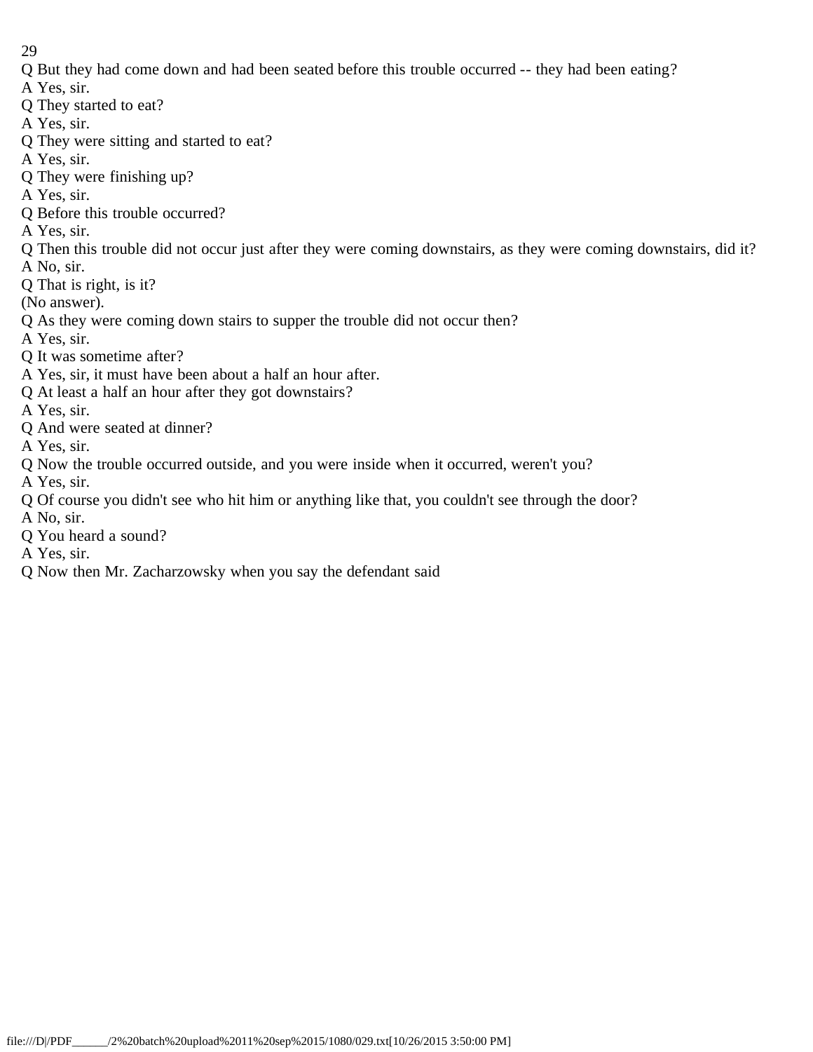Q But they had come down and had been seated before this trouble occurred -- they had been eating?
A Yes, sir.
Q They started to eat?
A Yes, sir.
Q They were sitting and started to eat?
A Yes, sir.
Q They were finishing up?
A Yes, sir.
Q Before this trouble occurred?
A Yes, sir.
Q Then this trouble did not occur just after they were coming downstairs, as they were coming downstairs, did it?
A No, sir.
Q That is right, is it?
(No answer).
Q As they were coming down stairs to supper the trouble did not occur then?
A Yes, sir.
Q It was sometime after?
A Yes, sir, it must have been about a half an hour after.
Q At least a half an hour after they got downstairs?
A Yes, sir.
Q And were seated at dinner?
A Yes, sir.
Q Now the trouble occurred outside, and you were inside when it occurred, weren't you?
A Yes, sir.
Q Of course you didn't see who hit him or anything like that, you couldn't see through the door?
A No, sir.
Q You heard a sound?
A Yes, sir.
Q Now then Mr. Zacharzowsky when you say the defendant said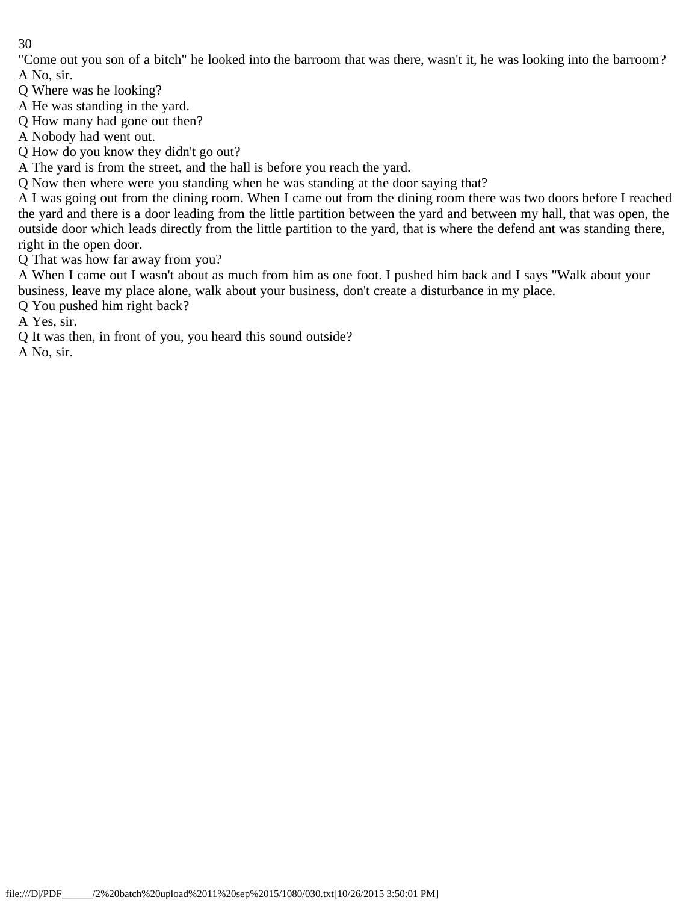"Come out you son of a bitch" he looked into the barroom that was there, wasn't it, he was looking into the barroom?

A No, sir.

Q Where was he looking?

A He was standing in the yard.

Q How many had gone out then?

A Nobody had went out.

Q How do you know they didn't go out?

A The yard is from the street, and the hall is before you reach the yard.

Q Now then where were you standing when he was standing at the door saying that?

A I was going out from the dining room. When I came out from the dining room there was two doors before I reached the yard and there is a door leading from the little partition between the yard and between my hall, that was open, the outside door which leads directly from the little partition to the yard, that is where the defend ant was standing there, right in the open door.

Q That was how far away from you?

A When I came out I wasn't about as much from him as one foot. I pushed him back and I says "Walk about your business, leave my place alone, walk about your business, don't create a disturbance in my place.

Q You pushed him right back?

A Yes, sir.

Q It was then, in front of you, you heard this sound outside?

A No, sir.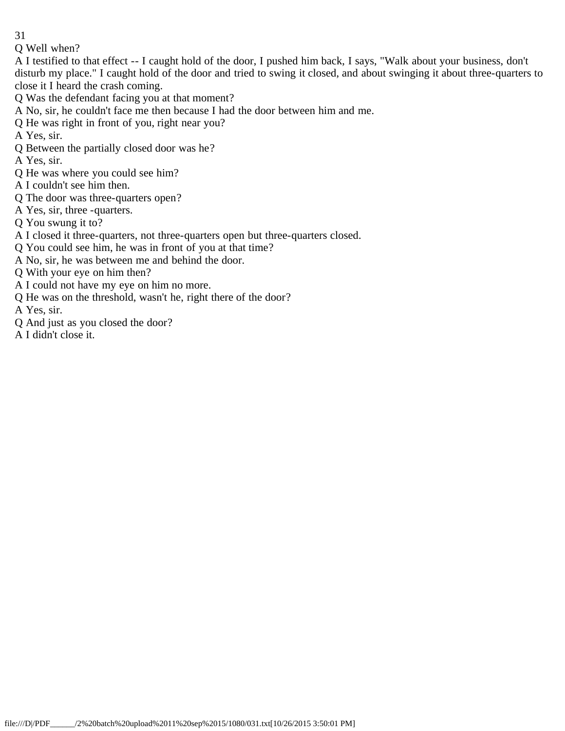Q Well when?

A I testified to that effect -- I caught hold of the door, I pushed him back, I says, "Walk about your business, don't disturb my place." I caught hold of the door and tried to swing it closed, and about swinging it about three-quarters to close it I heard the crash coming.

Q Was the defendant facing you at that moment?

A No, sir, he couldn't face me then because I had the door between him and me.

Q He was right in front of you, right near you?

A Yes, sir.

Q Between the partially closed door was he?

A Yes, sir.

Q He was where you could see him?

A I couldn't see him then.

Q The door was three-quarters open?

A Yes, sir, three -quarters.

Q You swung it to?

A I closed it three-quarters, not three-quarters open but three-quarters closed.

Q You could see him, he was in front of you at that time?

A No, sir, he was between me and behind the door.

Q With your eye on him then?

A I could not have my eye on him no more.

Q He was on the threshold, wasn't he, right there of the door?

A Yes, sir.

Q And just as you closed the door?

A I didn't close it.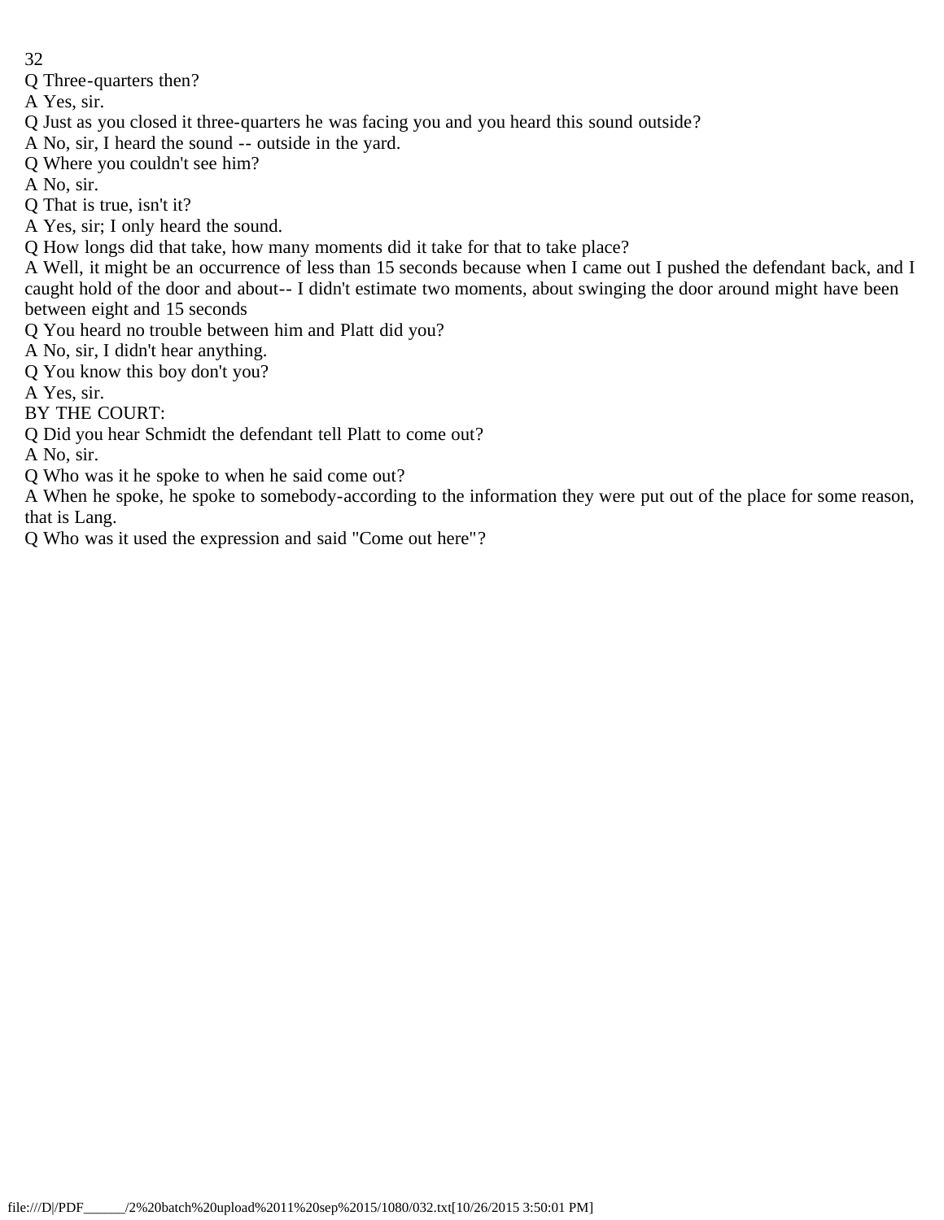Q Three-quarters then?

A Yes, sir.

Q Just as you closed it three-quarters he was facing you and you heard this sound outside?

A No, sir, I heard the sound -- outside in the yard.

Q Where you couldn't see him?

A No, sir.

Q That is true, isn't it?

A Yes, sir; I only heard the sound.

Q How longs did that take, how many moments did it take for that to take place?

A Well, it might be an occurrence of less than 15 seconds because when I came out I pushed the defendant back, and I caught hold of the door and about-- I didn't estimate two moments, about swinging the door around might have been between eight and 15 seconds

Q You heard no trouble between him and Platt did you?

A No, sir, I didn't hear anything.

Q You know this boy don't you?

A Yes, sir.

BY THE COURT:

Q Did you hear Schmidt the defendant tell Platt to come out?

A No, sir.

Q Who was it he spoke to when he said come out?

A When he spoke, he spoke to somebody-according to the information they were put out of the place for some reason, that is Lang.

Q Who was it used the expression and said "Come out here"?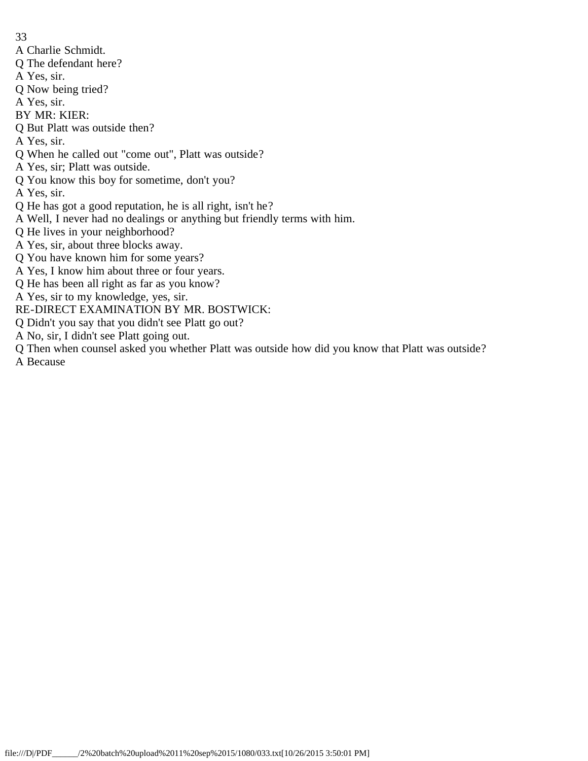A Charlie Schmidt.

Q The defendant here?

A Yes, sir.

Q Now being tried?

A Yes, sir.

BY MR: KIER:

Q But Platt was outside then?

A Yes, sir.

Q When he called out "come out", Platt was outside?

A Yes, sir; Platt was outside.

Q You know this boy for sometime, don't you?

A Yes, sir.

Q He has got a good reputation, he is all right, isn't he?

A Well, I never had no dealings or anything but friendly terms with him.

Q He lives in your neighborhood?

A Yes, sir, about three blocks away.

Q You have known him for some years?

A Yes, I know him about three or four years.

Q He has been all right as far as you know?

A Yes, sir to my knowledge, yes, sir.

RE-DIRECT EXAMINATION BY MR. BOSTWICK:

Q Didn't you say that you didn't see Platt go out?

A No, sir, I didn't see Platt going out.

Q Then when counsel asked you whether Platt was outside how did you know that Platt was outside?

A Because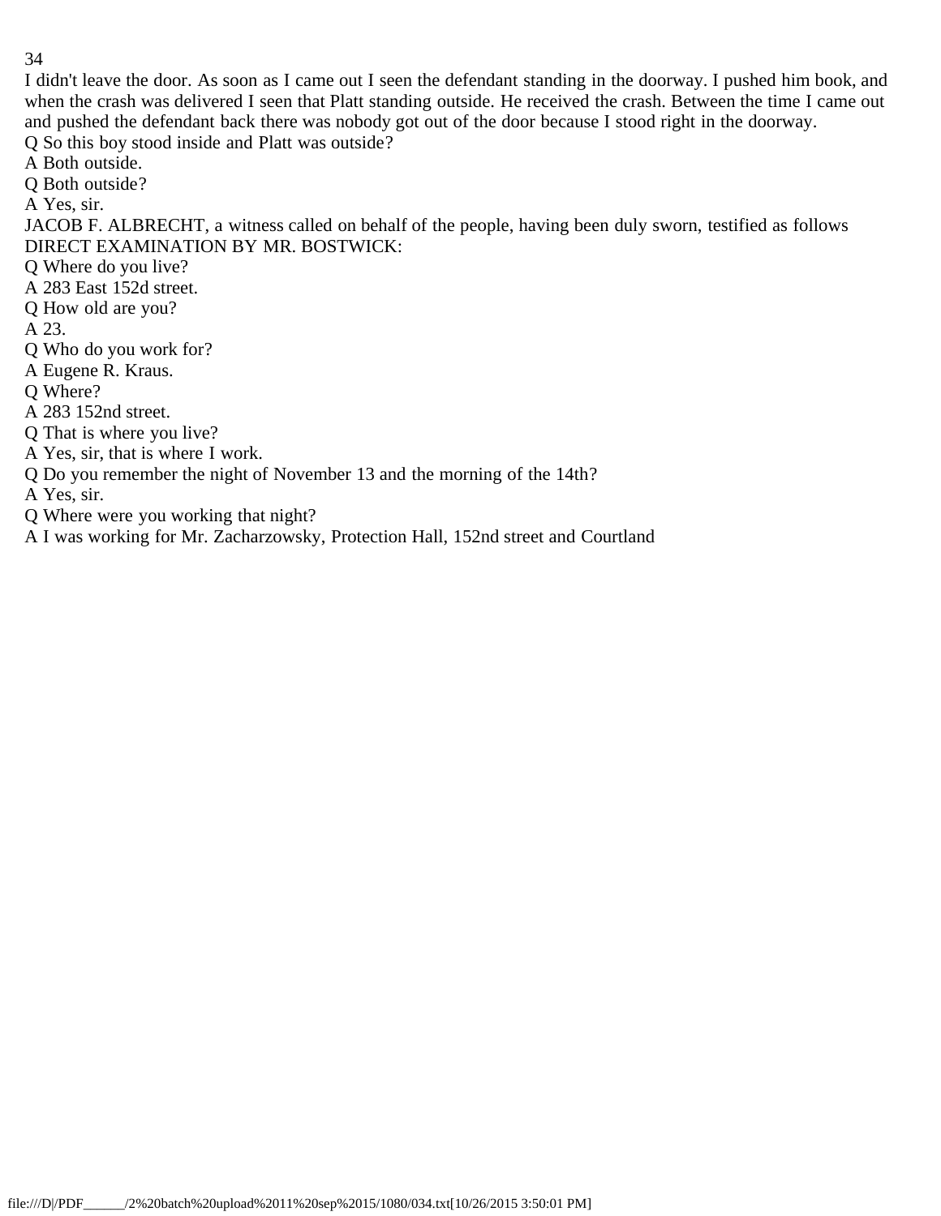I didn't leave the door. As soon as I came out I seen the defendant standing in the doorway. I pushed him book, and when the crash was delivered I seen that Platt standing outside. He received the crash. Between the time I came out and pushed the defendant back there was nobody got out of the door because I stood right in the doorway.

Q So this boy stood inside and Platt was outside?

A Both outside.

Q Both outside?

A Yes, sir.

JACOB F. ALBRECHT, a witness called on behalf of the people, having been duly sworn, testified as follows

DIRECT EXAMINATION BY MR. BOSTWICK:

Q Where do you live?

A 283 East 152d street.

Q How old are you?

A 23.

Q Who do you work for?

A Eugene R. Kraus.

Q Where?

A 283 152nd street.

Q That is where you live?

A Yes, sir, that is where I work.

Q Do you remember the night of November 13 and the morning of the 14th?

A Yes, sir.

Q Where were you working that night?

A I was working for Mr. Zacharzowsky, Protection Hall, 152nd street and Courtland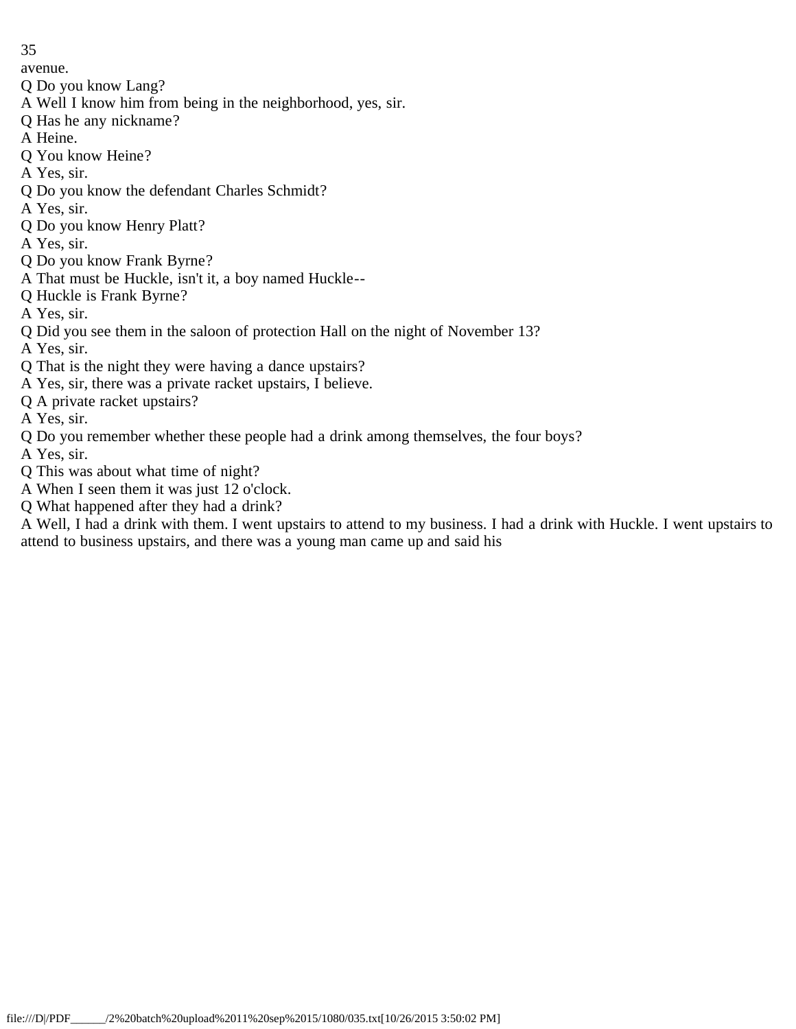avenue.

Q Do you know Lang?

A Well I know him from being in the neighborhood, yes, sir.

Q Has he any nickname?

A Heine.

Q You know Heine?

A Yes, sir.

Q Do you know the defendant Charles Schmidt?

A Yes, sir.

Q Do you know Henry Platt?

A Yes, sir.

Q Do you know Frank Byrne?

A That must be Huckle, isn't it, a boy named Huckle--

Q Huckle is Frank Byrne?

A Yes, sir.

Q Did you see them in the saloon of protection Hall on the night of November 13?

A Yes, sir.

Q That is the night they were having a dance upstairs?

A Yes, sir, there was a private racket upstairs, I believe.

Q A private racket upstairs?

A Yes, sir.

Q Do you remember whether these people had a drink among themselves, the four boys?

A Yes, sir.

Q This was about what time of night?

A When I seen them it was just 12 o'clock.

Q What happened after they had a drink?

A Well, I had a drink with them. I went upstairs to attend to my business. I had a drink with Huckle. I went upstairs to attend to business upstairs, and there was a young man came up and said his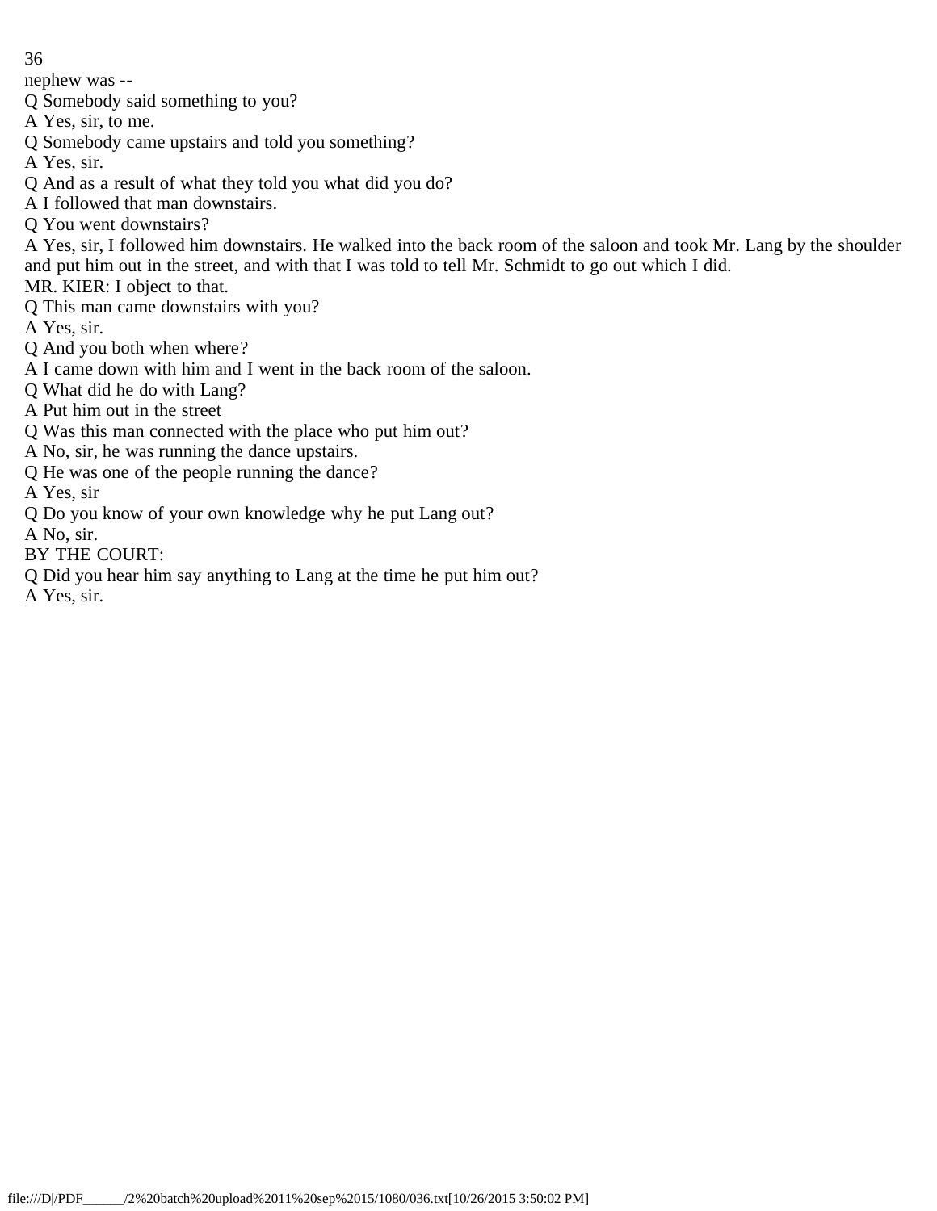nephew was --

Q Somebody said something to you?

A Yes, sir, to me.

Q Somebody came upstairs and told you something?

A Yes, sir.

Q And as a result of what they told you what did you do?

A I followed that man downstairs.

Q You went downstairs?

A Yes, sir, I followed him downstairs. He walked into the back room of the saloon and took Mr. Lang by the shoulder and put him out in the street, and with that I was told to tell Mr. Schmidt to go out which I did.

MR. KIER: I object to that.

Q This man came downstairs with you?

A Yes, sir.

Q And you both when where?

A I came down with him and I went in the back room of the saloon.

Q What did he do with Lang?

A Put him out in the street

Q Was this man connected with the place who put him out?

A No, sir, he was running the dance upstairs.

Q He was one of the people running the dance?

A Yes, sir

Q Do you know of your own knowledge why he put Lang out?

A No, sir.

BY THE COURT:

Q Did you hear him say anything to Lang at the time he put him out?

A Yes, sir.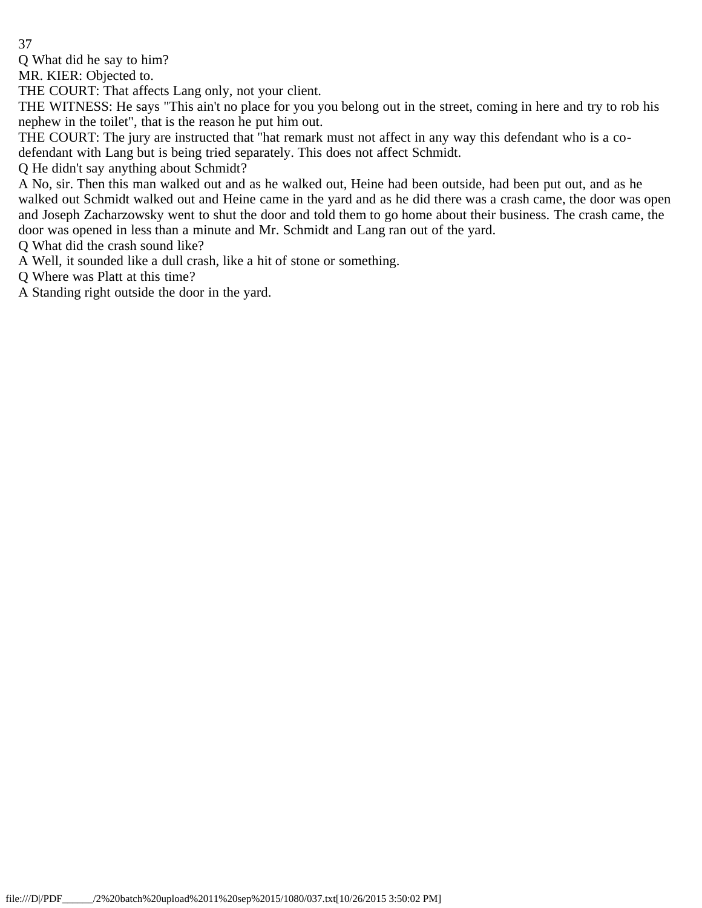Q What did he say to him?

MR. KIER: Objected to.

THE COURT: That affects Lang only, not your client.

THE WITNESS: He says "This ain't no place for you you belong out in the street, coming in here and try to rob his nephew in the toilet", that is the reason he put him out.

THE COURT: The jury are instructed that "hat remark must not affect in any way this defendant who is a co-defendant with Lang but is being tried separately. This does not affect Schmidt.

Q He didn't say anything about Schmidt?

A No, sir. Then this man walked out and as he walked out, Heine had been outside, had been put out, and as he walked out Schmidt walked out and Heine came in the yard and as he did there was a crash came, the door was open and Joseph Zacharzowsky went to shut the door and told them to go home about their business. The crash came, the door was opened in less than a minute and Mr. Schmidt and Lang ran out of the yard.

Q What did the crash sound like?

A Well, it sounded like a dull crash, like a hit of stone or something.

Q Where was Platt at this time?

A Standing right outside the door in the yard.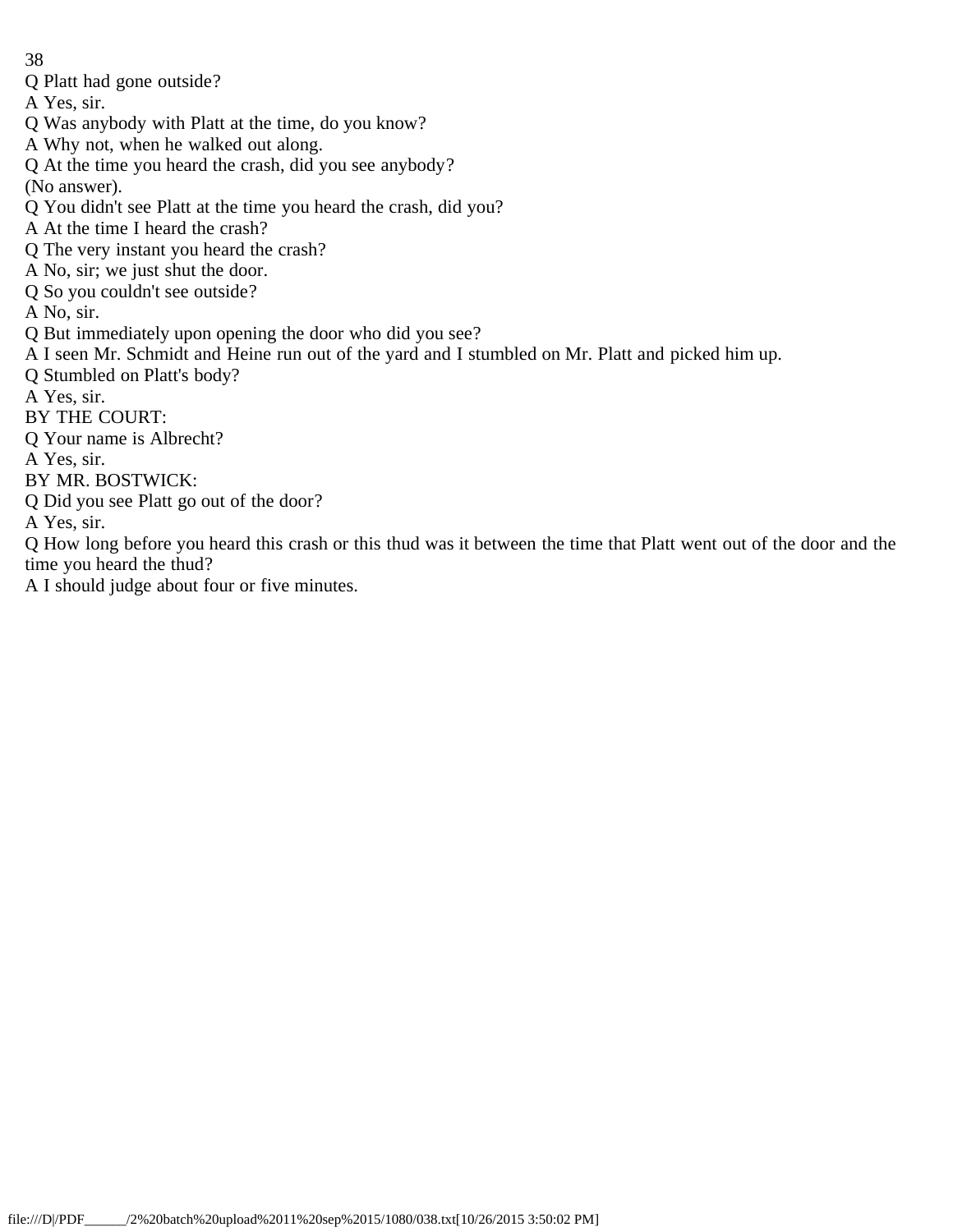Q Platt had gone outside?

A Yes, sir.

Q Was anybody with Platt at the time, do you know?

A Why not, when he walked out along.

Q At the time you heard the crash, did you see anybody?

(No answer).

Q You didn't see Platt at the time you heard the crash, did you?

A At the time I heard the crash?

Q The very instant you heard the crash?

A No, sir; we just shut the door.

Q So you couldn't see outside?

A No, sir.

Q But immediately upon opening the door who did you see?

A I seen Mr. Schmidt and Heine run out of the yard and I stumbled on Mr. Platt and picked him up.

Q Stumbled on Platt's body?

A Yes, sir.

BY THE COURT:

Q Your name is Albrecht?

A Yes, sir.

BY MR. BOSTWICK:

Q Did you see Platt go out of the door?

A Yes, sir.

Q How long before you heard this crash or this thud was it between the time that Platt went out of the door and the time you heard the thud?

A I should judge about four or five minutes.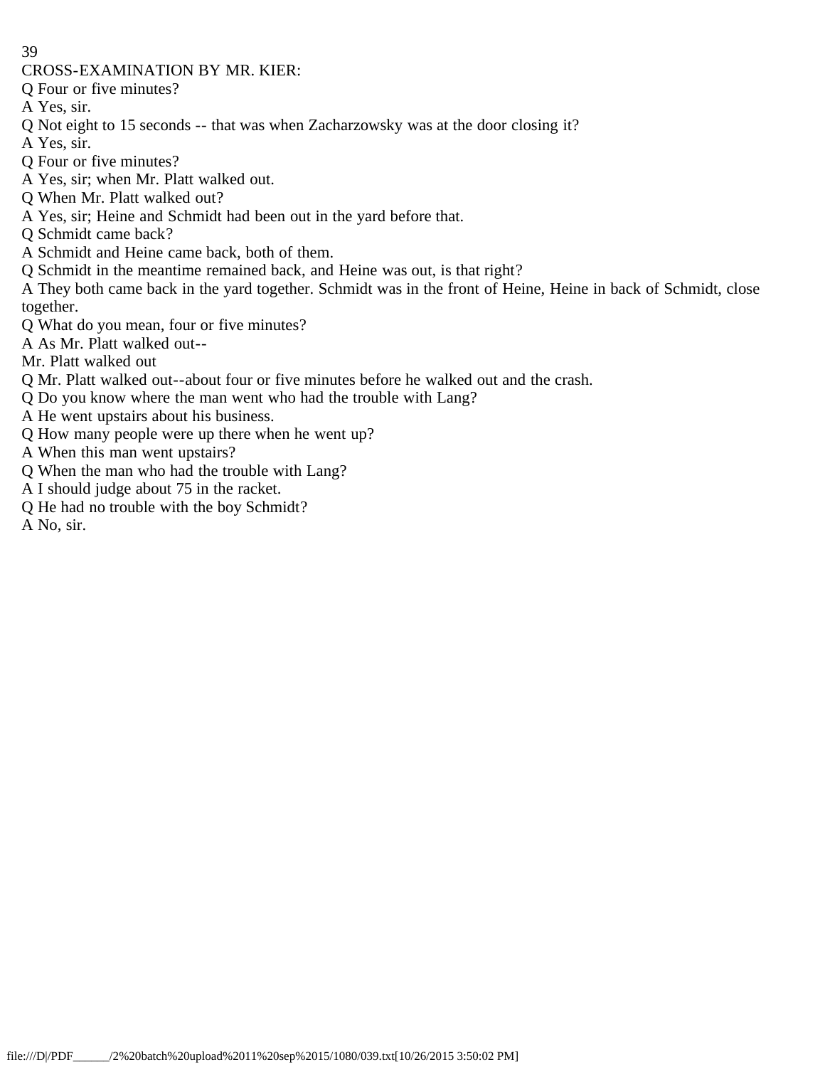CROSS-EXAMINATION BY MR. KIER:

Q Four or five minutes?

A Yes, sir.

Q Not eight to 15 seconds -- that was when Zacharzowsky was at the door closing it?

A Yes, sir.

Q Four or five minutes?

A Yes, sir; when Mr. Platt walked out.

Q When Mr. Platt walked out?

A Yes, sir; Heine and Schmidt had been out in the yard before that.

Q Schmidt came back?

A Schmidt and Heine came back, both of them.

Q Schmidt in the meantime remained back, and Heine was out, is that right?

A They both came back in the yard together. Schmidt was in the front of Heine, Heine in back of Schmidt, close together.

Q What do you mean, four or five minutes?

A As Mr. Platt walked out--

Mr. Platt walked out

Q Mr. Platt walked out--about four or five minutes before he walked out and the crash.

Q Do you know where the man went who had the trouble with Lang?

A He went upstairs about his business.

Q How many people were up there when he went up?

A When this man went upstairs?

Q When the man who had the trouble with Lang?

A I should judge about 75 in the racket.

Q He had no trouble with the boy Schmidt?

A No, sir.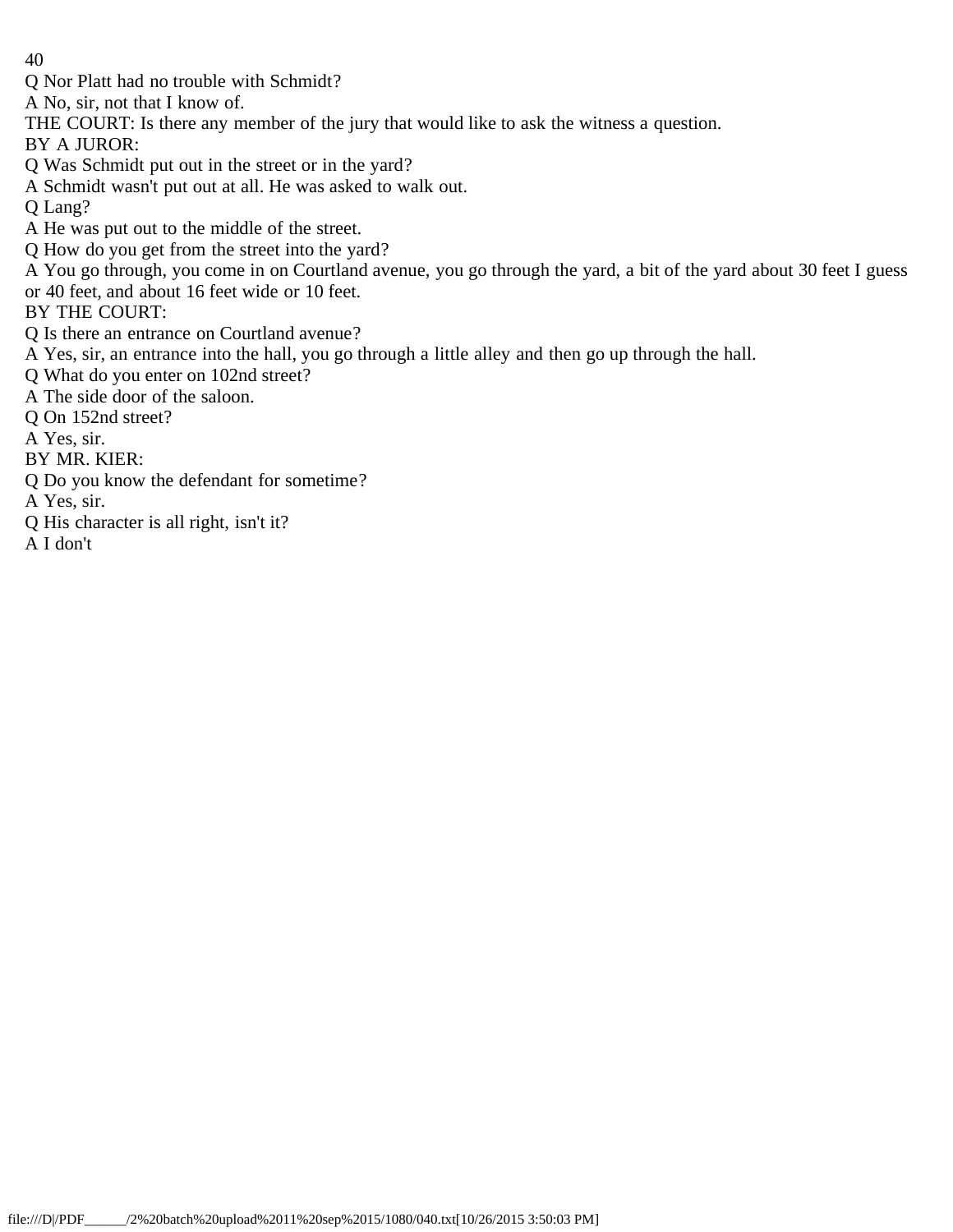Q Nor Platt had no trouble with Schmidt?

A No, sir, not that I know of.

THE COURT: Is there any member of the jury that would like to ask the witness a question.

BY A JUROR:

Q Was Schmidt put out in the street or in the yard?

A Schmidt wasn't put out at all. He was asked to walk out.

Q Lang?

A He was put out to the middle of the street.

Q How do you get from the street into the yard?

A You go through, you come in on Courtland avenue, you go through the yard, a bit of the yard about 30 feet I guess or 40 feet, and about 16 feet wide or 10 feet.

BY THE COURT:

Q Is there an entrance on Courtland avenue?

A Yes, sir, an entrance into the hall, you go through a little alley and then go up through the hall.

Q What do you enter on 102nd street?

A The side door of the saloon.

Q On 152nd street?

A Yes, sir.

BY MR. KIER:

Q Do you know the defendant for sometime?

A Yes, sir.

Q His character is all right, isn't it?

A I don't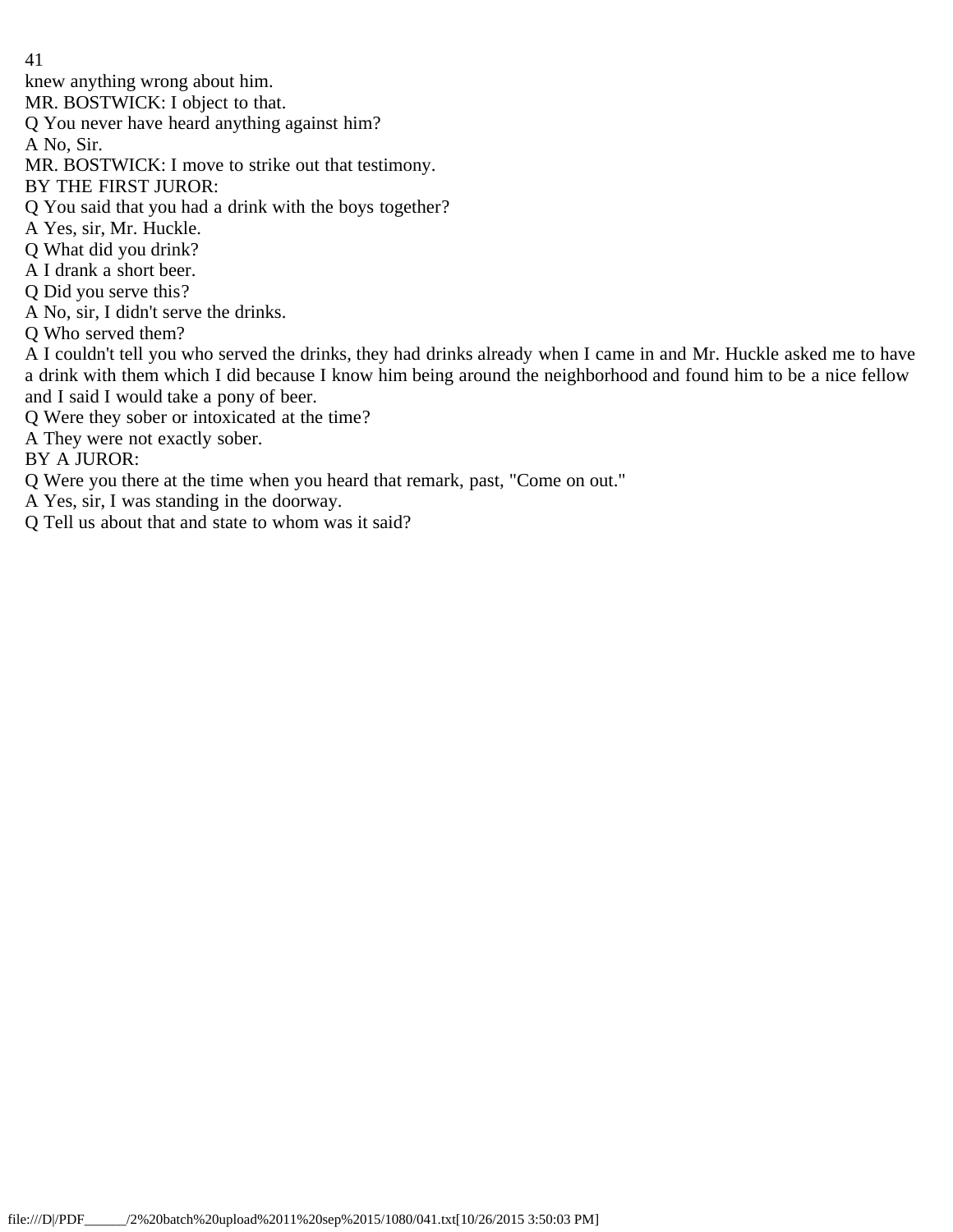knew anything wrong about him.

MR. BOSTWICK: I object to that.

Q You never have heard anything against him?

A No, Sir.

MR. BOSTWICK: I move to strike out that testimony.

BY THE FIRST JUROR:

Q You said that you had a drink with the boys together?

A Yes, sir, Mr. Huckle.

Q What did you drink?

A I drank a short beer.

Q Did you serve this?

A No, sir, I didn't serve the drinks.

Q Who served them?

A I couldn't tell you who served the drinks, they had drinks already when I came in and Mr. Huckle asked me to have a drink with them which I did because I know him being around the neighborhood and found him to be a nice fellow and I said I would take a pony of beer.

Q Were they sober or intoxicated at the time?

A They were not exactly sober.

BY A JUROR:

Q Were you there at the time when you heard that remark, past, "Come on out."

A Yes, sir, I was standing in the doorway.

Q Tell us about that and state to whom was it said?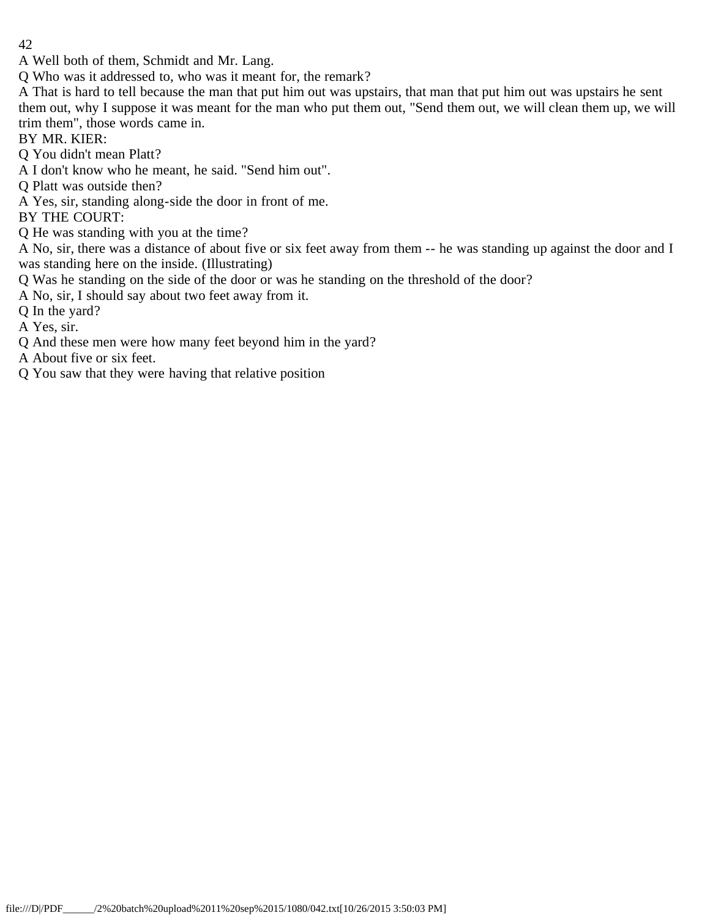A Well both of them, Schmidt and Mr. Lang.

Q Who was it addressed to, who was it meant for, the remark?

A That is hard to tell because the man that put him out was upstairs, that man that put him out was upstairs he sent them out, why I suppose it was meant for the man who put them out, "Send them out, we will clean them up, we will trim them", those words came in.

BY MR. KIER:

Q You didn't mean Platt?

A I don't know who he meant, he said. "Send him out".

Q Platt was outside then?

A Yes, sir, standing along-side the door in front of me.

BY THE COURT:

Q He was standing with you at the time?

A No, sir, there was a distance of about five or six feet away from them -- he was standing up against the door and I was standing here on the inside. (Illustrating)

Q Was he standing on the side of the door or was he standing on the threshold of the door?

A No, sir, I should say about two feet away from it.

Q In the yard?

A Yes, sir.

Q And these men were how many feet beyond him in the yard?

A About five or six feet.

Q You saw that they were having that relative position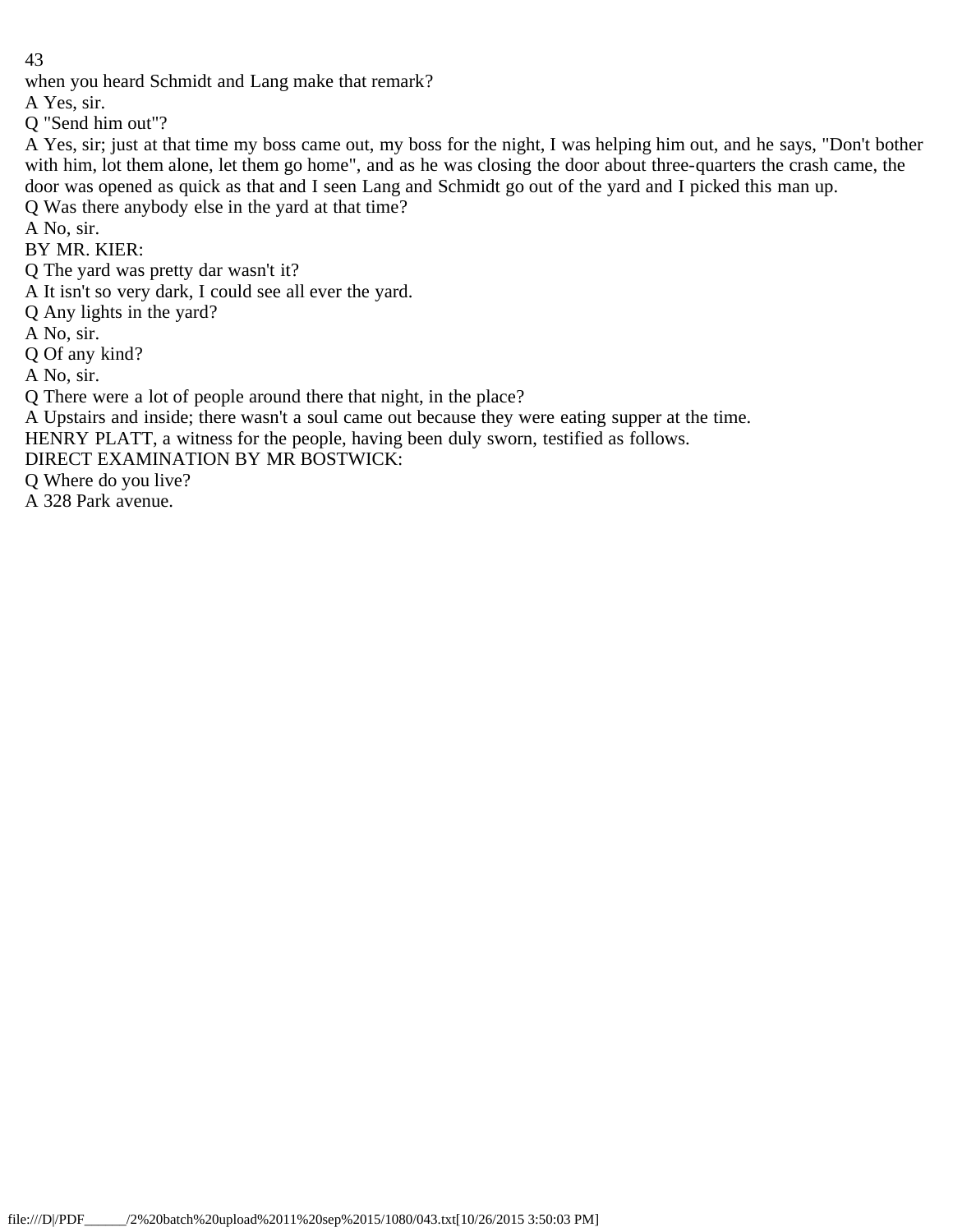when you heard Schmidt and Lang make that remark?

A Yes, sir.

Q "Send him out"?

A Yes, sir; just at that time my boss came out, my boss for the night, I was helping him out, and he says, "Don't bother with him, lot them alone, let them go home", and as he was closing the door about three-quarters the crash came, the door was opened as quick as that and I seen Lang and Schmidt go out of the yard and I picked this man up.

Q Was there anybody else in the yard at that time?

A No, sir.

BY MR. KIER:

Q The yard was pretty dar wasn't it?

A It isn't so very dark, I could see all ever the yard.

Q Any lights in the yard?

A No, sir.

Q Of any kind?

A No, sir.

Q There were a lot of people around there that night, in the place?

A Upstairs and inside; there wasn't a soul came out because they were eating supper at the time.

HENRY PLATT, a witness for the people, having been duly sworn, testified as follows.

DIRECT EXAMINATION BY MR BOSTWICK:

Q Where do you live?

A 328 Park avenue.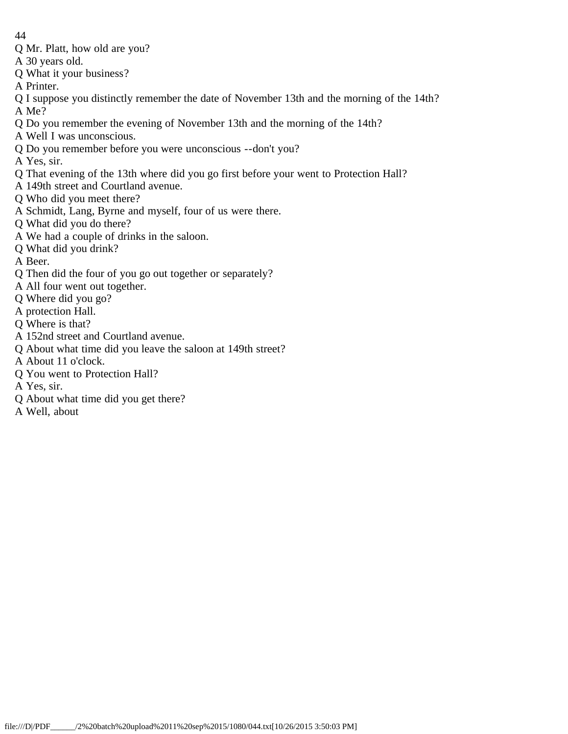Q Mr. Platt, how old are you?

A 30 years old.

Q What it your business?

A Printer.

Q I suppose you distinctly remember the date of November 13th and the morning of the 14th?

A Me?

Q Do you remember the evening of November 13th and the morning of the 14th?

A Well I was unconscious.

Q Do you remember before you were unconscious --don't you?

A Yes, sir.

Q That evening of the 13th where did you go first before your went to Protection Hall?

A 149th street and Courtland avenue.

Q Who did you meet there?

A Schmidt, Lang, Byrne and myself, four of us were there.

Q What did you do there?

A We had a couple of drinks in the saloon.

Q What did you drink?

A Beer.

Q Then did the four of you go out together or separately?

A All four went out together.

Q Where did you go?

A protection Hall.

Q Where is that?

A 152nd street and Courtland avenue.

Q About what time did you leave the saloon at 149th street?

A About 11 o'clock.

Q You went to Protection Hall?

A Yes, sir.

Q About what time did you get there?

A Well, about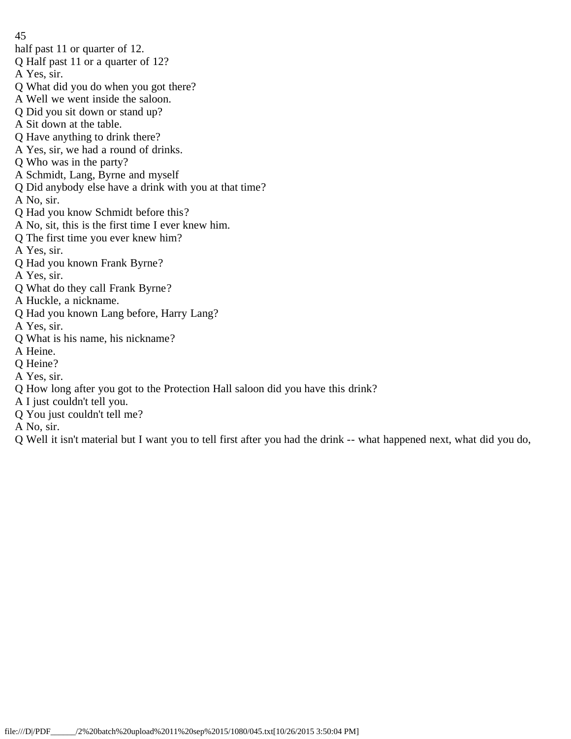half past 11 or quarter of 12.
Q Half past 11 or a quarter of 12?
A Yes, sir.
Q What did you do when you got there?
A Well we went inside the saloon.
Q Did you sit down or stand up?
A Sit down at the table.
Q Have anything to drink there?
A Yes, sir, we had a round of drinks.
Q Who was in the party?
A Schmidt, Lang, Byrne and myself
Q Did anybody else have a drink with you at that time?
A No, sir.
Q Had you know Schmidt before this?
A No, sit, this is the first time I ever knew him.
Q The first time you ever knew him?
A Yes, sir.
Q Had you known Frank Byrne?
A Yes, sir.
Q What do they call Frank Byrne?
A Huckle, a nickname.
Q Had you known Lang before, Harry Lang?
A Yes, sir.
Q What is his name, his nickname?
A Heine.
Q Heine?
A Yes, sir.
Q How long after you got to the Protection Hall saloon did you have this drink?
A I just couldn't tell you.
Q You just couldn't tell me?
A No, sir.
Q Well it isn't material but I want you to tell first after you had the drink -- what happened next, what did you do,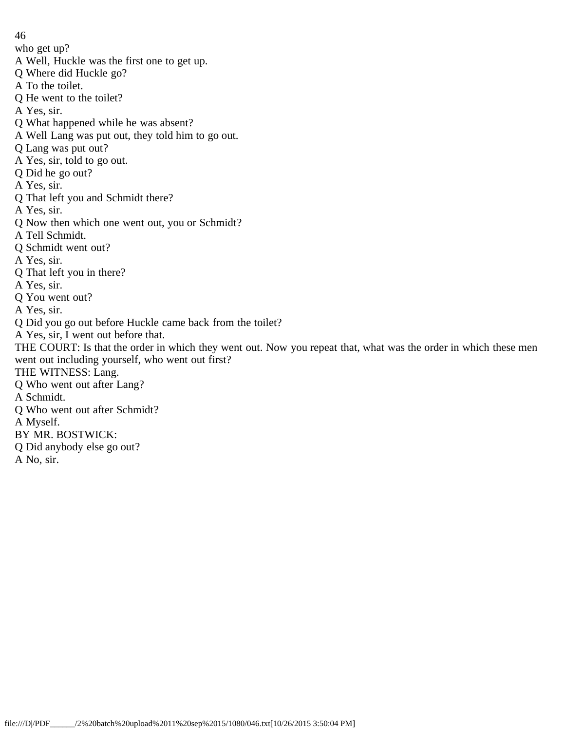who get up?

A Well, Huckle was the first one to get up.

Q Where did Huckle go?

A To the toilet.

Q He went to the toilet?

A Yes, sir.

Q What happened while he was absent?

A Well Lang was put out, they told him to go out.

Q Lang was put out?

A Yes, sir, told to go out.

Q Did he go out?

A Yes, sir.

Q That left you and Schmidt there?

A Yes, sir.

Q Now then which one went out, you or Schmidt?

A Tell Schmidt.

Q Schmidt went out?

A Yes, sir.

Q That left you in there?

A Yes, sir.

Q You went out?

A Yes, sir.

Q Did you go out before Huckle came back from the toilet?

A Yes, sir, I went out before that.

THE COURT: Is that the order in which they went out. Now you repeat that, what was the order in which these men went out including yourself, who went out first?

THE WITNESS: Lang.

Q Who went out after Lang?

A Schmidt.

Q Who went out after Schmidt?

A Myself.

BY MR. BOSTWICK:

Q Did anybody else go out?

A No, sir.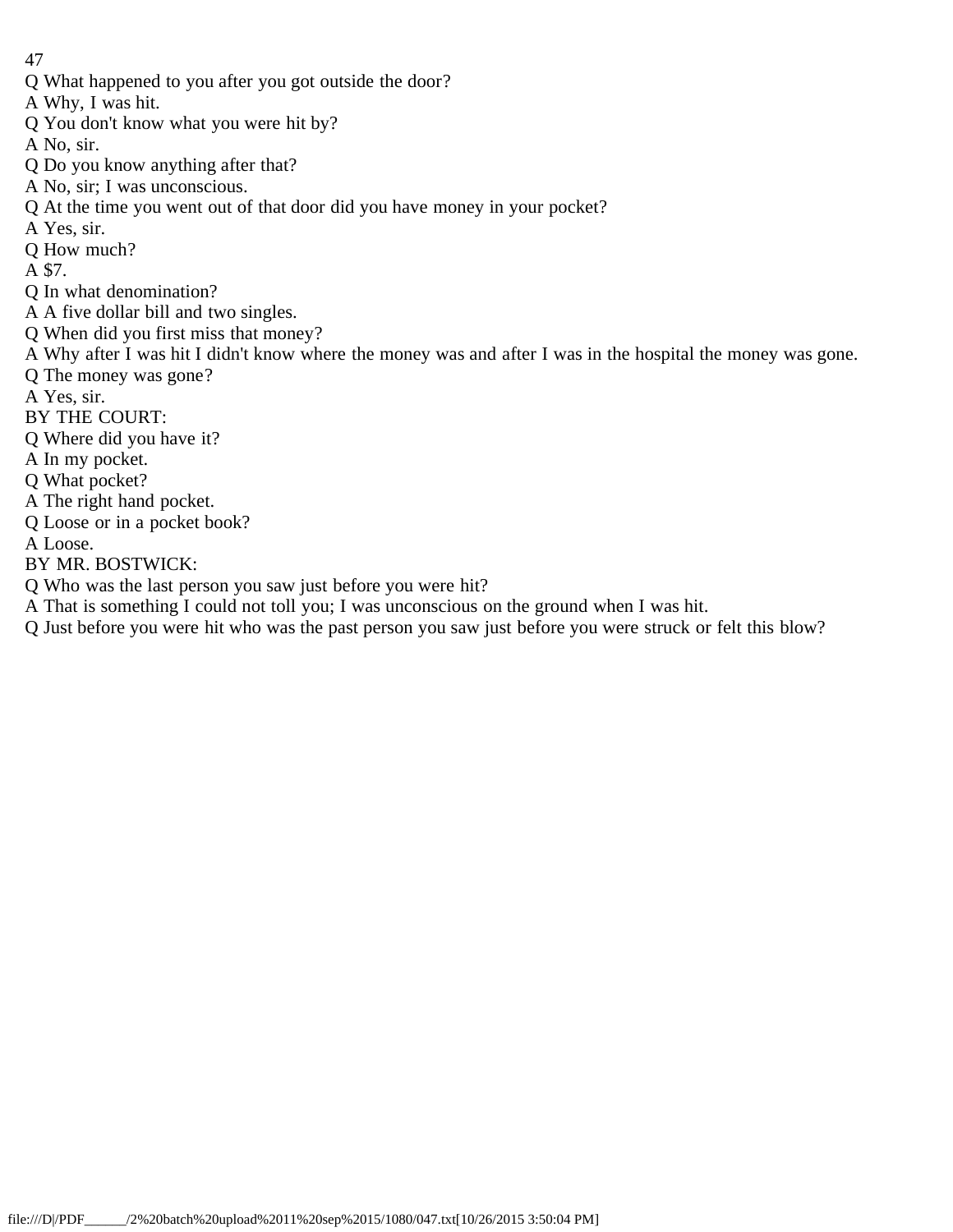Q What happened to you after you got outside the door?
A Why, I was hit.
Q You don't know what you were hit by?
A No, sir.
Q Do you know anything after that?
A No, sir; I was unconscious.
Q At the time you went out of that door did you have money in your pocket?
A Yes, sir.
Q How much?
A $7.
Q In what denomination?
A A five dollar bill and two singles.
Q When did you first miss that money?
A Why after I was hit I didn't know where the money was and after I was in the hospital the money was gone.
Q The money was gone?
A Yes, sir.
BY THE COURT:
Q Where did you have it?
A In my pocket.
Q What pocket?
A The right hand pocket.
Q Loose or in a pocket book?
A Loose.
BY MR. BOSTWICK:
Q Who was the last person you saw just before you were hit?
A That is something I could not toll you; I was unconscious on the ground when I was hit.
Q Just before you were hit who was the past person you saw just before you were struck or felt this blow?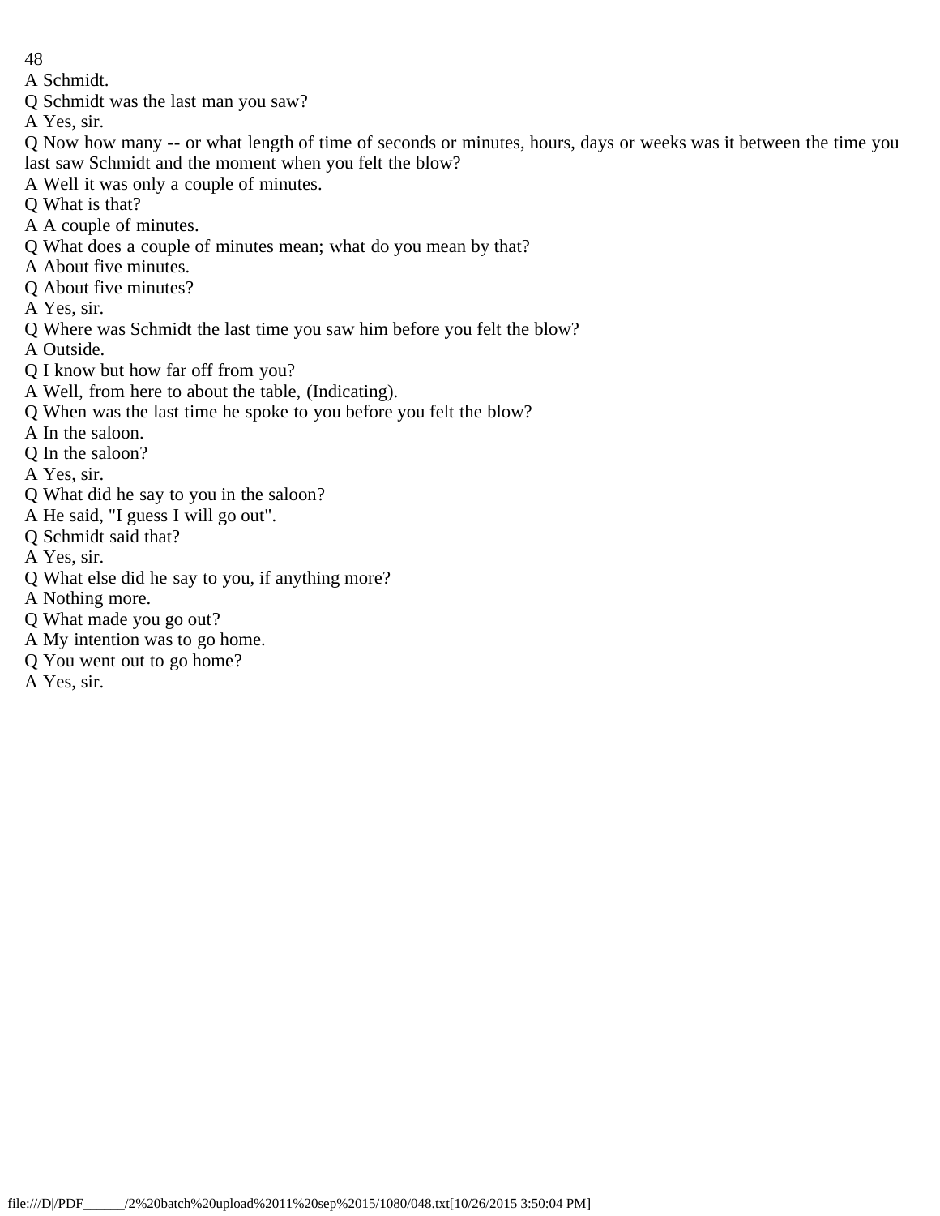A Schmidt.

Q Schmidt was the last man you saw?

A Yes, sir.

Q Now how many -- or what length of time of seconds or minutes, hours, days or weeks was it between the time you last saw Schmidt and the moment when you felt the blow?

A Well it was only a couple of minutes.

Q What is that?

A A couple of minutes.

Q What does a couple of minutes mean; what do you mean by that?

A About five minutes.

Q About five minutes?

A Yes, sir.

Q Where was Schmidt the last time you saw him before you felt the blow?

A Outside.

Q I know but how far off from you?

A Well, from here to about the table, (Indicating).

Q When was the last time he spoke to you before you felt the blow?

A In the saloon.

Q In the saloon?

A Yes, sir.

Q What did he say to you in the saloon?

A He said, "I guess I will go out".

Q Schmidt said that?

A Yes, sir.

Q What else did he say to you, if anything more?

A Nothing more.

Q What made you go out?

A My intention was to go home.

Q You went out to go home?

A Yes, sir.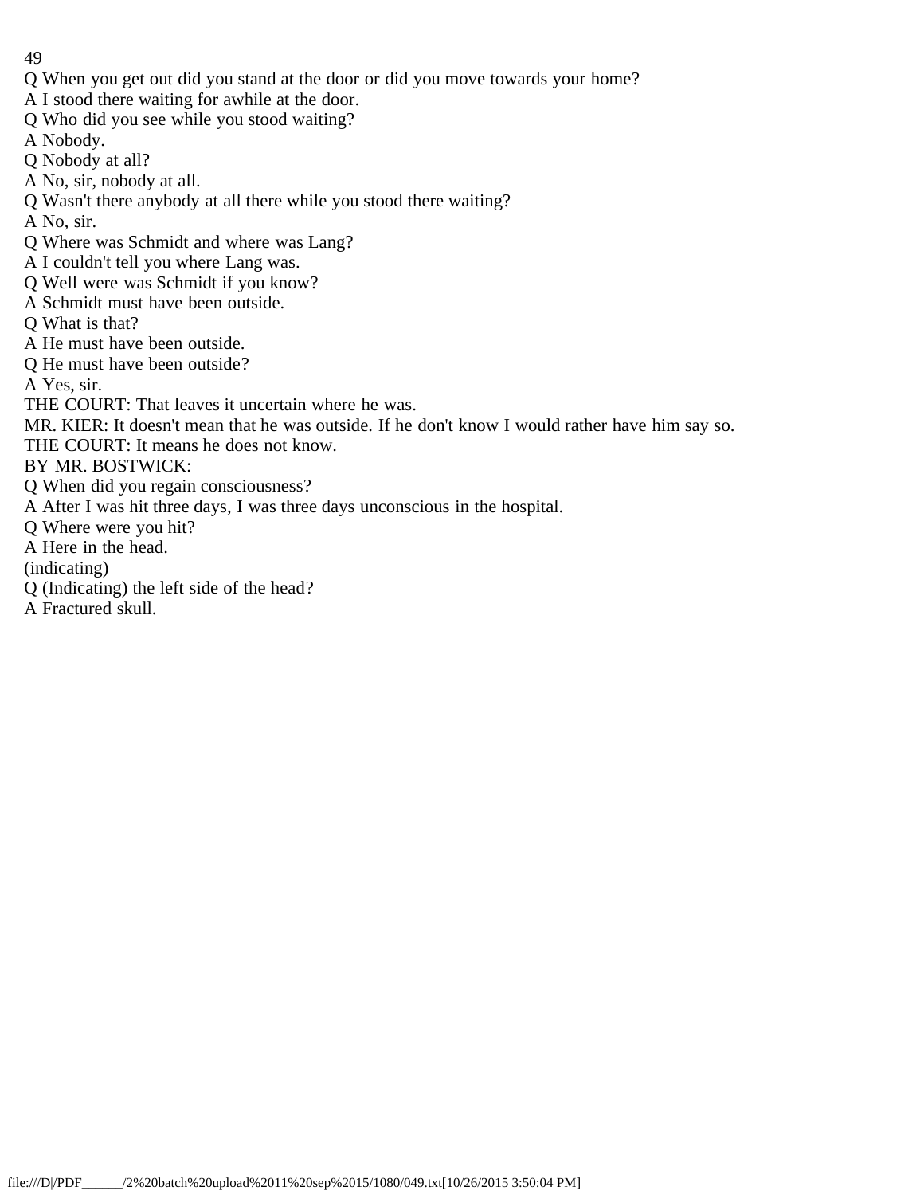Q When you get out did you stand at the door or did you move towards your home?

A I stood there waiting for awhile at the door.

Q Who did you see while you stood waiting?

A Nobody.

Q Nobody at all?

A No, sir, nobody at all.

Q Wasn't there anybody at all there while you stood there waiting?

A No, sir.

Q Where was Schmidt and where was Lang?

A I couldn't tell you where Lang was.

Q Well were was Schmidt if you know?

A Schmidt must have been outside.

Q What is that?

A He must have been outside.

Q He must have been outside?

A Yes, sir.

THE COURT: That leaves it uncertain where he was.

MR. KIER: It doesn't mean that he was outside. If he don't know I would rather have him say so.

THE COURT: It means he does not know.

BY MR. BOSTWICK:

Q When did you regain consciousness?

A After I was hit three days, I was three days unconscious in the hospital.

Q Where were you hit?

A Here in the head.

(indicating)

Q (Indicating) the left side of the head?

A Fractured skull.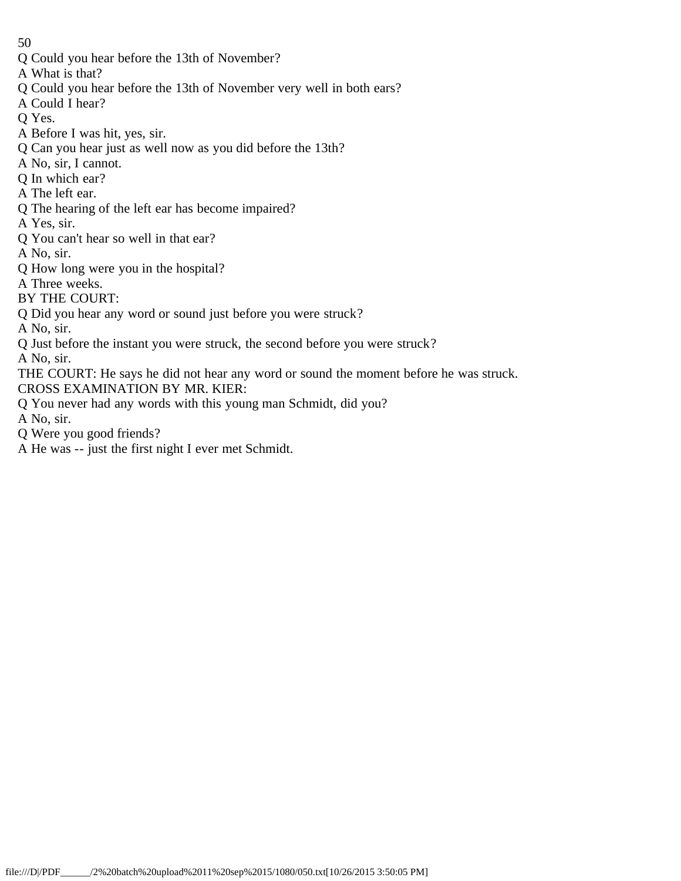Q Could you hear before the 13th of November?

A What is that?

Q Could you hear before the 13th of November very well in both ears?

A Could I hear?

Q Yes.

A Before I was hit, yes, sir.

Q Can you hear just as well now as you did before the 13th?

A No, sir, I cannot.

Q In which ear?

A The left ear.

Q The hearing of the left ear has become impaired?

A Yes, sir.

Q You can't hear so well in that ear?

A No, sir.

Q How long were you in the hospital?

A Three weeks.

BY THE COURT:

Q Did you hear any word or sound just before you were struck?

A No, sir.

Q Just before the instant you were struck, the second before you were struck?

A No, sir.

THE COURT: He says he did not hear any word or sound the moment before he was struck.

CROSS EXAMINATION BY MR. KIER:

Q You never had any words with this young man Schmidt, did you?

A No, sir.

Q Were you good friends?

A He was -- just the first night I ever met Schmidt.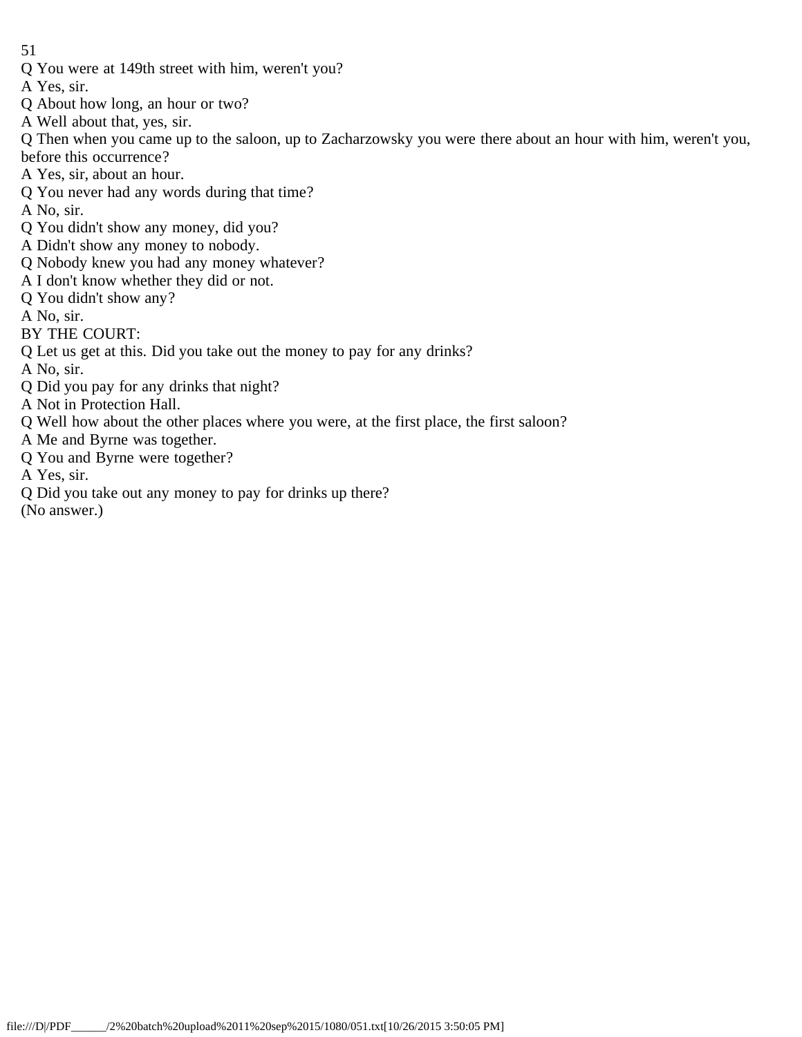Q You were at 149th street with him, weren't you?

A Yes, sir.

Q About how long, an hour or two?

A Well about that, yes, sir.

Q Then when you came up to the saloon, up to Zacharzowsky you were there about an hour with him, weren't you, before this occurrence?

A Yes, sir, about an hour.

Q You never had any words during that time?

A No, sir.

Q You didn't show any money, did you?

A Didn't show any money to nobody.

Q Nobody knew you had any money whatever?

A I don't know whether they did or not.

Q You didn't show any?

A No, sir.

BY THE COURT:

Q Let us get at this. Did you take out the money to pay for any drinks?

A No, sir.

Q Did you pay for any drinks that night?

A Not in Protection Hall.

Q Well how about the other places where you were, at the first place, the first saloon?

A Me and Byrne was together.

Q You and Byrne were together?

A Yes, sir.

Q Did you take out any money to pay for drinks up there?

(No answer.)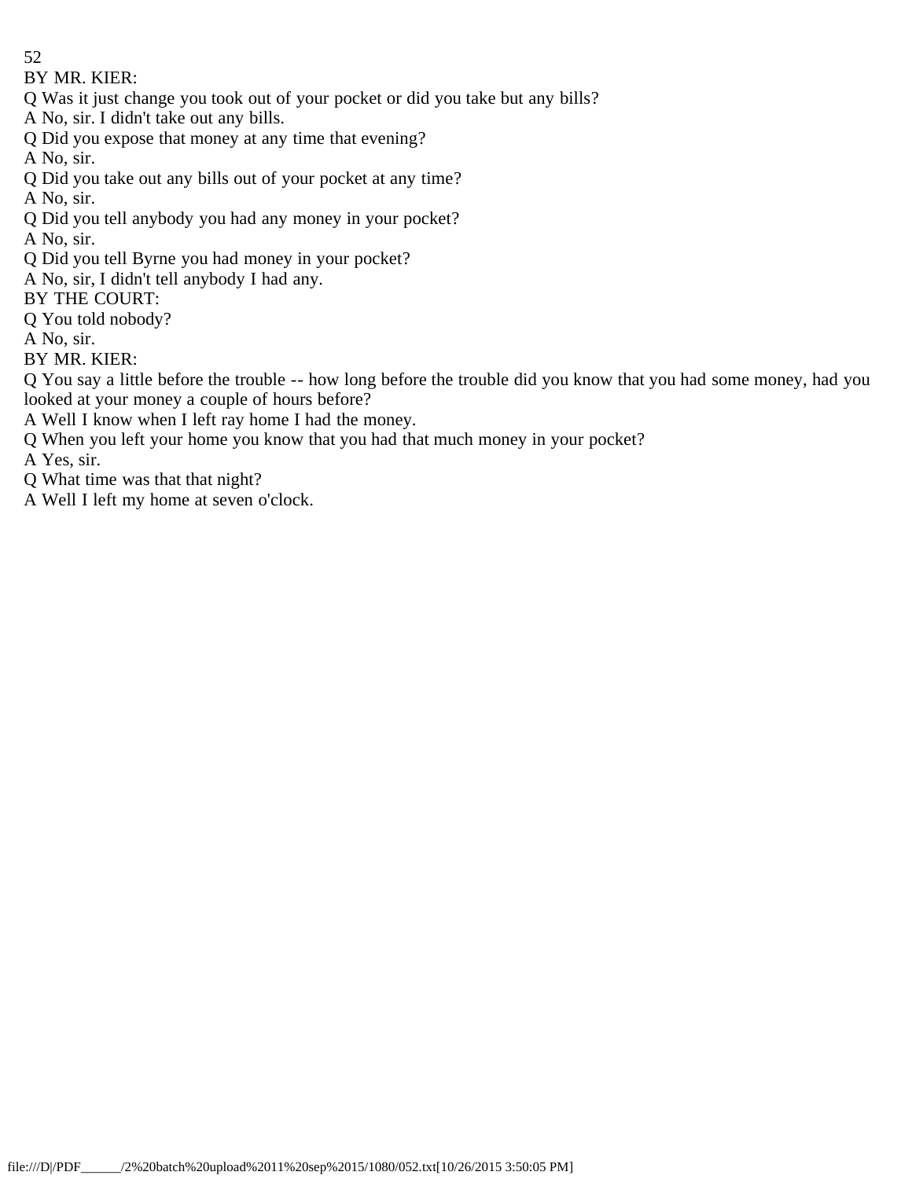BY MR. KIER:

Q Was it just change you took out of your pocket or did you take but any bills?

A No, sir. I didn't take out any bills.

Q Did you expose that money at any time that evening?

A No, sir.

Q Did you take out any bills out of your pocket at any time?

A No, sir.

Q Did you tell anybody you had any money in your pocket?

A No, sir.

Q Did you tell Byrne you had money in your pocket?

A No, sir, I didn't tell anybody I had any.

BY THE COURT:

Q You told nobody?

A No, sir.

BY MR. KIER:

Q You say a little before the trouble -- how long before the trouble did you know that you had some money, had you looked at your money a couple of hours before?

A Well I know when I left ray home I had the money.

Q When you left your home you know that you had that much money in your pocket?

A Yes, sir.

Q What time was that that night?

A Well I left my home at seven o'clock.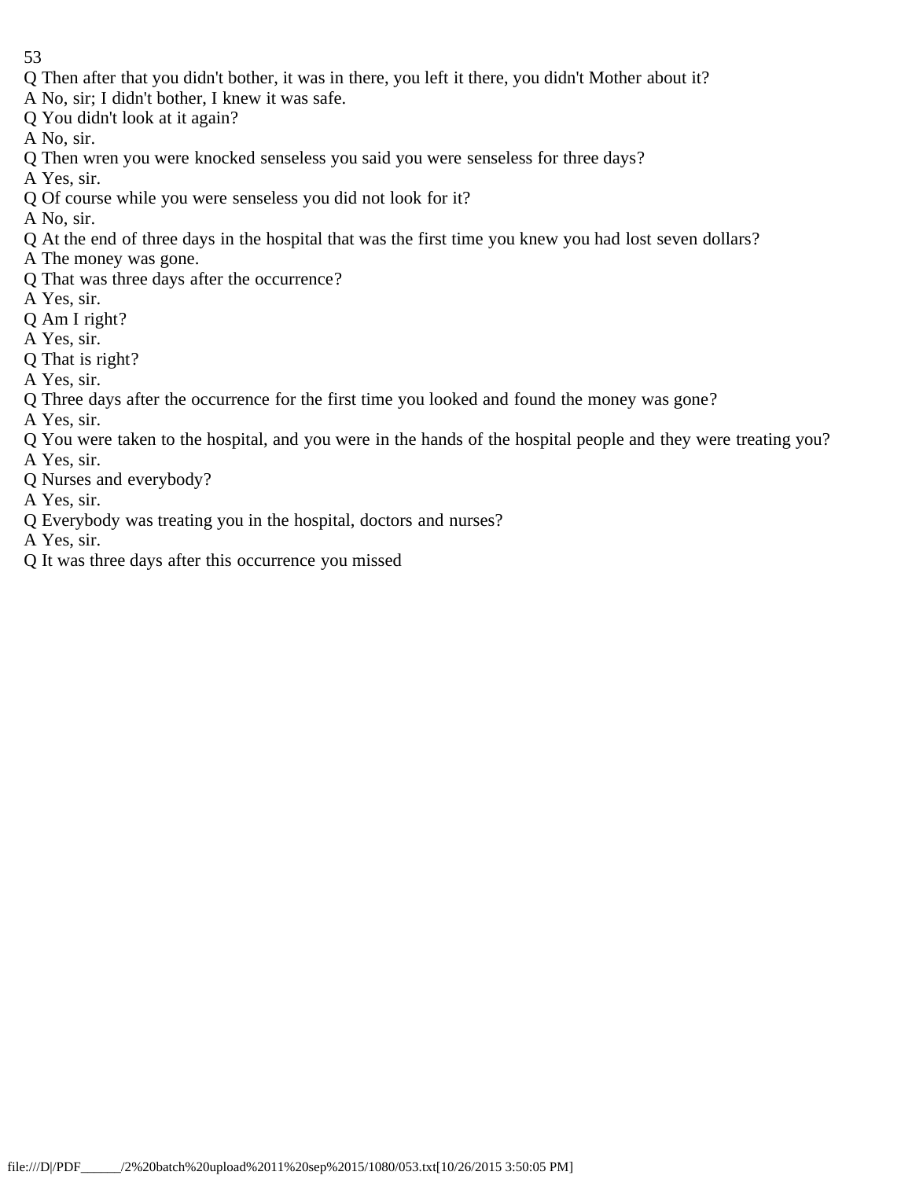Q Then after that you didn't bother, it was in there, you left it there, you didn't Mother about it?
A No, sir; I didn't bother, I knew it was safe.
Q You didn't look at it again?
A No, sir.
Q Then wren you were knocked senseless you said you were senseless for three days?
A Yes, sir.
Q Of course while you were senseless you did not look for it?
A No, sir.
Q At the end of three days in the hospital that was the first time you knew you had lost seven dollars?
A The money was gone.
Q That was three days after the occurrence?
A Yes, sir.
Q Am I right?
A Yes, sir.
Q That is right?
A Yes, sir.
Q Three days after the occurrence for the first time you looked and found the money was gone?
A Yes, sir.
Q You were taken to the hospital, and you were in the hands of the hospital people and they were treating you?
A Yes, sir.
Q Nurses and everybody?
A Yes, sir.
Q Everybody was treating you in the hospital, doctors and nurses?
A Yes, sir.
Q It was three days after this occurrence you missed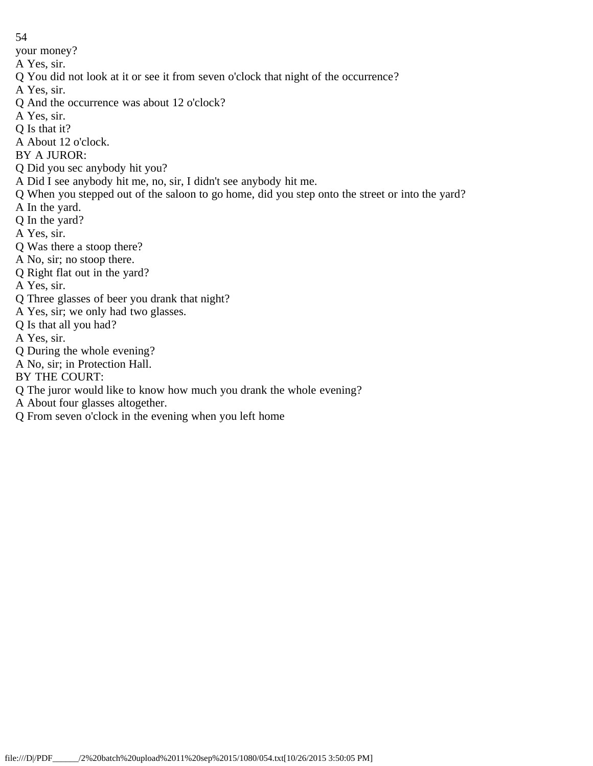your money?

A Yes, sir.

Q You did not look at it or see it from seven o'clock that night of the occurrence?

A Yes, sir.

Q And the occurrence was about 12 o'clock?

A Yes, sir.

Q Is that it?

A About 12 o'clock.

BY A JUROR:

Q Did you sec anybody hit you?

A Did I see anybody hit me, no, sir, I didn't see anybody hit me.

Q When you stepped out of the saloon to go home, did you step onto the street or into the yard?

A In the yard.

Q In the yard?

A Yes, sir.

Q Was there a stoop there?

A No, sir; no stoop there.

Q Right flat out in the yard?

A Yes, sir.

Q Three glasses of beer you drank that night?

A Yes, sir; we only had two glasses.

Q Is that all you had?

A Yes, sir.

Q During the whole evening?

A No, sir; in Protection Hall.

BY THE COURT:

Q The juror would like to know how much you drank the whole evening?

A About four glasses altogether.

Q From seven o'clock in the evening when you left home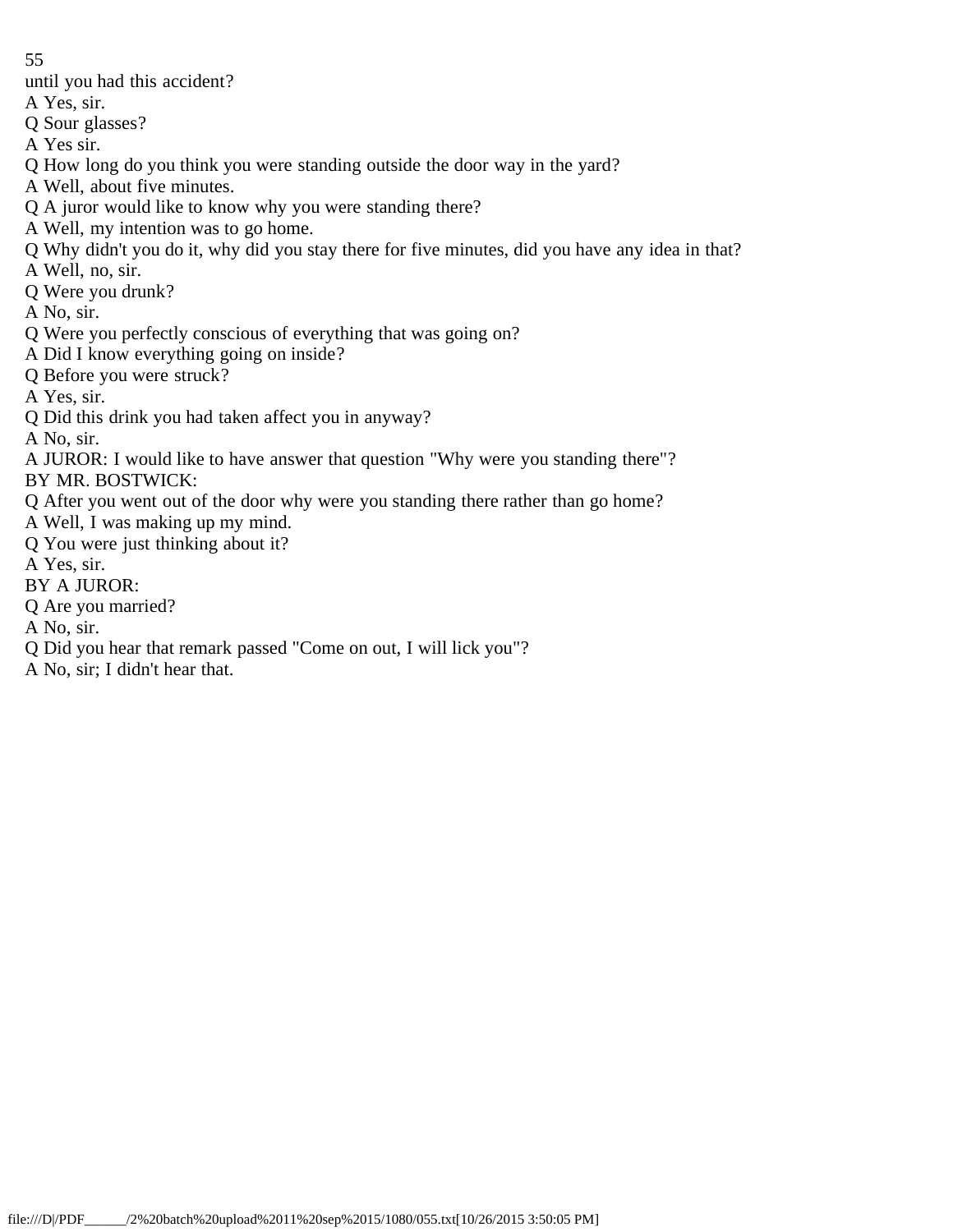until you had this accident?

A Yes, sir.

Q Sour glasses?

A Yes sir.

Q How long do you think you were standing outside the door way in the yard?

A Well, about five minutes.

Q A juror would like to know why you were standing there?

A Well, my intention was to go home.

Q Why didn't you do it, why did you stay there for five minutes, did you have any idea in that?

A Well, no, sir.

Q Were you drunk?

A No, sir.

Q Were you perfectly conscious of everything that was going on?

A Did I know everything going on inside?

Q Before you were struck?

A Yes, sir.

Q Did this drink you had taken affect you in anyway?

A No, sir.

A JUROR: I would like to have answer that question "Why were you standing there"?

BY MR. BOSTWICK:

Q After you went out of the door why were you standing there rather than go home?

A Well, I was making up my mind.

Q You were just thinking about it?

A Yes, sir.

BY A JUROR:

Q Are you married?

A No, sir.

Q Did you hear that remark passed "Come on out, I will lick you"?

A No, sir; I didn't hear that.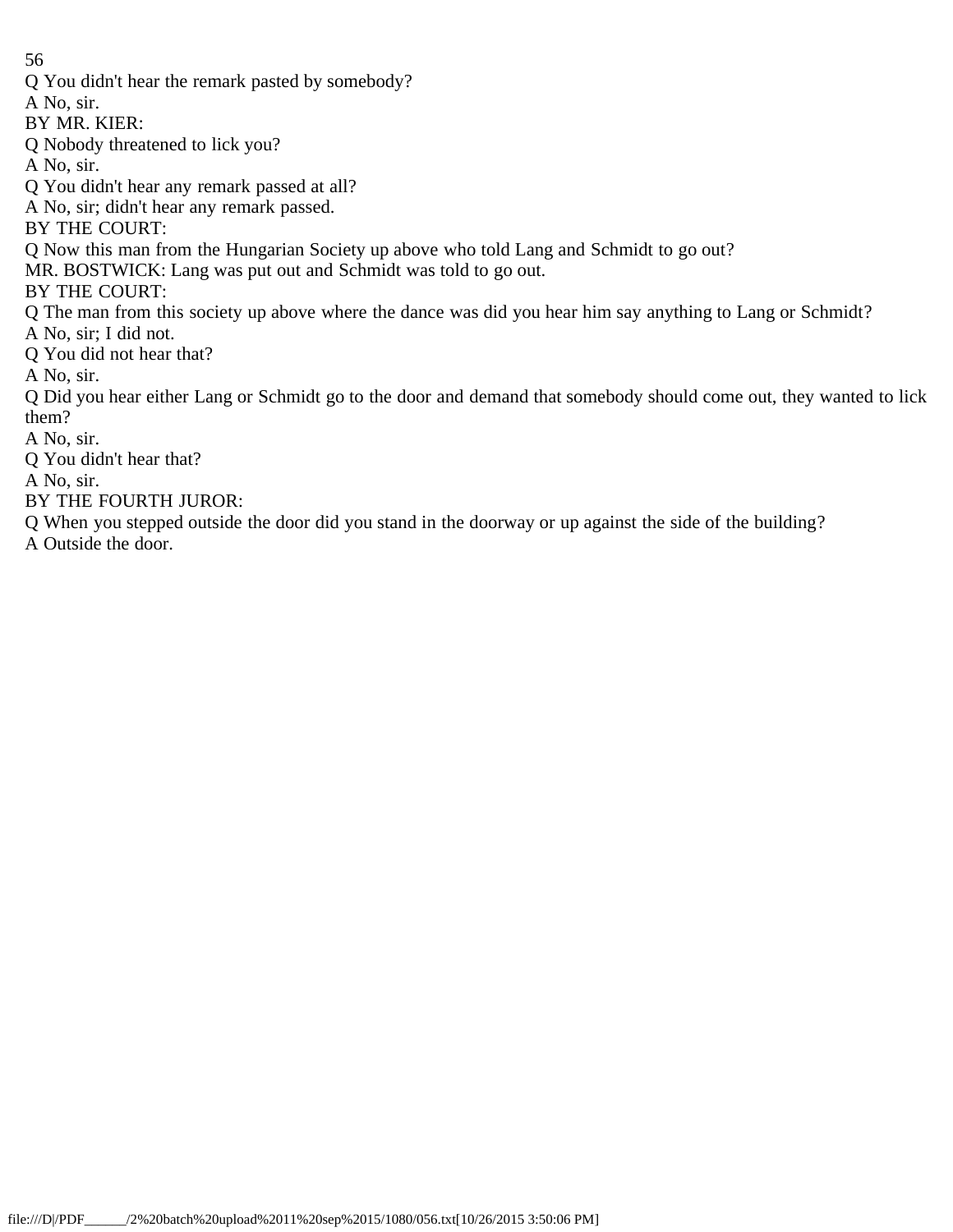Q You didn't hear the remark pasted by somebody?

A No, sir.

BY MR. KIER:

Q Nobody threatened to lick you?

A No, sir.

Q You didn't hear any remark passed at all?

A No, sir; didn't hear any remark passed.

BY THE COURT:

Q Now this man from the Hungarian Society up above who told Lang and Schmidt to go out?

MR. BOSTWICK: Lang was put out and Schmidt was told to go out.

BY THE COURT:

Q The man from this society up above where the dance was did you hear him say anything to Lang or Schmidt?

A No, sir; I did not.

Q You did not hear that?

A No, sir.

Q Did you hear either Lang or Schmidt go to the door and demand that somebody should come out, they wanted to lick them?

A No, sir.

Q You didn't hear that?

A No, sir.

BY THE FOURTH JUROR:

Q When you stepped outside the door did you stand in the doorway or up against the side of the building?

A Outside the door.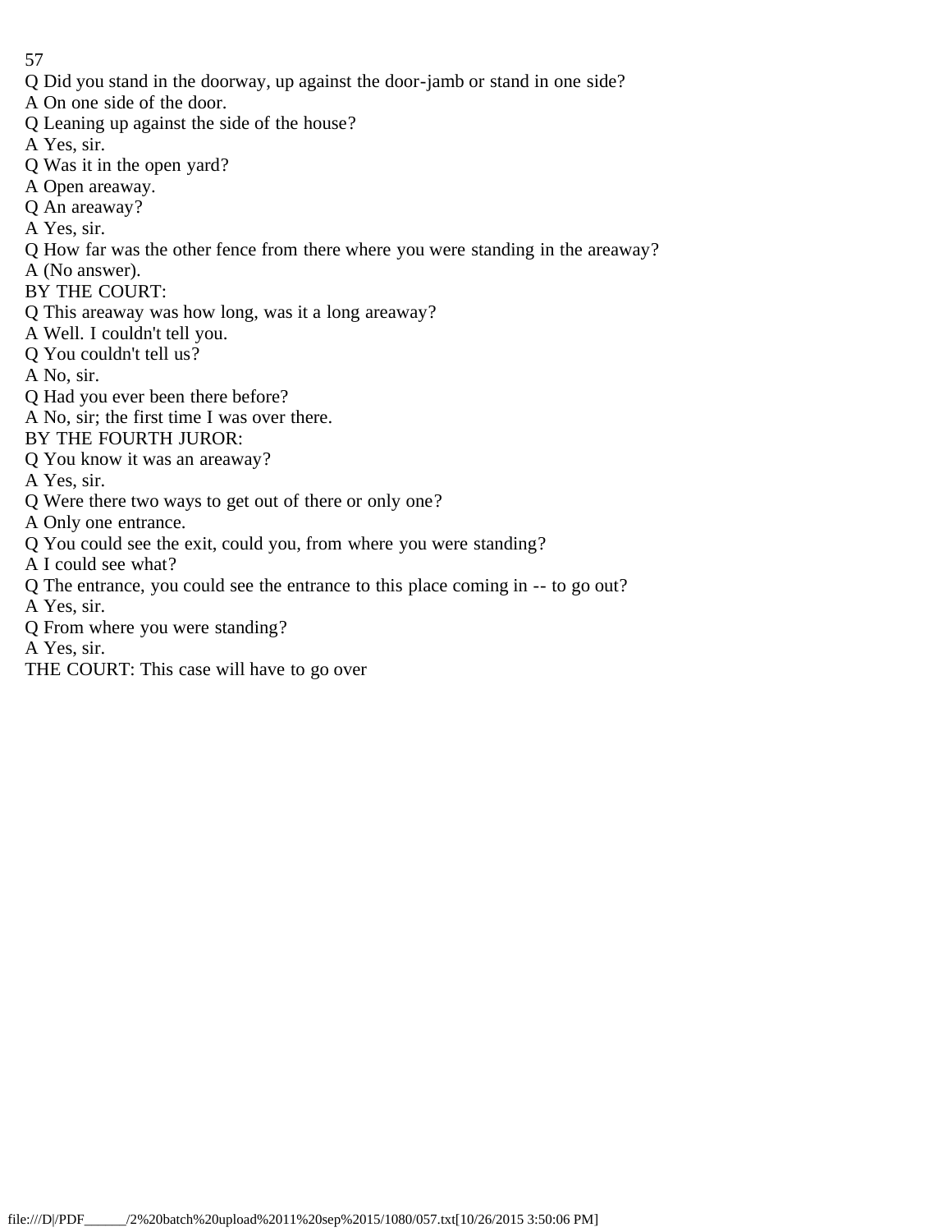Q Did you stand in the doorway, up against the door-jamb or stand in one side?
A On one side of the door.
Q Leaning up against the side of the house?
A Yes, sir.
Q Was it in the open yard?
A Open areaway.
Q An areaway?
A Yes, sir.
Q How far was the other fence from there where you were standing in the areaway?
A (No answer).
BY THE COURT:
Q This areaway was how long, was it a long areaway?
A Well. I couldn't tell you.
Q You couldn't tell us?
A No, sir.
Q Had you ever been there before?
A No, sir; the first time I was over there.
BY THE FOURTH JUROR:
Q You know it was an areaway?
A Yes, sir.
Q Were there two ways to get out of there or only one?
A Only one entrance.
Q You could see the exit, could you, from where you were standing?
A I could see what?
Q The entrance, you could see the entrance to this place coming in -- to go out?
A Yes, sir.
Q From where you were standing?
A Yes, sir.
THE COURT: This case will have to go over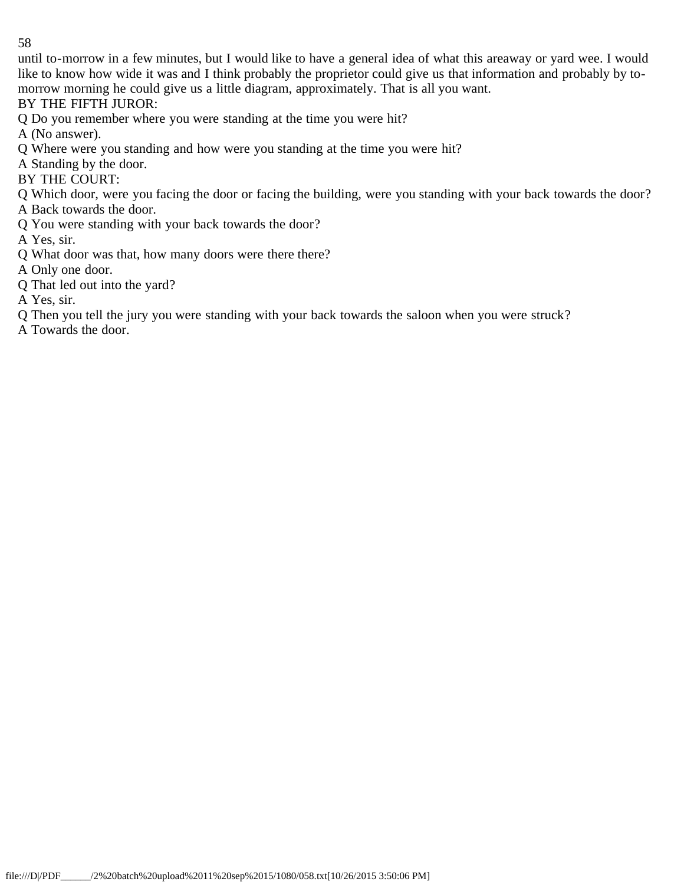until to-morrow in a few minutes, but I would like to have a general idea of what this areaway or yard wee. I would like to know how wide it was and I think probably the proprietor could give us that information and probably by to-morrow morning he could give us a little diagram, approximately. That is all you want.

BY THE FIFTH JUROR:

Q Do you remember where you were standing at the time you were hit?

A (No answer).

Q Where were you standing and how were you standing at the time you were hit?

A Standing by the door.

BY THE COURT:

Q Which door, were you facing the door or facing the building, were you standing with your back towards the door?

A Back towards the door.

Q You were standing with your back towards the door?

A Yes, sir.

Q What door was that, how many doors were there there?

A Only one door.

Q That led out into the yard?

A Yes, sir.

Q Then you tell the jury you were standing with your back towards the saloon when you were struck?

A Towards the door.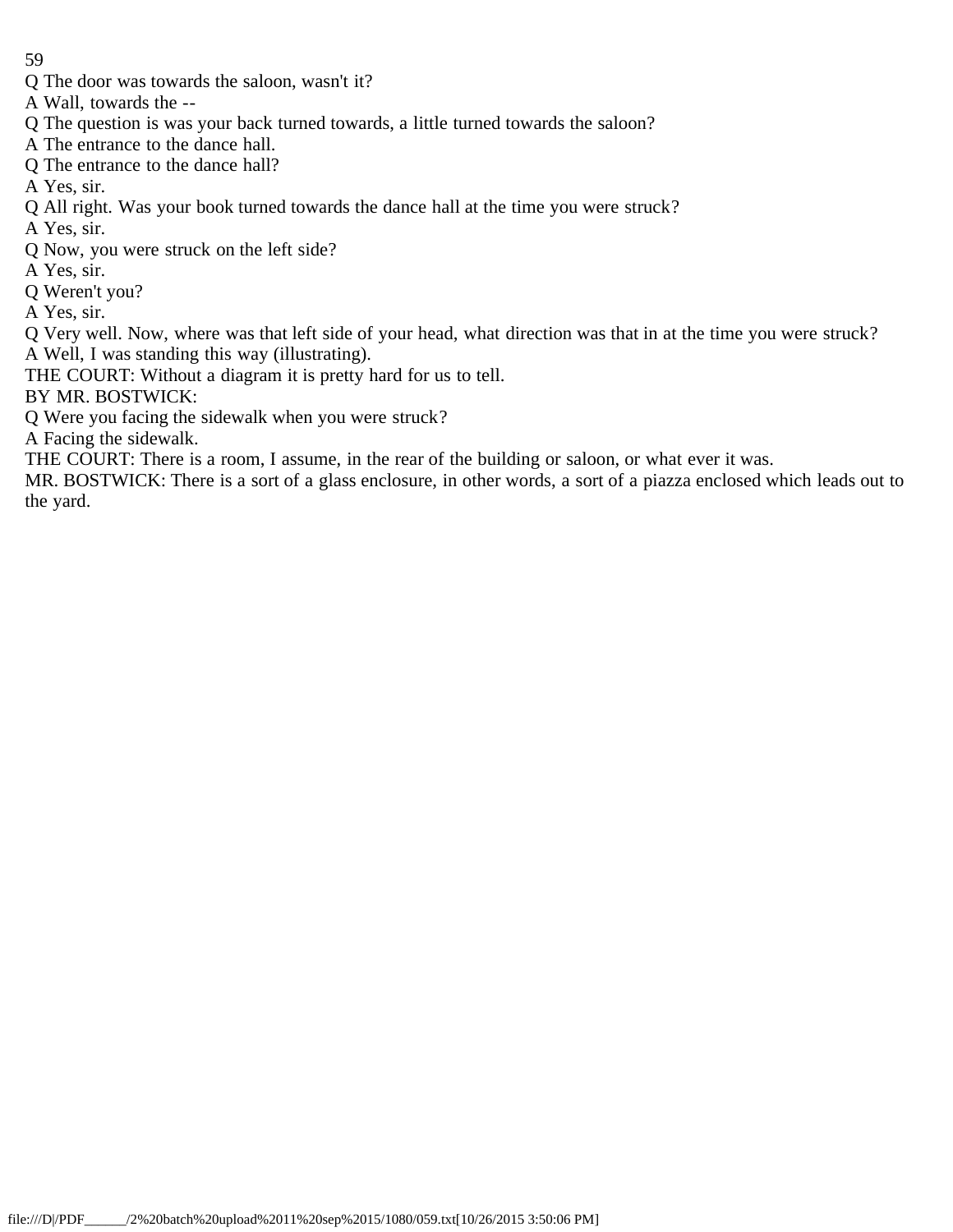Q The door was towards the saloon, wasn't it?

A Wall, towards the --

Q The question is was your back turned towards, a little turned towards the saloon?

A The entrance to the dance hall.

Q The entrance to the dance hall?

A Yes, sir.

Q All right. Was your book turned towards the dance hall at the time you were struck?

A Yes, sir.

Q Now, you were struck on the left side?

A Yes, sir.

Q Weren't you?

A Yes, sir.

Q Very well. Now, where was that left side of your head, what direction was that in at the time you were struck?

A Well, I was standing this way (illustrating).

THE COURT: Without a diagram it is pretty hard for us to tell.

BY MR. BOSTWICK:

Q Were you facing the sidewalk when you were struck?

A Facing the sidewalk.

THE COURT: There is a room, I assume, in the rear of the building or saloon, or what ever it was.

MR. BOSTWICK: There is a sort of a glass enclosure, in other words, a sort of a piazza enclosed which leads out to the yard.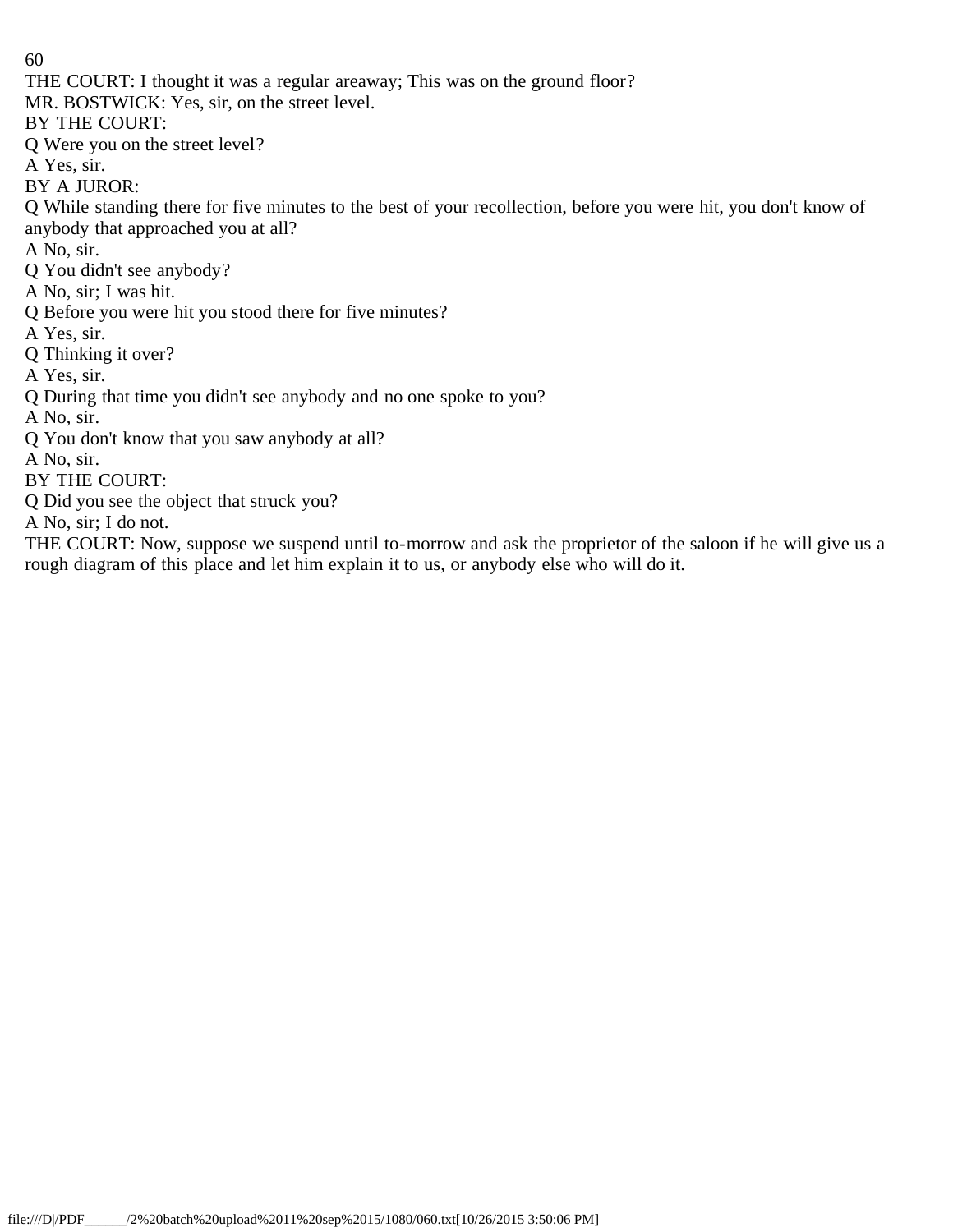THE COURT: I thought it was a regular areaway; This was on the ground floor?

MR. BOSTWICK: Yes, sir, on the street level.

BY THE COURT:

Q Were you on the street level?

A Yes, sir.

BY A JUROR:

Q While standing there for five minutes to the best of your recollection, before you were hit, you don't know of anybody that approached you at all?

A No, sir.

Q You didn't see anybody?

A No, sir; I was hit.

Q Before you were hit you stood there for five minutes?

A Yes, sir.

Q Thinking it over?

A Yes, sir.

Q During that time you didn't see anybody and no one spoke to you?

A No, sir.

Q You don't know that you saw anybody at all?

A No, sir.

BY THE COURT:

Q Did you see the object that struck you?

A No, sir; I do not.

THE COURT: Now, suppose we suspend until to-morrow and ask the proprietor of the saloon if he will give us a rough diagram of this place and let him explain it to us, or anybody else who will do it.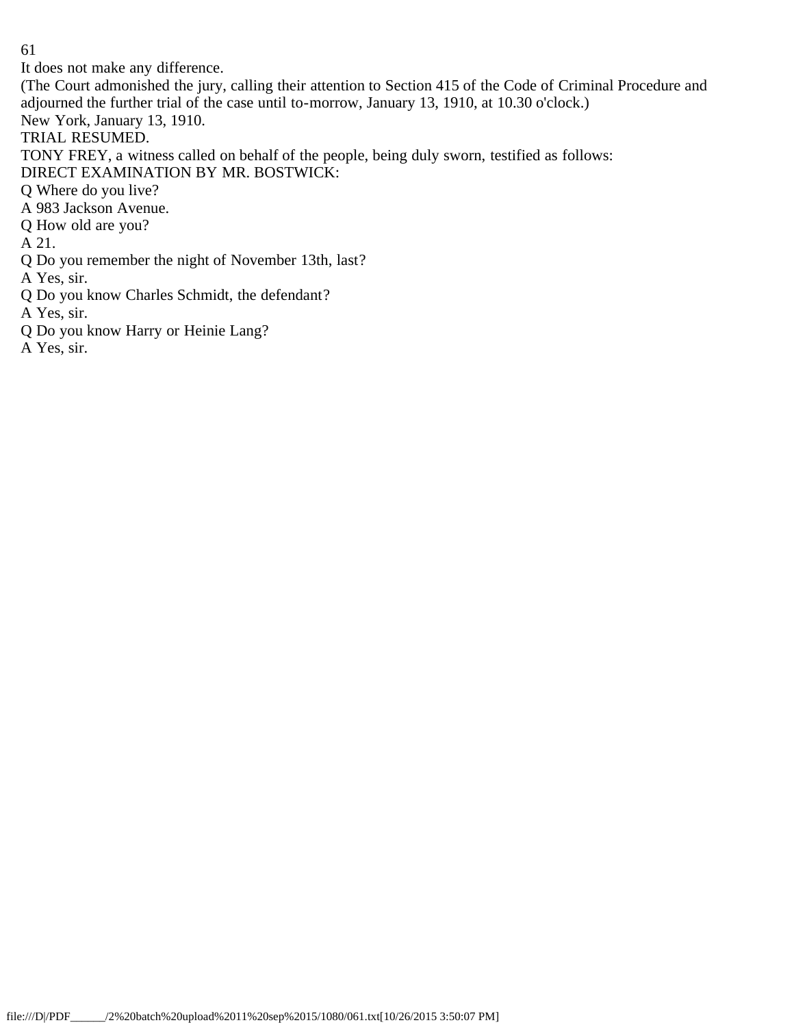It does not make any difference.

(The Court admonished the jury, calling their attention to Section 415 of the Code of Criminal Procedure and adjourned the further trial of the case until to-morrow, January 13, 1910, at 10.30 o'clock.)

New York, January 13, 1910.

TRIAL RESUMED.

TONY FREY, a witness called on behalf of the people, being duly sworn, testified as follows:

DIRECT EXAMINATION BY MR. BOSTWICK:

Q Where do you live?

A 983 Jackson Avenue.

Q How old are you?

A 21.

Q Do you remember the night of November 13th, last?

A Yes, sir.

Q Do you know Charles Schmidt, the defendant?

A Yes, sir.

Q Do you know Harry or Heinie Lang?

A Yes, sir.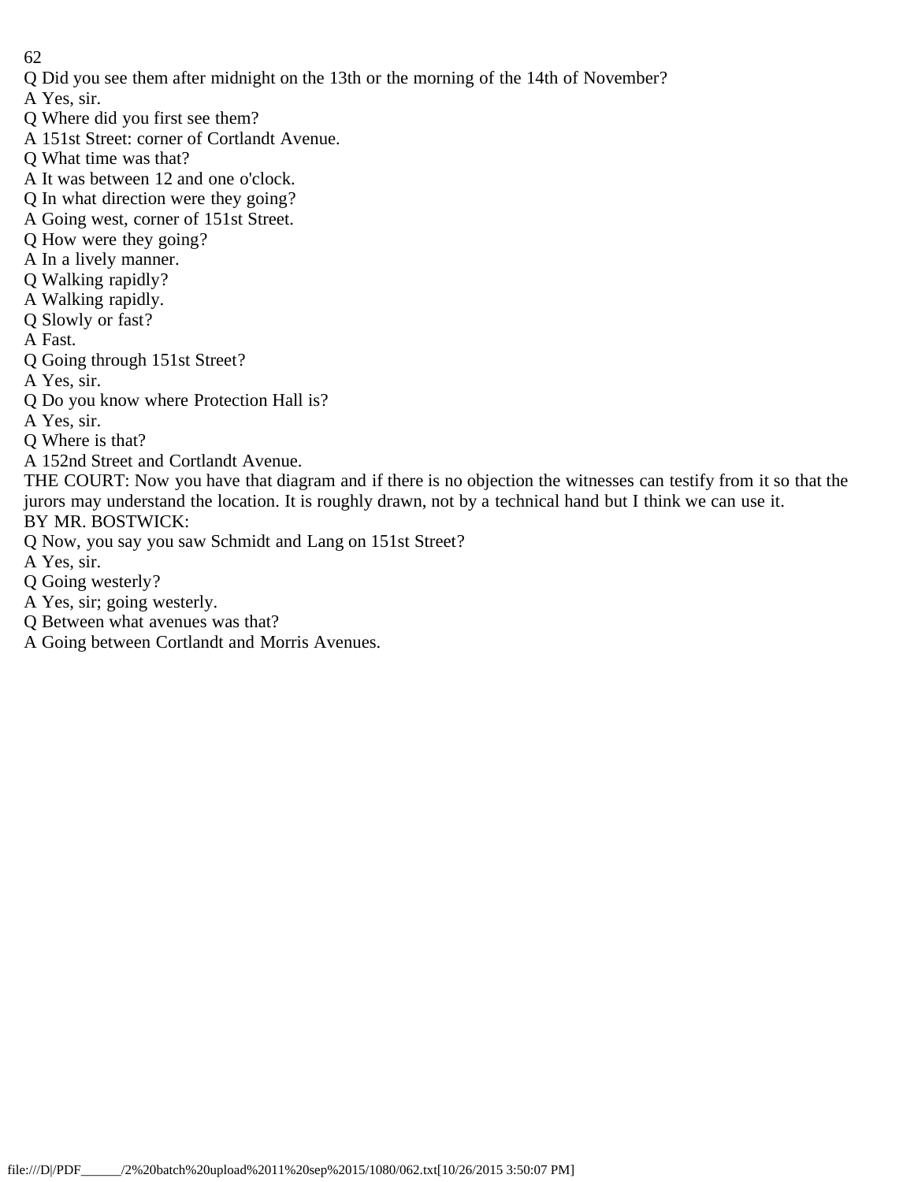Q Did you see them after midnight on the 13th or the morning of the 14th of November?
A Yes, sir.
Q Where did you first see them?
A 151st Street: corner of Cortlandt Avenue.
Q What time was that?
A It was between 12 and one o'clock.
Q In what direction were they going?
A Going west, corner of 151st Street.
Q How were they going?
A In a lively manner.
Q Walking rapidly?
A Walking rapidly.
Q Slowly or fast?
A Fast.
Q Going through 151st Street?
A Yes, sir.
Q Do you know where Protection Hall is?
A Yes, sir.
Q Where is that?
A 152nd Street and Cortlandt Avenue.
THE COURT: Now you have that diagram and if there is no objection the witnesses can testify from it so that the jurors may understand the location. It is roughly drawn, not by a technical hand but I think we can use it.
BY MR. BOSTWICK:
Q Now, you say you saw Schmidt and Lang on 151st Street?
A Yes, sir.
Q Going westerly?
A Yes, sir; going westerly.
Q Between what avenues was that?
A Going between Cortlandt and Morris Avenues.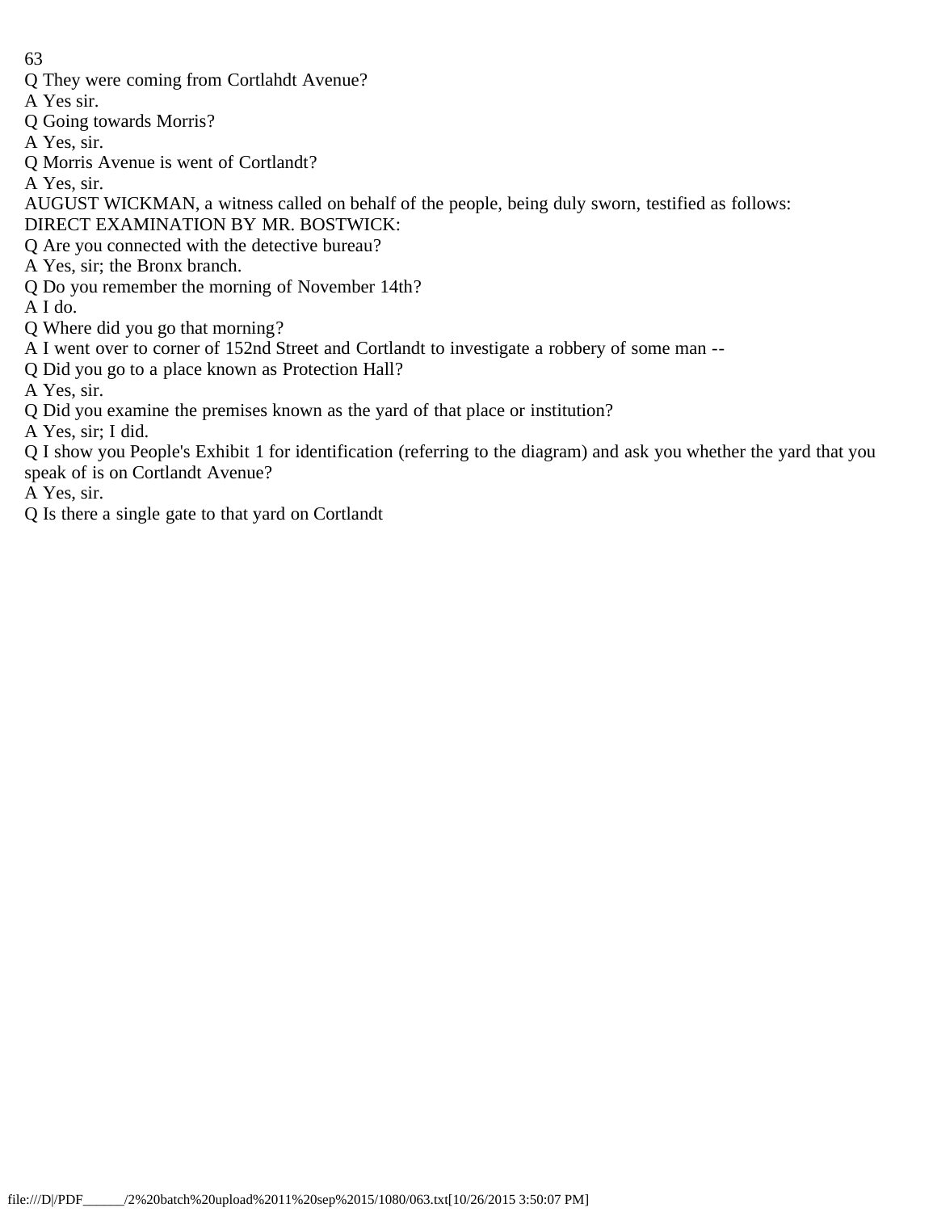Q They were coming from Cortlahdt Avenue?

A Yes sir.

Q Going towards Morris?

A Yes, sir.

Q Morris Avenue is went of Cortlandt?

A Yes, sir.

AUGUST WICKMAN, a witness called on behalf of the people, being duly sworn, testified as follows:

DIRECT EXAMINATION BY MR. BOSTWICK:

Q Are you connected with the detective bureau?

A Yes, sir; the Bronx branch.

Q Do you remember the morning of November 14th?

A I do.

Q Where did you go that morning?

A I went over to corner of 152nd Street and Cortlandt to investigate a robbery of some man --

Q Did you go to a place known as Protection Hall?

A Yes, sir.

Q Did you examine the premises known as the yard of that place or institution?

A Yes, sir; I did.

Q I show you People's Exhibit 1 for identification (referring to the diagram) and ask you whether the yard that you speak of is on Cortlandt Avenue?

A Yes, sir.

Q Is there a single gate to that yard on Cortlandt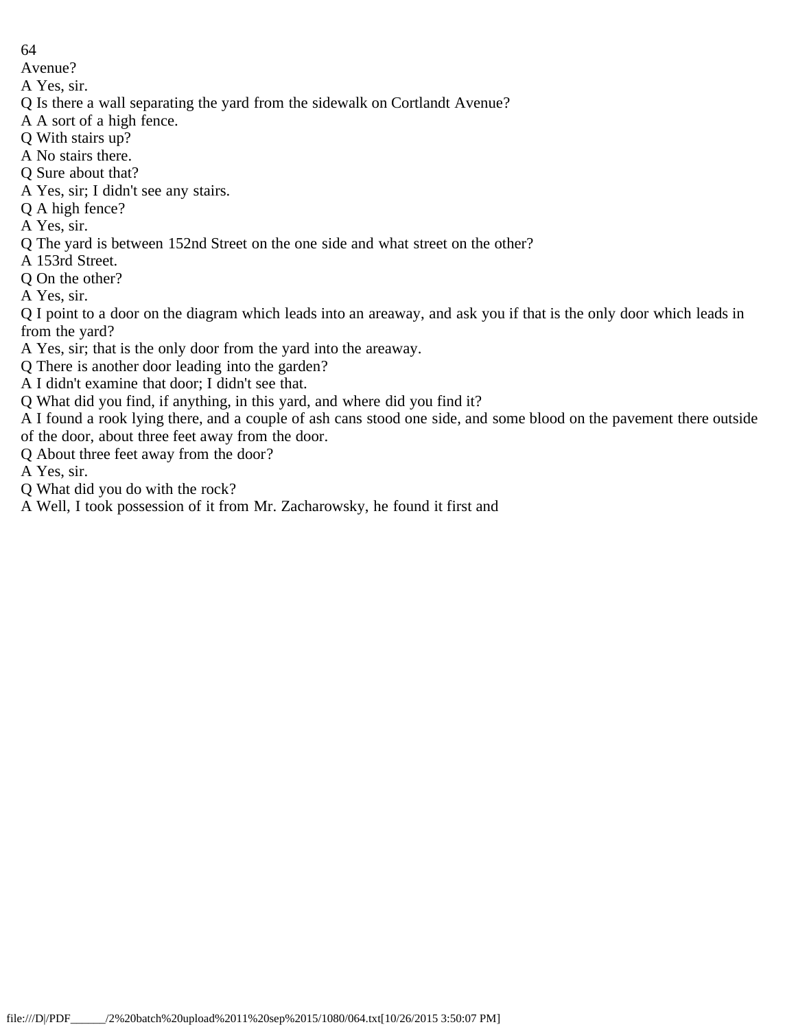Avenue?

A Yes, sir.

Q Is there a wall separating the yard from the sidewalk on Cortlandt Avenue?

A A sort of a high fence.

Q With stairs up?

A No stairs there.

Q Sure about that?

A Yes, sir; I didn't see any stairs.

Q A high fence?

A Yes, sir.

Q The yard is between 152nd Street on the one side and what street on the other?

A 153rd Street.

Q On the other?

A Yes, sir.

Q I point to a door on the diagram which leads into an areaway, and ask you if that is the only door which leads in from the yard?

A Yes, sir; that is the only door from the yard into the areaway.

Q There is another door leading into the garden?

A I didn't examine that door; I didn't see that.

Q What did you find, if anything, in this yard, and where did you find it?

A I found a rook lying there, and a couple of ash cans stood one side, and some blood on the pavement there outside of the door, about three feet away from the door.

Q About three feet away from the door?

A Yes, sir.

Q What did you do with the rock?

A Well, I took possession of it from Mr. Zacharowsky, he found it first and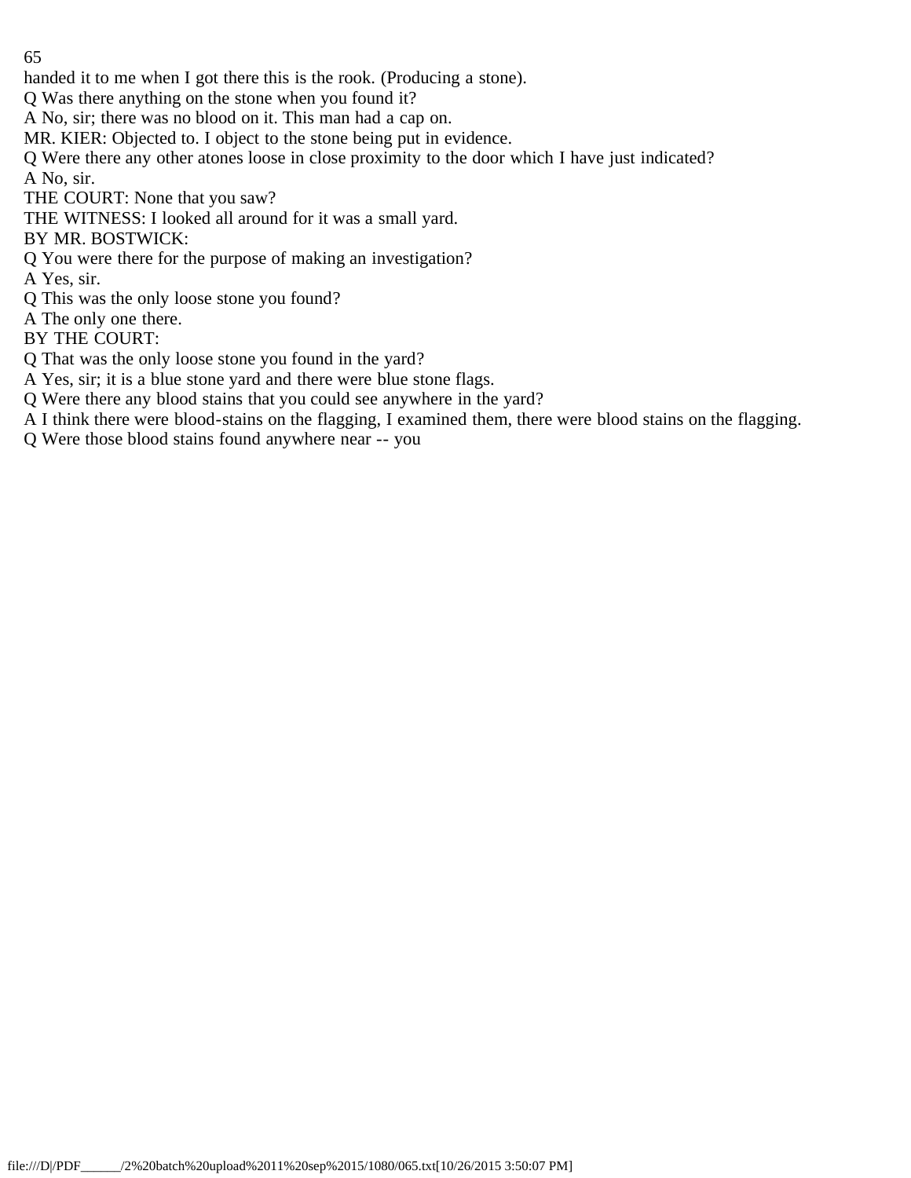handed it to me when I got there this is the rook. (Producing a stone).

Q Was there anything on the stone when you found it?

A No, sir; there was no blood on it. This man had a cap on.

MR. KIER: Objected to. I object to the stone being put in evidence.

Q Were there any other atones loose in close proximity to the door which I have just indicated?

A No, sir.

THE COURT: None that you saw?

THE WITNESS: I looked all around for it was a small yard.

BY MR. BOSTWICK:

Q You were there for the purpose of making an investigation?

A Yes, sir.

Q This was the only loose stone you found?

A The only one there.

BY THE COURT:

Q That was the only loose stone you found in the yard?

A Yes, sir; it is a blue stone yard and there were blue stone flags.

Q Were there any blood stains that you could see anywhere in the yard?

A I think there were blood-stains on the flagging, I examined them, there were blood stains on the flagging.

Q Were those blood stains found anywhere near -- you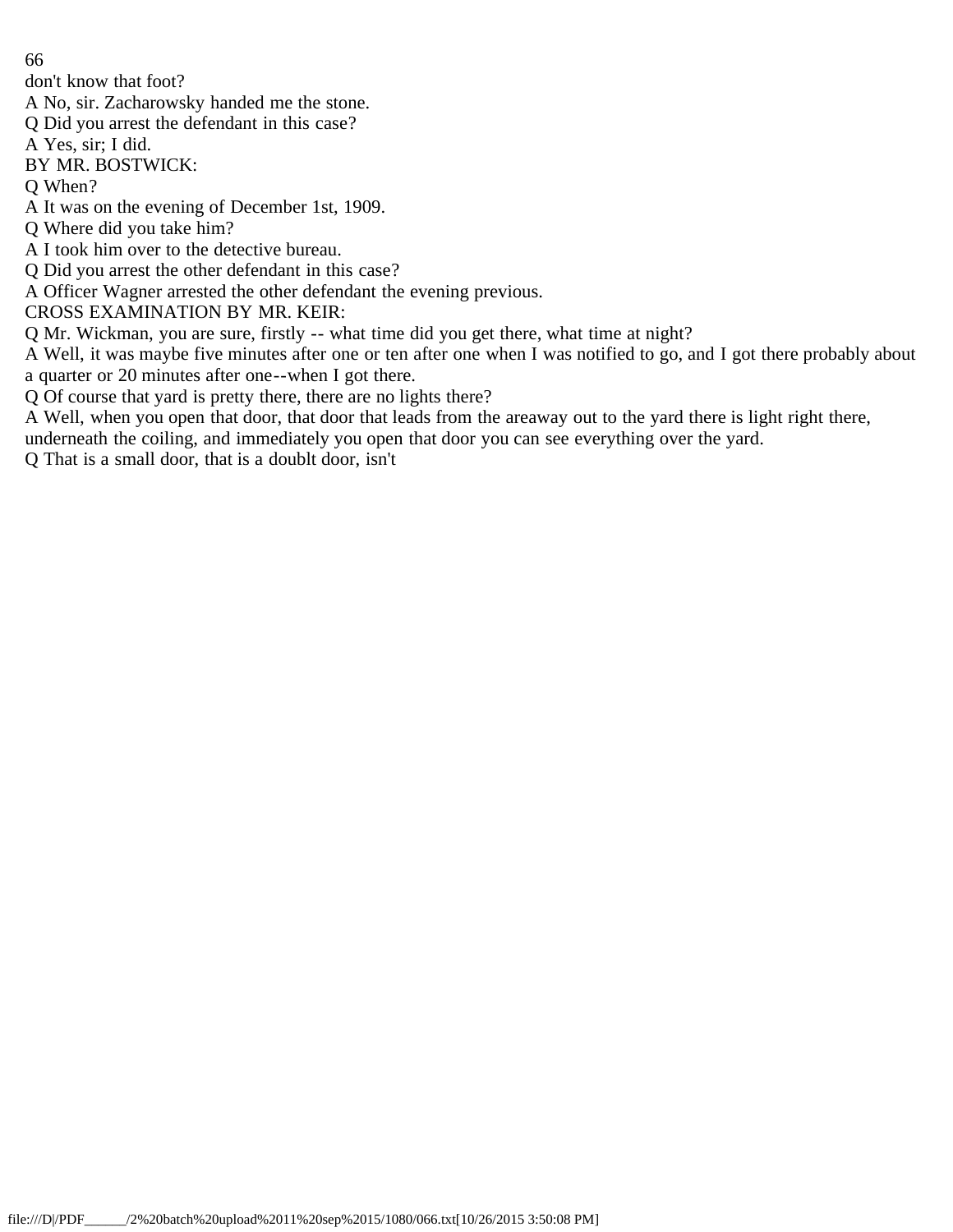don't know that foot?

A No, sir. Zacharowsky handed me the stone.

Q Did you arrest the defendant in this case?

A Yes, sir; I did.

BY MR. BOSTWICK:

Q When?

A It was on the evening of December 1st, 1909.

Q Where did you take him?

A I took him over to the detective bureau.

Q Did you arrest the other defendant in this case?

A Officer Wagner arrested the other defendant the evening previous.

CROSS EXAMINATION BY MR. KEIR:

Q Mr. Wickman, you are sure, firstly -- what time did you get there, what time at night?

A Well, it was maybe five minutes after one or ten after one when I was notified to go, and I got there probably about a quarter or 20 minutes after one--when I got there.

Q Of course that yard is pretty there, there are no lights there?

A Well, when you open that door, that door that leads from the areaway out to the yard there is light right there, underneath the coiling, and immediately you open that door you can see everything over the yard.

Q That is a small door, that is a doublt door, isn't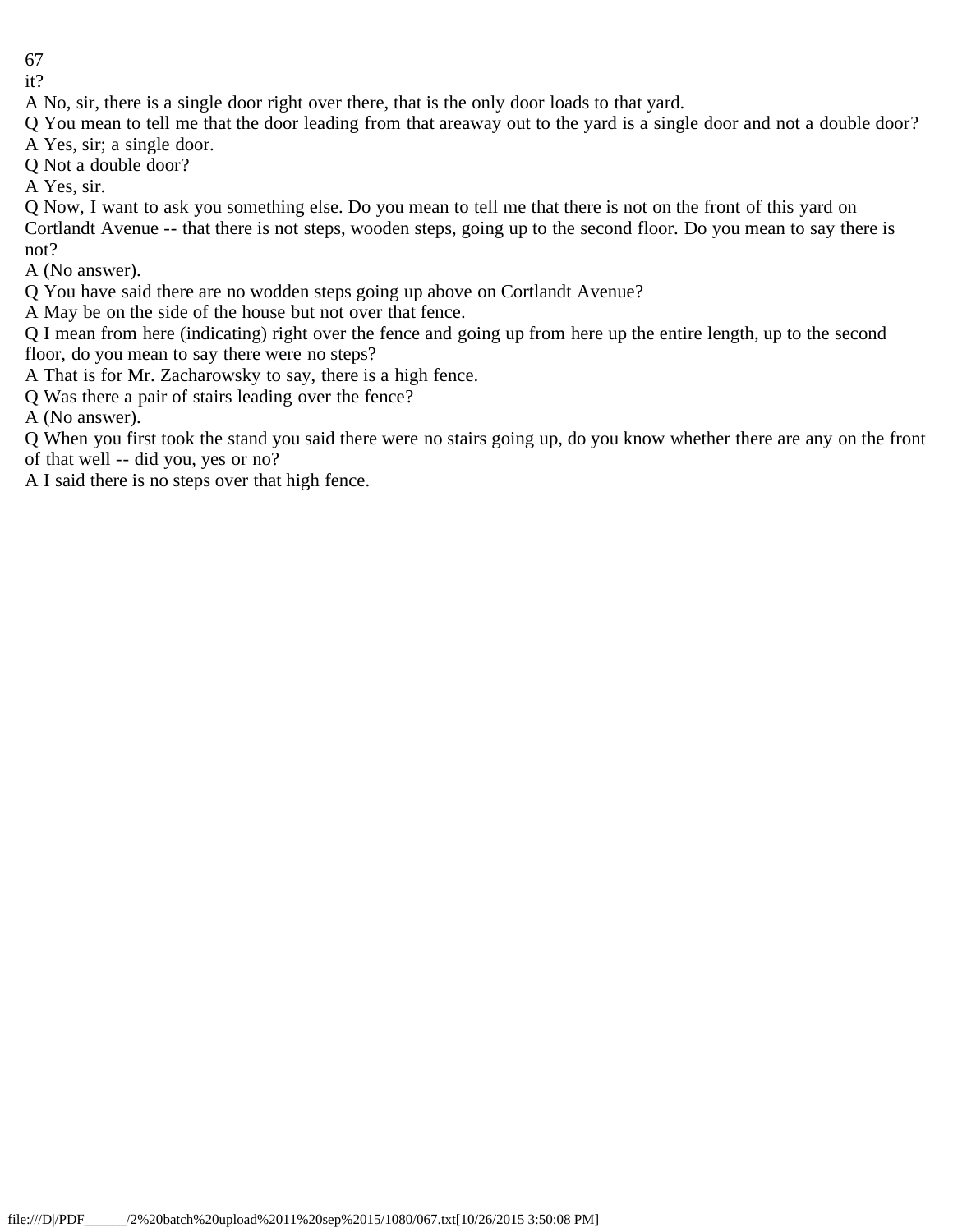it?

A No, sir, there is a single door right over there, that is the only door loads to that yard.

Q You mean to tell me that the door leading from that areaway out to the yard is a single door and not a double door?

A Yes, sir; a single door.

Q Not a double door?

A Yes, sir.

Q Now, I want to ask you something else. Do you mean to tell me that there is not on the front of this yard on Cortlandt Avenue -- that there is not steps, wooden steps, going up to the second floor. Do you mean to say there is not?

A (No answer).

Q You have said there are no wodden steps going up above on Cortlandt Avenue?

A May be on the side of the house but not over that fence.

Q I mean from here (indicating) right over the fence and going up from here up the entire length, up to the second floor, do you mean to say there were no steps?

A That is for Mr. Zacharowsky to say, there is a high fence.

Q Was there a pair of stairs leading over the fence?

A (No answer).

Q When you first took the stand you said there were no stairs going up, do you know whether there are any on the front of that well -- did you, yes or no?

A I said there is no steps over that high fence.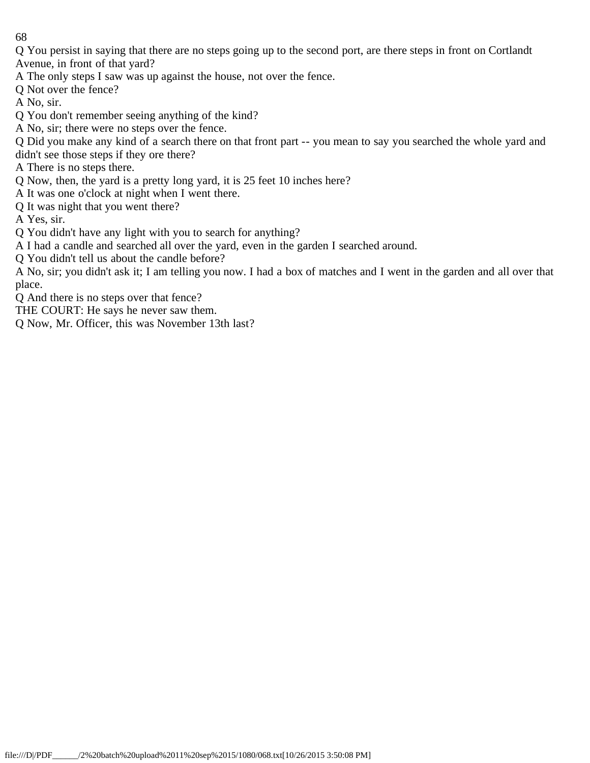Q You persist in saying that there are no steps going up to the second port, are there steps in front on Cortlandt Avenue, in front of that yard?

A The only steps I saw was up against the house, not over the fence.

Q Not over the fence?

A No, sir.

Q You don't remember seeing anything of the kind?

A No, sir; there were no steps over the fence.

Q Did you make any kind of a search there on that front part -- you mean to say you searched the whole yard and didn't see those steps if they ore there?

A There is no steps there.

Q Now, then, the yard is a pretty long yard, it is 25 feet 10 inches here?

A It was one o'clock at night when I went there.

Q It was night that you went there?

A Yes, sir.

Q You didn't have any light with you to search for anything?

A I had a candle and searched all over the yard, even in the garden I searched around.

Q You didn't tell us about the candle before?

A No, sir; you didn't ask it; I am telling you now. I had a box of matches and I went in the garden and all over that place.

Q And there is no steps over that fence?

THE COURT: He says he never saw them.

Q Now, Mr. Officer, this was November 13th last?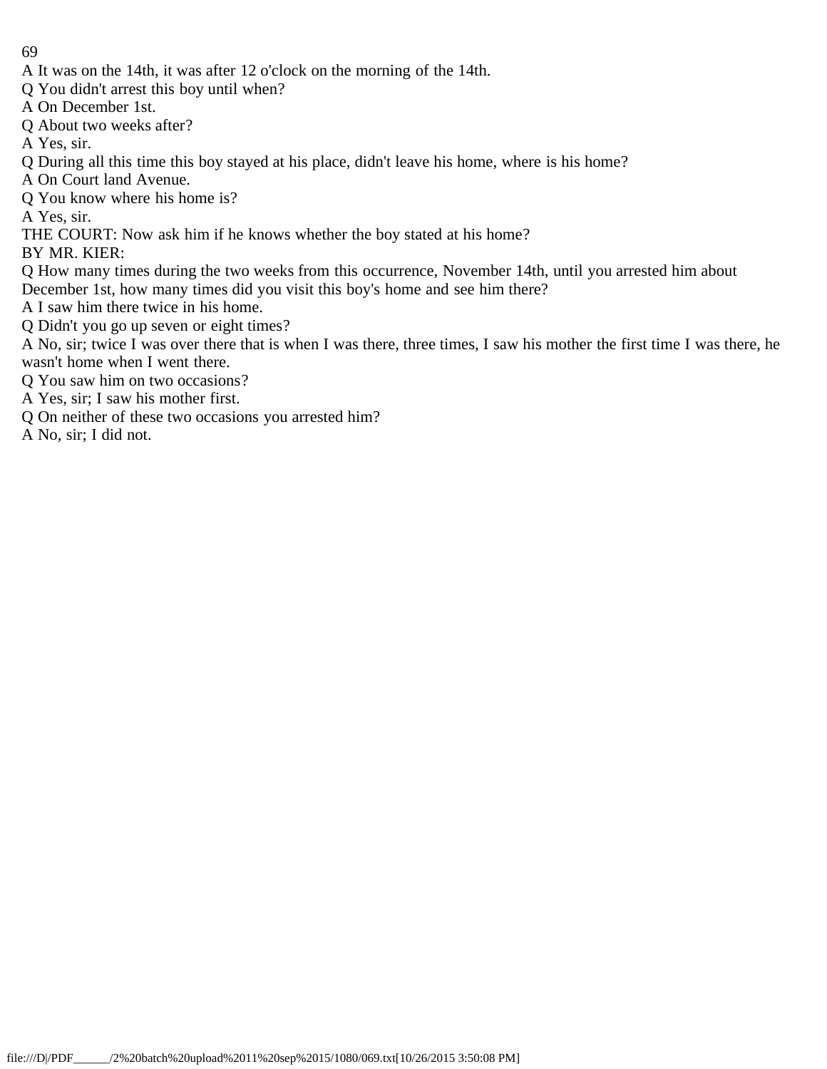A It was on the 14th, it was after 12 o'clock on the morning of the 14th.

Q You didn't arrest this boy until when?

A On December 1st.

Q About two weeks after?

A Yes, sir.

Q During all this time this boy stayed at his place, didn't leave his home, where is his home?

A On Court land Avenue.

Q You know where his home is?

A Yes, sir.

THE COURT: Now ask him if he knows whether the boy stated at his home?

BY MR. KIER:

Q How many times during the two weeks from this occurrence, November 14th, until you arrested him about December 1st, how many times did you visit this boy's home and see him there?

A I saw him there twice in his home.

Q Didn't you go up seven or eight times?

A No, sir; twice I was over there that is when I was there, three times, I saw his mother the first time I was there, he wasn't home when I went there.

Q You saw him on two occasions?

A Yes, sir; I saw his mother first.

Q On neither of these two occasions you arrested him?

A No, sir; I did not.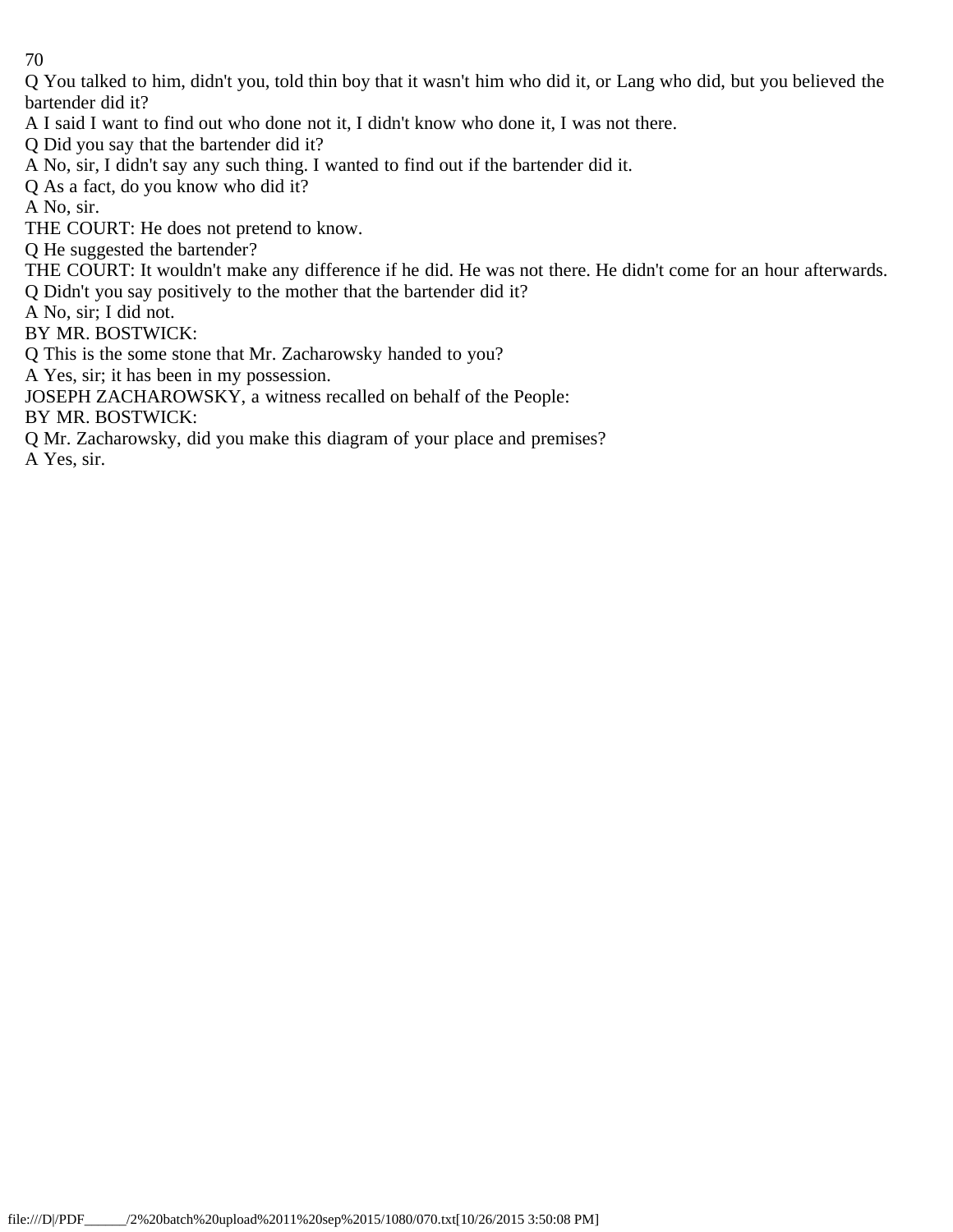Q You talked to him, didn't you, told thin boy that it wasn't him who did it, or Lang who did, but you believed the bartender did it?

A I said I want to find out who done not it, I didn't know who done it, I was not there.

Q Did you say that the bartender did it?

A No, sir, I didn't say any such thing. I wanted to find out if the bartender did it.

Q As a fact, do you know who did it?

A No, sir.

THE COURT: He does not pretend to know.

Q He suggested the bartender?

THE COURT: It wouldn't make any difference if he did. He was not there. He didn't come for an hour afterwards.

Q Didn't you say positively to the mother that the bartender did it?

A No, sir; I did not.

BY MR. BOSTWICK:

Q This is the some stone that Mr. Zacharowsky handed to you?

A Yes, sir; it has been in my possession.

JOSEPH ZACHAROWSKY, a witness recalled on behalf of the People:

BY MR. BOSTWICK:

Q Mr. Zacharowsky, did you make this diagram of your place and premises?

A Yes, sir.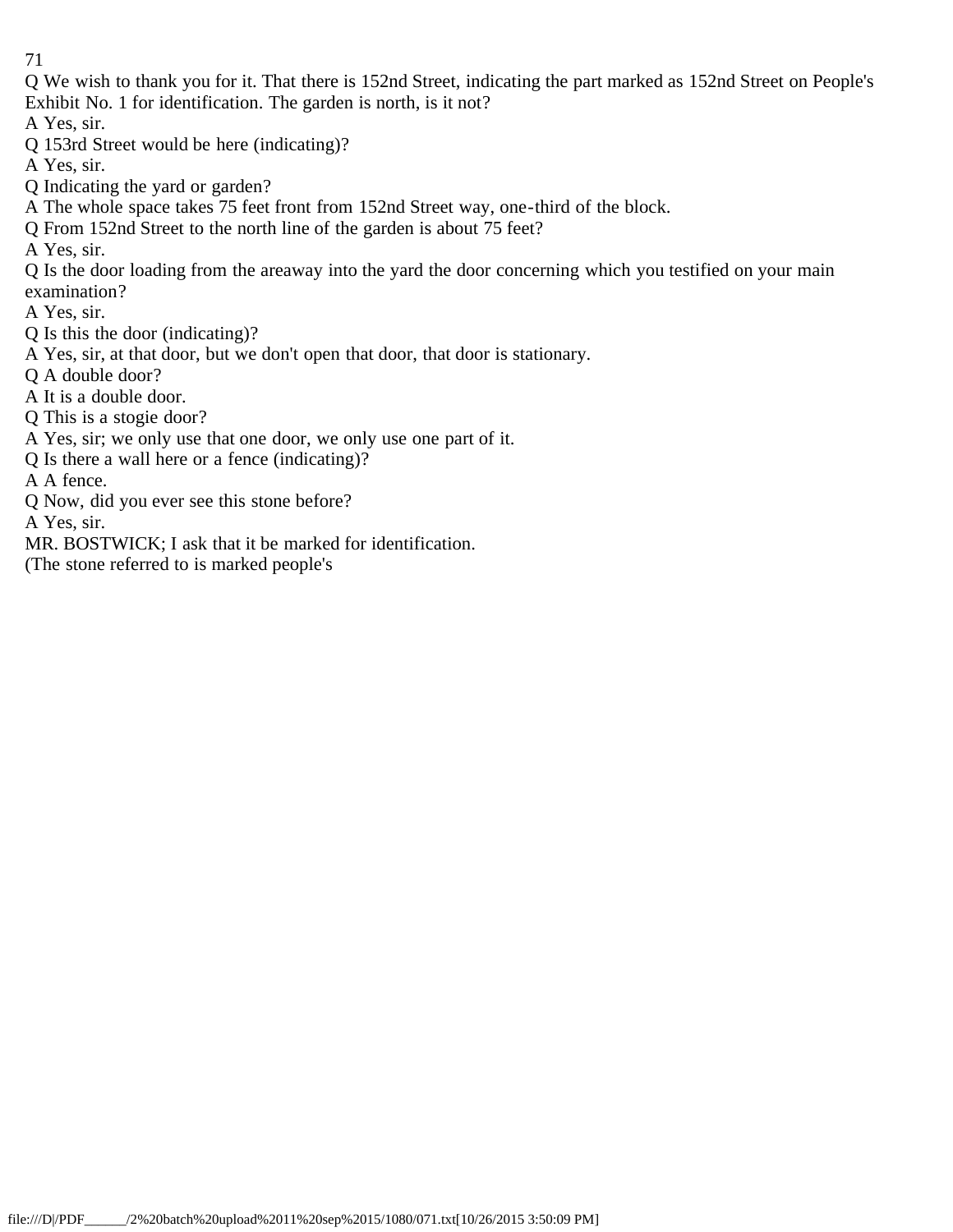Q We wish to thank you for it. That there is 152nd Street, indicating the part marked as 152nd Street on People's Exhibit No. 1 for identification. The garden is north, is it not?

A Yes, sir.

Q 153rd Street would be here (indicating)?

A Yes, sir.

Q Indicating the yard or garden?

A The whole space takes 75 feet front from 152nd Street way, one-third of the block.

Q From 152nd Street to the north line of the garden is about 75 feet?

A Yes, sir.

Q Is the door loading from the areaway into the yard the door concerning which you testified on your main examination?

A Yes, sir.

Q Is this the door (indicating)?

A Yes, sir, at that door, but we don't open that door, that door is stationary.

Q A double door?

A It is a double door.

Q This is a stogie door?

A Yes, sir; we only use that one door, we only use one part of it.

Q Is there a wall here or a fence (indicating)?

A A fence.

Q Now, did you ever see this stone before?

A Yes, sir.

MR. BOSTWICK; I ask that it be marked for identification.

(The stone referred to is marked people's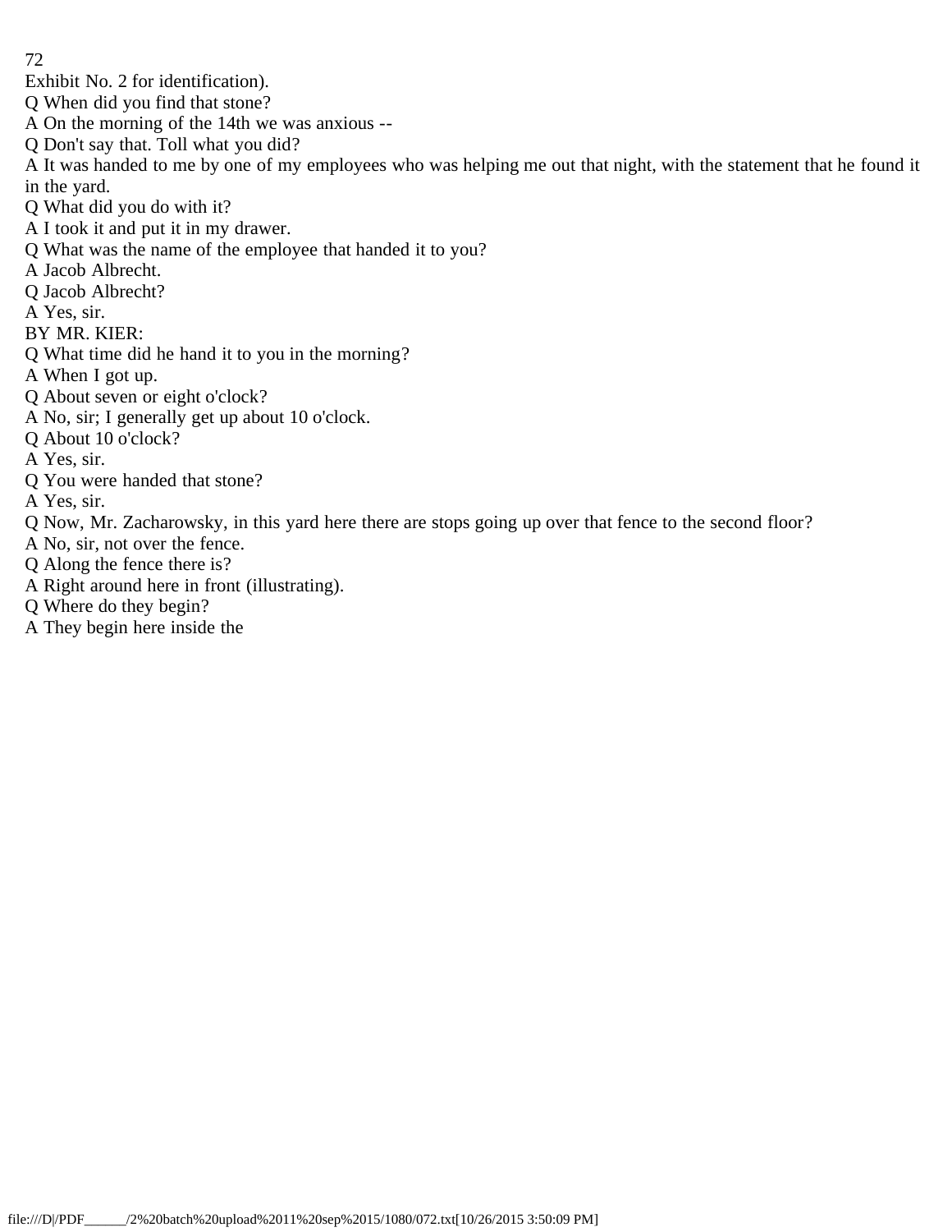Exhibit No. 2 for identification).

Q When did you find that stone?

A On the morning of the 14th we was anxious --

Q Don't say that. Toll what you did?

A It was handed to me by one of my employees who was helping me out that night, with the statement that he found it in the yard.

Q What did you do with it?

A I took it and put it in my drawer.

Q What was the name of the employee that handed it to you?

A Jacob Albrecht.

Q Jacob Albrecht?

A Yes, sir.

BY MR. KIER:

Q What time did he hand it to you in the morning?

A When I got up.

Q About seven or eight o'clock?

A No, sir; I generally get up about 10 o'clock.

Q About 10 o'clock?

A Yes, sir.

Q You were handed that stone?

A Yes, sir.

Q Now, Mr. Zacharowsky, in this yard here there are stops going up over that fence to the second floor?

A No, sir, not over the fence.

Q Along the fence there is?

A Right around here in front (illustrating).

Q Where do they begin?

A They begin here inside the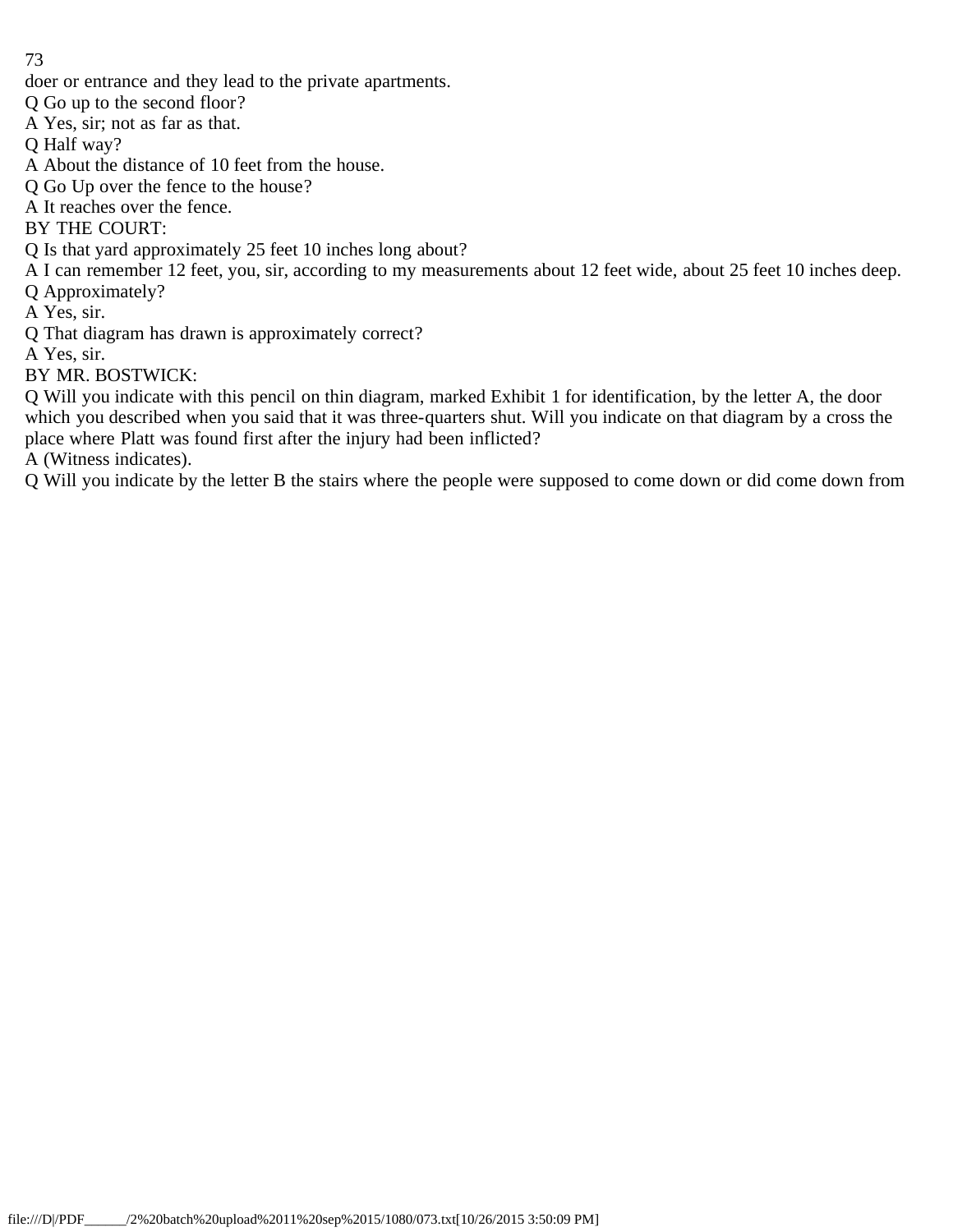doer or entrance and they lead to the private apartments.

Q Go up to the second floor?

A Yes, sir; not as far as that.

Q Half way?

A About the distance of 10 feet from the house.

Q Go Up over the fence to the house?

A It reaches over the fence.

BY THE COURT:

Q Is that yard approximately 25 feet 10 inches long about?

A I can remember 12 feet, you, sir, according to my measurements about 12 feet wide, about 25 feet 10 inches deep.

Q Approximately?

A Yes, sir.

Q That diagram has drawn is approximately correct?

A Yes, sir.

BY MR. BOSTWICK:

Q Will you indicate with this pencil on thin diagram, marked Exhibit 1 for identification, by the letter A, the door which you described when you said that it was three-quarters shut. Will you indicate on that diagram by a cross the place where Platt was found first after the injury had been inflicted?

A (Witness indicates).

Q Will you indicate by the letter B the stairs where the people were supposed to come down or did come down from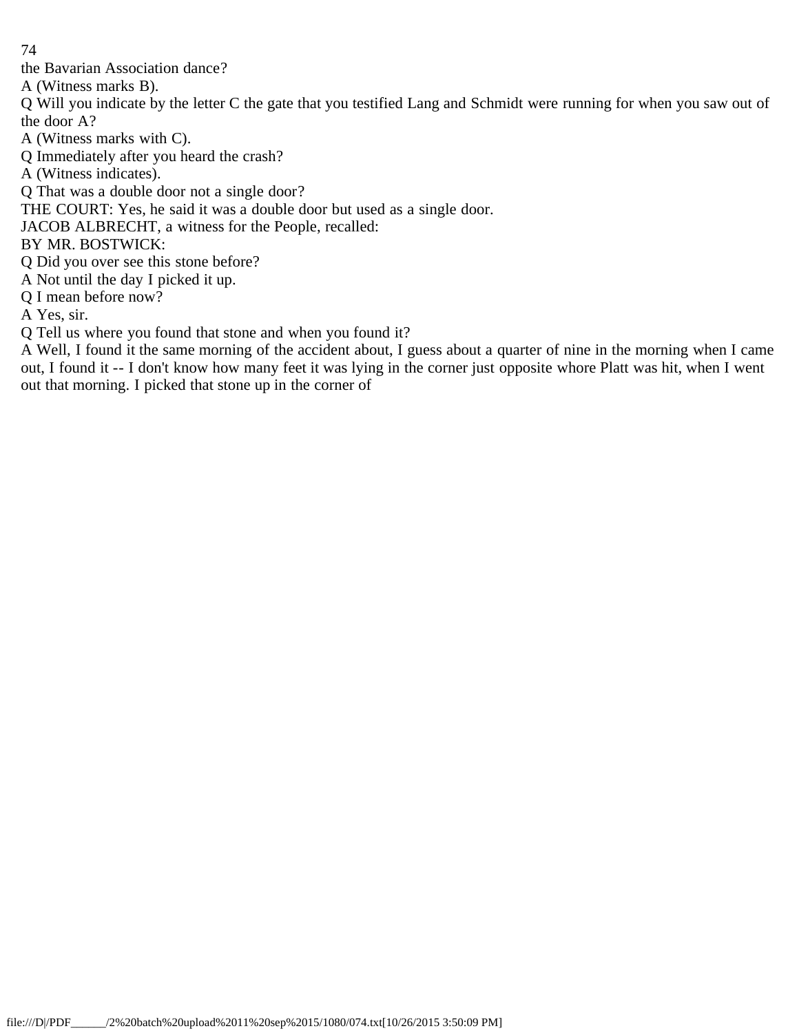the Bavarian Association dance?

A (Witness marks B).

Q Will you indicate by the letter C the gate that you testified Lang and Schmidt were running for when you saw out of the door A?

A (Witness marks with C).

Q Immediately after you heard the crash?

A (Witness indicates).

Q That was a double door not a single door?

THE COURT: Yes, he said it was a double door but used as a single door.

JACOB ALBRECHT, a witness for the People, recalled:

BY MR. BOSTWICK:

Q Did you over see this stone before?

A Not until the day I picked it up.

Q I mean before now?

A Yes, sir.

Q Tell us where you found that stone and when you found it?

A Well, I found it the same morning of the accident about, I guess about a quarter of nine in the morning when I came out, I found it -- I don't know how many feet it was lying in the corner just opposite whore Platt was hit, when I went out that morning. I picked that stone up in the corner of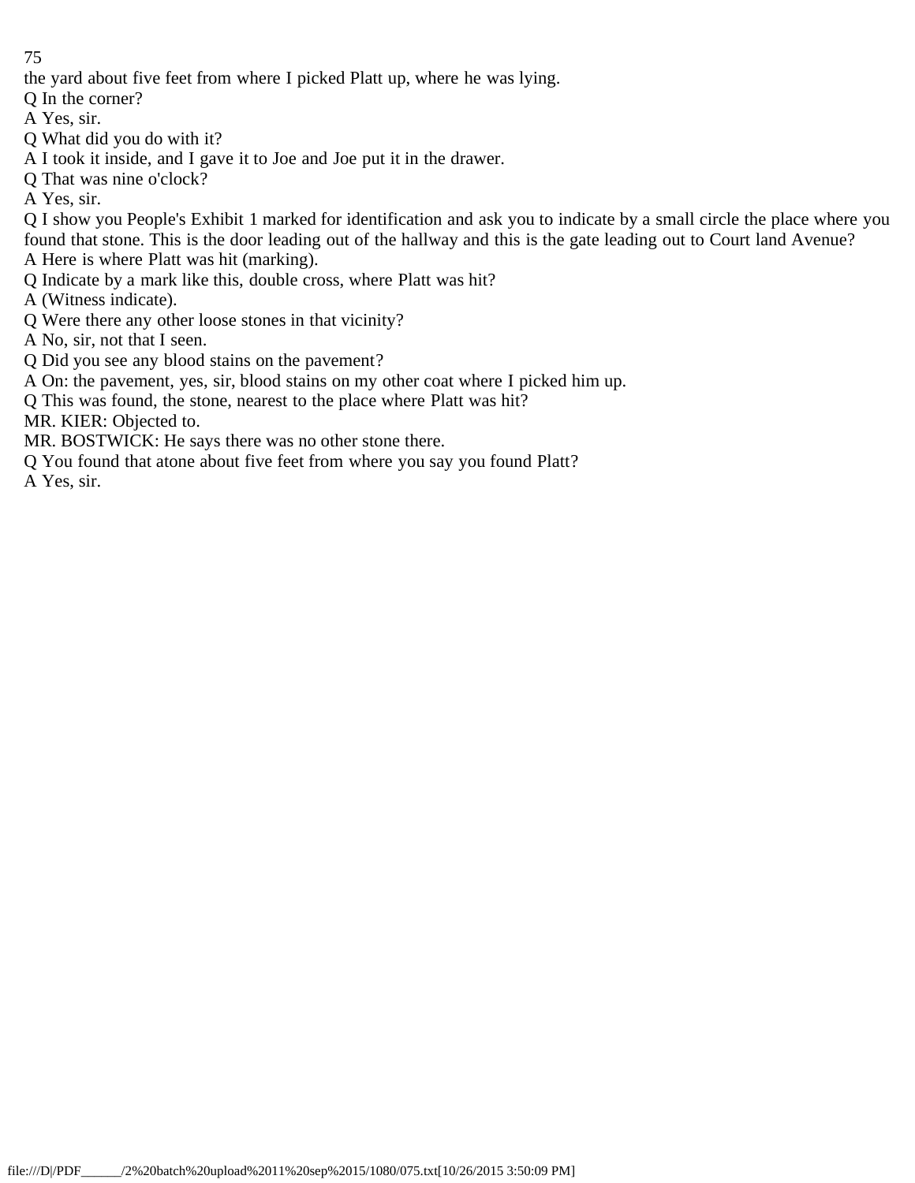the yard about five feet from where I picked Platt up, where he was lying.

Q In the corner?

A Yes, sir.

Q What did you do with it?

A I took it inside, and I gave it to Joe and Joe put it in the drawer.

Q That was nine o'clock?

A Yes, sir.

Q I show you People's Exhibit 1 marked for identification and ask you to indicate by a small circle the place where you found that stone. This is the door leading out of the hallway and this is the gate leading out to Court land Avenue?

A Here is where Platt was hit (marking).

Q Indicate by a mark like this, double cross, where Platt was hit?

A (Witness indicate).

Q Were there any other loose stones in that vicinity?

A No, sir, not that I seen.

Q Did you see any blood stains on the pavement?

A On: the pavement, yes, sir, blood stains on my other coat where I picked him up.

Q This was found, the stone, nearest to the place where Platt was hit?

MR. KIER: Objected to.

MR. BOSTWICK: He says there was no other stone there.

Q You found that atone about five feet from where you say you found Platt?

A Yes, sir.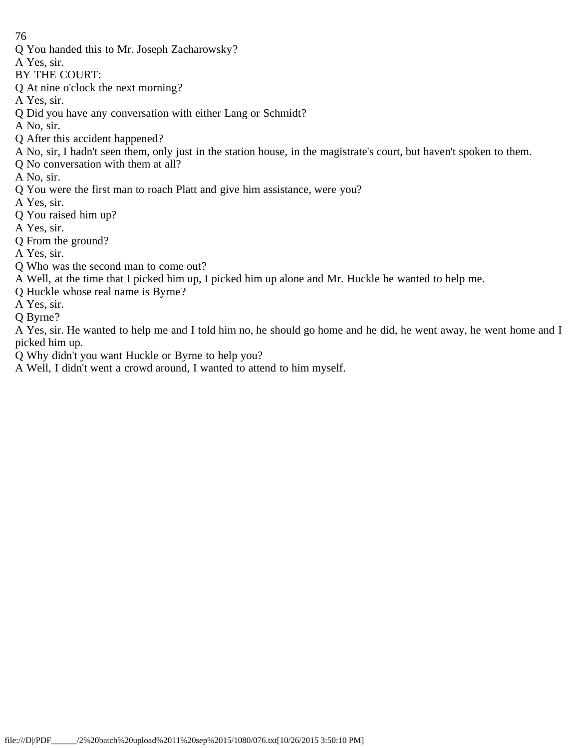Q You handed this to Mr. Joseph Zacharowsky?

A Yes, sir.

BY THE COURT:

Q At nine o'clock the next morning?

A Yes, sir.

Q Did you have any conversation with either Lang or Schmidt?

A No, sir.

Q After this accident happened?

A No, sir, I hadn't seen them, only just in the station house, in the magistrate's court, but haven't spoken to them.

Q No conversation with them at all?

A No, sir.

Q You were the first man to roach Platt and give him assistance, were you?

A Yes, sir.

Q You raised him up?

A Yes, sir.

Q From the ground?

A Yes, sir.

Q Who was the second man to come out?

A Well, at the time that I picked him up, I picked him up alone and Mr. Huckle he wanted to help me.

Q Huckle whose real name is Byrne?

A Yes, sir.

Q Byrne?

A Yes, sir. He wanted to help me and I told him no, he should go home and he did, he went away, he went home and I picked him up.

Q Why didn't you want Huckle or Byrne to help you?

A Well, I didn't went a crowd around, I wanted to attend to him myself.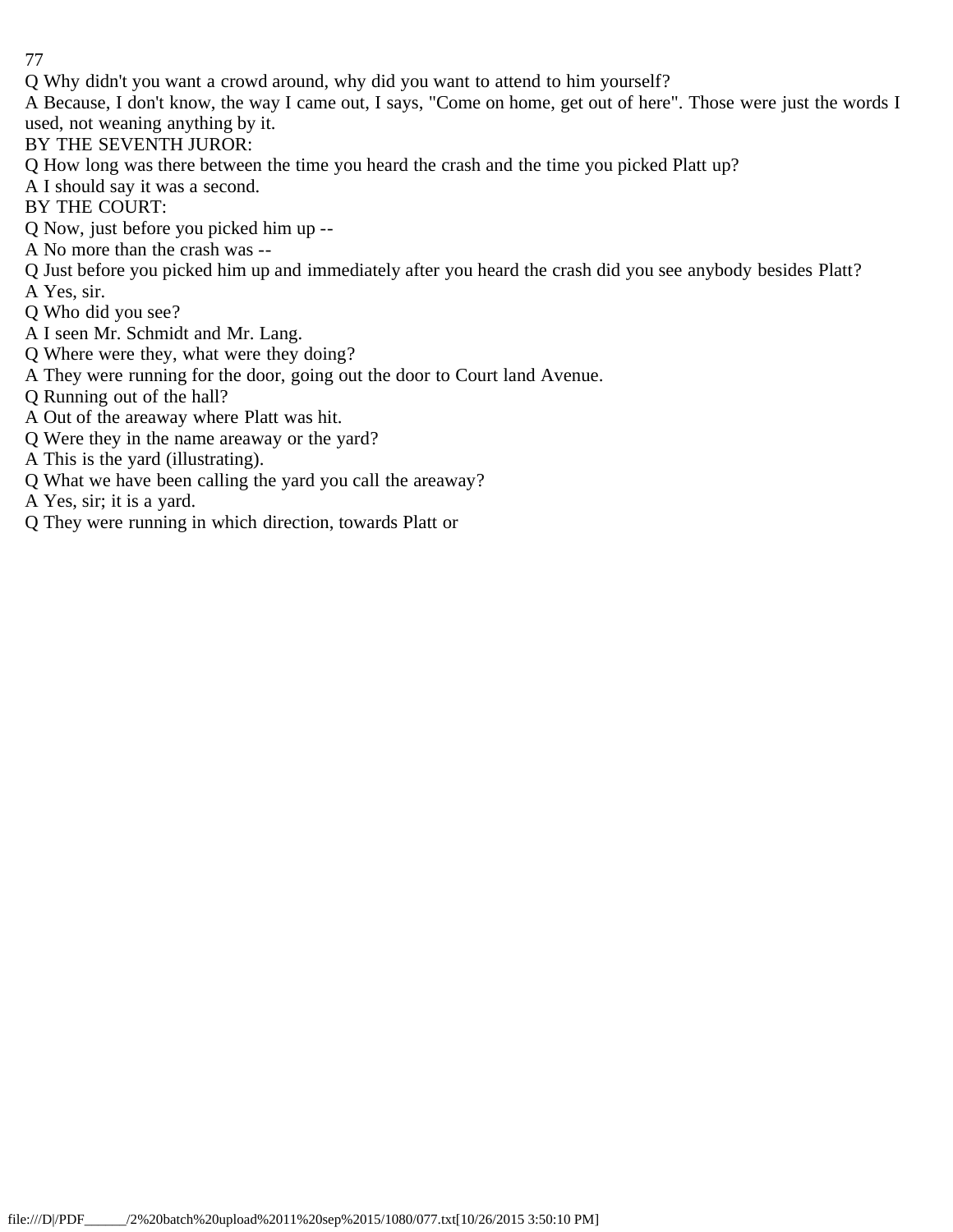Q Why didn't you want a crowd around, why did you want to attend to him yourself?

A Because, I don't know, the way I came out, I says, "Come on home, get out of here". Those were just the words I used, not weaning anything by it.

BY THE SEVENTH JUROR:

Q How long was there between the time you heard the crash and the time you picked Platt up?

A I should say it was a second.

BY THE COURT:

Q Now, just before you picked him up --

A No more than the crash was --

Q Just before you picked him up and immediately after you heard the crash did you see anybody besides Platt?

A Yes, sir.

Q Who did you see?

A I seen Mr. Schmidt and Mr. Lang.

Q Where were they, what were they doing?

A They were running for the door, going out the door to Court land Avenue.

Q Running out of the hall?

A Out of the areaway where Platt was hit.

Q Were they in the name areaway or the yard?

A This is the yard (illustrating).

Q What we have been calling the yard you call the areaway?

A Yes, sir; it is a yard.

Q They were running in which direction, towards Platt or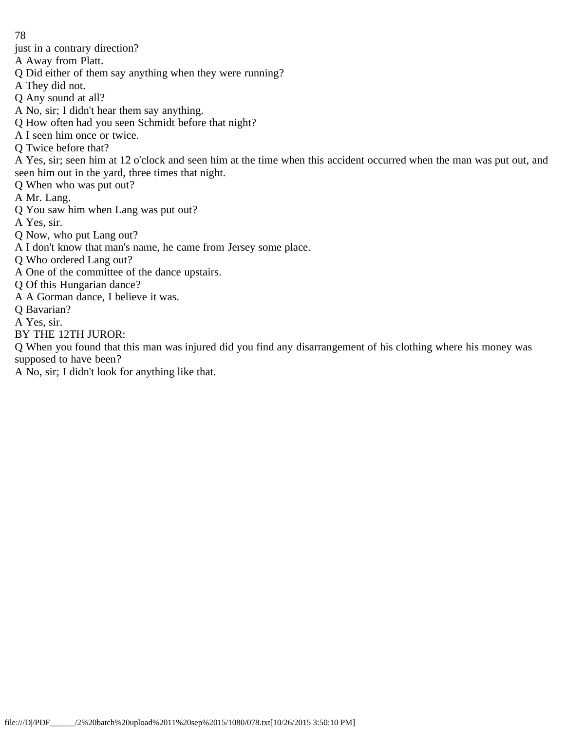just in a contrary direction?

A Away from Platt.

Q Did either of them say anything when they were running?

A They did not.

Q Any sound at all?

A No, sir; I didn't hear them say anything.

Q How often had you seen Schmidt before that night?

A I seen him once or twice.

Q Twice before that?

A Yes, sir; seen him at 12 o'clock and seen him at the time when this accident occurred when the man was put out, and seen him out in the yard, three times that night.

Q When who was put out?

A Mr. Lang.

Q You saw him when Lang was put out?

A Yes, sir.

Q Now, who put Lang out?

A I don't know that man's name, he came from Jersey some place.

Q Who ordered Lang out?

A One of the committee of the dance upstairs.

Q Of this Hungarian dance?

A A Gorman dance, I believe it was.

Q Bavarian?

A Yes, sir.

BY THE 12TH JUROR:

Q When you found that this man was injured did you find any disarrangement of his clothing where his money was supposed to have been?

A No, sir; I didn't look for anything like that.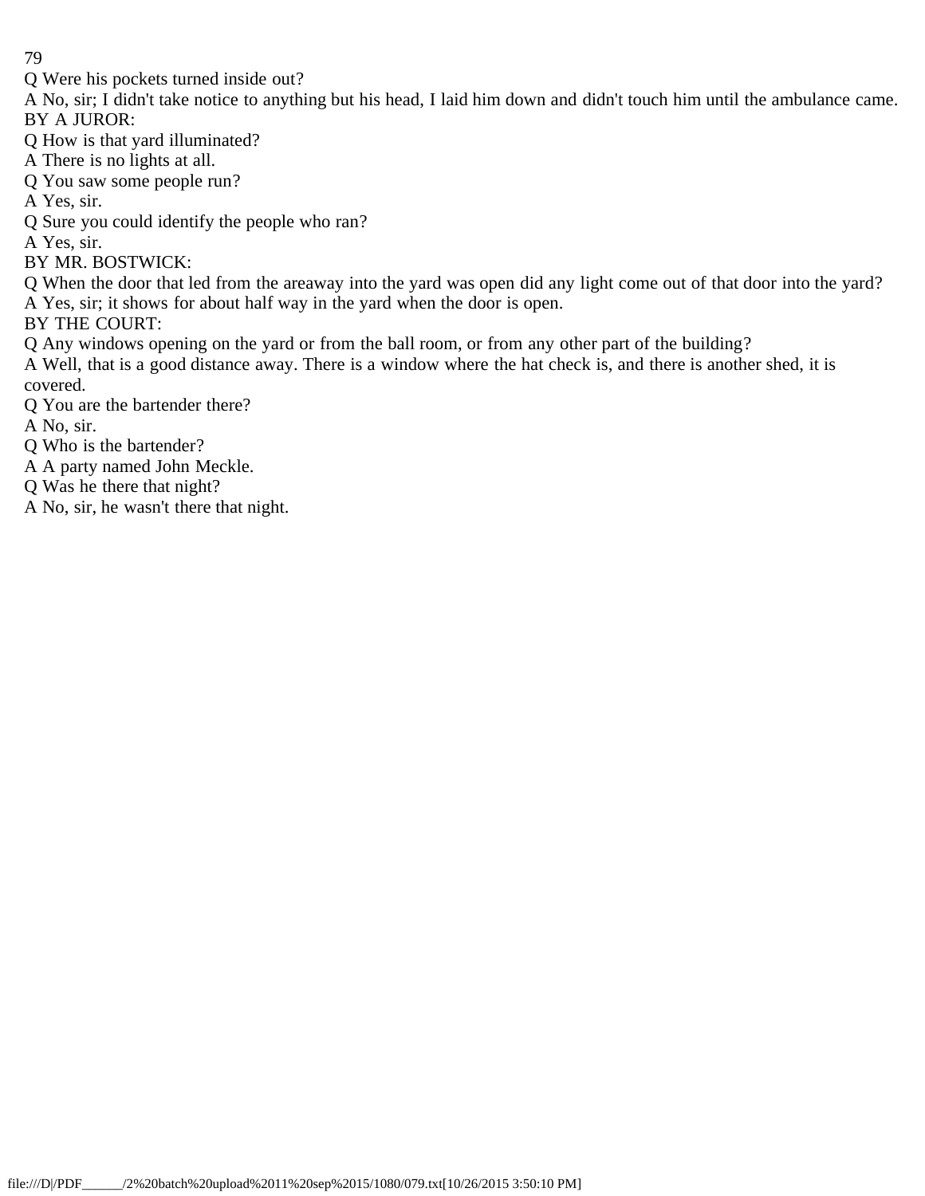Q Were his pockets turned inside out?

A No, sir; I didn't take notice to anything but his head, I laid him down and didn't touch him until the ambulance came.

BY A JUROR:

Q How is that yard illuminated?

A There is no lights at all.

Q You saw some people run?

A Yes, sir.

Q Sure you could identify the people who ran?

A Yes, sir.

BY MR. BOSTWICK:

Q When the door that led from the areaway into the yard was open did any light come out of that door into the yard?

A Yes, sir; it shows for about half way in the yard when the door is open.

BY THE COURT:

Q Any windows opening on the yard or from the ball room, or from any other part of the building?

A Well, that is a good distance away. There is a window where the hat check is, and there is another shed, it is covered.

Q You are the bartender there?

A No, sir.

Q Who is the bartender?

A A party named John Meckle.

Q Was he there that night?

A No, sir, he wasn't there that night.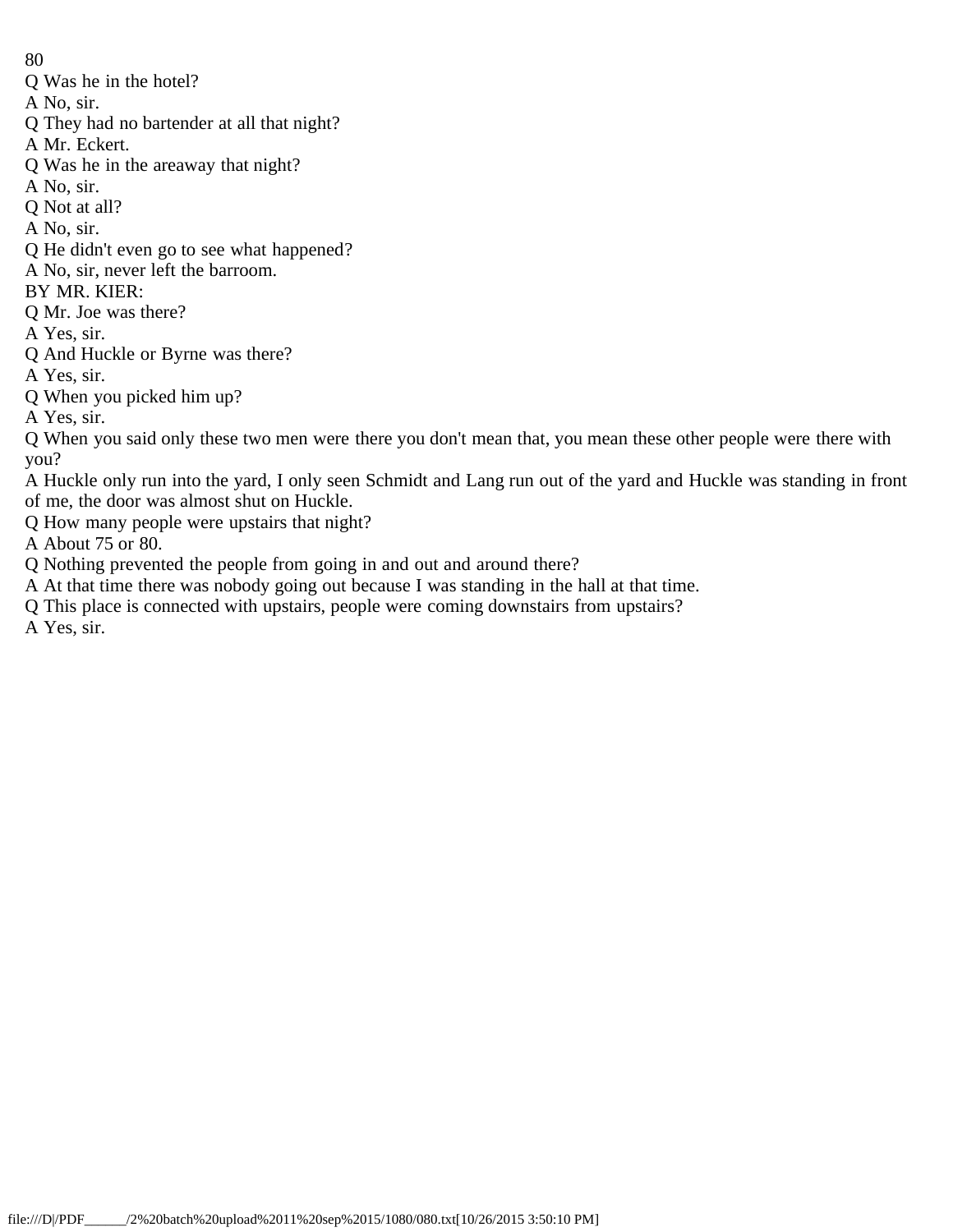Q Was he in the hotel?
A No, sir.
Q They had no bartender at all that night?
A Mr. Eckert.
Q Was he in the areaway that night?
A No, sir.
Q Not at all?
A No, sir.
Q He didn't even go to see what happened?
A No, sir, never left the barroom.
BY MR. KIER:
Q Mr. Joe was there?
A Yes, sir.
Q And Huckle or Byrne was there?
A Yes, sir.
Q When you picked him up?
A Yes, sir.
Q When you said only these two men were there you don't mean that, you mean these other people were there with you?
A Huckle only run into the yard, I only seen Schmidt and Lang run out of the yard and Huckle was standing in front of me, the door was almost shut on Huckle.
Q How many people were upstairs that night?
A About 75 or 80.
Q Nothing prevented the people from going in and out and around there?
A At that time there was nobody going out because I was standing in the hall at that time.
Q This place is connected with upstairs, people were coming downstairs from upstairs?
A Yes, sir.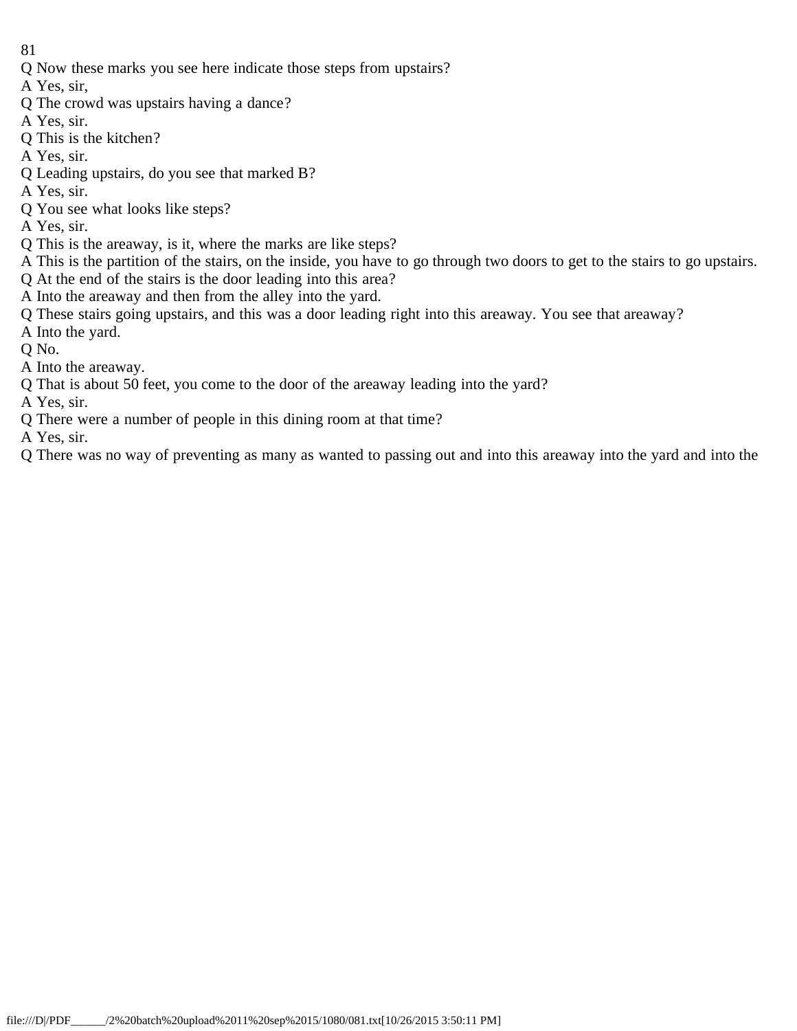Q Now these marks you see here indicate those steps from upstairs?

A Yes, sir,

Q The crowd was upstairs having a dance?

A Yes, sir.

Q This is the kitchen?

A Yes, sir.

Q Leading upstairs, do you see that marked B?

A Yes, sir.

Q You see what looks like steps?

A Yes, sir.

Q This is the areaway, is it, where the marks are like steps?

A This is the partition of the stairs, on the inside, you have to go through two doors to get to the stairs to go upstairs.

Q At the end of the stairs is the door leading into this area?

A Into the areaway and then from the alley into the yard.

Q These stairs going upstairs, and this was a door leading right into this areaway. You see that areaway?

A Into the yard.

Q No.

A Into the areaway.

Q That is about 50 feet, you come to the door of the areaway leading into the yard?

A Yes, sir.

Q There were a number of people in this dining room at that time?

A Yes, sir.

Q There was no way of preventing as many as wanted to passing out and into this areaway into the yard and into the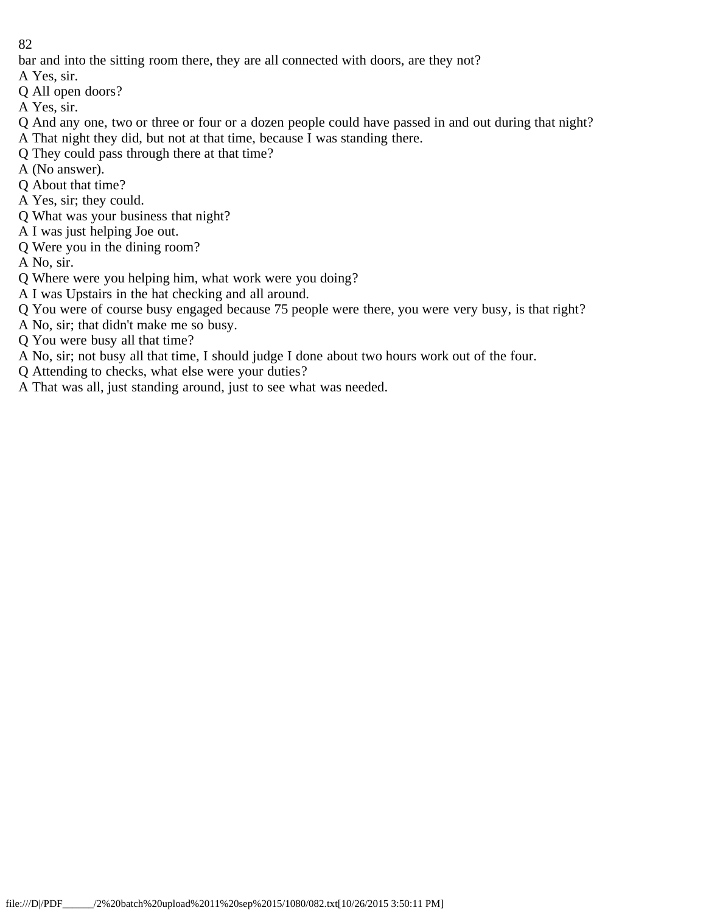bar and into the sitting room there, they are all connected with doors, are they not?
A Yes, sir.
Q All open doors?
A Yes, sir.
Q And any one, two or three or four or a dozen people could have passed in and out during that night?
A That night they did, but not at that time, because I was standing there.
Q They could pass through there at that time?
A (No answer).
Q About that time?
A Yes, sir; they could.
Q What was your business that night?
A I was just helping Joe out.
Q Were you in the dining room?
A No, sir.
Q Where were you helping him, what work were you doing?
A I was Upstairs in the hat checking and all around.
Q You were of course busy engaged because 75 people were there, you were very busy, is that right?
A No, sir; that didn't make me so busy.
Q You were busy all that time?
A No, sir; not busy all that time, I should judge I done about two hours work out of the four.
Q Attending to checks, what else were your duties?
A That was all, just standing around, just to see what was needed.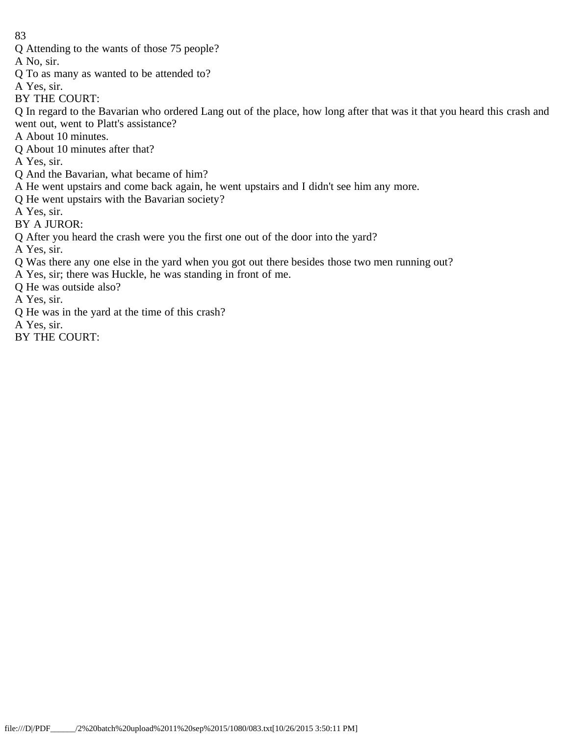Q Attending to the wants of those 75 people?

A No, sir.

Q To as many as wanted to be attended to?

A Yes, sir.

BY THE COURT:

Q In regard to the Bavarian who ordered Lang out of the place, how long after that was it that you heard this crash and went out, went to Platt's assistance?

A About 10 minutes.

Q About 10 minutes after that?

A Yes, sir.

Q And the Bavarian, what became of him?

A He went upstairs and come back again, he went upstairs and I didn't see him any more.

Q He went upstairs with the Bavarian society?

A Yes, sir.

BY A JUROR:

Q After you heard the crash were you the first one out of the door into the yard?

A Yes, sir.

Q Was there any one else in the yard when you got out there besides those two men running out?

A Yes, sir; there was Huckle, he was standing in front of me.

Q He was outside also?

A Yes, sir.

Q He was in the yard at the time of this crash?

A Yes, sir.

BY THE COURT: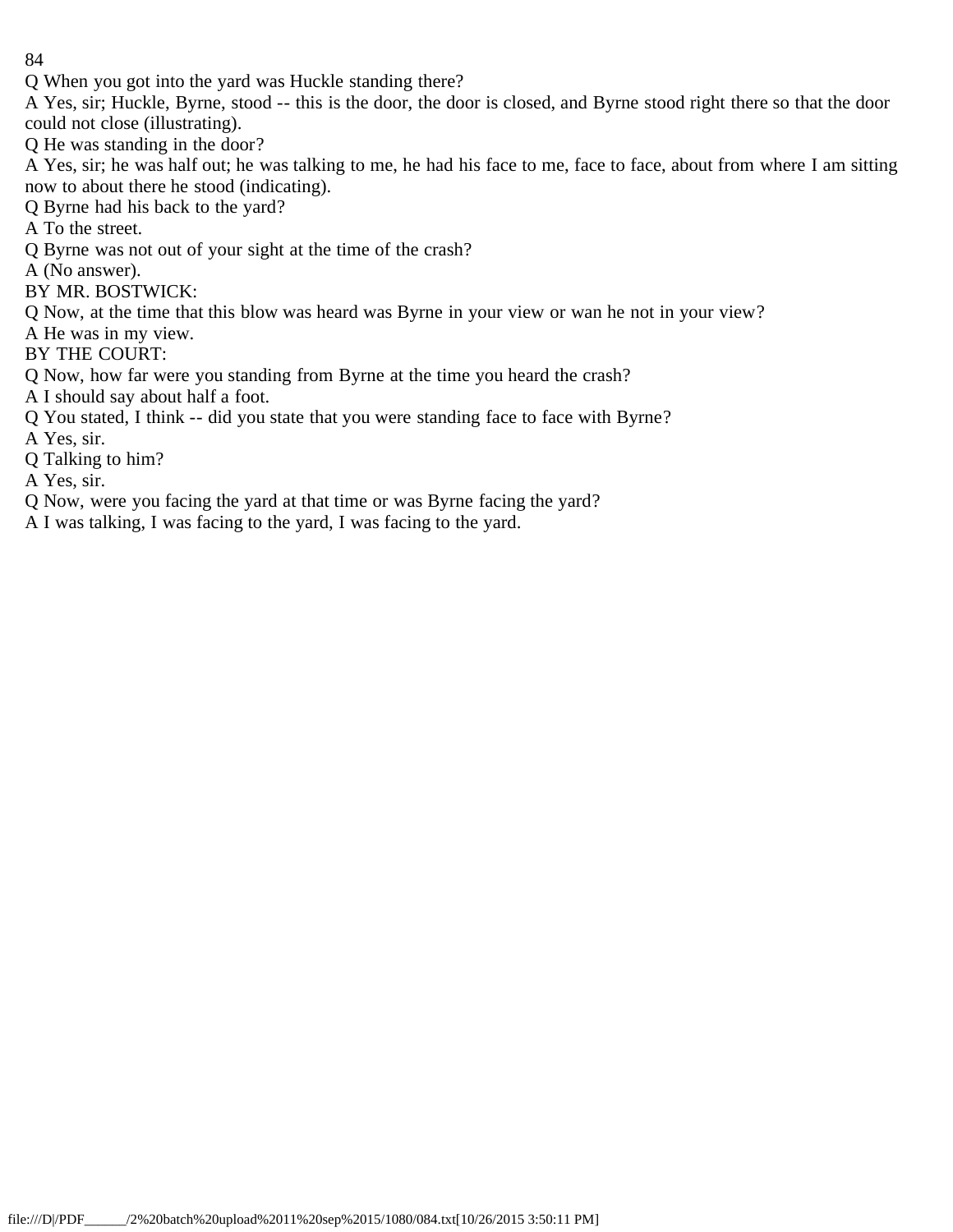Q When you got into the yard was Huckle standing there?

A Yes, sir; Huckle, Byrne, stood -- this is the door, the door is closed, and Byrne stood right there so that the door could not close (illustrating).

Q He was standing in the door?

A Yes, sir; he was half out; he was talking to me, he had his face to me, face to face, about from where I am sitting now to about there he stood (indicating).

Q Byrne had his back to the yard?

A To the street.

Q Byrne was not out of your sight at the time of the crash?

A (No answer).

BY MR. BOSTWICK:

Q Now, at the time that this blow was heard was Byrne in your view or wan he not in your view?

A He was in my view.

BY THE COURT:

Q Now, how far were you standing from Byrne at the time you heard the crash?

A I should say about half a foot.

Q You stated, I think -- did you state that you were standing face to face with Byrne?

A Yes, sir.

Q Talking to him?

A Yes, sir.

Q Now, were you facing the yard at that time or was Byrne facing the yard?

A I was talking, I was facing to the yard, I was facing to the yard.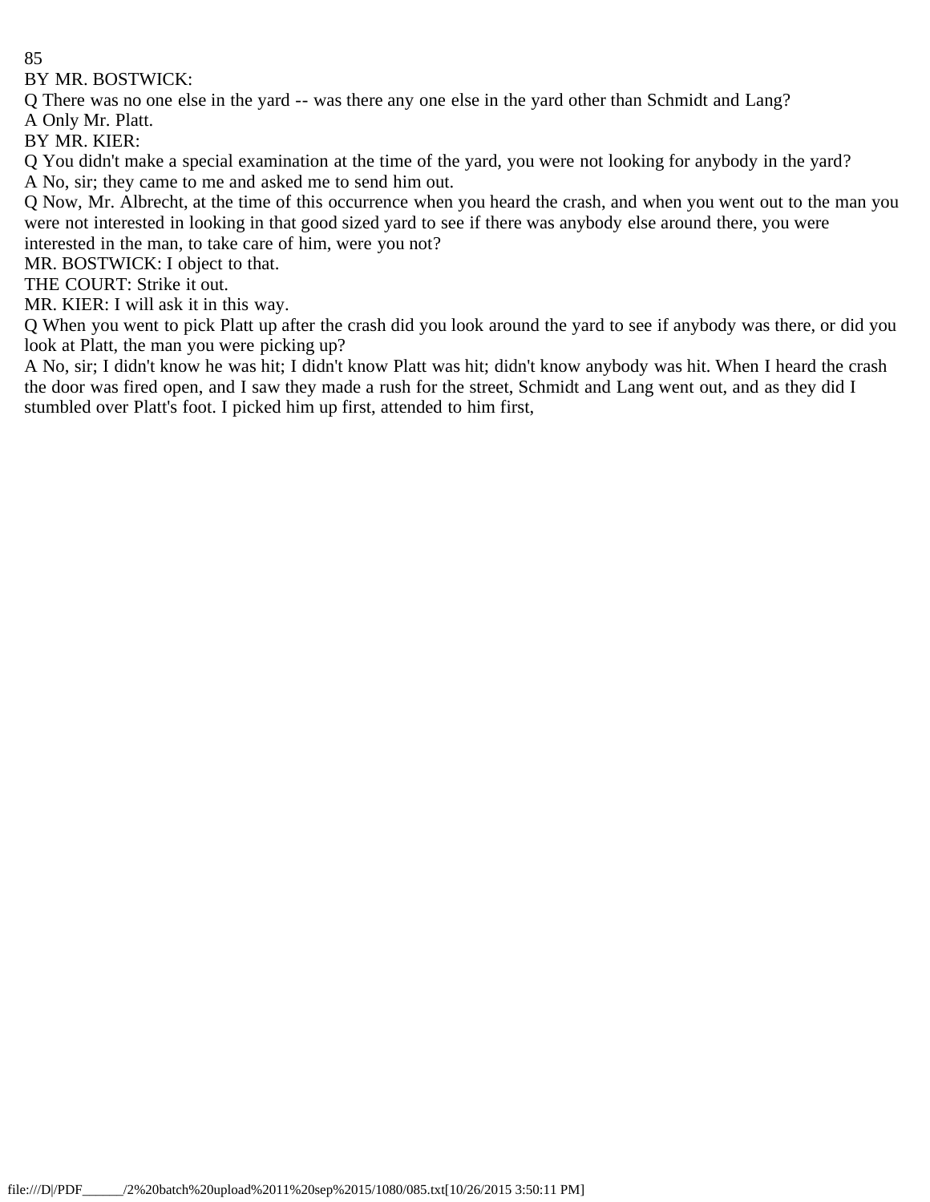BY MR. BOSTWICK:

Q There was no one else in the yard -- was there any one else in the yard other than Schmidt and Lang?

A Only Mr. Platt.

BY MR. KIER:

Q You didn't make a special examination at the time of the yard, you were not looking for anybody in the yard?

A No, sir; they came to me and asked me to send him out.

Q Now, Mr. Albrecht, at the time of this occurrence when you heard the crash, and when you went out to the man you were not interested in looking in that good sized yard to see if there was anybody else around there, you were interested in the man, to take care of him, were you not?

MR. BOSTWICK: I object to that.

THE COURT: Strike it out.

MR. KIER: I will ask it in this way.

Q When you went to pick Platt up after the crash did you look around the yard to see if anybody was there, or did you look at Platt, the man you were picking up?

A No, sir; I didn't know he was hit; I didn't know Platt was hit; didn't know anybody was hit. When I heard the crash the door was fired open, and I saw they made a rush for the street, Schmidt and Lang went out, and as they did I stumbled over Platt's foot. I picked him up first, attended to him first,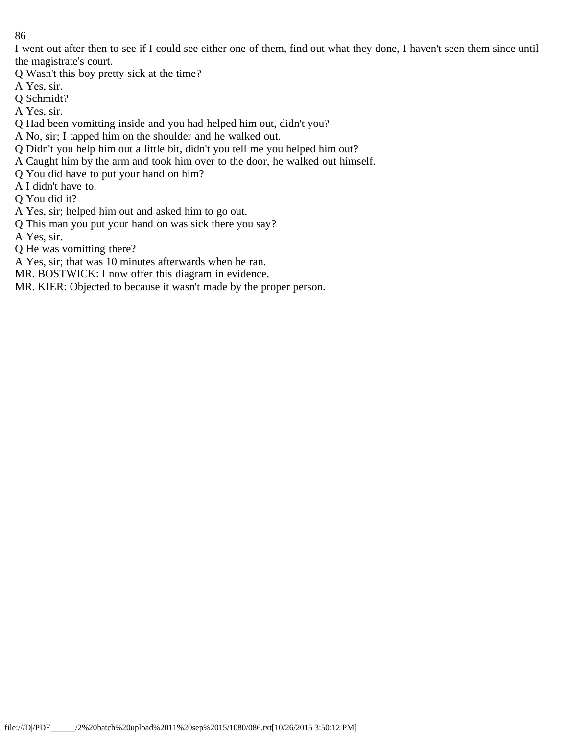I went out after then to see if I could see either one of them, find out what they done, I haven't seen them since until the magistrate's court.

Q Wasn't this boy pretty sick at the time?

A Yes, sir.

Q Schmidt?

A Yes, sir.

Q Had been vomitting inside and you had helped him out, didn't you?

A No, sir; I tapped him on the shoulder and he walked out.

Q Didn't you help him out a little bit, didn't you tell me you helped him out?

A Caught him by the arm and took him over to the door, he walked out himself.

Q You did have to put your hand on him?

A I didn't have to.

Q You did it?

A Yes, sir; helped him out and asked him to go out.

Q This man you put your hand on was sick there you say?

A Yes, sir.

Q He was vomitting there?

A Yes, sir; that was 10 minutes afterwards when he ran.

MR. BOSTWICK: I now offer this diagram in evidence.

MR. KIER: Objected to because it wasn't made by the proper person.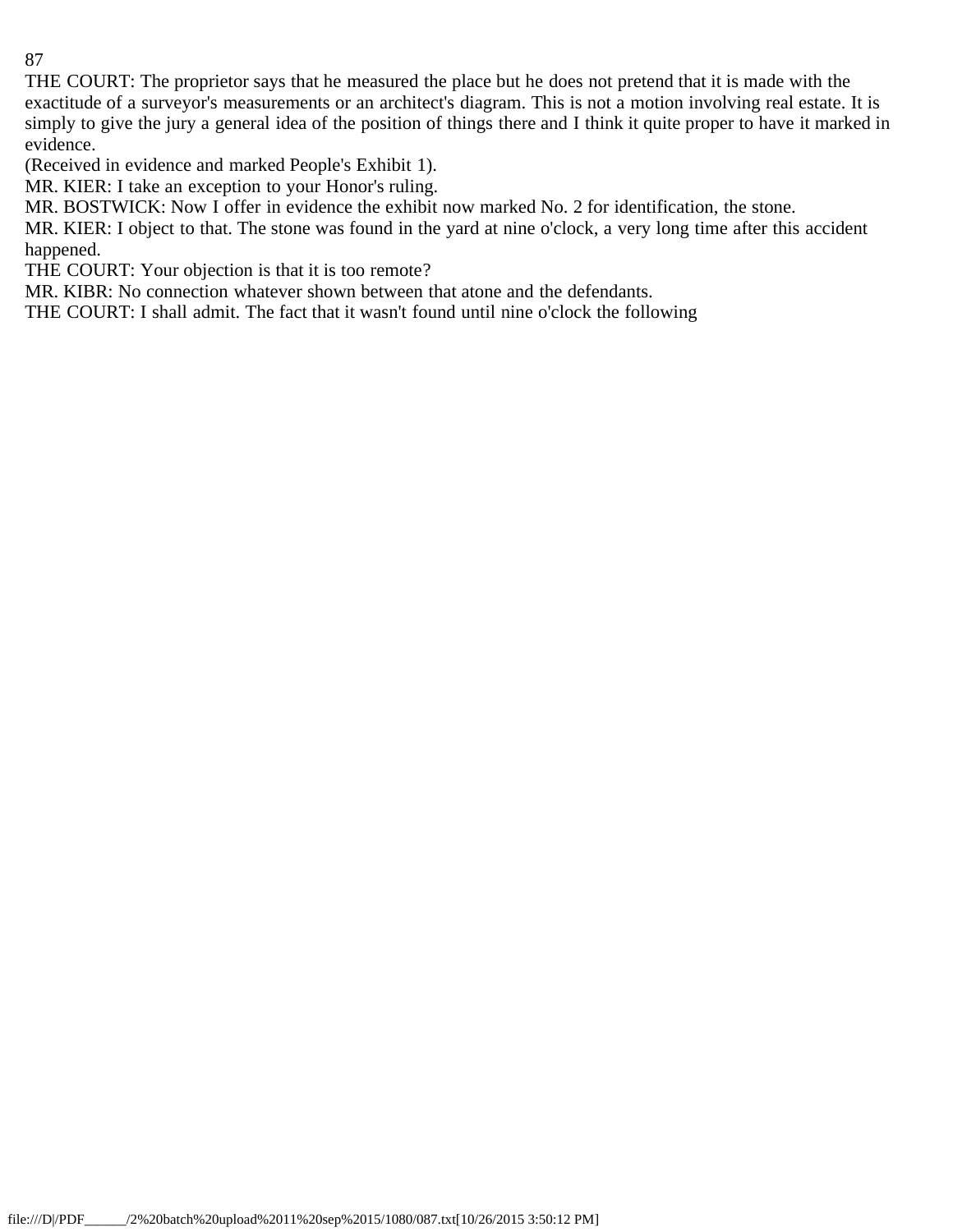THE COURT: The proprietor says that he measured the place but he does not pretend that it is made with the exactitude of a surveyor's measurements or an architect's diagram. This is not a motion involving real estate. It is simply to give the jury a general idea of the position of things there and I think it quite proper to have it marked in evidence.

(Received in evidence and marked People's Exhibit 1).

MR. KIER: I take an exception to your Honor's ruling.

MR. BOSTWICK: Now I offer in evidence the exhibit now marked No. 2 for identification, the stone.

MR. KIER: I object to that. The stone was found in the yard at nine o'clock, a very long time after this accident happened.

THE COURT: Your objection is that it is too remote?

MR. KIBR: No connection whatever shown between that atone and the defendants.

THE COURT: I shall admit. The fact that it wasn't found until nine o'clock the following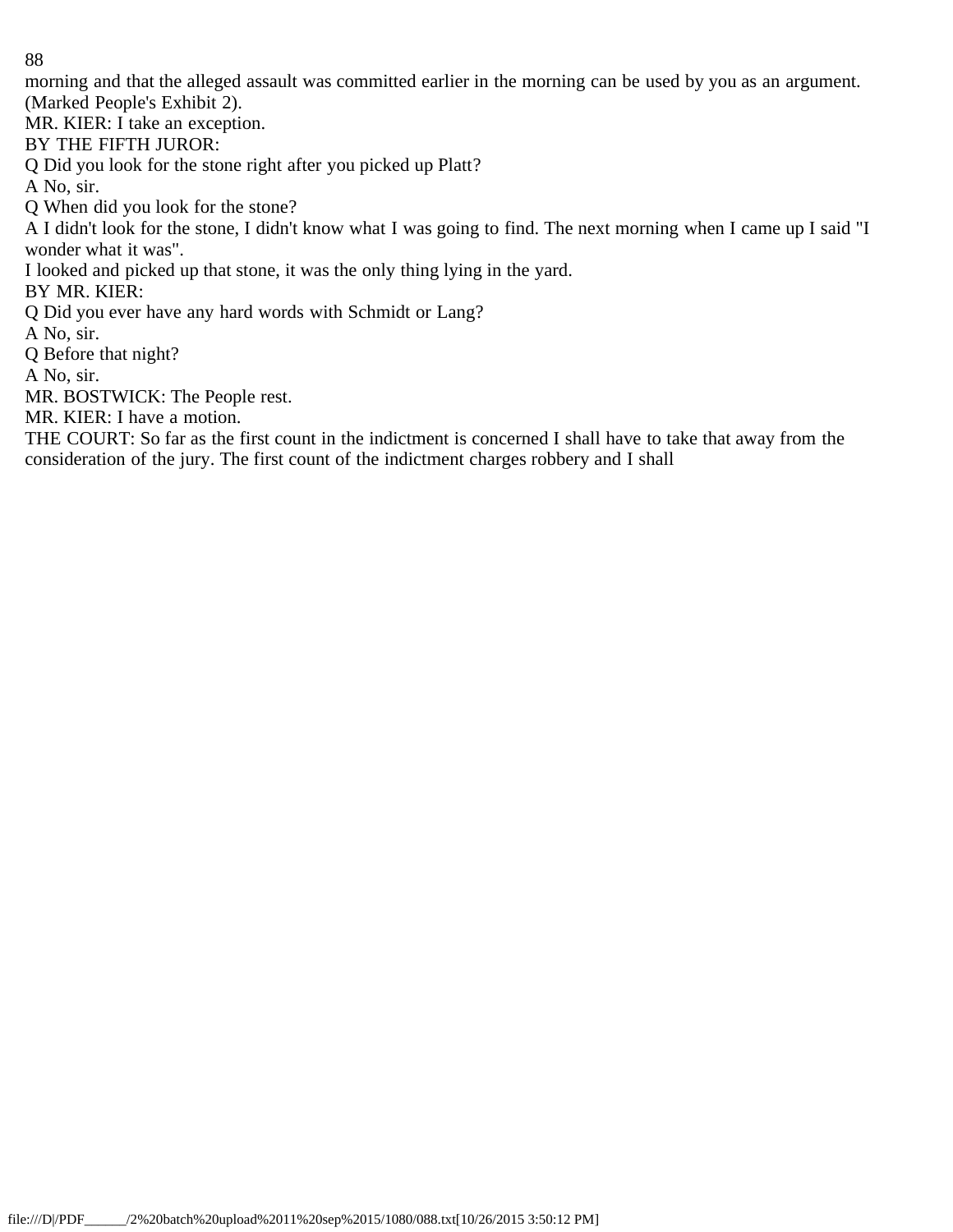morning and that the alleged assault was committed earlier in the morning can be used by you as an argument. (Marked People's Exhibit 2).

MR. KIER: I take an exception.

BY THE FIFTH JUROR:

Q Did you look for the stone right after you picked up Platt?

A No, sir.

Q When did you look for the stone?

A I didn't look for the stone, I didn't know what I was going to find. The next morning when I came up I said "I wonder what it was".

I looked and picked up that stone, it was the only thing lying in the yard.

BY MR. KIER:

Q Did you ever have any hard words with Schmidt or Lang?

A No, sir.

Q Before that night?

A No, sir.

MR. BOSTWICK: The People rest.

MR. KIER: I have a motion.

THE COURT: So far as the first count in the indictment is concerned I shall have to take that away from the consideration of the jury. The first count of the indictment charges robbery and I shall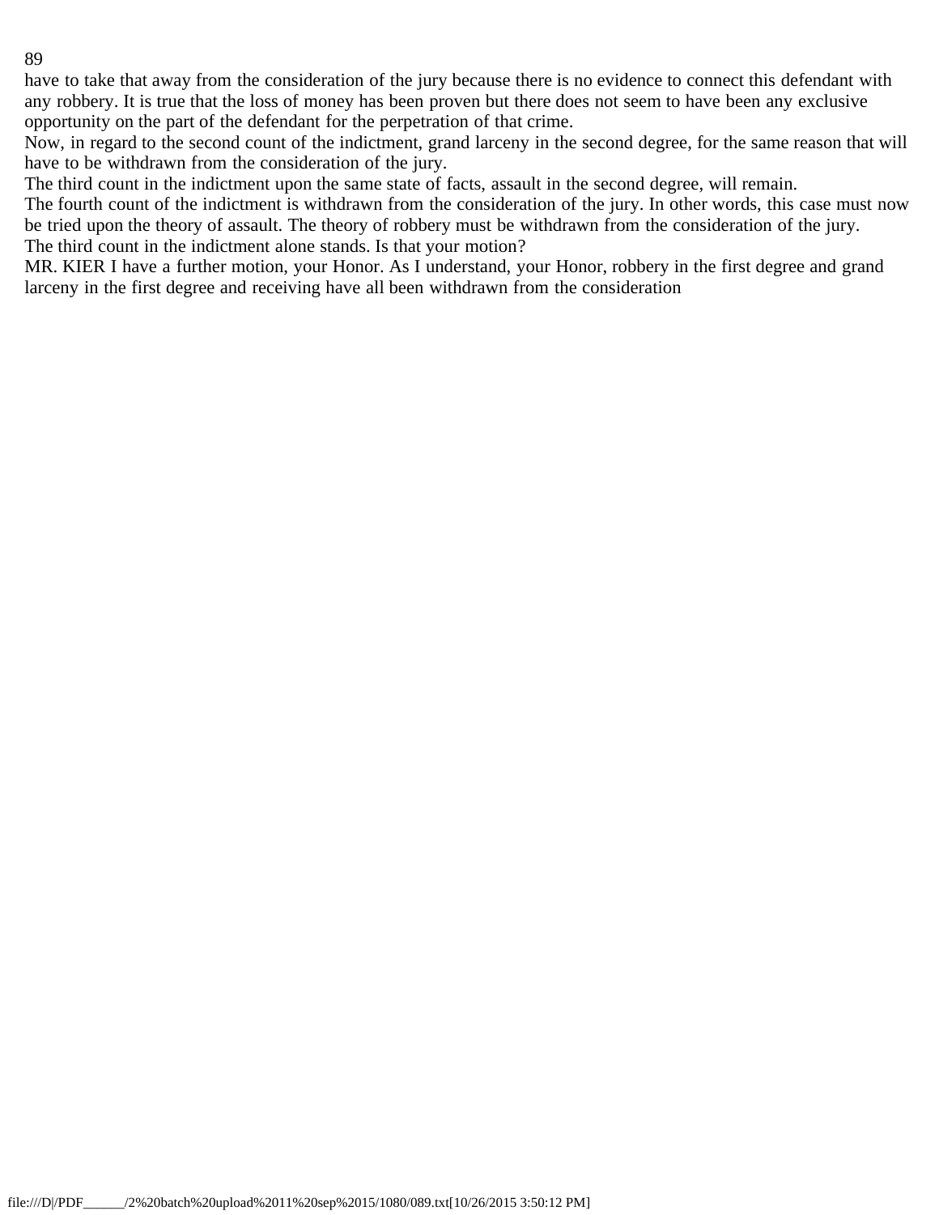have to take that away from the consideration of the jury because there is no evidence to connect this defendant with any robbery. It is true that the loss of money has been proven but there does not seem to have been any exclusive opportunity on the part of the defendant for the perpetration of that crime.

Now, in regard to the second count of the indictment, grand larceny in the second degree, for the same reason that will have to be withdrawn from the consideration of the jury.

The third count in the indictment upon the same state of facts, assault in the second degree, will remain.

The fourth count of the indictment is withdrawn from the consideration of the jury. In other words, this case must now be tried upon the theory of assault. The theory of robbery must be withdrawn from the consideration of the jury.

The third count in the indictment alone stands. Is that your motion?

MR. KIER I have a further motion, your Honor. As I understand, your Honor, robbery in the first degree and grand larceny in the first degree and receiving have all been withdrawn from the consideration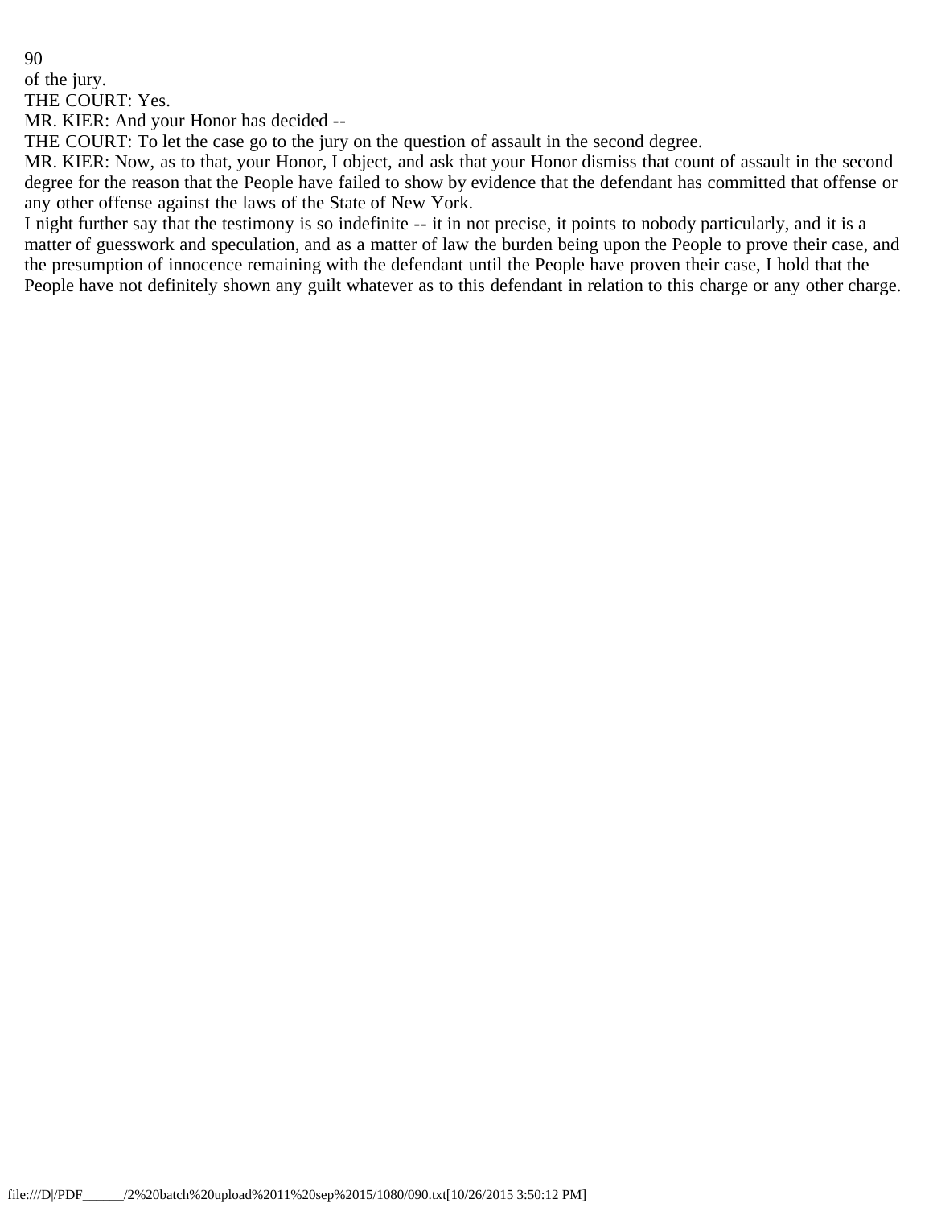of the jury.

THE COURT: Yes.

MR. KIER: And your Honor has decided --

THE COURT: To let the case go to the jury on the question of assault in the second degree.

MR. KIER: Now, as to that, your Honor, I object, and ask that your Honor dismiss that count of assault in the second degree for the reason that the People have failed to show by evidence that the defendant has committed that offense or any other offense against the laws of the State of New York.

I night further say that the testimony is so indefinite -- it in not precise, it points to nobody particularly, and it is a matter of guesswork and speculation, and as a matter of law the burden being upon the People to prove their case, and the presumption of innocence remaining with the defendant until the People have proven their case, I hold that the People have not definitely shown any guilt whatever as to this defendant in relation to this charge or any other charge.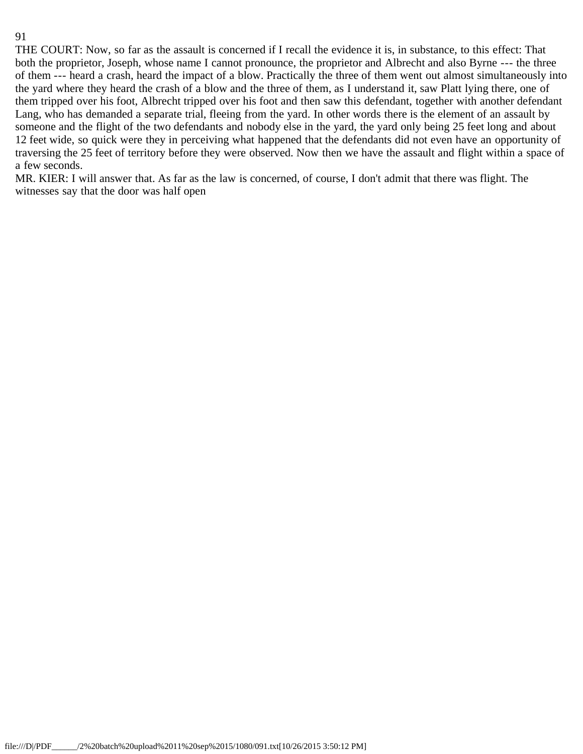THE COURT: Now, so far as the assault is concerned if I recall the evidence it is, in substance, to this effect: That both the proprietor, Joseph, whose name I cannot pronounce, the proprietor and Albrecht and also Byrne --- the three of them --- heard a crash, heard the impact of a blow. Practically the three of them went out almost simultaneously into the yard where they heard the crash of a blow and the three of them, as I understand it, saw Platt lying there, one of them tripped over his foot, Albrecht tripped over his foot and then saw this defendant, together with another defendant Lang, who has demanded a separate trial, fleeing from the yard. In other words there is the element of an assault by someone and the flight of the two defendants and nobody else in the yard, the yard only being 25 feet long and about 12 feet wide, so quick were they in perceiving what happened that the defendants did not even have an opportunity of traversing the 25 feet of territory before they were observed. Now then we have the assault and flight within a space of a few seconds.

MR. KIER: I will answer that. As far as the law is concerned, of course, I don't admit that there was flight. The witnesses say that the door was half open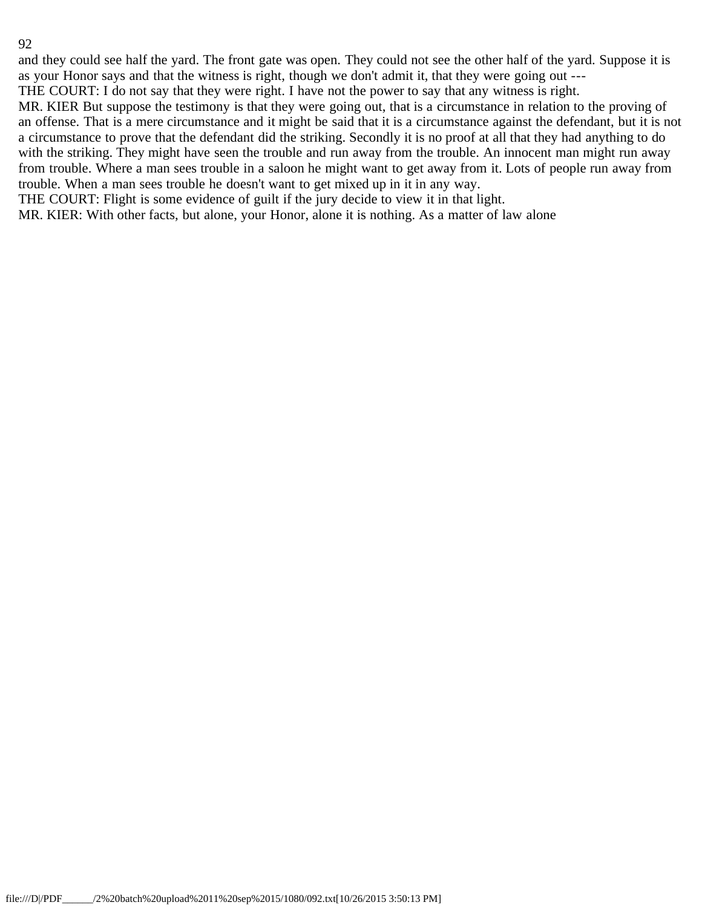and they could see half the yard. The front gate was open. They could not see the other half of the yard. Suppose it is as your Honor says and that the witness is right, though we don't admit it, that they were going out ---

THE COURT: I do not say that they were right. I have not the power to say that any witness is right.

MR. KIER But suppose the testimony is that they were going out, that is a circumstance in relation to the proving of an offense. That is a mere circumstance and it might be said that it is a circumstance against the defendant, but it is not a circumstance to prove that the defendant did the striking. Secondly it is no proof at all that they had anything to do with the striking. They might have seen the trouble and run away from the trouble. An innocent man might run away from trouble. Where a man sees trouble in a saloon he might want to get away from it. Lots of people run away from trouble. When a man sees trouble he doesn't want to get mixed up in it in any way.

THE COURT: Flight is some evidence of guilt if the jury decide to view it in that light.

MR. KIER: With other facts, but alone, your Honor, alone it is nothing. As a matter of law alone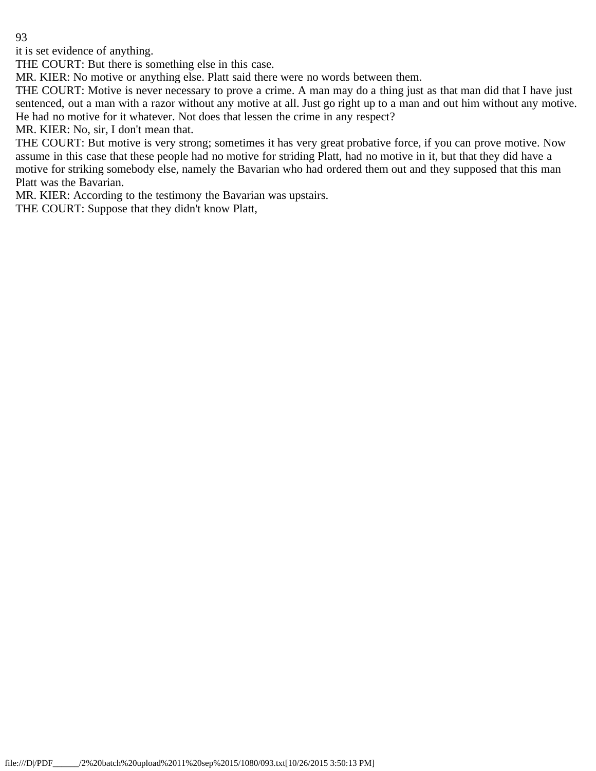it is set evidence of anything.

THE COURT: But there is something else in this case.

MR. KIER: No motive or anything else. Platt said there were no words between them.

THE COURT: Motive is never necessary to prove a crime. A man may do a thing just as that man did that I have just sentenced, out a man with a razor without any motive at all. Just go right up to a man and out him without any motive. He had no motive for it whatever. Not does that lessen the crime in any respect?

MR. KIER: No, sir, I don't mean that.

THE COURT: But motive is very strong; sometimes it has very great probative force, if you can prove motive. Now assume in this case that these people had no motive for striding Platt, had no motive in it, but that they did have a motive for striking somebody else, namely the Bavarian who had ordered them out and they supposed that this man Platt was the Bavarian.

MR. KIER: According to the testimony the Bavarian was upstairs.

THE COURT: Suppose that they didn't know Platt,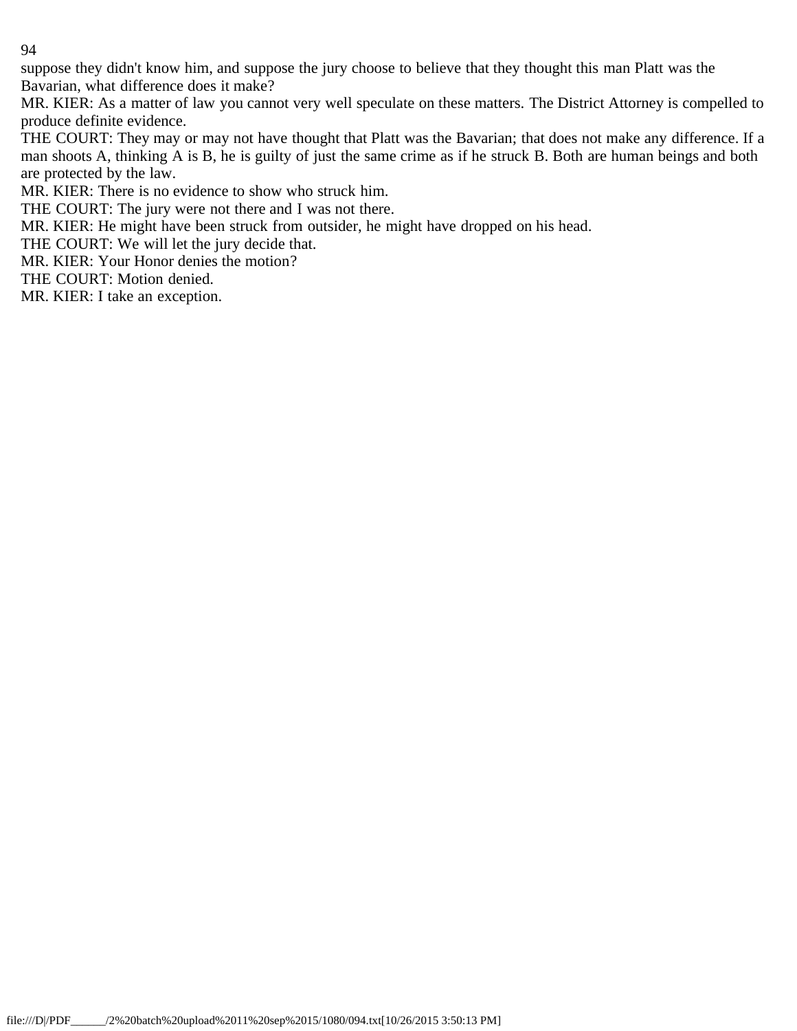suppose they didn't know him, and suppose the jury choose to believe that they thought this man Platt was the Bavarian, what difference does it make?

MR. KIER: As a matter of law you cannot very well speculate on these matters. The District Attorney is compelled to produce definite evidence.

THE COURT: They may or may not have thought that Platt was the Bavarian; that does not make any difference. If a man shoots A, thinking A is B, he is guilty of just the same crime as if he struck B. Both are human beings and both are protected by the law.

MR. KIER: There is no evidence to show who struck him.

THE COURT: The jury were not there and I was not there.

MR. KIER: He might have been struck from outsider, he might have dropped on his head.

THE COURT: We will let the jury decide that.

MR. KIER: Your Honor denies the motion?

THE COURT: Motion denied.

MR. KIER: I take an exception.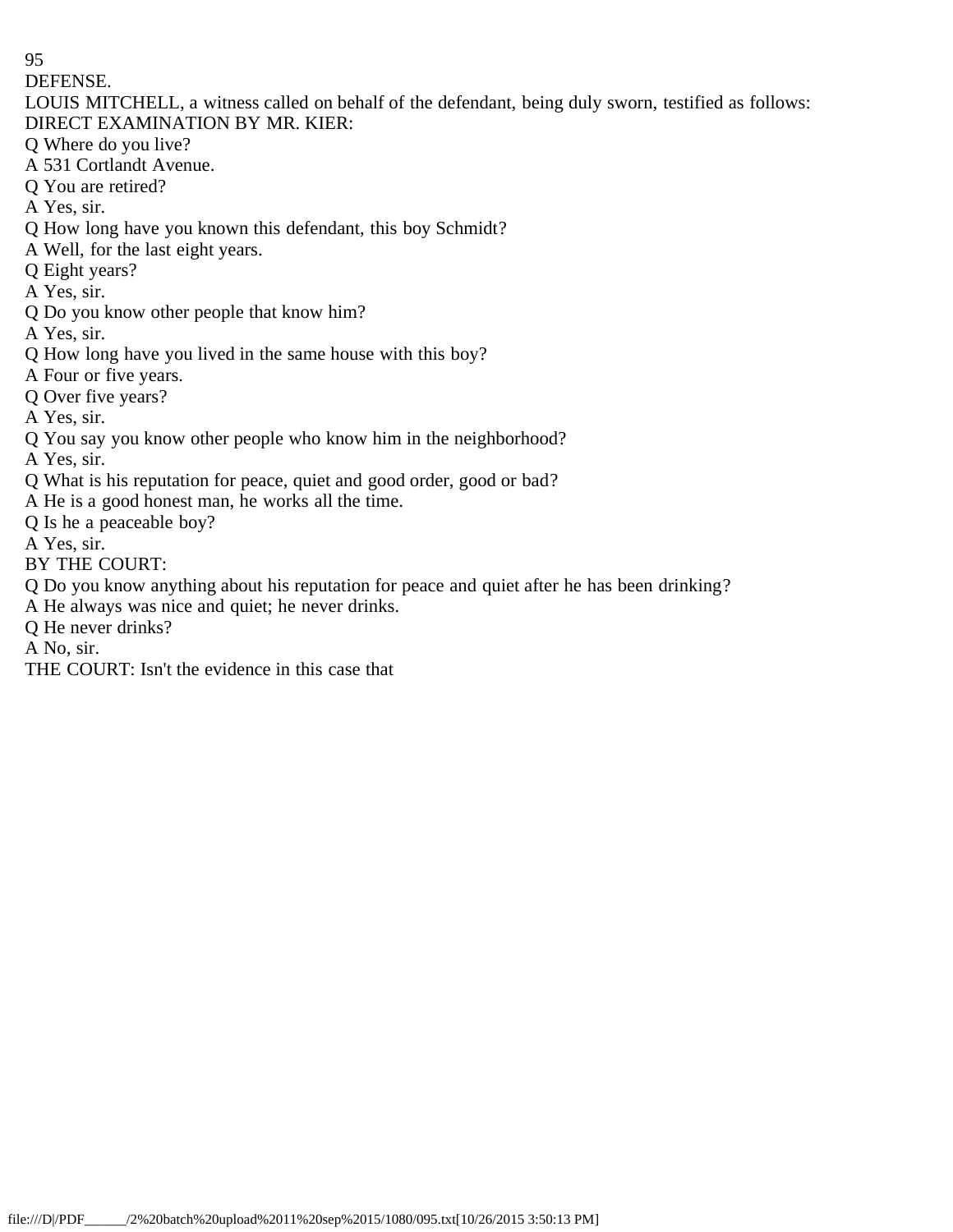DEFENSE.

LOUIS MITCHELL, a witness called on behalf of the defendant, being duly sworn, testified as follows:

DIRECT EXAMINATION BY MR. KIER:

Q Where do you live?

A 531 Cortlandt Avenue.

Q You are retired?

A Yes, sir.

Q How long have you known this defendant, this boy Schmidt?

A Well, for the last eight years.

Q Eight years?

A Yes, sir.

Q Do you know other people that know him?

A Yes, sir.

Q How long have you lived in the same house with this boy?

A Four or five years.

Q Over five years?

A Yes, sir.

Q You say you know other people who know him in the neighborhood?

A Yes, sir.

Q What is his reputation for peace, quiet and good order, good or bad?

A He is a good honest man, he works all the time.

Q Is he a peaceable boy?

A Yes, sir.

BY THE COURT:

Q Do you know anything about his reputation for peace and quiet after he has been drinking?

A He always was nice and quiet; he never drinks.

Q He never drinks?

A No, sir.

THE COURT: Isn't the evidence in this case that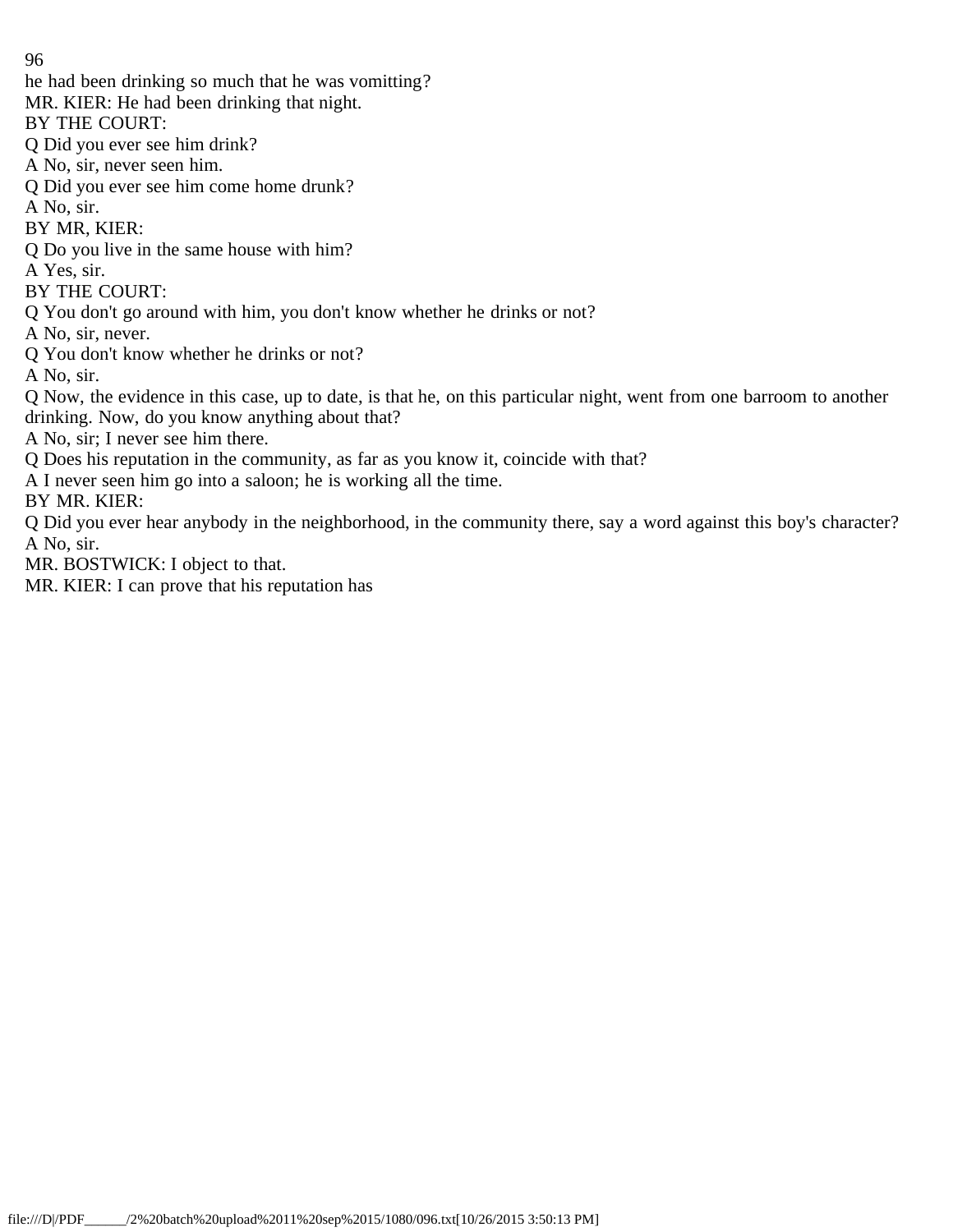he had been drinking so much that he was vomitting?

MR. KIER: He had been drinking that night.

BY THE COURT:

Q Did you ever see him drink?

A No, sir, never seen him.

Q Did you ever see him come home drunk?

A No, sir.

BY MR, KIER:

Q Do you live in the same house with him?

A Yes, sir.

BY THE COURT:

Q You don't go around with him, you don't know whether he drinks or not?

A No, sir, never.

Q You don't know whether he drinks or not?

A No, sir.

Q Now, the evidence in this case, up to date, is that he, on this particular night, went from one barroom to another drinking. Now, do you know anything about that?

A No, sir; I never see him there.

Q Does his reputation in the community, as far as you know it, coincide with that?

A I never seen him go into a saloon; he is working all the time.

BY MR. KIER:

Q Did you ever hear anybody in the neighborhood, in the community there, say a word against this boy's character?

A No, sir.

MR. BOSTWICK: I object to that.

MR. KIER: I can prove that his reputation has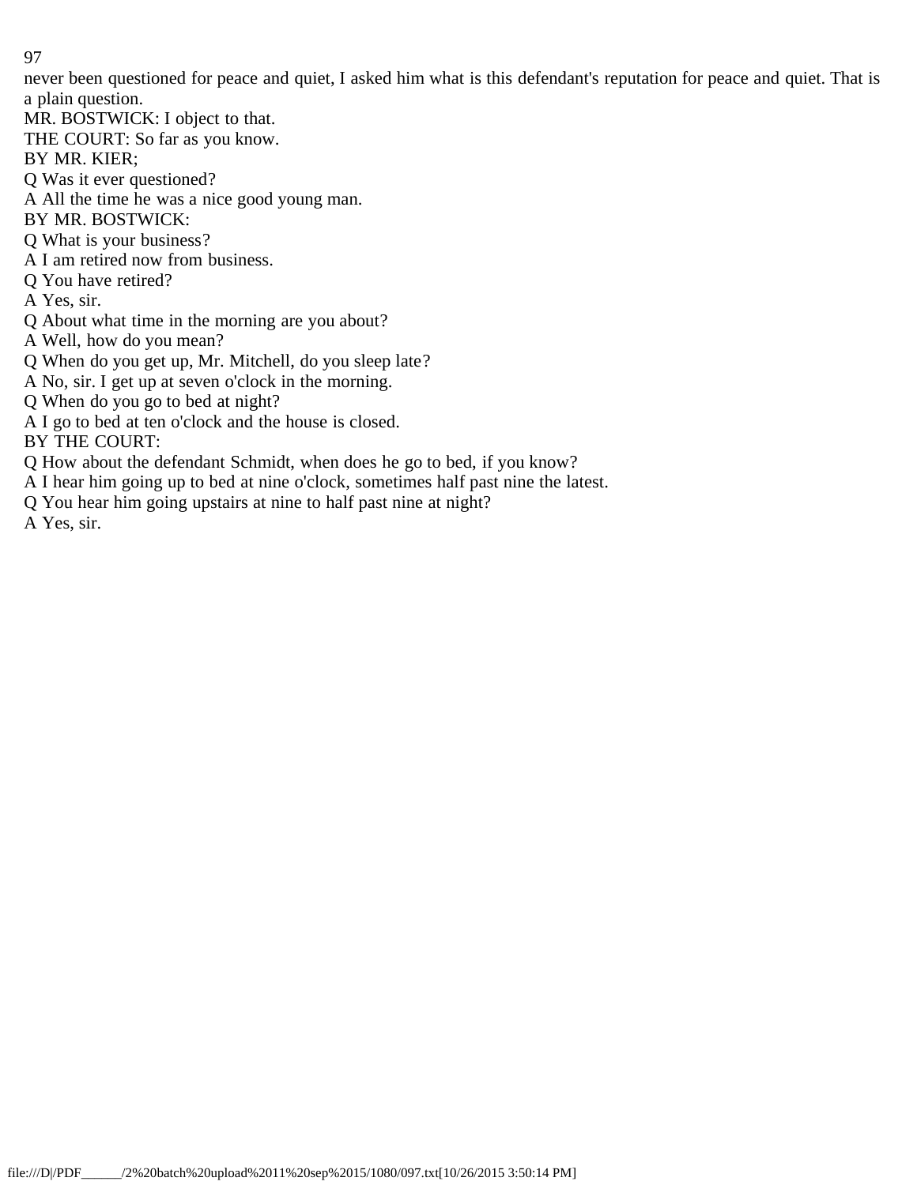never been questioned for peace and quiet, I asked him what is this defendant's reputation for peace and quiet. That is a plain question.

MR. BOSTWICK: I object to that.

THE COURT: So far as you know.

BY MR. KIER;

Q Was it ever questioned?

A All the time he was a nice good young man.

BY MR. BOSTWICK:

Q What is your business?

A I am retired now from business.

Q You have retired?

A Yes, sir.

Q About what time in the morning are you about?

A Well, how do you mean?

Q When do you get up, Mr. Mitchell, do you sleep late?

A No, sir. I get up at seven o'clock in the morning.

Q When do you go to bed at night?

A I go to bed at ten o'clock and the house is closed.

BY THE COURT:

Q How about the defendant Schmidt, when does he go to bed, if you know?

A I hear him going up to bed at nine o'clock, sometimes half past nine the latest.

Q You hear him going upstairs at nine to half past nine at night?

A Yes, sir.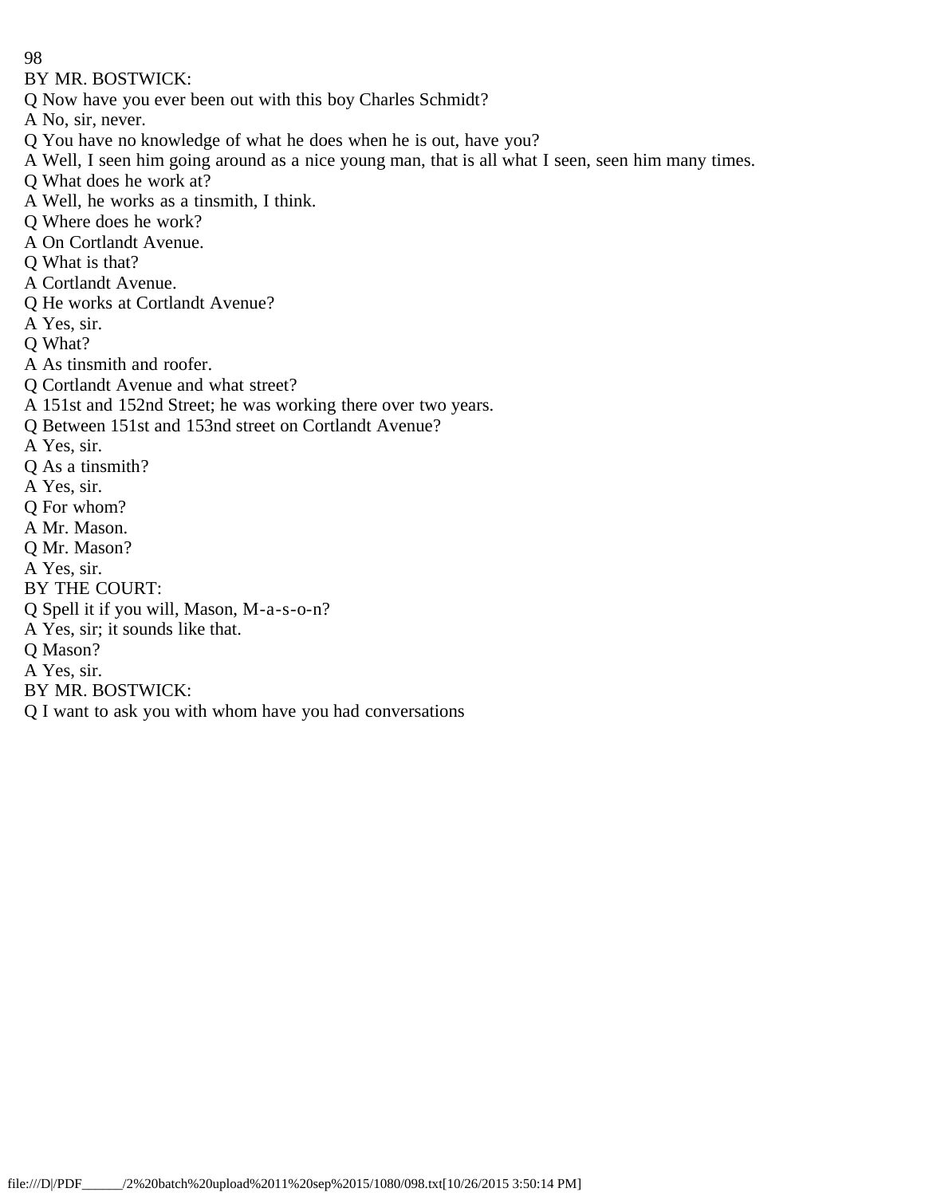BY MR. BOSTWICK:

Q Now have you ever been out with this boy Charles Schmidt?

A No, sir, never.

Q You have no knowledge of what he does when he is out, have you?

A Well, I seen him going around as a nice young man, that is all what I seen, seen him many times.

Q What does he work at?

A Well, he works as a tinsmith, I think.

Q Where does he work?

A On Cortlandt Avenue.

Q What is that?

A Cortlandt Avenue.

Q He works at Cortlandt Avenue?

A Yes, sir.

Q What?

A As tinsmith and roofer.

Q Cortlandt Avenue and what street?

A 151st and 152nd Street; he was working there over two years.

Q Between 151st and 153nd street on Cortlandt Avenue?

A Yes, sir.

Q As a tinsmith?

A Yes, sir.

Q For whom?

A Mr. Mason.

Q Mr. Mason?

A Yes, sir.

BY THE COURT:

Q Spell it if you will, Mason, M-a-s-o-n?

A Yes, sir; it sounds like that.

Q Mason?

A Yes, sir.

BY MR. BOSTWICK:

Q I want to ask you with whom have you had conversations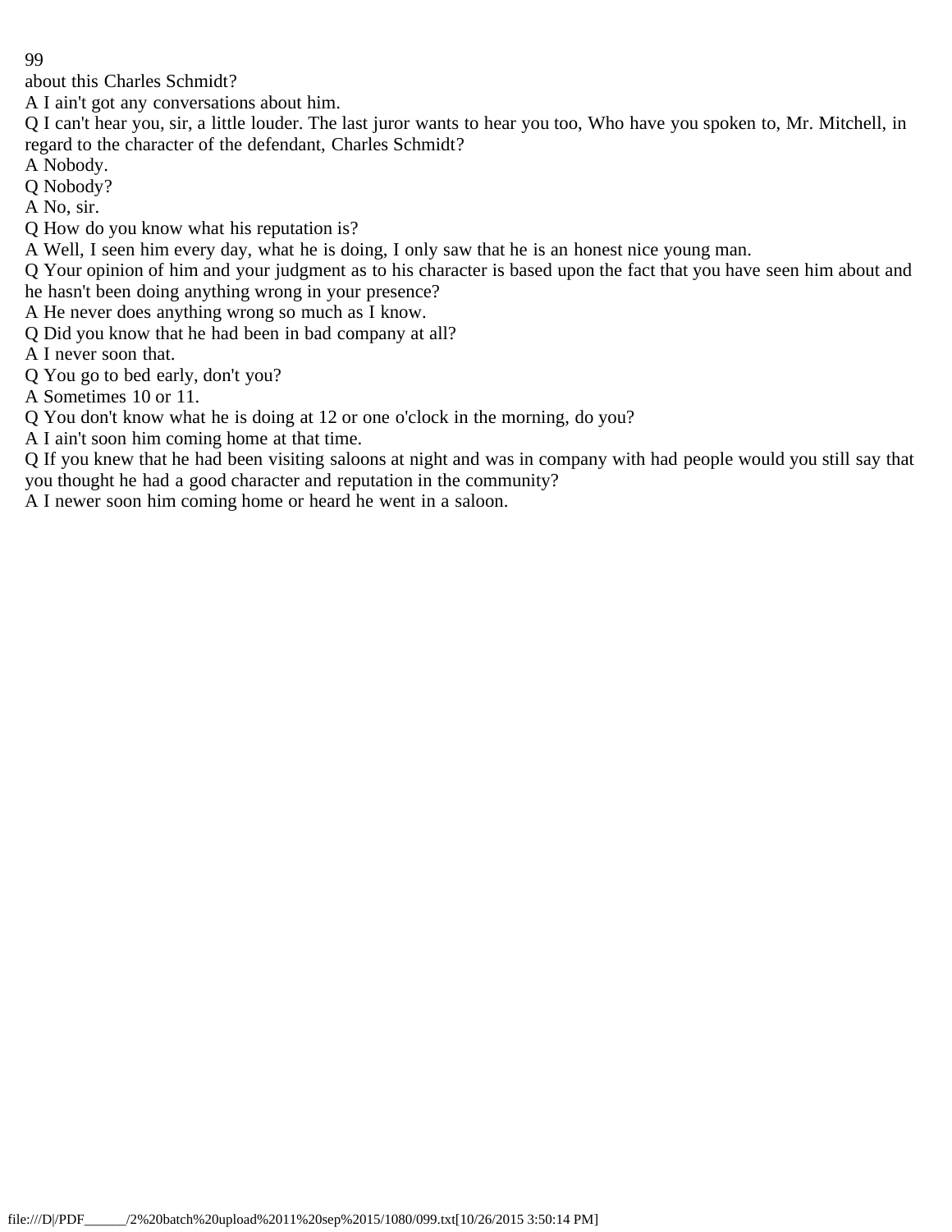about this Charles Schmidt?

A I ain't got any conversations about him.

Q I can't hear you, sir, a little louder. The last juror wants to hear you too, Who have you spoken to, Mr. Mitchell, in regard to the character of the defendant, Charles Schmidt?

A Nobody.

Q Nobody?

A No, sir.

Q How do you know what his reputation is?

A Well, I seen him every day, what he is doing, I only saw that he is an honest nice young man.

Q Your opinion of him and your judgment as to his character is based upon the fact that you have seen him about and he hasn't been doing anything wrong in your presence?

A He never does anything wrong so much as I know.

Q Did you know that he had been in bad company at all?

A I never soon that.

Q You go to bed early, don't you?

A Sometimes 10 or 11.

Q You don't know what he is doing at 12 or one o'clock in the morning, do you?

A I ain't soon him coming home at that time.

Q If you knew that he had been visiting saloons at night and was in company with had people would you still say that you thought he had a good character and reputation in the community?

A I newer soon him coming home or heard he went in a saloon.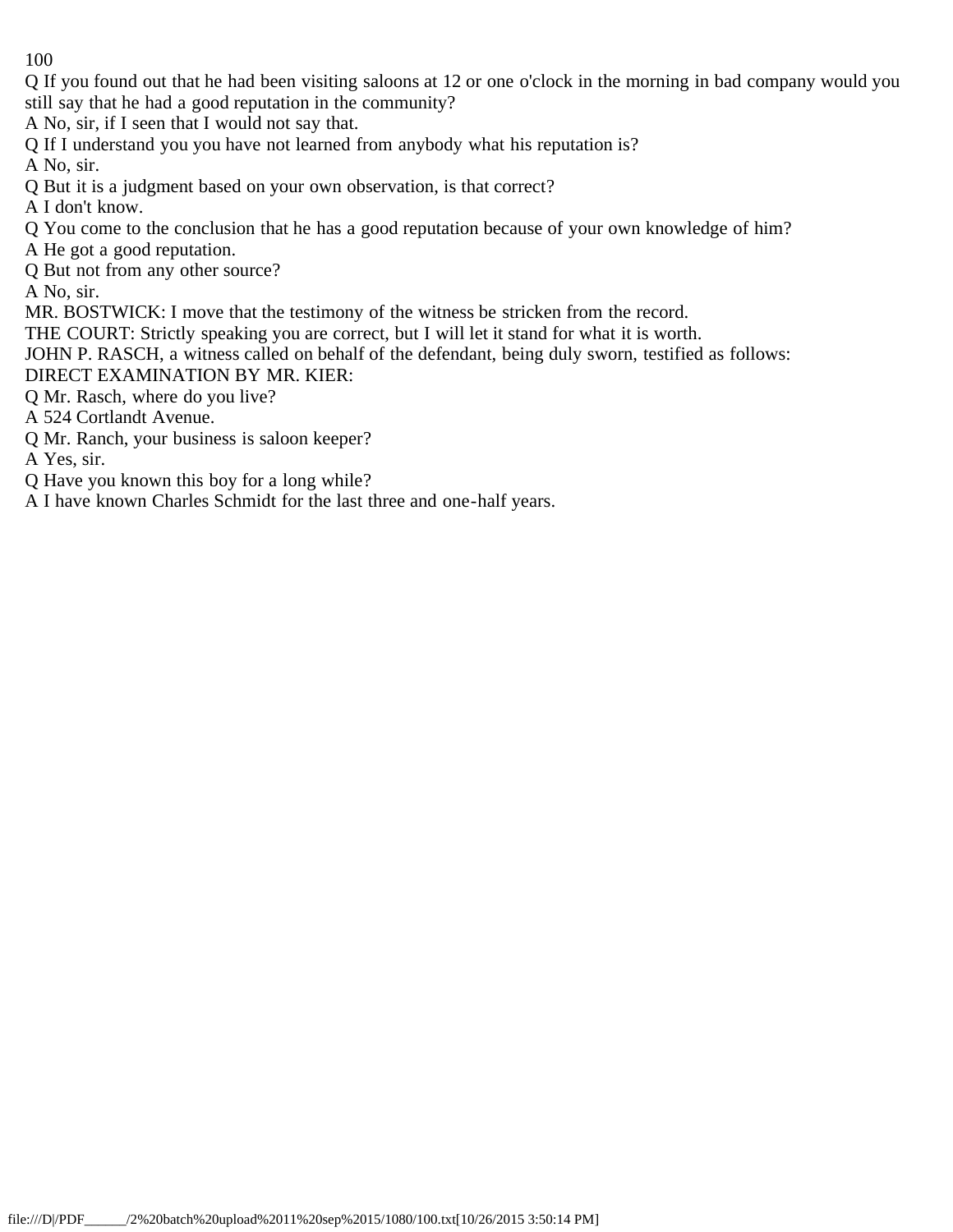Q If you found out that he had been visiting saloons at 12 or one o'clock in the morning in bad company would you still say that he had a good reputation in the community?

A No, sir, if I seen that I would not say that.

Q If I understand you you have not learned from anybody what his reputation is?

A No, sir.

Q But it is a judgment based on your own observation, is that correct?

A I don't know.

Q You come to the conclusion that he has a good reputation because of your own knowledge of him?

A He got a good reputation.

Q But not from any other source?

A No, sir.

MR. BOSTWICK: I move that the testimony of the witness be stricken from the record.

THE COURT: Strictly speaking you are correct, but I will let it stand for what it is worth.

JOHN P. RASCH, a witness called on behalf of the defendant, being duly sworn, testified as follows:

DIRECT EXAMINATION BY MR. KIER:

Q Mr. Rasch, where do you live?

A 524 Cortlandt Avenue.

Q Mr. Ranch, your business is saloon keeper?

A Yes, sir.

Q Have you known this boy for a long while?

A I have known Charles Schmidt for the last three and one-half years.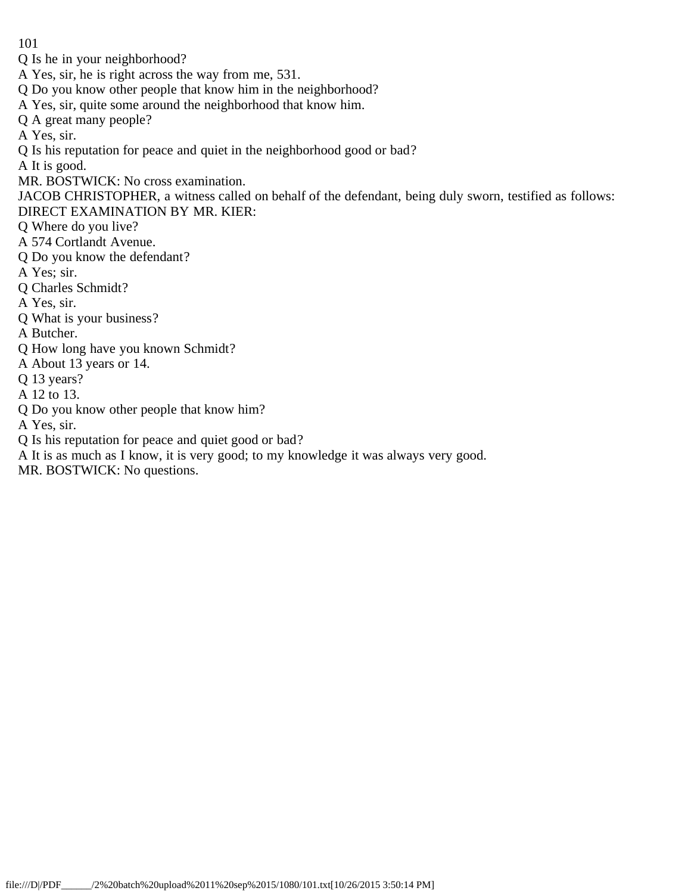Q Is he in your neighborhood?

A Yes, sir, he is right across the way from me, 531.

Q Do you know other people that know him in the neighborhood?

A Yes, sir, quite some around the neighborhood that know him.

Q A great many people?

A Yes, sir.

Q Is his reputation for peace and quiet in the neighborhood good or bad?

A It is good.

MR. BOSTWICK: No cross examination.

JACOB CHRISTOPHER, a witness called on behalf of the defendant, being duly sworn, testified as follows:

DIRECT EXAMINATION BY MR. KIER:

Q Where do you live?

A 574 Cortlandt Avenue.

Q Do you know the defendant?

A Yes; sir.

Q Charles Schmidt?

A Yes, sir.

Q What is your business?

A Butcher.

Q How long have you known Schmidt?

A About 13 years or 14.

Q 13 years?

A 12 to 13.

Q Do you know other people that know him?

A Yes, sir.

Q Is his reputation for peace and quiet good or bad?

A It is as much as I know, it is very good; to my knowledge it was always very good.

MR. BOSTWICK: No questions.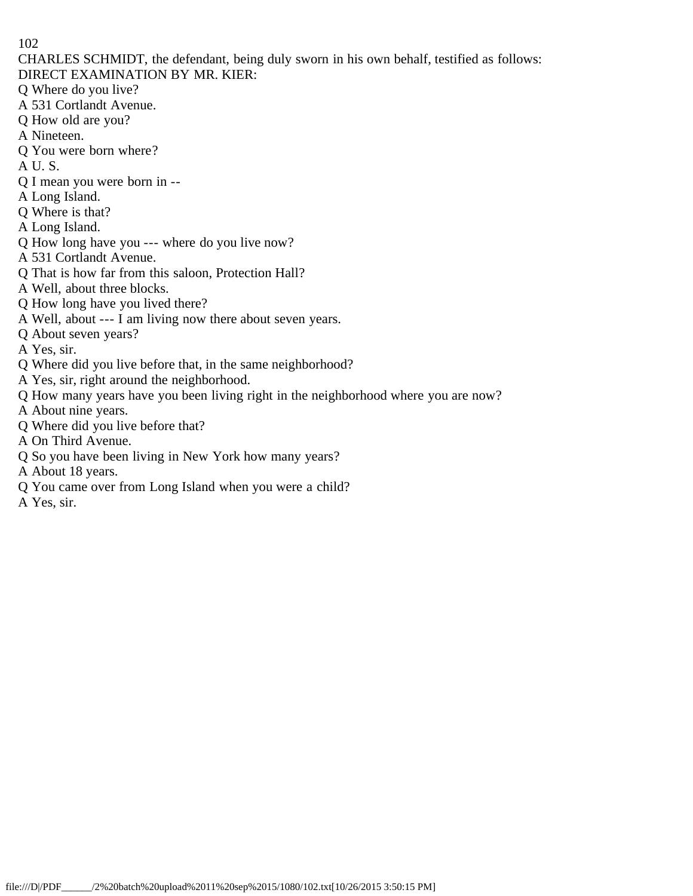CHARLES SCHMIDT, the defendant, being duly sworn in his own behalf, testified as follows:

DIRECT EXAMINATION BY MR. KIER:

Q Where do you live?

A 531 Cortlandt Avenue.

Q How old are you?

A Nineteen.

Q You were born where?

A U. S.

Q I mean you were born in --

A Long Island.

Q Where is that?

A Long Island.

Q How long have you --- where do you live now?

A 531 Cortlandt Avenue.

Q That is how far from this saloon, Protection Hall?

A Well, about three blocks.

Q How long have you lived there?

A Well, about --- I am living now there about seven years.

Q About seven years?

A Yes, sir.

Q Where did you live before that, in the same neighborhood?

A Yes, sir, right around the neighborhood.

Q How many years have you been living right in the neighborhood where you are now?

A About nine years.

Q Where did you live before that?

A On Third Avenue.

Q So you have been living in New York how many years?

A About 18 years.

Q You came over from Long Island when you were a child?

A Yes, sir.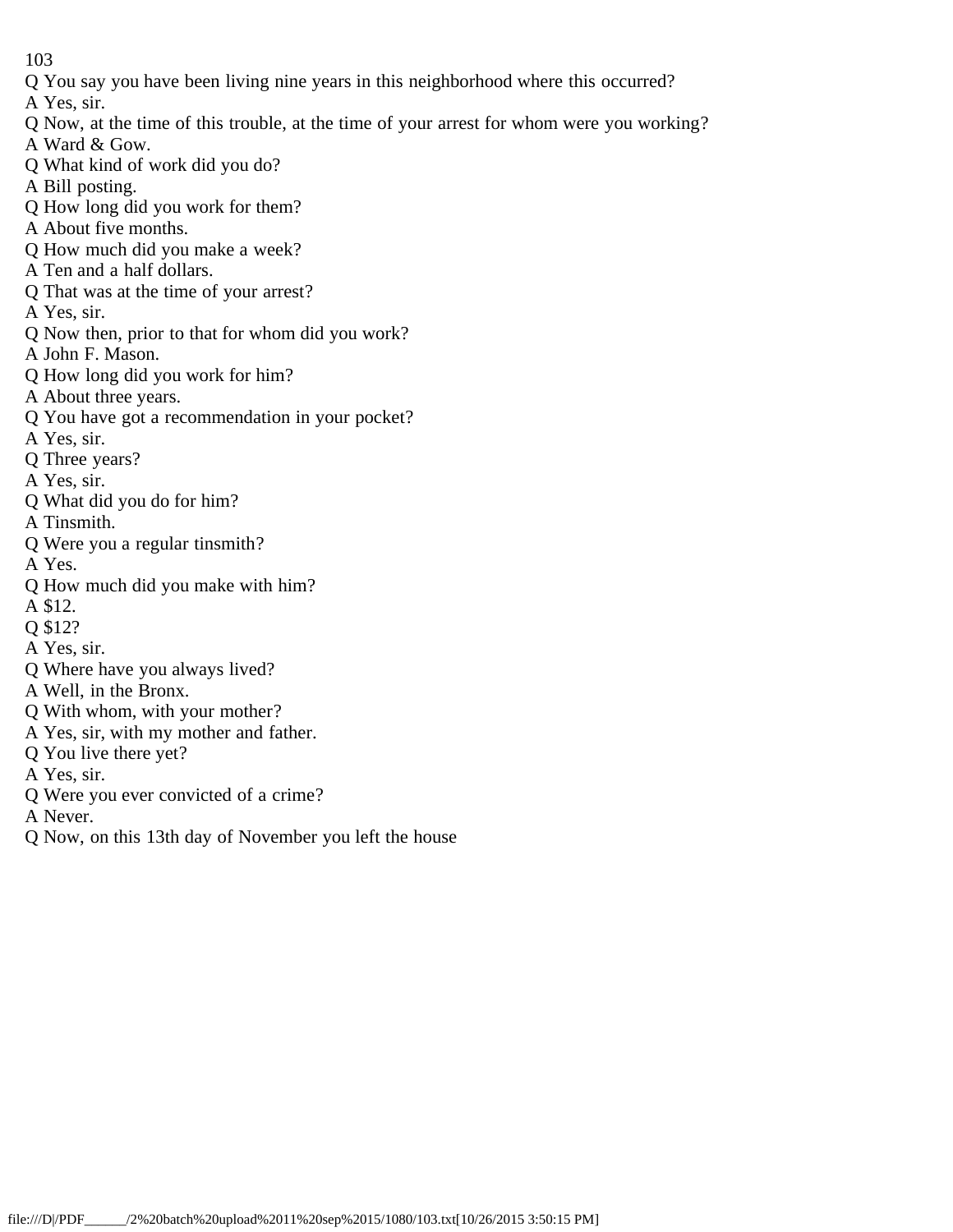Q You say you have been living nine years in this neighborhood where this occurred?
A Yes, sir.
Q Now, at the time of this trouble, at the time of your arrest for whom were you working?
A Ward & Gow.
Q What kind of work did you do?
A Bill posting.
Q How long did you work for them?
A About five months.
Q How much did you make a week?
A Ten and a half dollars.
Q That was at the time of your arrest?
A Yes, sir.
Q Now then, prior to that for whom did you work?
A John F. Mason.
Q How long did you work for him?
A About three years.
Q You have got a recommendation in your pocket?
A Yes, sir.
Q Three years?
A Yes, sir.
Q What did you do for him?
A Tinsmith.
Q Were you a regular tinsmith?
A Yes.
Q How much did you make with him?
A $12.
Q $12?
A Yes, sir.
Q Where have you always lived?
A Well, in the Bronx.
Q With whom, with your mother?
A Yes, sir, with my mother and father.
Q You live there yet?
A Yes, sir.
Q Were you ever convicted of a crime?
A Never.
Q Now, on this 13th day of November you left the house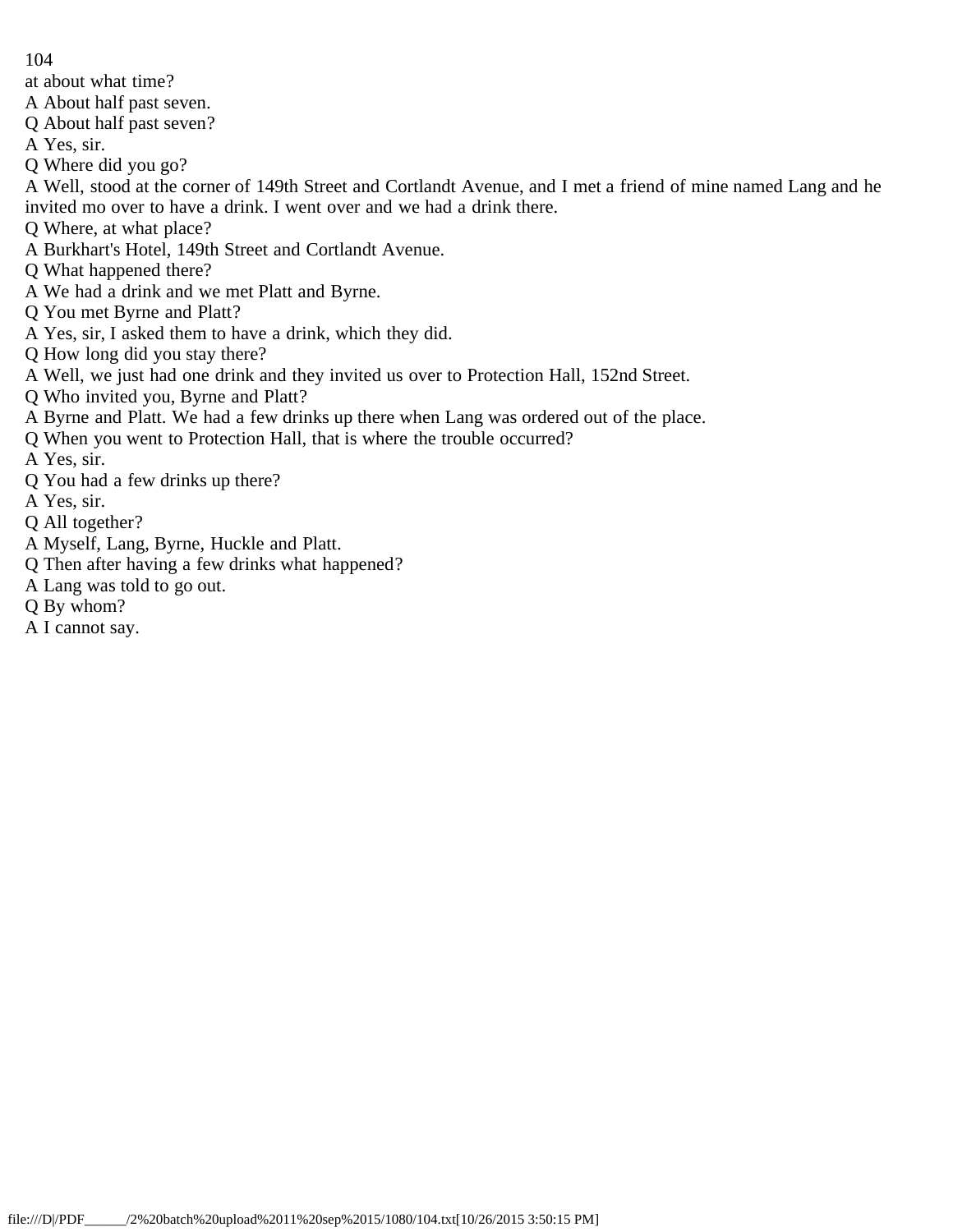at about what time?

A About half past seven.

Q About half past seven?

A Yes, sir.

Q Where did you go?

A Well, stood at the corner of 149th Street and Cortlandt Avenue, and I met a friend of mine named Lang and he invited mo over to have a drink. I went over and we had a drink there.

Q Where, at what place?

A Burkhart's Hotel, 149th Street and Cortlandt Avenue.

Q What happened there?

A We had a drink and we met Platt and Byrne.

Q You met Byrne and Platt?

A Yes, sir, I asked them to have a drink, which they did.

Q How long did you stay there?

A Well, we just had one drink and they invited us over to Protection Hall, 152nd Street.

Q Who invited you, Byrne and Platt?

A Byrne and Platt. We had a few drinks up there when Lang was ordered out of the place.

Q When you went to Protection Hall, that is where the trouble occurred?

A Yes, sir.

Q You had a few drinks up there?

A Yes, sir.

Q All together?

A Myself, Lang, Byrne, Huckle and Platt.

Q Then after having a few drinks what happened?

A Lang was told to go out.

Q By whom?

A I cannot say.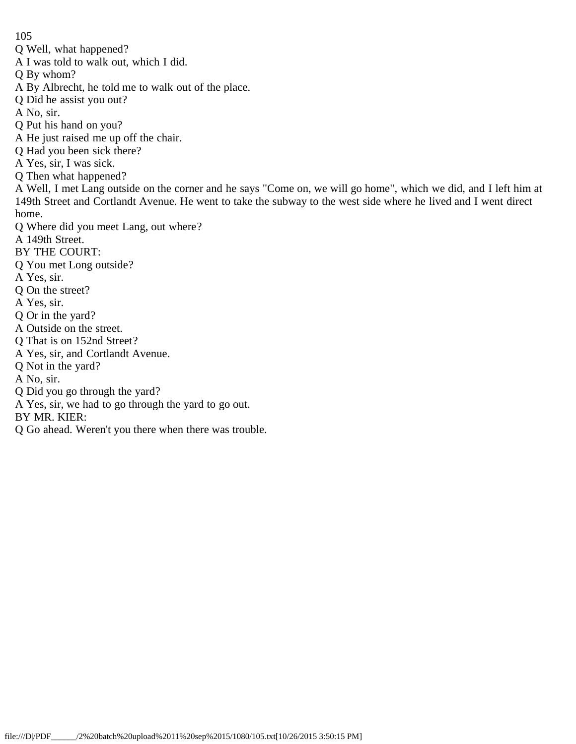Q Well, what happened?

A I was told to walk out, which I did.

Q By whom?

A By Albrecht, he told me to walk out of the place.

Q Did he assist you out?

A No, sir.

Q Put his hand on you?

A He just raised me up off the chair.

Q Had you been sick there?

A Yes, sir, I was sick.

Q Then what happened?

A Well, I met Lang outside on the corner and he says "Come on, we will go home", which we did, and I left him at 149th Street and Cortlandt Avenue. He went to take the subway to the west side where he lived and I went direct home.

Q Where did you meet Lang, out where?

A 149th Street.

BY THE COURT:

Q You met Long outside?

A Yes, sir.

Q On the street?

A Yes, sir.

Q Or in the yard?

A Outside on the street.

Q That is on 152nd Street?

A Yes, sir, and Cortlandt Avenue.

Q Not in the yard?

A No, sir.

Q Did you go through the yard?

A Yes, sir, we had to go through the yard to go out.

BY MR. KIER:

Q Go ahead. Weren't you there when there was trouble.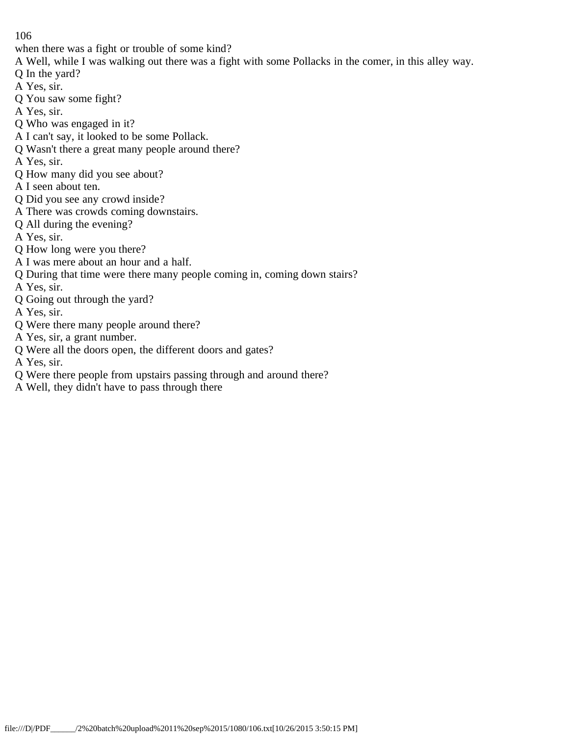when there was a fight or trouble of some kind?

A Well, while I was walking out there was a fight with some Pollacks in the comer, in this alley way.

Q In the yard?

A Yes, sir.

Q You saw some fight?

A Yes, sir.

Q Who was engaged in it?

A I can't say, it looked to be some Pollack.

Q Wasn't there a great many people around there?

A Yes, sir.

Q How many did you see about?

A I seen about ten.

Q Did you see any crowd inside?

A There was crowds coming downstairs.

Q All during the evening?

A Yes, sir.

Q How long were you there?

A I was mere about an hour and a half.

Q During that time were there many people coming in, coming down stairs?

A Yes, sir.

Q Going out through the yard?

A Yes, sir.

Q Were there many people around there?

A Yes, sir, a grant number.

Q Were all the doors open, the different doors and gates?

A Yes, sir.

Q Were there people from upstairs passing through and around there?

A Well, they didn't have to pass through there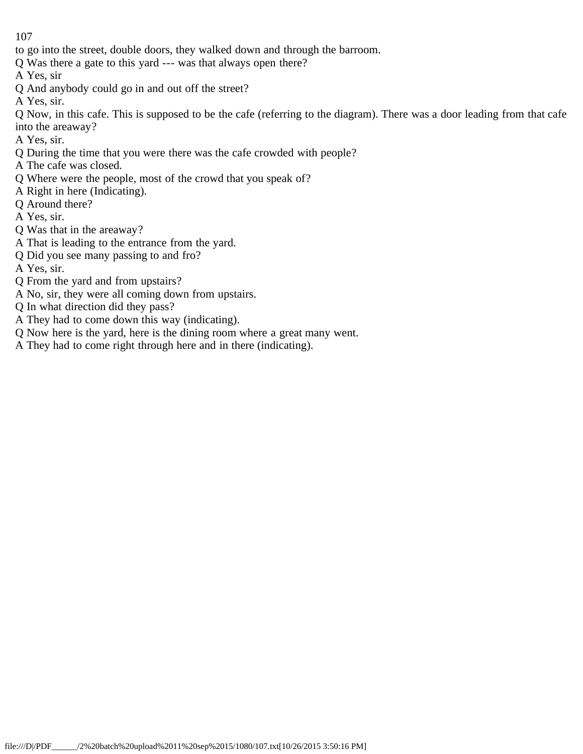to go into the street, double doors, they walked down and through the barroom.

Q Was there a gate to this yard --- was that always open there?

A Yes, sir

Q And anybody could go in and out off the street?

A Yes, sir.

Q Now, in this cafe. This is supposed to be the cafe (referring to the diagram). There was a door leading from that cafe into the areaway?

A Yes, sir.

Q During the time that you were there was the cafe crowded with people?

A The cafe was closed.

Q Where were the people, most of the crowd that you speak of?

A Right in here (Indicating).

Q Around there?

A Yes, sir.

Q Was that in the areaway?

A That is leading to the entrance from the yard.

Q Did you see many passing to and fro?

A Yes, sir.

Q From the yard and from upstairs?

A No, sir, they were all coming down from upstairs.

Q In what direction did they pass?

A They had to come down this way (indicating).

Q Now here is the yard, here is the dining room where a great many went.

A They had to come right through here and in there (indicating).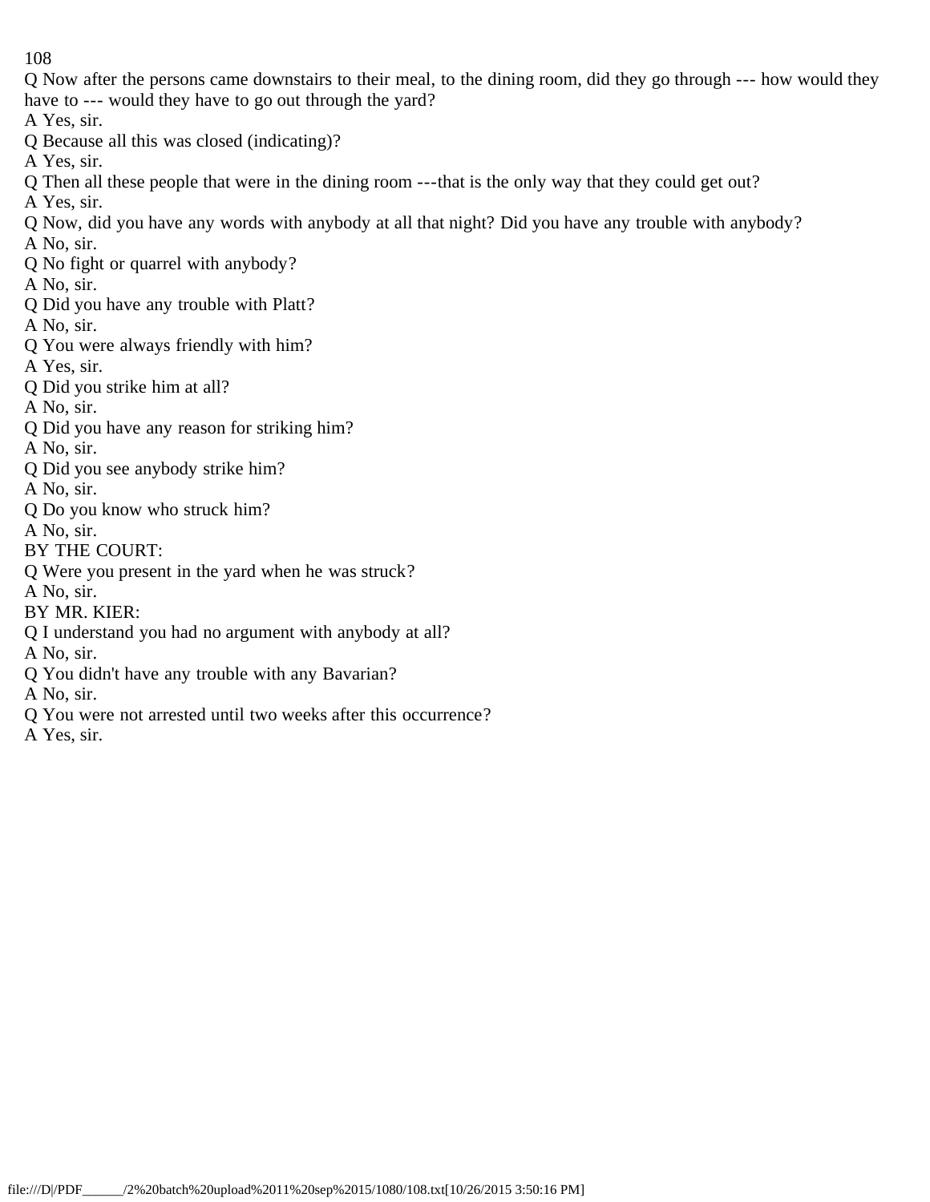Q Now after the persons came downstairs to their meal, to the dining room, did they go through --- how would they have to --- would they have to go out through the yard?

A Yes, sir.

Q Because all this was closed (indicating)?

A Yes, sir.

Q Then all these people that were in the dining room ---that is the only way that they could get out?

A Yes, sir.

Q Now, did you have any words with anybody at all that night? Did you have any trouble with anybody?

A No, sir.

Q No fight or quarrel with anybody?

A No, sir.

Q Did you have any trouble with Platt?

A No, sir.

Q You were always friendly with him?

A Yes, sir.

Q Did you strike him at all?

A No, sir.

Q Did you have any reason for striking him?

A No, sir.

Q Did you see anybody strike him?

A No, sir.

Q Do you know who struck him?

A No, sir.

BY THE COURT:

Q Were you present in the yard when he was struck?

A No, sir.

BY MR. KIER:

Q I understand you had no argument with anybody at all?

A No, sir.

Q You didn't have any trouble with any Bavarian?

A No, sir.

Q You were not arrested until two weeks after this occurrence?

A Yes, sir.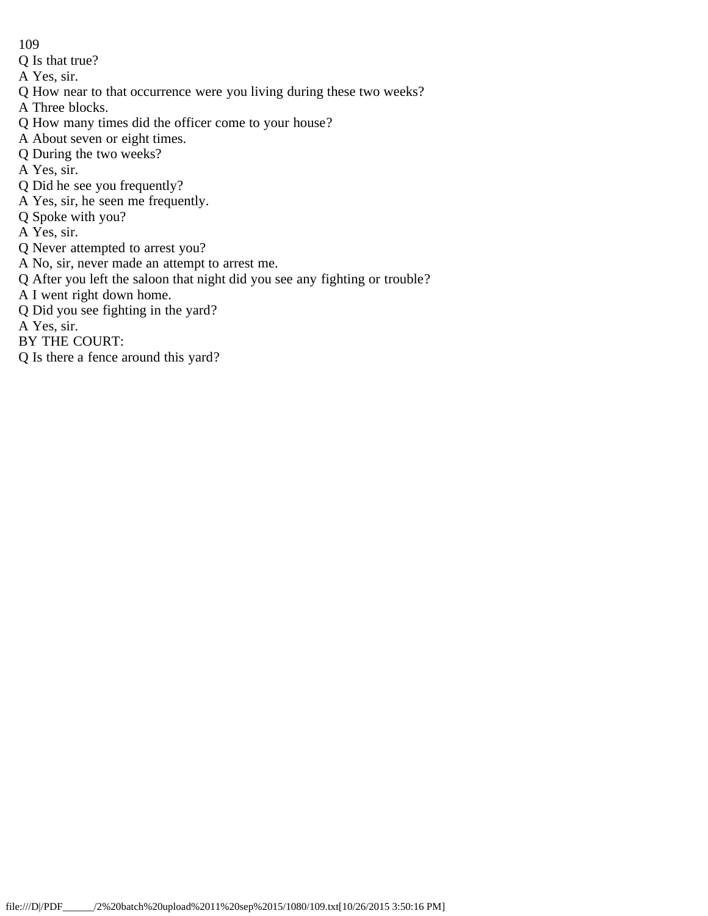Q Is that true?

A Yes, sir.

Q How near to that occurrence were you living during these two weeks?

A Three blocks.

Q How many times did the officer come to your house?

A About seven or eight times.

Q During the two weeks?

A Yes, sir.

Q Did he see you frequently?

A Yes, sir, he seen me frequently.

Q Spoke with you?

A Yes, sir.

Q Never attempted to arrest you?

A No, sir, never made an attempt to arrest me.

Q After you left the saloon that night did you see any fighting or trouble?

A I went right down home.

Q Did you see fighting in the yard?

A Yes, sir.

BY THE COURT:

Q Is there a fence around this yard?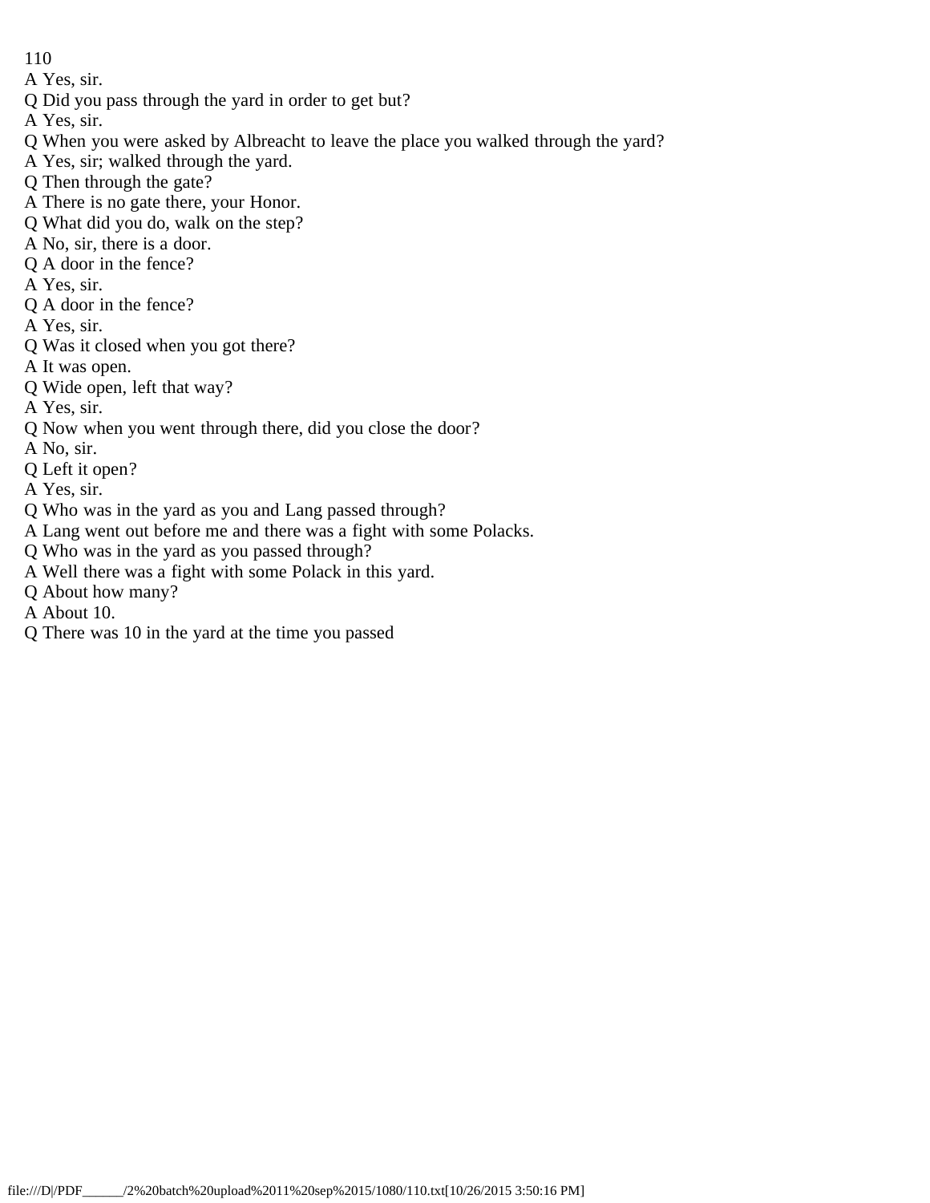A Yes, sir.
Q Did you pass through the yard in order to get but?
A Yes, sir.
Q When you were asked by Albreacht to leave the place you walked through the yard?
A Yes, sir; walked through the yard.
Q Then through the gate?
A There is no gate there, your Honor.
Q What did you do, walk on the step?
A No, sir, there is a door.
Q A door in the fence?
A Yes, sir.
Q A door in the fence?
A Yes, sir.
Q Was it closed when you got there?
A It was open.
Q Wide open, left that way?
A Yes, sir.
Q Now when you went through there, did you close the door?
A No, sir.
Q Left it open?
A Yes, sir.
Q Who was in the yard as you and Lang passed through?
A Lang went out before me and there was a fight with some Polacks.
Q Who was in the yard as you passed through?
A Well there was a fight with some Polack in this yard.
Q About how many?
A About 10.
Q There was 10 in the yard at the time you passed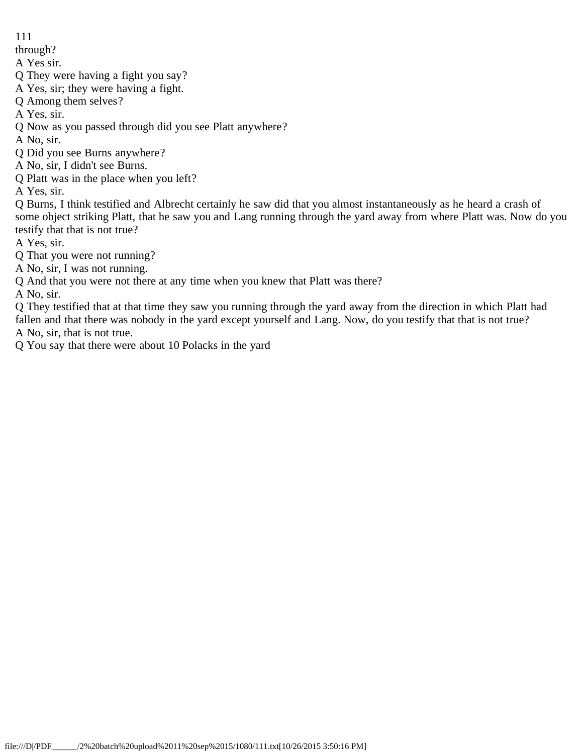through?
A Yes sir.
Q They were having a fight you say?
A Yes, sir; they were having a fight.
Q Among them selves?
A Yes, sir.
Q Now as you passed through did you see Platt anywhere?
A No, sir.
Q Did you see Burns anywhere?
A No, sir, I didn't see Burns.
Q Platt was in the place when you left?
A Yes, sir.
Q Burns, I think testified and Albrecht certainly he saw did that you almost instantaneously as he heard a crash of some object striking Platt, that he saw you and Lang running through the yard away from where Platt was. Now do you testify that that is not true?
A Yes, sir.
Q That you were not running?
A No, sir, I was not running.
Q And that you were not there at any time when you knew that Platt was there?
A No, sir.
Q They testified that at that time they saw you running through the yard away from the direction in which Platt had fallen and that there was nobody in the yard except yourself and Lang. Now, do you testify that that is not true?
A No, sir, that is not true.
Q You say that there were about 10 Polacks in the yard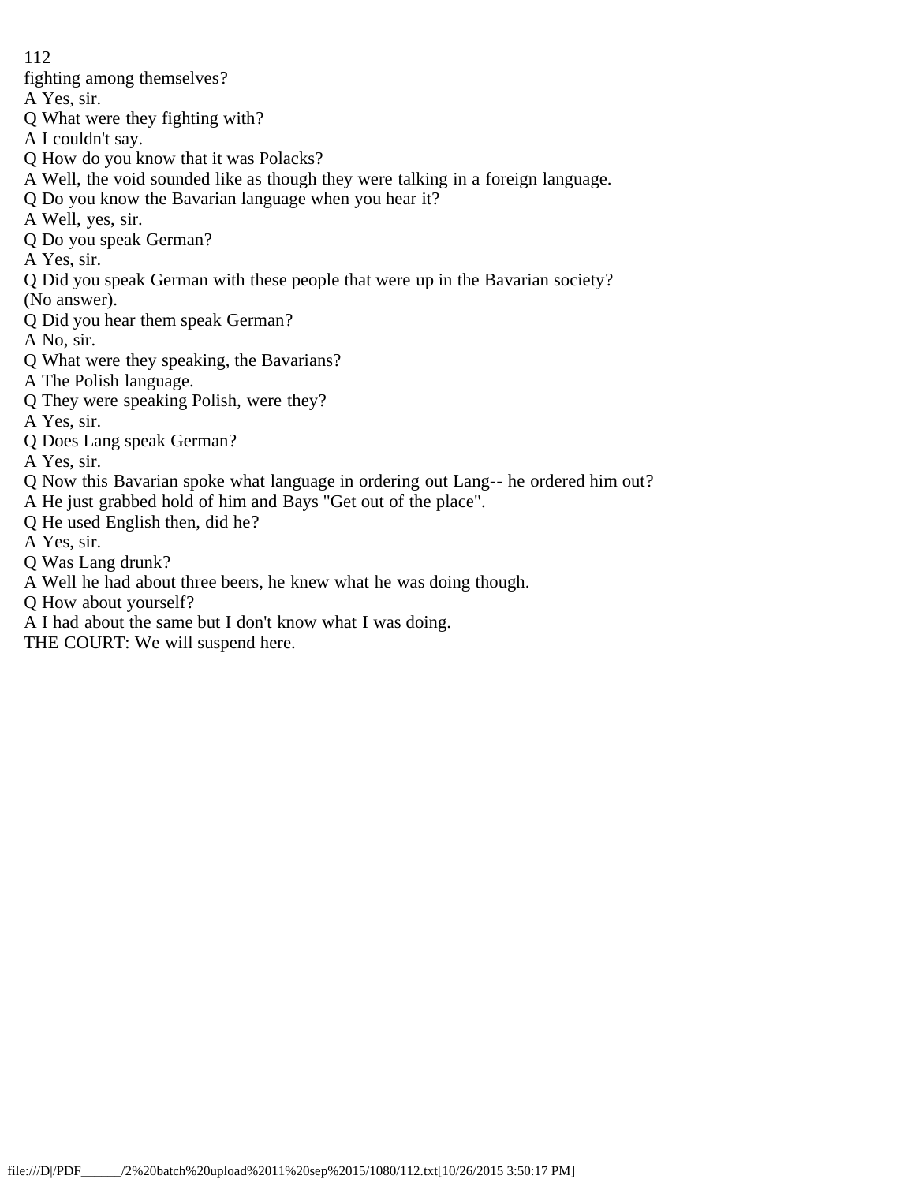fighting among themselves?

A Yes, sir.

Q What were they fighting with?

A I couldn't say.

Q How do you know that it was Polacks?

A Well, the void sounded like as though they were talking in a foreign language.

Q Do you know the Bavarian language when you hear it?

A Well, yes, sir.

Q Do you speak German?

A Yes, sir.

Q Did you speak German with these people that were up in the Bavarian society?

(No answer).

Q Did you hear them speak German?

A No, sir.

Q What were they speaking, the Bavarians?

A The Polish language.

Q They were speaking Polish, were they?

A Yes, sir.

Q Does Lang speak German?

A Yes, sir.

Q Now this Bavarian spoke what language in ordering out Lang-- he ordered him out?

A He just grabbed hold of him and Bays "Get out of the place".

Q He used English then, did he?

A Yes, sir.

Q Was Lang drunk?

A Well he had about three beers, he knew what he was doing though.

Q How about yourself?

A I had about the same but I don't know what I was doing.

THE COURT: We will suspend here.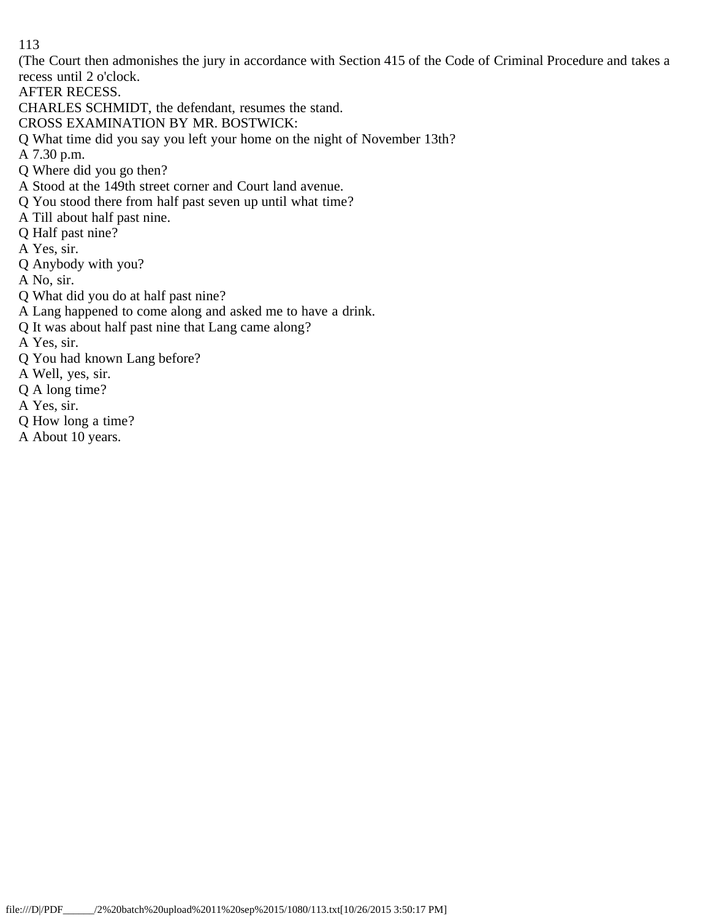(The Court then admonishes the jury in accordance with Section 415 of the Code of Criminal Procedure and takes a recess until 2 o'clock.

AFTER RECESS.

CHARLES SCHMIDT, the defendant, resumes the stand.

CROSS EXAMINATION BY MR. BOSTWICK:

Q What time did you say you left your home on the night of November 13th?

A 7.30 p.m.

Q Where did you go then?

A Stood at the 149th street corner and Court land avenue.

Q You stood there from half past seven up until what time?

A Till about half past nine.

Q Half past nine?

A Yes, sir.

Q Anybody with you?

A No, sir.

Q What did you do at half past nine?

A Lang happened to come along and asked me to have a drink.

Q It was about half past nine that Lang came along?

A Yes, sir.

Q You had known Lang before?

A Well, yes, sir.

Q A long time?

A Yes, sir.

Q How long a time?

A About 10 years.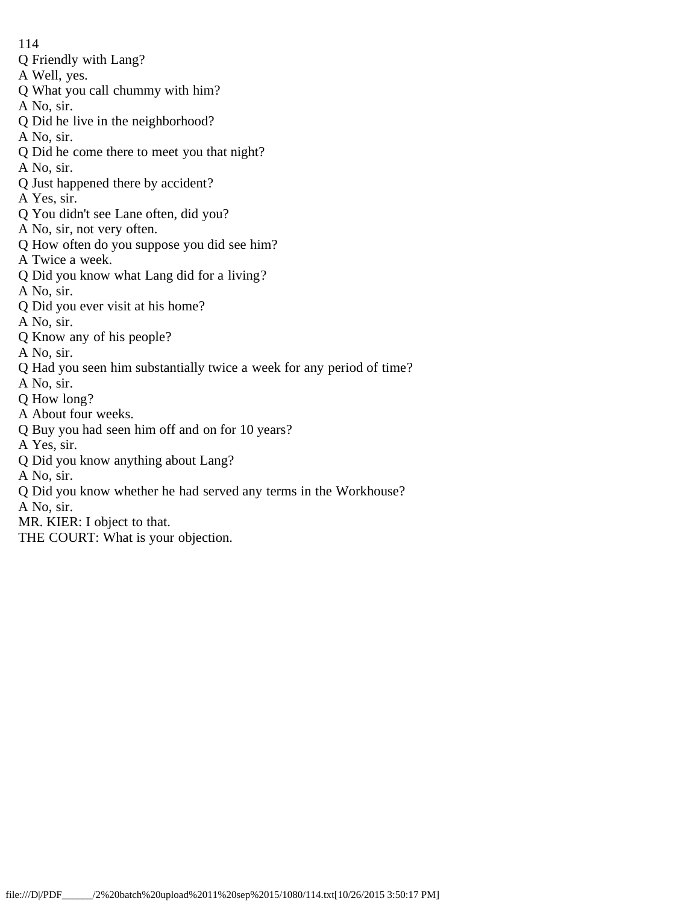Q Friendly with Lang?

A Well, yes.

Q What you call chummy with him?

A No, sir.

Q Did he live in the neighborhood?

A No, sir.

Q Did he come there to meet you that night?

A No, sir.

Q Just happened there by accident?

A Yes, sir.

Q You didn't see Lane often, did you?

A No, sir, not very often.

Q How often do you suppose you did see him?

A Twice a week.

Q Did you know what Lang did for a living?

A No, sir.

Q Did you ever visit at his home?

A No, sir.

Q Know any of his people?

A No, sir.

Q Had you seen him substantially twice a week for any period of time?

A No, sir.

Q How long?

A About four weeks.

Q Buy you had seen him off and on for 10 years?

A Yes, sir.

Q Did you know anything about Lang?

A No, sir.

Q Did you know whether he had served any terms in the Workhouse?

A No, sir.

MR. KIER: I object to that.

THE COURT: What is your objection.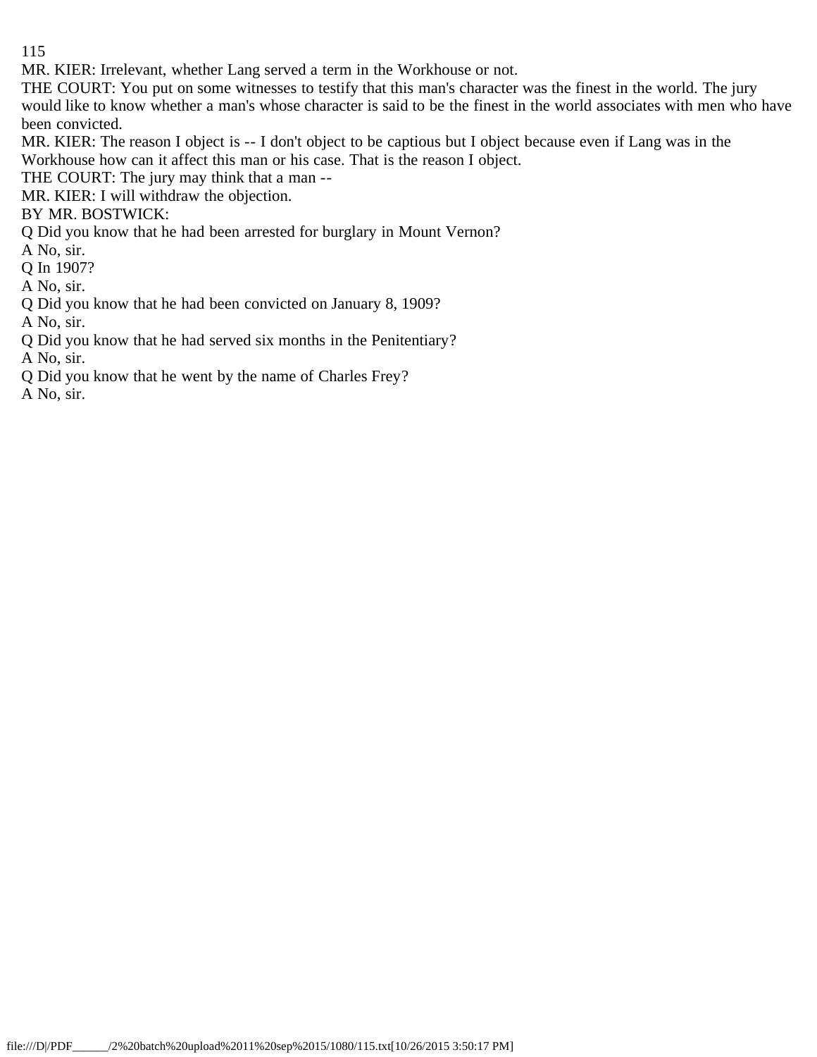MR. KIER: Irrelevant, whether Lang served a term in the Workhouse or not.

THE COURT: You put on some witnesses to testify that this man's character was the finest in the world. The jury would like to know whether a man's whose character is said to be the finest in the world associates with men who have been convicted.

MR. KIER: The reason I object is -- I don't object to be captious but I object because even if Lang was in the Workhouse how can it affect this man or his case. That is the reason I object.

THE COURT: The jury may think that a man --

MR. KIER: I will withdraw the objection.

BY MR. BOSTWICK:

Q Did you know that he had been arrested for burglary in Mount Vernon?

A No, sir.

Q In 1907?

A No, sir.

Q Did you know that he had been convicted on January 8, 1909?

A No, sir.

Q Did you know that he had served six months in the Penitentiary?

A No, sir.

Q Did you know that he went by the name of Charles Frey?

A No, sir.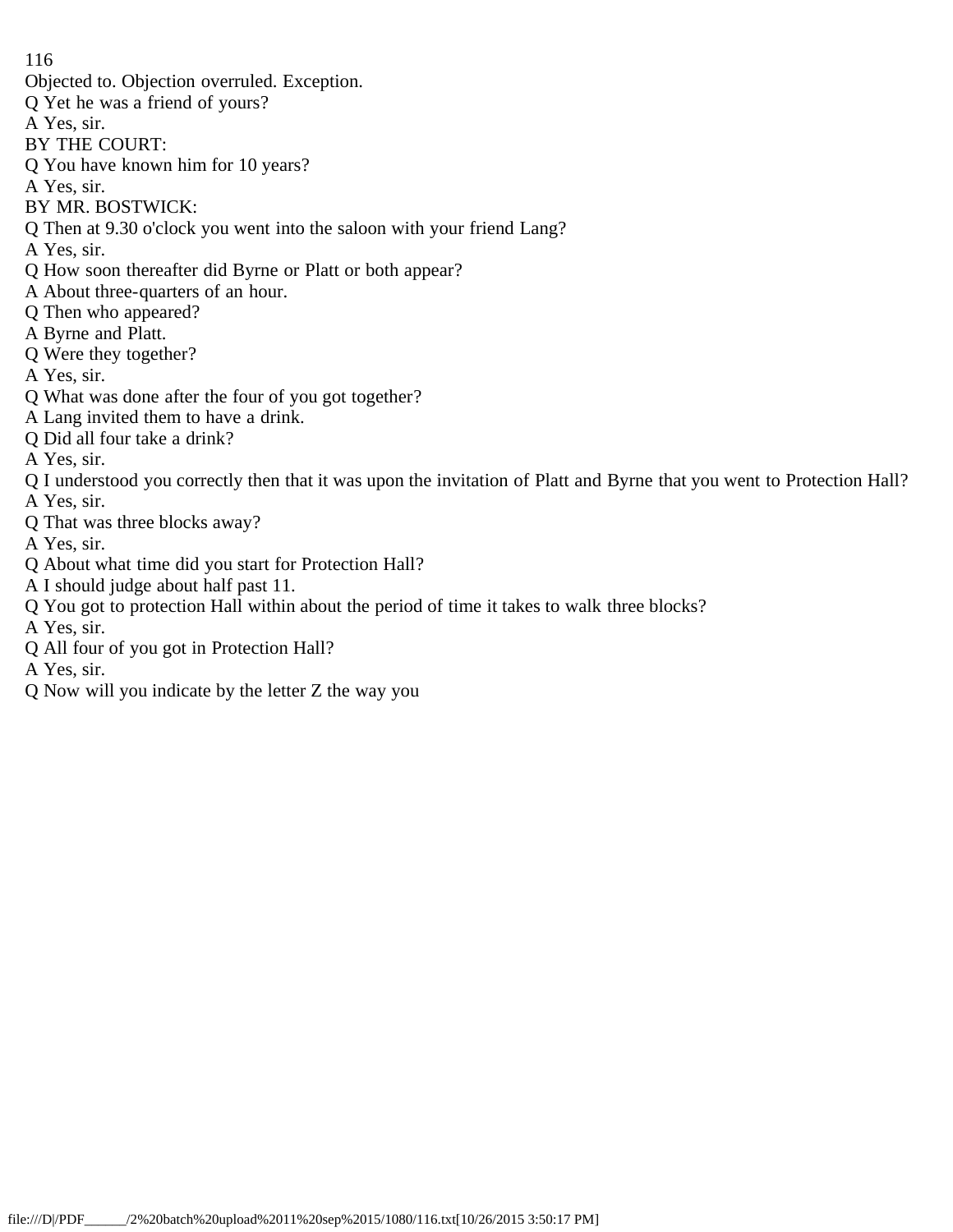Objected to. Objection overruled. Exception.

Q Yet he was a friend of yours?

A Yes, sir.

BY THE COURT:

Q You have known him for 10 years?

A Yes, sir.

BY MR. BOSTWICK:

Q Then at 9.30 o'clock you went into the saloon with your friend Lang?

A Yes, sir.

Q How soon thereafter did Byrne or Platt or both appear?

A About three-quarters of an hour.

Q Then who appeared?

A Byrne and Platt.

Q Were they together?

A Yes, sir.

Q What was done after the four of you got together?

A Lang invited them to have a drink.

Q Did all four take a drink?

A Yes, sir.

Q I understood you correctly then that it was upon the invitation of Platt and Byrne that you went to Protection Hall?

A Yes, sir.

Q That was three blocks away?

A Yes, sir.

Q About what time did you start for Protection Hall?

A I should judge about half past 11.

Q You got to protection Hall within about the period of time it takes to walk three blocks?

A Yes, sir.

Q All four of you got in Protection Hall?

A Yes, sir.

Q Now will you indicate by the letter Z the way you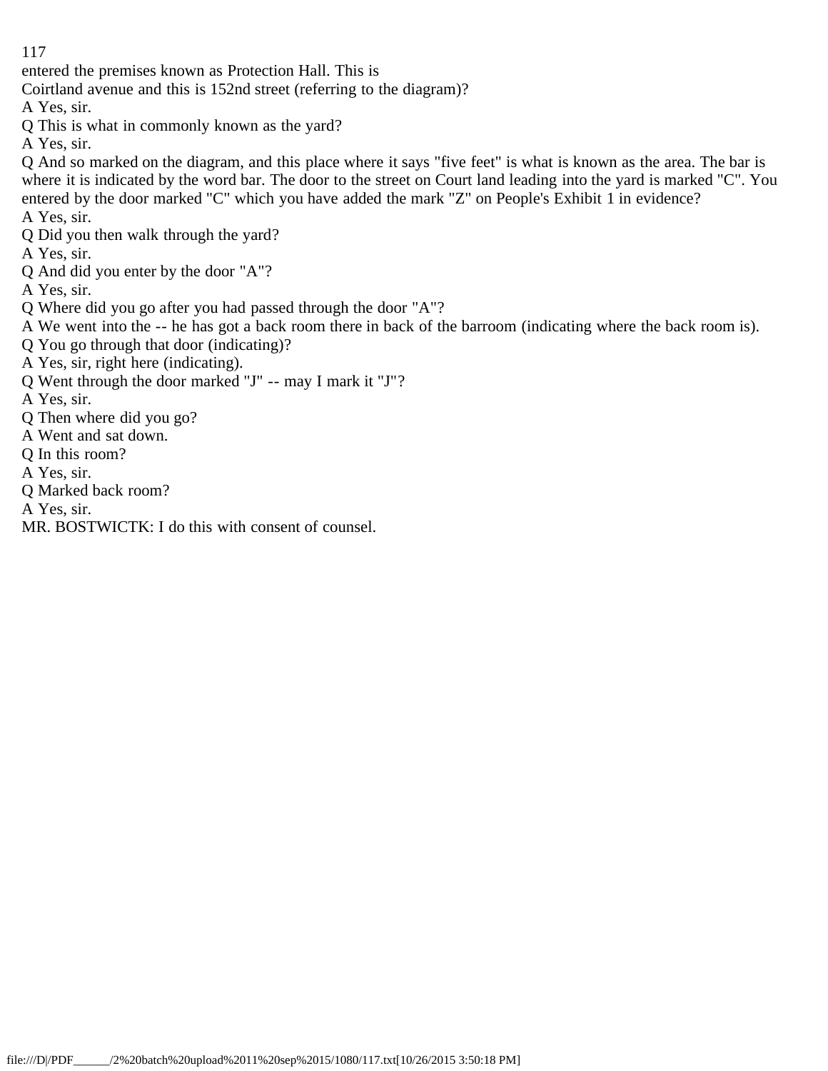entered the premises known as Protection Hall. This is Coirtland avenue and this is 152nd street (referring to the diagram)?

A Yes, sir.

Q This is what in commonly known as the yard?

A Yes, sir.

Q And so marked on the diagram, and this place where it says "five feet" is what is known as the area. The bar is where it is indicated by the word bar. The door to the street on Court land leading into the yard is marked "C". You entered by the door marked "C" which you have added the mark "Z" on People's Exhibit 1 in evidence?

A Yes, sir.

Q Did you then walk through the yard?

A Yes, sir.

Q And did you enter by the door "A"?

A Yes, sir.

Q Where did you go after you had passed through the door "A"?

A We went into the -- he has got a back room there in back of the barroom (indicating where the back room is).

Q You go through that door (indicating)?

A Yes, sir, right here (indicating).

Q Went through the door marked "J" -- may I mark it "J"?

A Yes, sir.

Q Then where did you go?

A Went and sat down.

Q In this room?

A Yes, sir.

Q Marked back room?

A Yes, sir.

MR. BOSTWICTK: I do this with consent of counsel.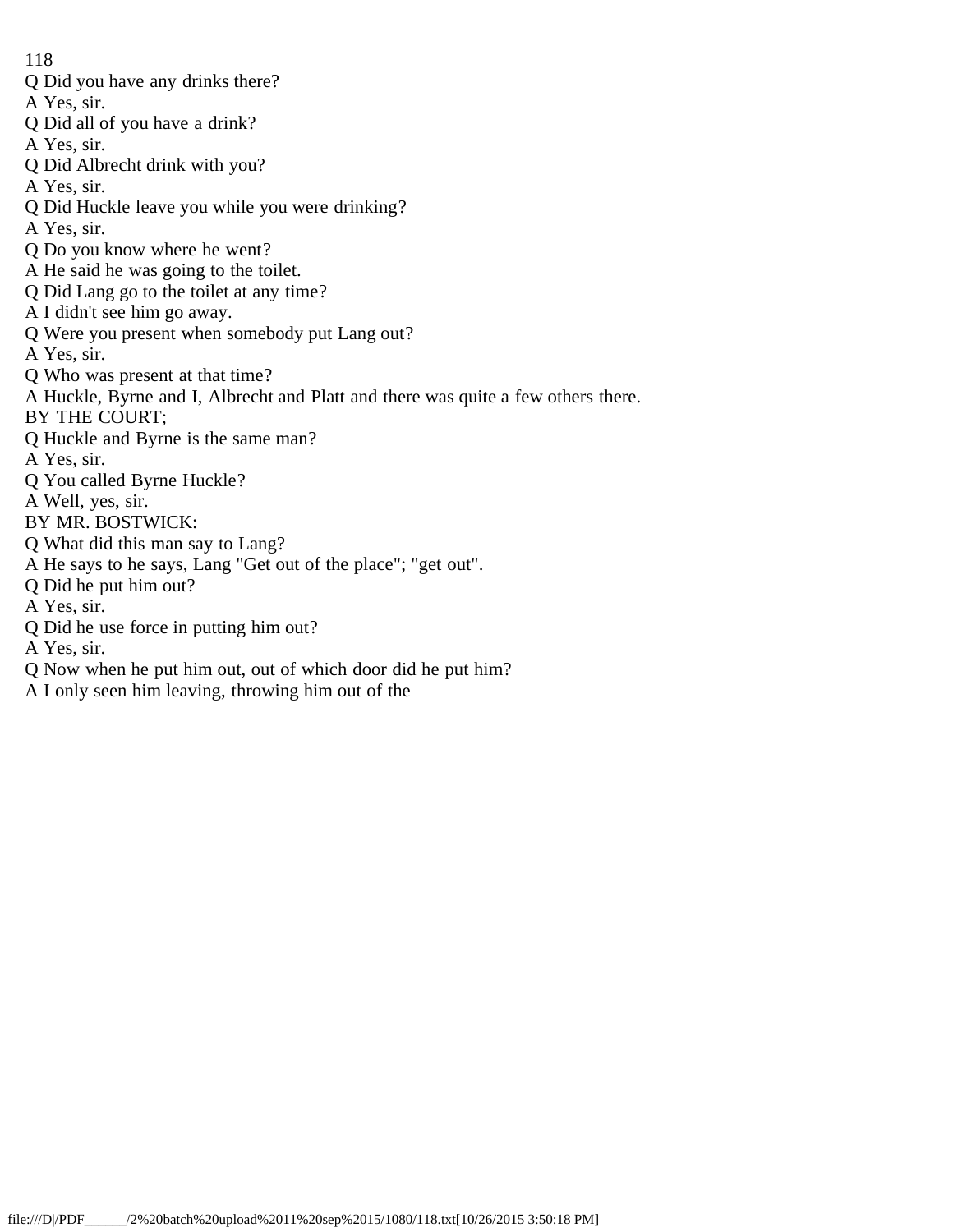Q Did you have any drinks there?
A Yes, sir.
Q Did all of you have a drink?
A Yes, sir.
Q Did Albrecht drink with you?
A Yes, sir.
Q Did Huckle leave you while you were drinking?
A Yes, sir.
Q Do you know where he went?
A He said he was going to the toilet.
Q Did Lang go to the toilet at any time?
A I didn't see him go away.
Q Were you present when somebody put Lang out?
A Yes, sir.
Q Who was present at that time?
A Huckle, Byrne and I, Albrecht and Platt and there was quite a few others there.
BY THE COURT;
Q Huckle and Byrne is the same man?
A Yes, sir.
Q You called Byrne Huckle?
A Well, yes, sir.
BY MR. BOSTWICK:
Q What did this man say to Lang?
A He says to he says, Lang "Get out of the place"; "get out".
Q Did he put him out?
A Yes, sir.
Q Did he use force in putting him out?
A Yes, sir.
Q Now when he put him out, out of which door did he put him?
A I only seen him leaving, throwing him out of the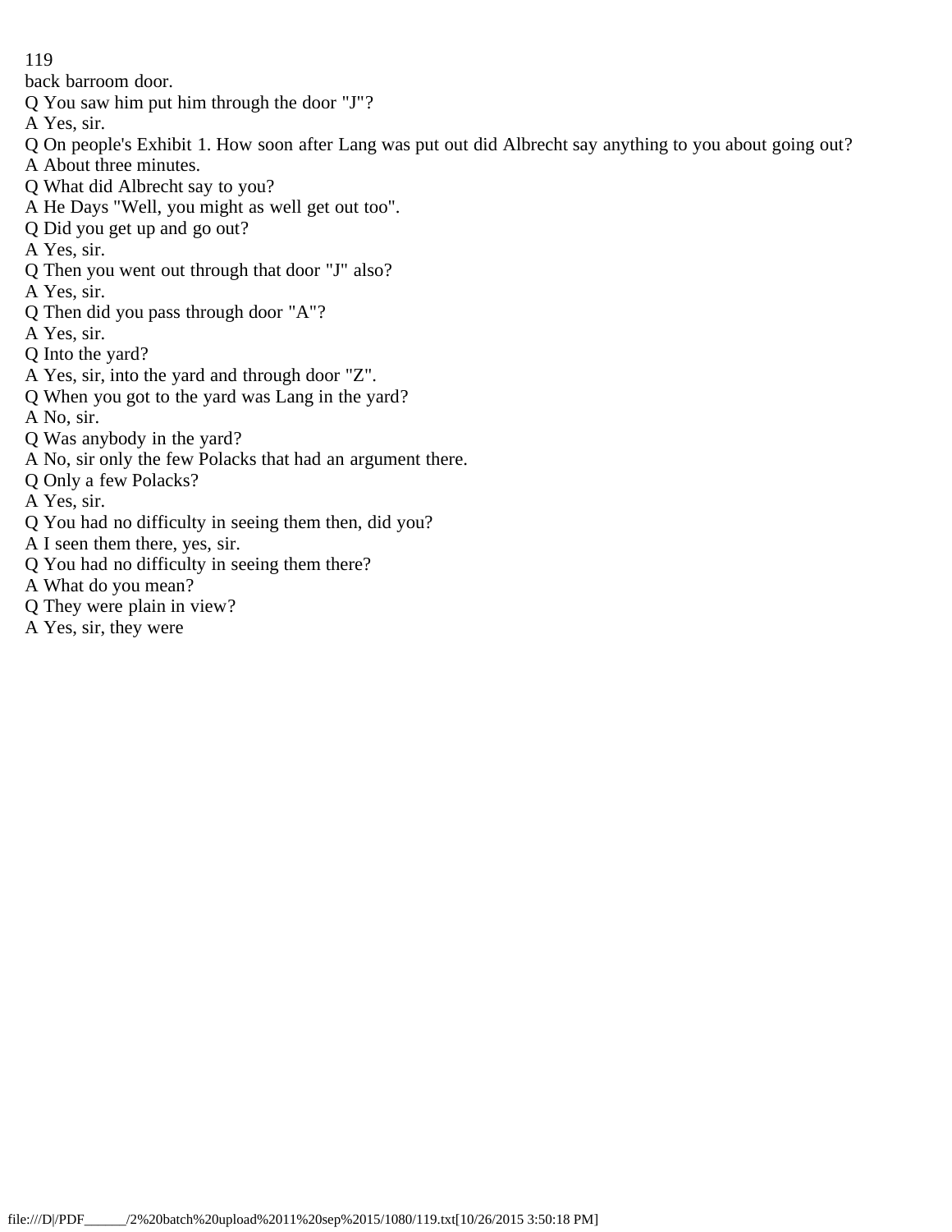back barroom door.

Q You saw him put him through the door "J"?

A Yes, sir.

Q On people's Exhibit 1. How soon after Lang was put out did Albrecht say anything to you about going out?

A About three minutes.

Q What did Albrecht say to you?

A He Days "Well, you might as well get out too".

Q Did you get up and go out?

A Yes, sir.

Q Then you went out through that door "J" also?

A Yes, sir.

Q Then did you pass through door "A"?

A Yes, sir.

Q Into the yard?

A Yes, sir, into the yard and through door "Z".

Q When you got to the yard was Lang in the yard?

A No, sir.

Q Was anybody in the yard?

A No, sir only the few Polacks that had an argument there.

Q Only a few Polacks?

A Yes, sir.

Q You had no difficulty in seeing them then, did you?

A I seen them there, yes, sir.

Q You had no difficulty in seeing them there?

A What do you mean?

Q They were plain in view?

A Yes, sir, they were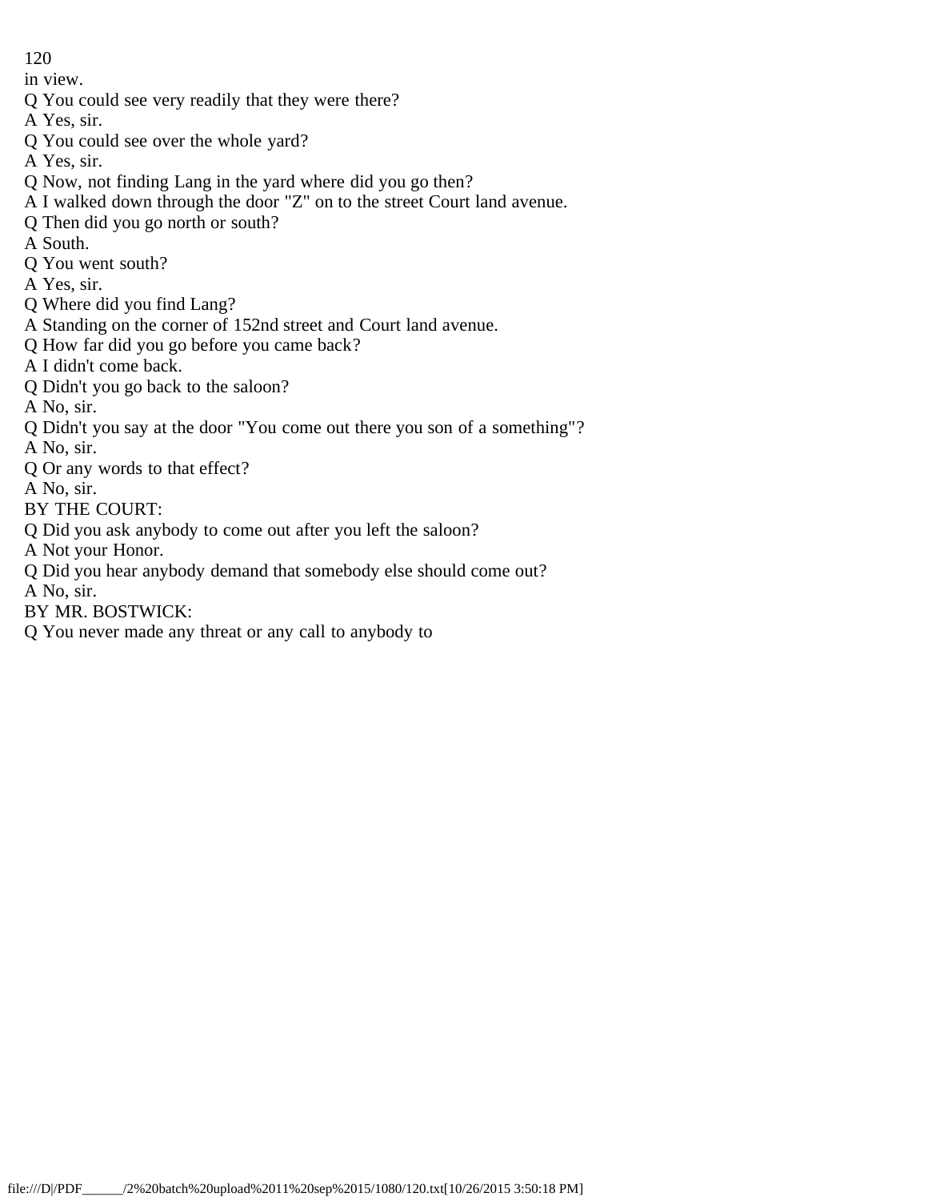in view.

Q You could see very readily that they were there?

A Yes, sir.

Q You could see over the whole yard?

A Yes, sir.

Q Now, not finding Lang in the yard where did you go then?

A I walked down through the door "Z" on to the street Court land avenue.

Q Then did you go north or south?

A South.

Q You went south?

A Yes, sir.

Q Where did you find Lang?

A Standing on the corner of 152nd street and Court land avenue.

Q How far did you go before you came back?

A I didn't come back.

Q Didn't you go back to the saloon?

A No, sir.

Q Didn't you say at the door "You come out there you son of a something"?

A No, sir.

Q Or any words to that effect?

A No, sir.

BY THE COURT:

Q Did you ask anybody to come out after you left the saloon?

A Not your Honor.

Q Did you hear anybody demand that somebody else should come out?

A No, sir.

BY MR. BOSTWICK:

Q You never made any threat or any call to anybody to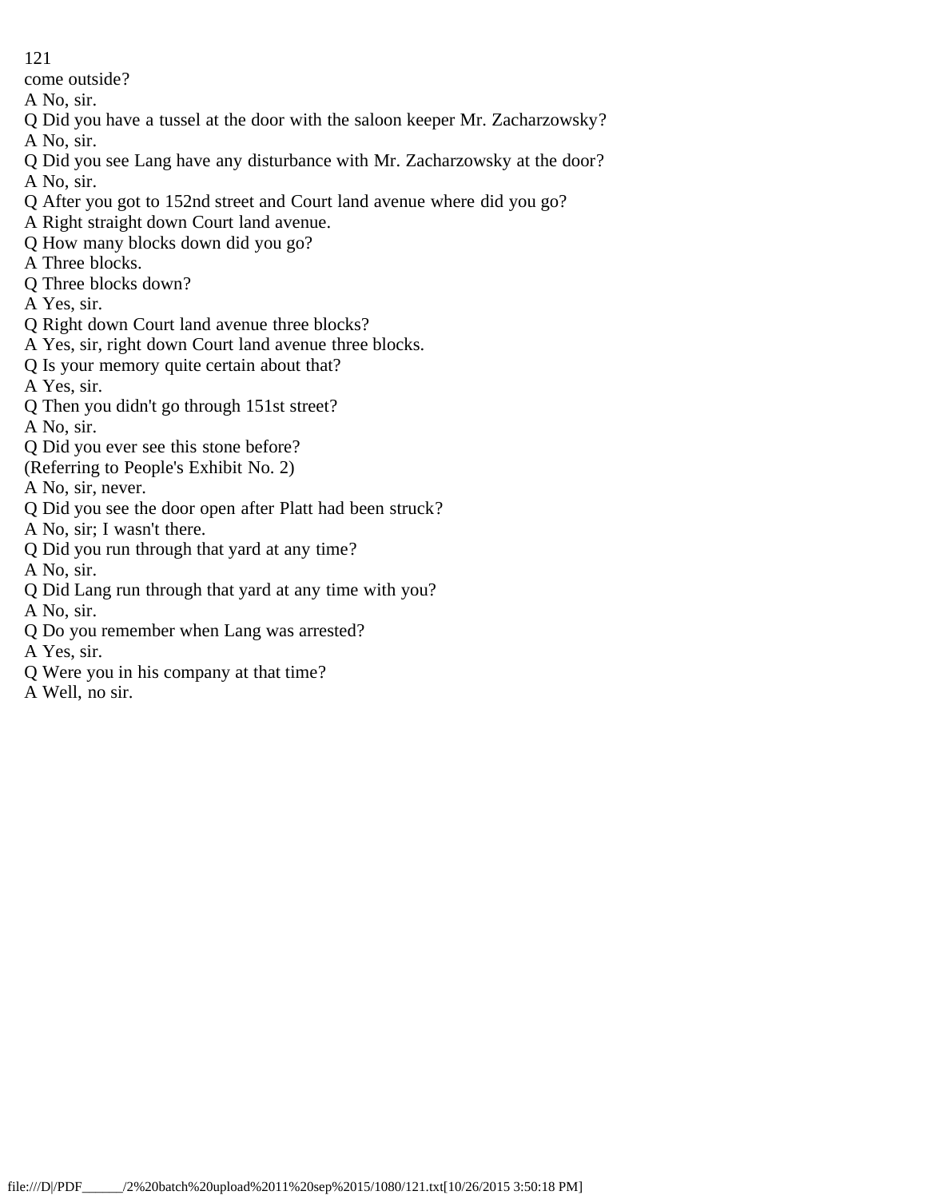come outside?

A No, sir.

Q Did you have a tussel at the door with the saloon keeper Mr. Zacharzowsky?

A No, sir.

Q Did you see Lang have any disturbance with Mr. Zacharzowsky at the door?

A No, sir.

Q After you got to 152nd street and Court land avenue where did you go?

A Right straight down Court land avenue.

Q How many blocks down did you go?

A Three blocks.

Q Three blocks down?

A Yes, sir.

Q Right down Court land avenue three blocks?

A Yes, sir, right down Court land avenue three blocks.

Q Is your memory quite certain about that?

A Yes, sir.

Q Then you didn't go through 151st street?

A No, sir.

Q Did you ever see this stone before?

(Referring to People's Exhibit No. 2)

A No, sir, never.

Q Did you see the door open after Platt had been struck?

A No, sir; I wasn't there.

Q Did you run through that yard at any time?

A No, sir.

Q Did Lang run through that yard at any time with you?

A No, sir.

Q Do you remember when Lang was arrested?

A Yes, sir.

Q Were you in his company at that time?

A Well, no sir.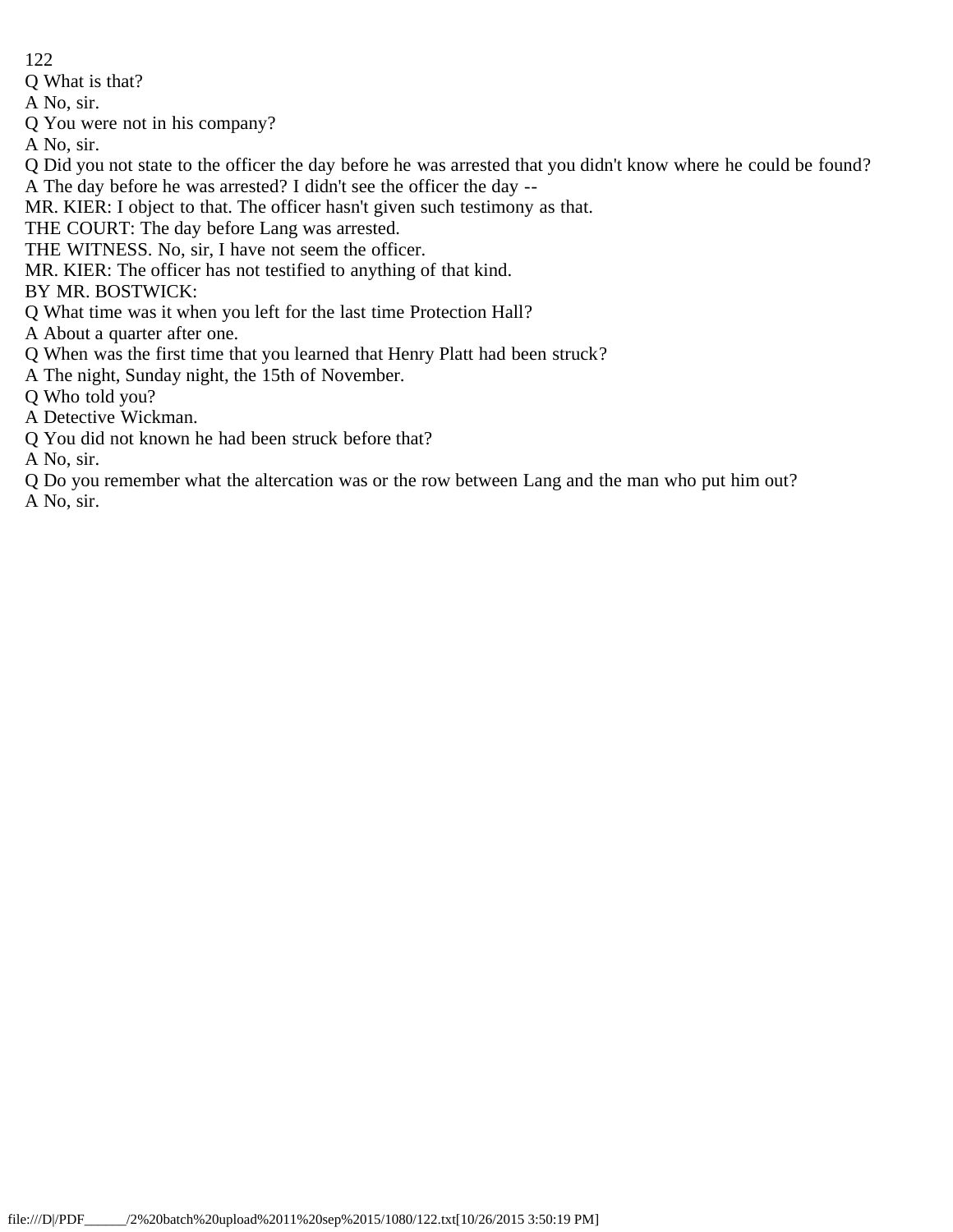Q What is that?

A No, sir.

Q You were not in his company?

A No, sir.

Q Did you not state to the officer the day before he was arrested that you didn't know where he could be found?

A The day before he was arrested? I didn't see the officer the day --

MR. KIER: I object to that. The officer hasn't given such testimony as that.

THE COURT: The day before Lang was arrested.

THE WITNESS. No, sir, I have not seem the officer.

MR. KIER: The officer has not testified to anything of that kind.

BY MR. BOSTWICK:

Q What time was it when you left for the last time Protection Hall?

A About a quarter after one.

Q When was the first time that you learned that Henry Platt had been struck?

A The night, Sunday night, the 15th of November.

Q Who told you?

A Detective Wickman.

Q You did not known he had been struck before that?

A No, sir.

Q Do you remember what the altercation was or the row between Lang and the man who put him out?

A No, sir.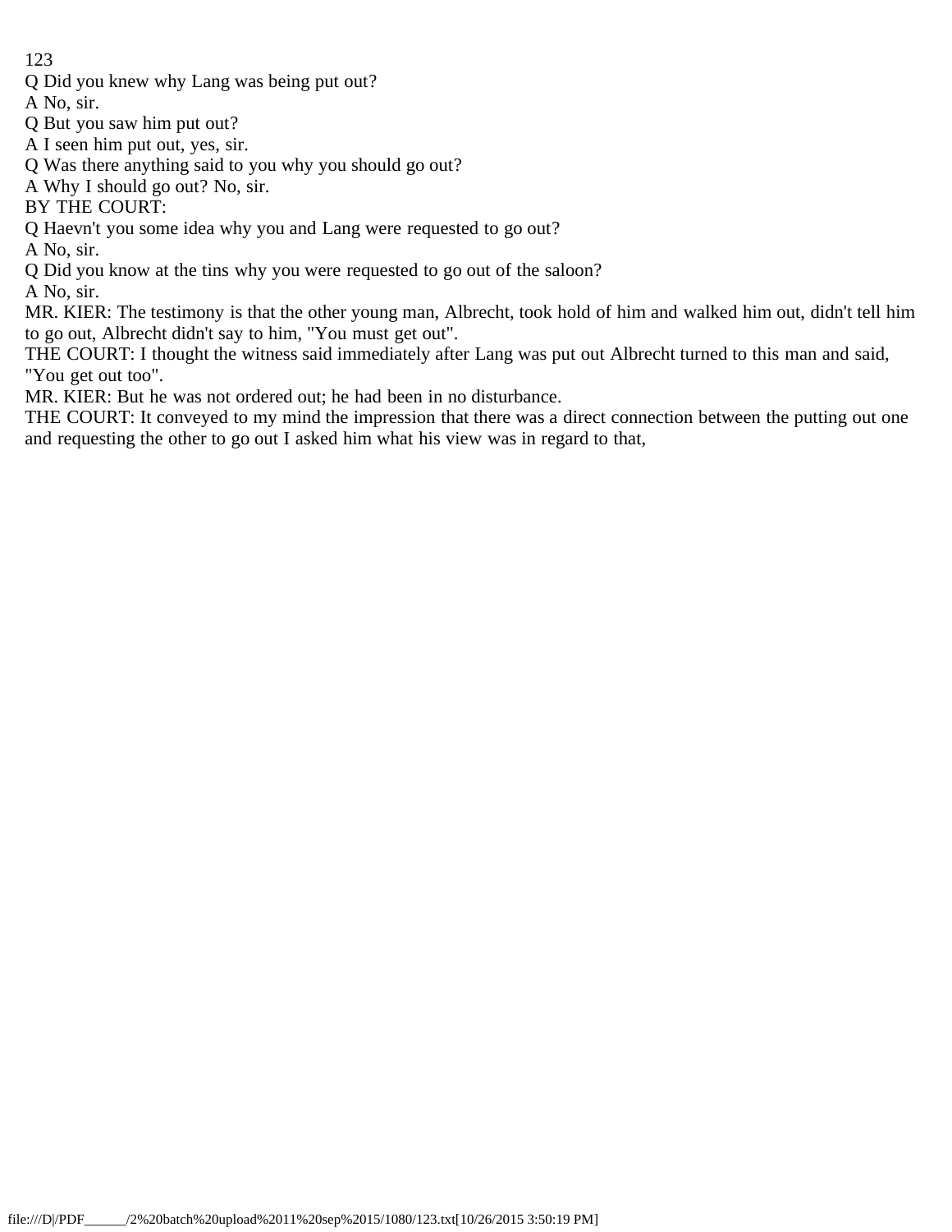Q Did you knew why Lang was being put out?

A No, sir.

Q But you saw him put out?

A I seen him put out, yes, sir.

Q Was there anything said to you why you should go out?

A Why I should go out? No, sir.

BY THE COURT:

Q Haevn't you some idea why you and Lang were requested to go out?

A No, sir.

Q Did you know at the tins why you were requested to go out of the saloon?

A No, sir.

MR. KIER: The testimony is that the other young man, Albrecht, took hold of him and walked him out, didn't tell him to go out, Albrecht didn't say to him, "You must get out".

THE COURT: I thought the witness said immediately after Lang was put out Albrecht turned to this man and said, "You get out too".

MR. KIER: But he was not ordered out; he had been in no disturbance.

THE COURT: It conveyed to my mind the impression that there was a direct connection between the putting out one and requesting the other to go out I asked him what his view was in regard to that,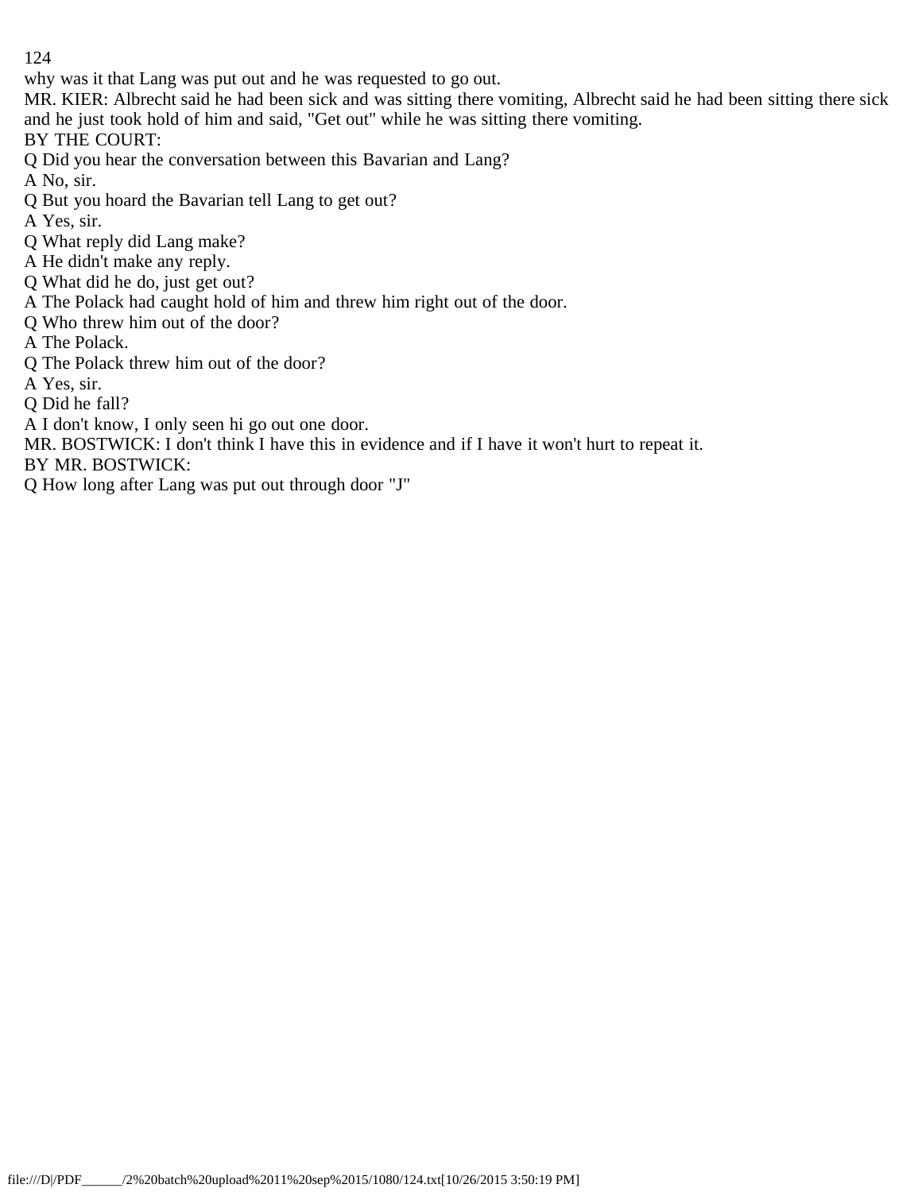why was it that Lang was put out and he was requested to go out.

MR. KIER: Albrecht said he had been sick and was sitting there vomiting, Albrecht said he had been sitting there sick and he just took hold of him and said, "Get out" while he was sitting there vomiting.

BY THE COURT:

Q Did you hear the conversation between this Bavarian and Lang?

A No, sir.

Q But you hoard the Bavarian tell Lang to get out?

A Yes, sir.

Q What reply did Lang make?

A He didn't make any reply.

Q What did he do, just get out?

A The Polack had caught hold of him and threw him right out of the door.

Q Who threw him out of the door?

A The Polack.

Q The Polack threw him out of the door?

A Yes, sir.

Q Did he fall?

A I don't know, I only seen hi go out one door.

MR. BOSTWICK: I don't think I have this in evidence and if I have it won't hurt to repeat it.

BY MR. BOSTWICK:

Q How long after Lang was put out through door "J"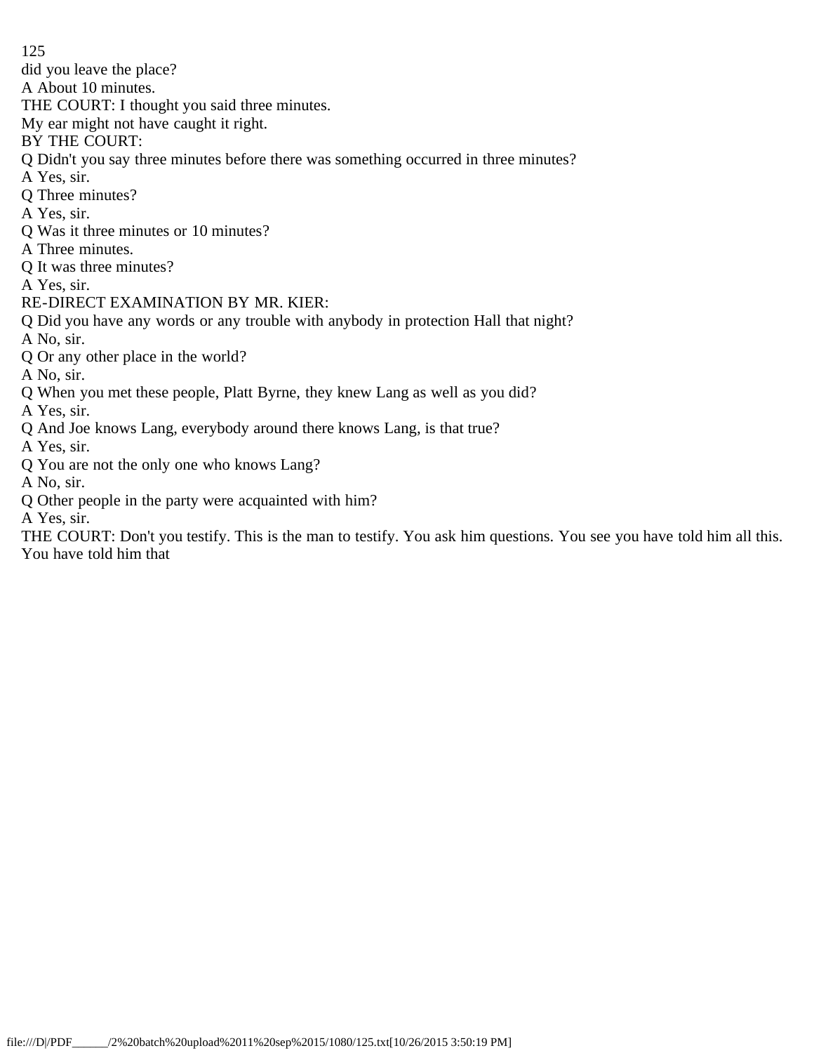did you leave the place?

A About 10 minutes.

THE COURT: I thought you said three minutes.

My ear might not have caught it right.

BY THE COURT:

Q Didn't you say three minutes before there was something occurred in three minutes?

A Yes, sir.

Q Three minutes?

A Yes, sir.

Q Was it three minutes or 10 minutes?

A Three minutes.

Q It was three minutes?

A Yes, sir.

RE-DIRECT EXAMINATION BY MR. KIER:

Q Did you have any words or any trouble with anybody in protection Hall that night?

A No, sir.

Q Or any other place in the world?

A No, sir.

Q When you met these people, Platt Byrne, they knew Lang as well as you did?

A Yes, sir.

Q And Joe knows Lang, everybody around there knows Lang, is that true?

A Yes, sir.

Q You are not the only one who knows Lang?

A No, sir.

Q Other people in the party were acquainted with him?

A Yes, sir.

THE COURT: Don't you testify. This is the man to testify. You ask him questions. You see you have told him all this. You have told him that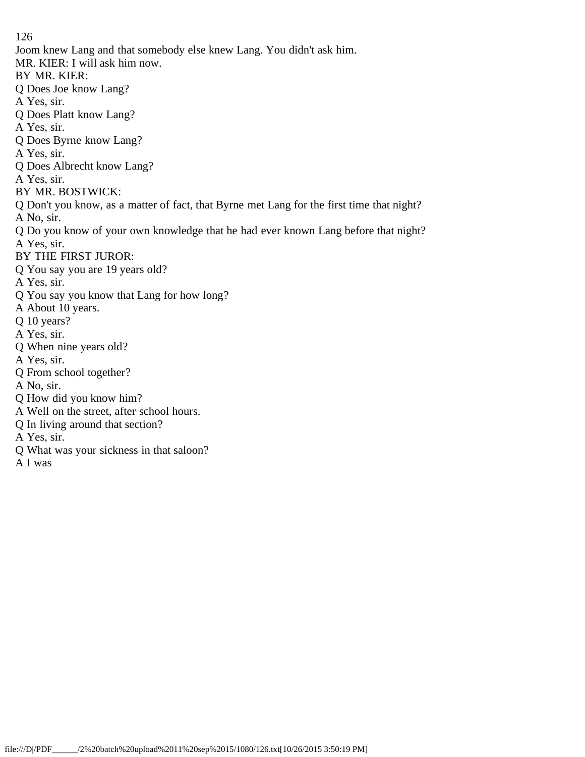Joom knew Lang and that somebody else knew Lang. You didn't ask him.

MR. KIER: I will ask him now.

BY MR. KIER:

Q Does Joe know Lang?

A Yes, sir.

Q Does Platt know Lang?

A Yes, sir.

Q Does Byrne know Lang?

A Yes, sir.

Q Does Albrecht know Lang?

A Yes, sir.

BY MR. BOSTWICK:

Q Don't you know, as a matter of fact, that Byrne met Lang for the first time that night?

A No, sir.

Q Do you know of your own knowledge that he had ever known Lang before that night?

A Yes, sir.

BY THE FIRST JUROR:

Q You say you are 19 years old?

A Yes, sir.

Q You say you know that Lang for how long?

A About 10 years.

Q 10 years?

A Yes, sir.

Q When nine years old?

A Yes, sir.

Q From school together?

A No, sir.

Q How did you know him?

A Well on the street, after school hours.

Q In living around that section?

A Yes, sir.

Q What was your sickness in that saloon?

A I was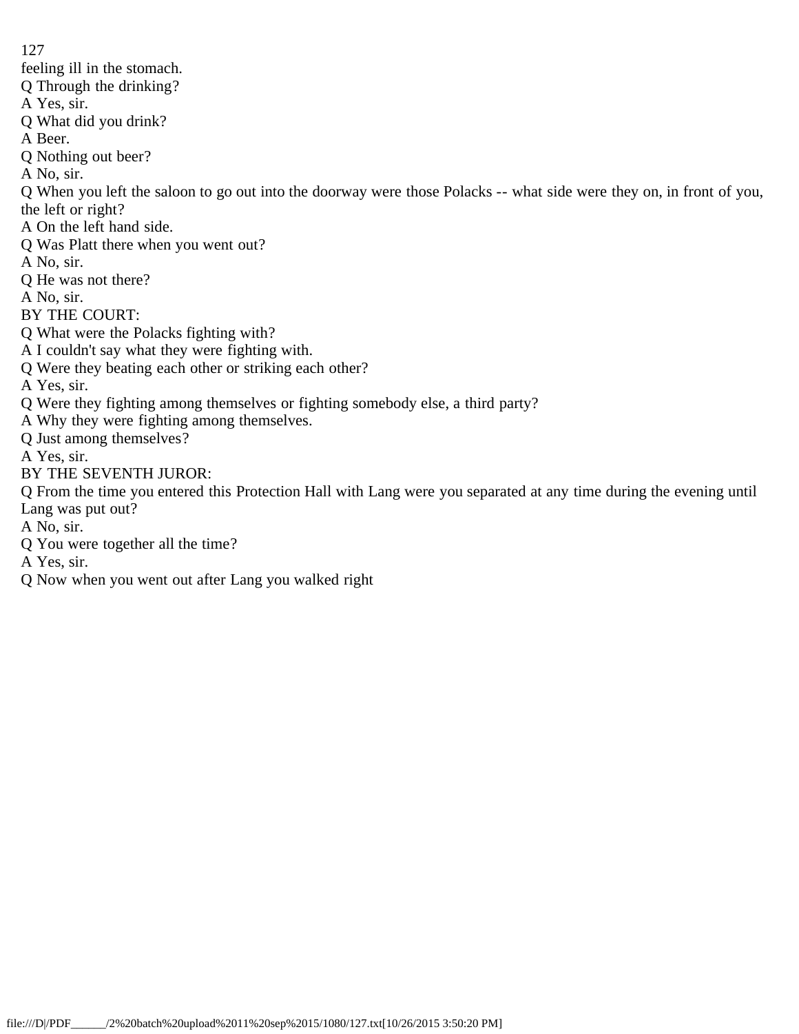feeling ill in the stomach.

Q Through the drinking?

A Yes, sir.

Q What did you drink?

A Beer.

Q Nothing out beer?

A No, sir.

Q When you left the saloon to go out into the doorway were those Polacks -- what side were they on, in front of you, the left or right?

A On the left hand side.

Q Was Platt there when you went out?

A No, sir.

Q He was not there?

A No, sir.

BY THE COURT:

Q What were the Polacks fighting with?

A I couldn't say what they were fighting with.

Q Were they beating each other or striking each other?

A Yes, sir.

Q Were they fighting among themselves or fighting somebody else, a third party?

A Why they were fighting among themselves.

Q Just among themselves?

A Yes, sir.

BY THE SEVENTH JUROR:

Q From the time you entered this Protection Hall with Lang were you separated at any time during the evening until Lang was put out?

A No, sir.

Q You were together all the time?

A Yes, sir.

Q Now when you went out after Lang you walked right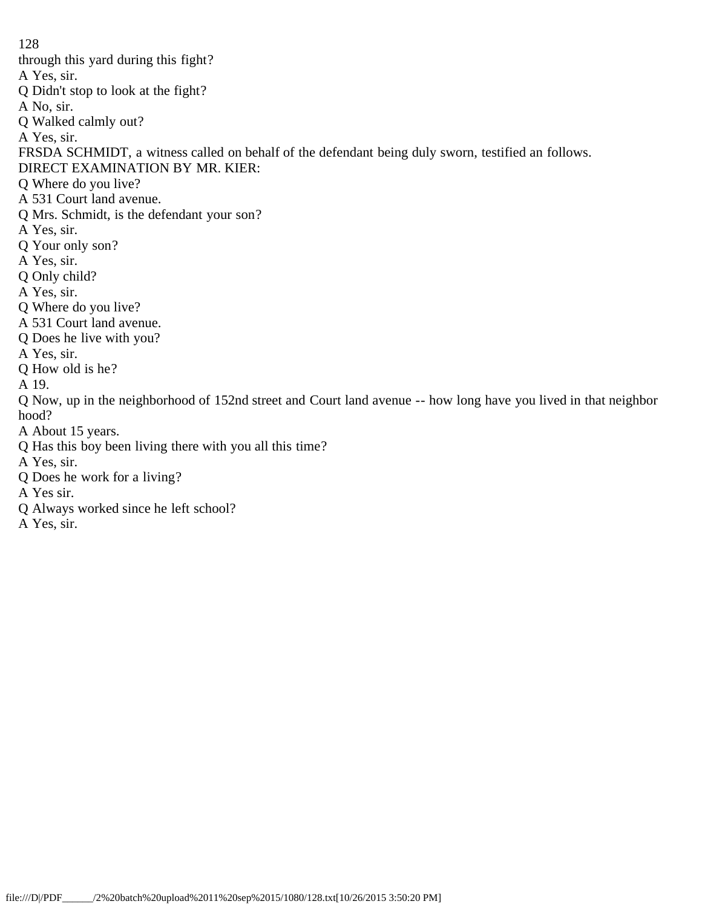through this yard during this fight?

A Yes, sir.

Q Didn't stop to look at the fight?

A No, sir.

Q Walked calmly out?

A Yes, sir.

FRSDA SCHMIDT, a witness called on behalf of the defendant being duly sworn, testified an follows.

DIRECT EXAMINATION BY MR. KIER:

Q Where do you live?

A 531 Court land avenue.

Q Mrs. Schmidt, is the defendant your son?

A Yes, sir.

Q Your only son?

A Yes, sir.

Q Only child?

A Yes, sir.

Q Where do you live?

A 531 Court land avenue.

Q Does he live with you?

A Yes, sir.

Q How old is he?

A 19.

Q Now, up in the neighborhood of 152nd street and Court land avenue -- how long have you lived in that neighbor hood?

A About 15 years.

Q Has this boy been living there with you all this time?

A Yes, sir.

Q Does he work for a living?

A Yes sir.

Q Always worked since he left school?

A Yes, sir.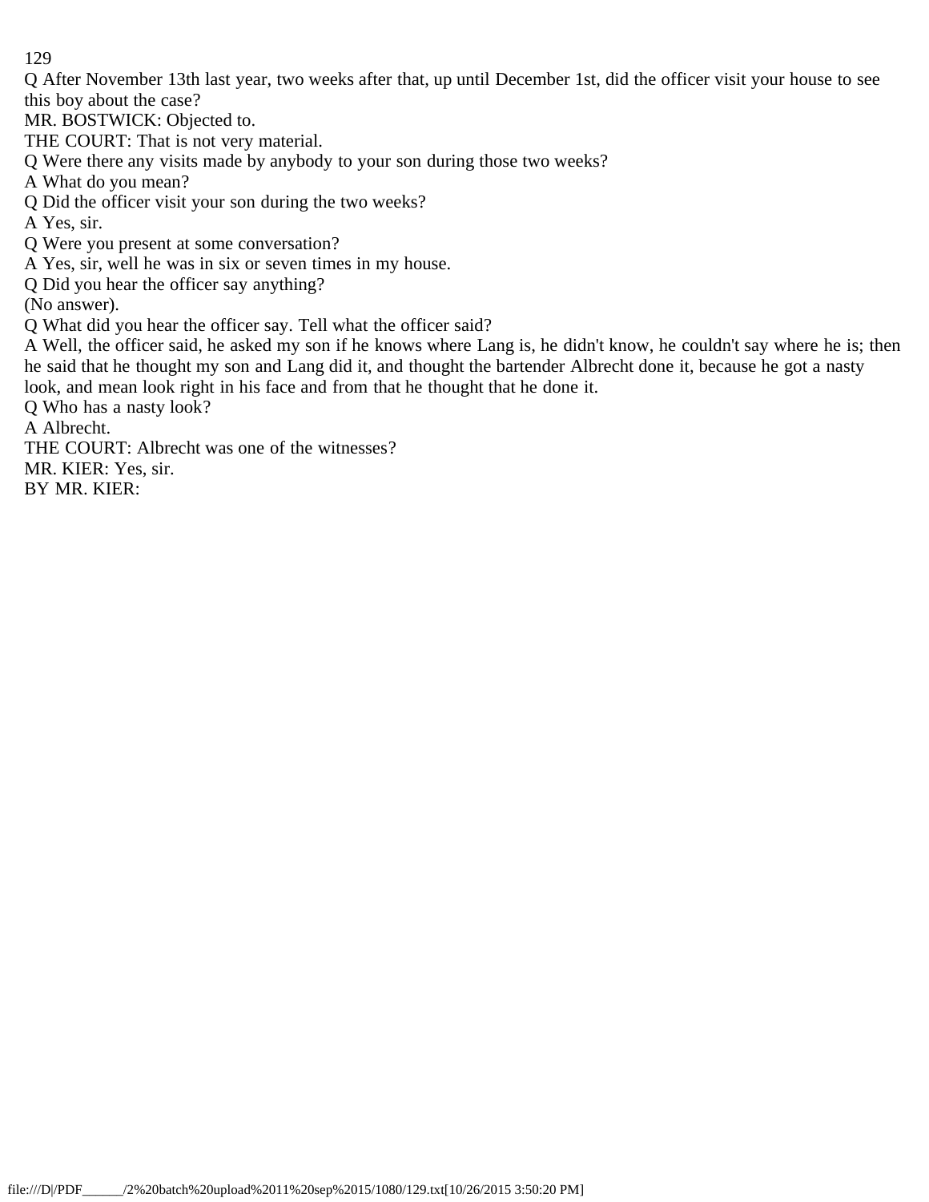Q After November 13th last year, two weeks after that, up until December 1st, did the officer visit your house to see this boy about the case?

MR. BOSTWICK: Objected to.

THE COURT: That is not very material.

Q Were there any visits made by anybody to your son during those two weeks?

A What do you mean?

Q Did the officer visit your son during the two weeks?

A Yes, sir.

Q Were you present at some conversation?

A Yes, sir, well he was in six or seven times in my house.

Q Did you hear the officer say anything?

(No answer).

Q What did you hear the officer say. Tell what the officer said?

A Well, the officer said, he asked my son if he knows where Lang is, he didn't know, he couldn't say where he is; then he said that he thought my son and Lang did it, and thought the bartender Albrecht done it, because he got a nasty look, and mean look right in his face and from that he thought that he done it.

Q Who has a nasty look?

A Albrecht.

THE COURT: Albrecht was one of the witnesses?

MR. KIER: Yes, sir.

BY MR. KIER: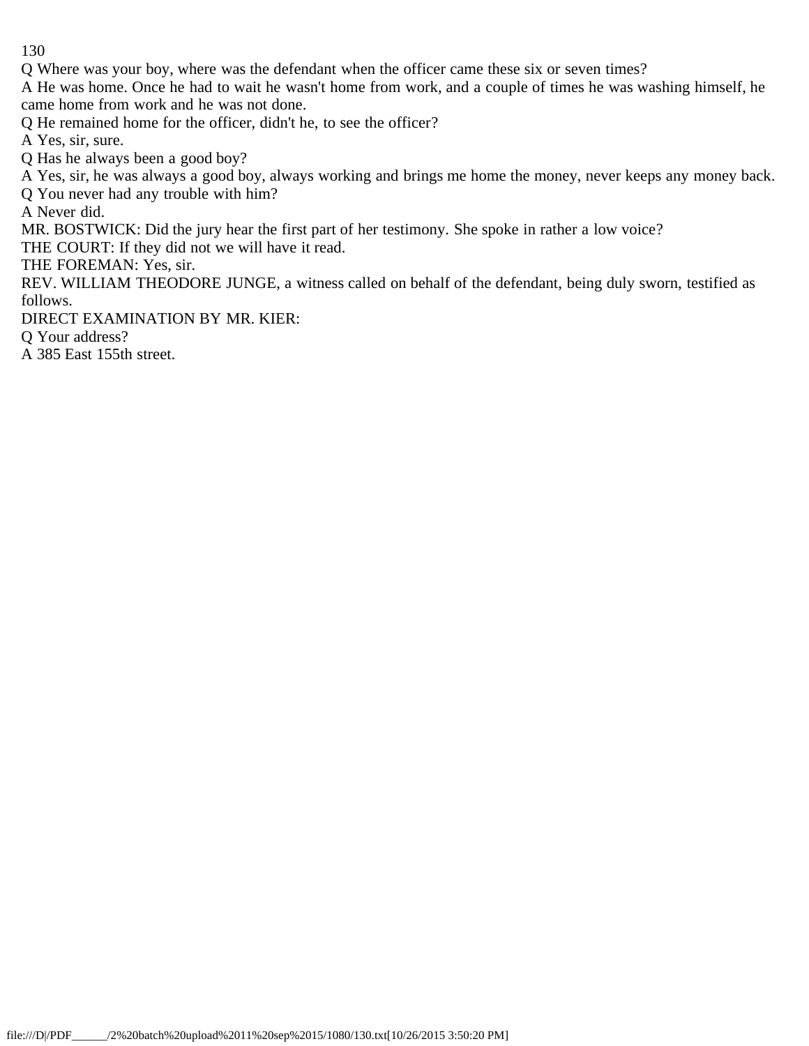Q Where was your boy, where was the defendant when the officer came these six or seven times?

A He was home. Once he had to wait he wasn't home from work, and a couple of times he was washing himself, he came home from work and he was not done.

Q He remained home for the officer, didn't he, to see the officer?

A Yes, sir, sure.

Q Has he always been a good boy?

A Yes, sir, he was always a good boy, always working and brings me home the money, never keeps any money back.

Q You never had any trouble with him?

A Never did.

MR. BOSTWICK: Did the jury hear the first part of her testimony. She spoke in rather a low voice?

THE COURT: If they did not we will have it read.

THE FOREMAN: Yes, sir.

REV. WILLIAM THEODORE JUNGE, a witness called on behalf of the defendant, being duly sworn, testified as follows.

DIRECT EXAMINATION BY MR. KIER:

Q Your address?

A 385 East 155th street.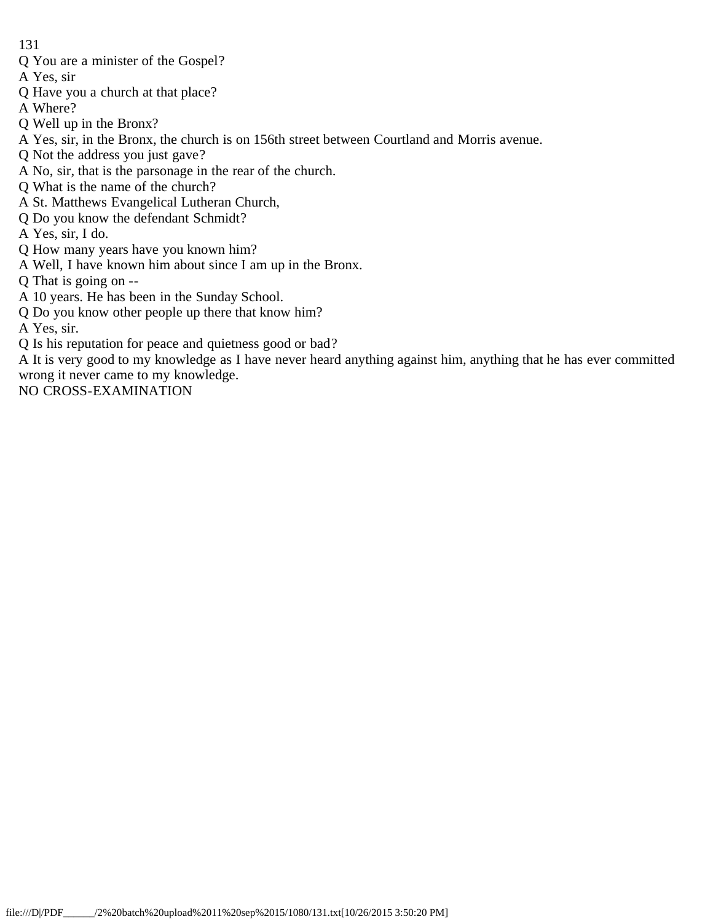Q You are a minister of the Gospel?

A Yes, sir

Q Have you a church at that place?

A Where?

Q Well up in the Bronx?

A Yes, sir, in the Bronx, the church is on 156th street between Courtland and Morris avenue.

Q Not the address you just gave?

A No, sir, that is the parsonage in the rear of the church.

Q What is the name of the church?

A St. Matthews Evangelical Lutheran Church,

Q Do you know the defendant Schmidt?

A Yes, sir, I do.

Q How many years have you known him?

A Well, I have known him about since I am up in the Bronx.

Q That is going on --

A 10 years. He has been in the Sunday School.

Q Do you know other people up there that know him?

A Yes, sir.

Q Is his reputation for peace and quietness good or bad?

A It is very good to my knowledge as I have never heard anything against him, anything that he has ever committed wrong it never came to my knowledge.

NO CROSS-EXAMINATION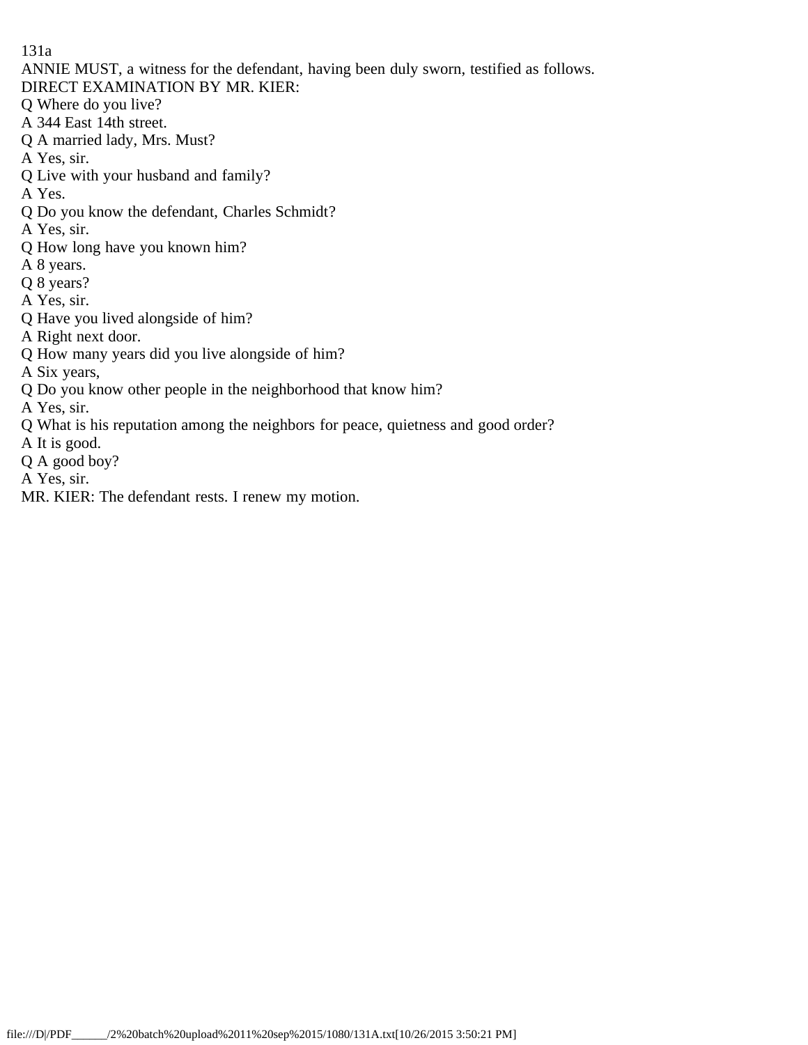ANNIE MUST, a witness for the defendant, having been duly sworn, testified as follows.

DIRECT EXAMINATION BY MR. KIER:

Q Where do you live?

A 344 East 14th street.

Q A married lady, Mrs. Must?

A Yes, sir.

Q Live with your husband and family?

A Yes.

Q Do you know the defendant, Charles Schmidt?

A Yes, sir.

Q How long have you known him?

A 8 years.

Q 8 years?

A Yes, sir.

Q Have you lived alongside of him?

A Right next door.

Q How many years did you live alongside of him?

A Six years,

Q Do you know other people in the neighborhood that know him?

A Yes, sir.

Q What is his reputation among the neighbors for peace, quietness and good order?

A It is good.

Q A good boy?

A Yes, sir.

MR. KIER: The defendant rests. I renew my motion.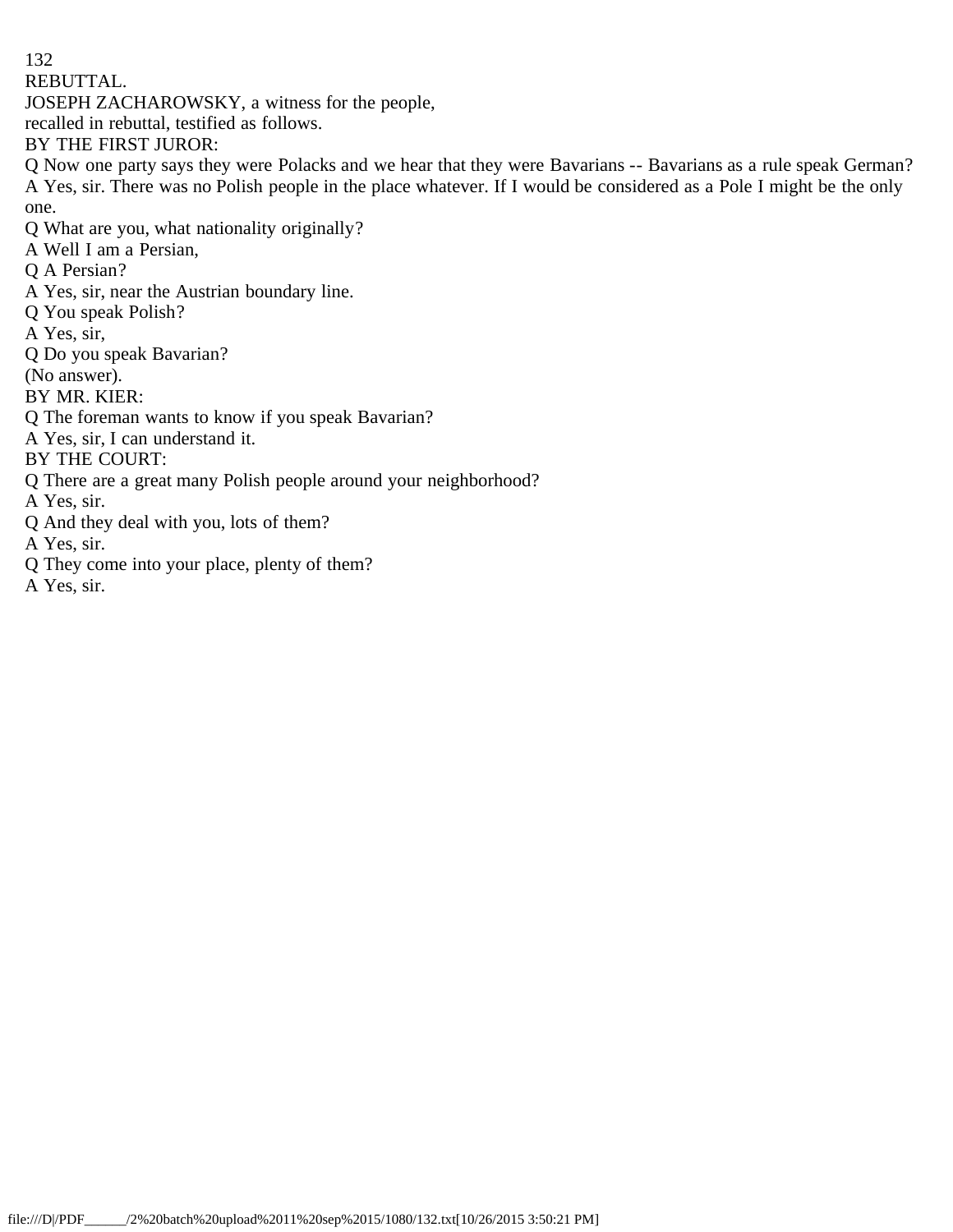REBUTTAL.

JOSEPH ZACHAROWSKY, a witness for the people,
recalled in rebuttal, testified as follows.

BY THE FIRST JUROR:

Q Now one party says they were Polacks and we hear that they were Bavarians -- Bavarians as a rule speak German?

A Yes, sir. There was no Polish people in the place whatever. If I would be considered as a Pole I might be the only one.

Q What are you, what nationality originally?

A Well I am a Persian,

Q A Persian?

A Yes, sir, near the Austrian boundary line.

Q You speak Polish?

A Yes, sir,

Q Do you speak Bavarian?

(No answer).

BY MR. KIER:

Q The foreman wants to know if you speak Bavarian?

A Yes, sir, I can understand it.

BY THE COURT:

Q There are a great many Polish people around your neighborhood?

A Yes, sir.

Q And they deal with you, lots of them?

A Yes, sir.

Q They come into your place, plenty of them?

A Yes, sir.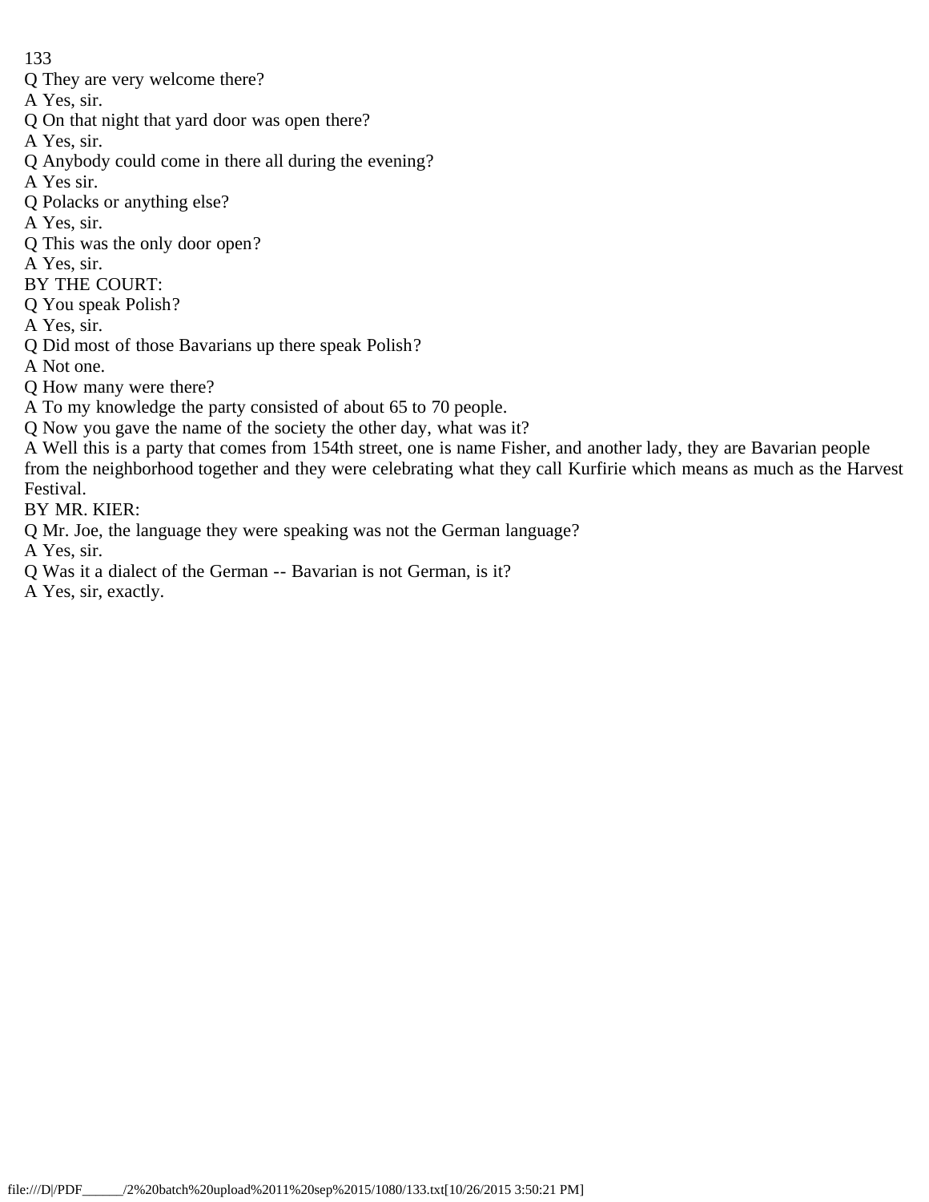Q They are very welcome there?

A Yes, sir.

Q On that night that yard door was open there?

A Yes, sir.

Q Anybody could come in there all during the evening?

A Yes sir.

Q Polacks or anything else?

A Yes, sir.

Q This was the only door open?

A Yes, sir.

BY THE COURT:

Q You speak Polish?

A Yes, sir.

Q Did most of those Bavarians up there speak Polish?

A Not one.

Q How many were there?

A To my knowledge the party consisted of about 65 to 70 people.

Q Now you gave the name of the society the other day, what was it?

A Well this is a party that comes from 154th street, one is name Fisher, and another lady, they are Bavarian people from the neighborhood together and they were celebrating what they call Kurfirie which means as much as the Harvest Festival.

BY MR. KIER:

Q Mr. Joe, the language they were speaking was not the German language?

A Yes, sir.

Q Was it a dialect of the German -- Bavarian is not German, is it?

A Yes, sir, exactly.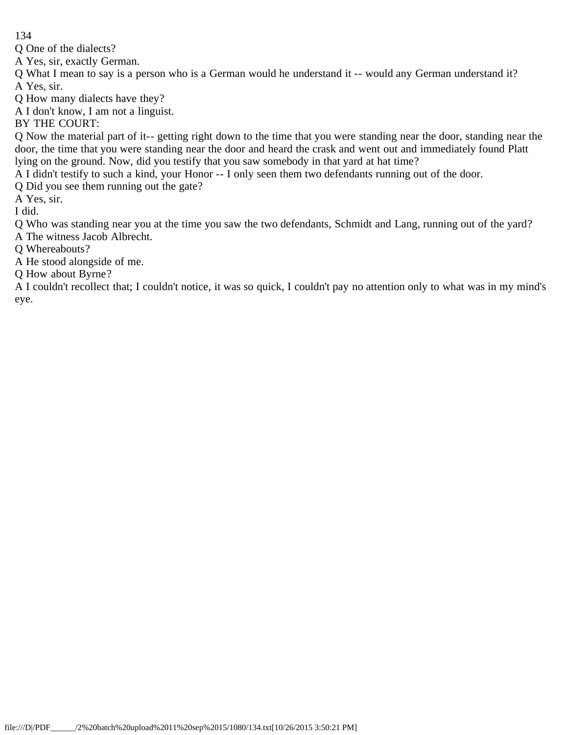Q One of the dialects?

A Yes, sir, exactly German.

Q What I mean to say is a person who is a German would he understand it -- would any German understand it?

A Yes, sir.

Q How many dialects have they?

A I don't know, I am not a linguist.

BY THE COURT:

Q Now the material part of it-- getting right down to the time that you were standing near the door, standing near the door, the time that you were standing near the door and heard the crask and went out and immediately found Platt lying on the ground. Now, did you testify that you saw somebody in that yard at hat time?

A I didn't testify to such a kind, your Honor -- I only seen them two defendants running out of the door.

Q Did you see them running out the gate?

A Yes, sir.

I did.

Q Who was standing near you at the time you saw the two defendants, Schmidt and Lang, running out of the yard?

A The witness Jacob Albrecht.

Q Whereabouts?

A He stood alongside of me.

Q How about Byrne?

A I couldn't recollect that; I couldn't notice, it was so quick, I couldn't pay no attention only to what was in my mind's eye.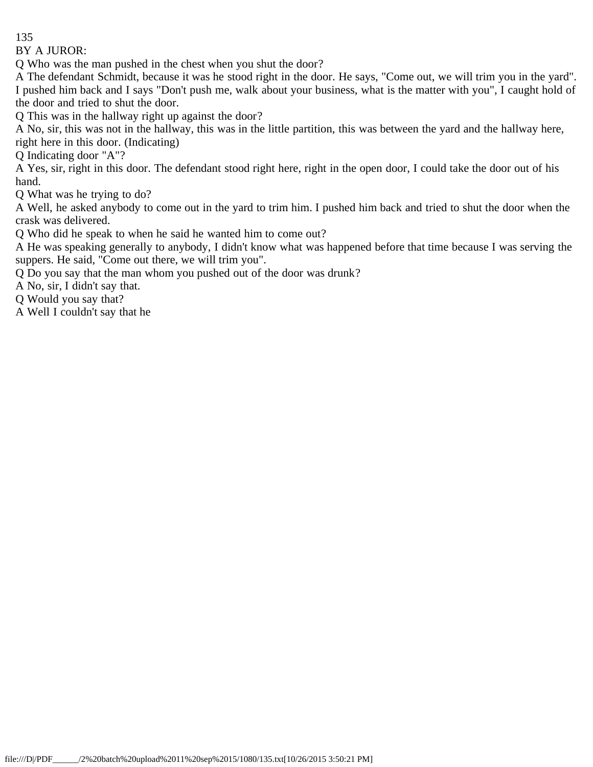BY A JUROR:

Q Who was the man pushed in the chest when you shut the door?

A The defendant Schmidt, because it was he stood right in the door. He says, "Come out, we will trim you in the yard". I pushed him back and I says "Don't push me, walk about your business, what is the matter with you", I caught hold of the door and tried to shut the door.

Q This was in the hallway right up against the door?

A No, sir, this was not in the hallway, this was in the little partition, this was between the yard and the hallway here, right here in this door. (Indicating)

Q Indicating door "A"?

A Yes, sir, right in this door. The defendant stood right here, right in the open door, I could take the door out of his hand.

Q What was he trying to do?

A Well, he asked anybody to come out in the yard to trim him. I pushed him back and tried to shut the door when the crask was delivered.

Q Who did he speak to when he said he wanted him to come out?

A He was speaking generally to anybody, I didn't know what was happened before that time because I was serving the suppers. He said, "Come out there, we will trim you".

Q Do you say that the man whom you pushed out of the door was drunk?

A No, sir, I didn't say that.

Q Would you say that?

A Well I couldn't say that he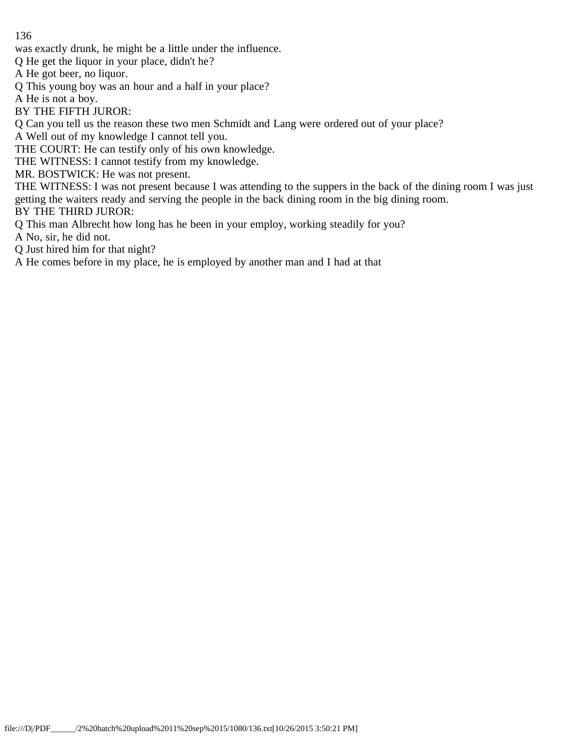was exactly drunk, he might be a little under the influence.

Q He get the liquor in your place, didn't he?

A He got beer, no liquor.

Q This young boy was an hour and a half in your place?

A He is not a boy.

BY THE FIFTH JUROR:

Q Can you tell us the reason these two men Schmidt and Lang were ordered out of your place?

A Well out of my knowledge I cannot tell you.

THE COURT: He can testify only of his own knowledge.

THE WITNESS: I cannot testify from my knowledge.

MR. BOSTWICK: He was not present.

THE WITNESS: I was not present because I was attending to the suppers in the back of the dining room I was just getting the waiters ready and serving the people in the back dining room in the big dining room.

BY THE THIRD JUROR:

Q This man Albrecht how long has he been in your employ, working steadily for you?

A No, sir, he did not.

Q Just hired him for that night?

A He comes before in my place, he is employed by another man and I had at that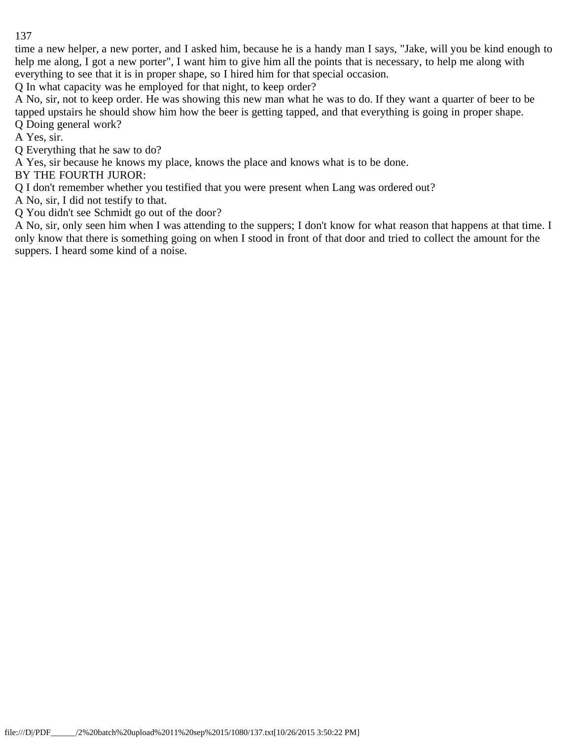time a new helper, a new porter, and I asked him, because he is a handy man I says, "Jake, will you be kind enough to help me along, I got a new porter", I want him to give him all the points that is necessary, to help me along with everything to see that it is in proper shape, so I hired him for that special occasion.

Q In what capacity was he employed for that night, to keep order?

A No, sir, not to keep order. He was showing this new man what he was to do. If they want a quarter of beer to be tapped upstairs he should show him how the beer is getting tapped, and that everything is going in proper shape.

Q Doing general work?

A Yes, sir.

Q Everything that he saw to do?

A Yes, sir because he knows my place, knows the place and knows what is to be done.

BY THE FOURTH JUROR:

Q I don't remember whether you testified that you were present when Lang was ordered out?

A No, sir, I did not testify to that.

Q You didn't see Schmidt go out of the door?

A No, sir, only seen him when I was attending to the suppers; I don't know for what reason that happens at that time. I only know that there is something going on when I stood in front of that door and tried to collect the amount for the suppers. I heard some kind of a noise.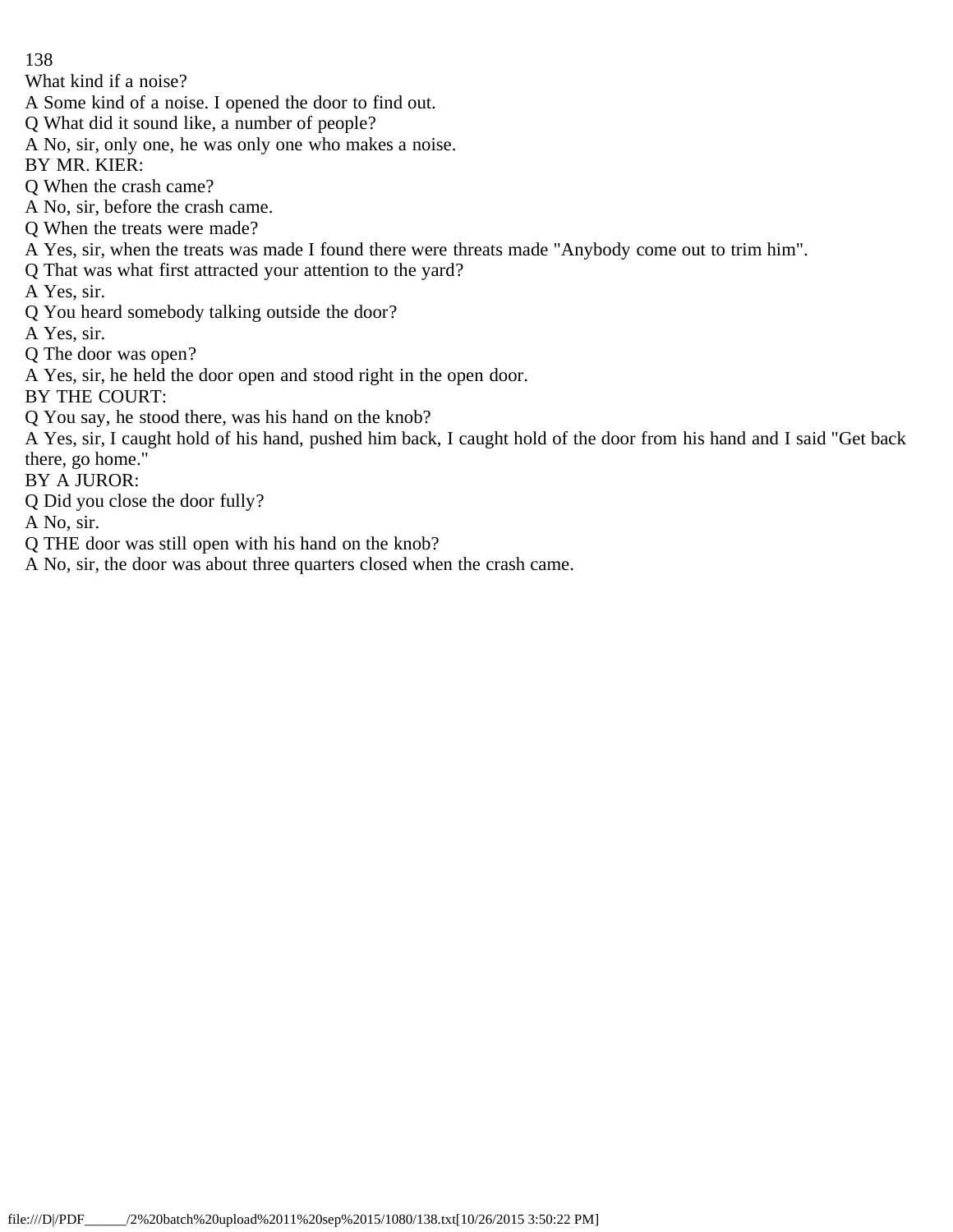What kind if a noise?

A Some kind of a noise. I opened the door to find out.

Q What did it sound like, a number of people?

A No, sir, only one, he was only one who makes a noise.

BY MR. KIER:

Q When the crash came?

A No, sir, before the crash came.

Q When the treats were made?

A Yes, sir, when the treats was made I found there were threats made "Anybody come out to trim him".

Q That was what first attracted your attention to the yard?

A Yes, sir.

Q You heard somebody talking outside the door?

A Yes, sir.

Q The door was open?

A Yes, sir, he held the door open and stood right in the open door.

BY THE COURT:

Q You say, he stood there, was his hand on the knob?

A Yes, sir, I caught hold of his hand, pushed him back, I caught hold of the door from his hand and I said "Get back there, go home."

BY A JUROR:

Q Did you close the door fully?

A No, sir.

Q THE door was still open with his hand on the knob?

A No, sir, the door was about three quarters closed when the crash came.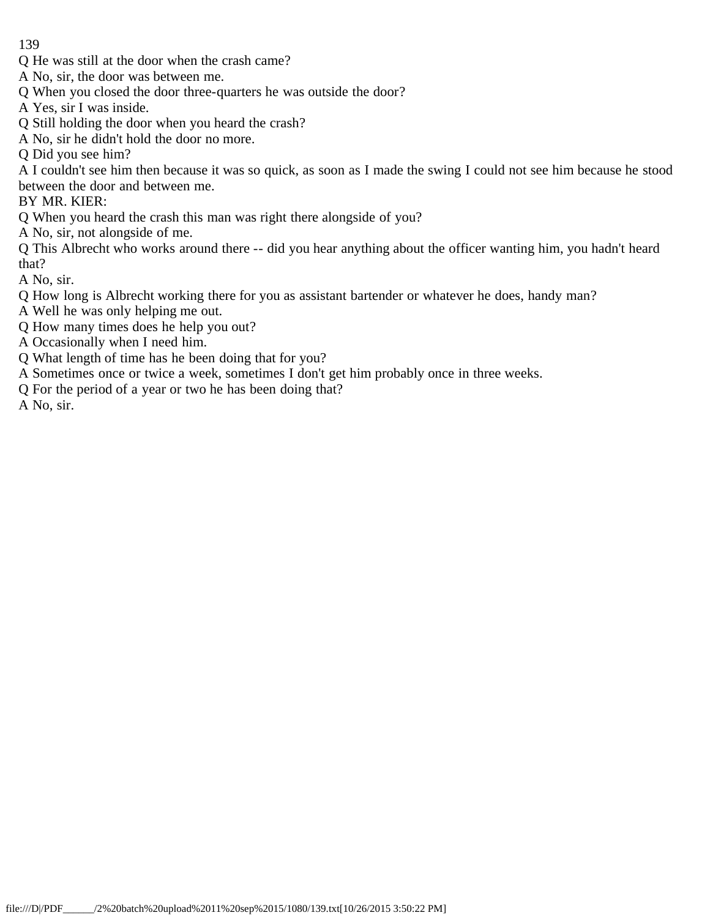Q He was still at the door when the crash came?
A No, sir, the door was between me.
Q When you closed the door three-quarters he was outside the door?
A Yes, sir I was inside.
Q Still holding the door when you heard the crash?
A No, sir he didn't hold the door no more.
Q Did you see him?
A I couldn't see him then because it was so quick, as soon as I made the swing I could not see him because he stood between the door and between me.
BY MR. KIER:
Q When you heard the crash this man was right there alongside of you?
A No, sir, not alongside of me.
Q This Albrecht who works around there -- did you hear anything about the officer wanting him, you hadn't heard that?
A No, sir.
Q How long is Albrecht working there for you as assistant bartender or whatever he does, handy man?
A Well he was only helping me out.
Q How many times does he help you out?
A Occasionally when I need him.
Q What length of time has he been doing that for you?
A Sometimes once or twice a week, sometimes I don't get him probably once in three weeks.
Q For the period of a year or two he has been doing that?
A No, sir.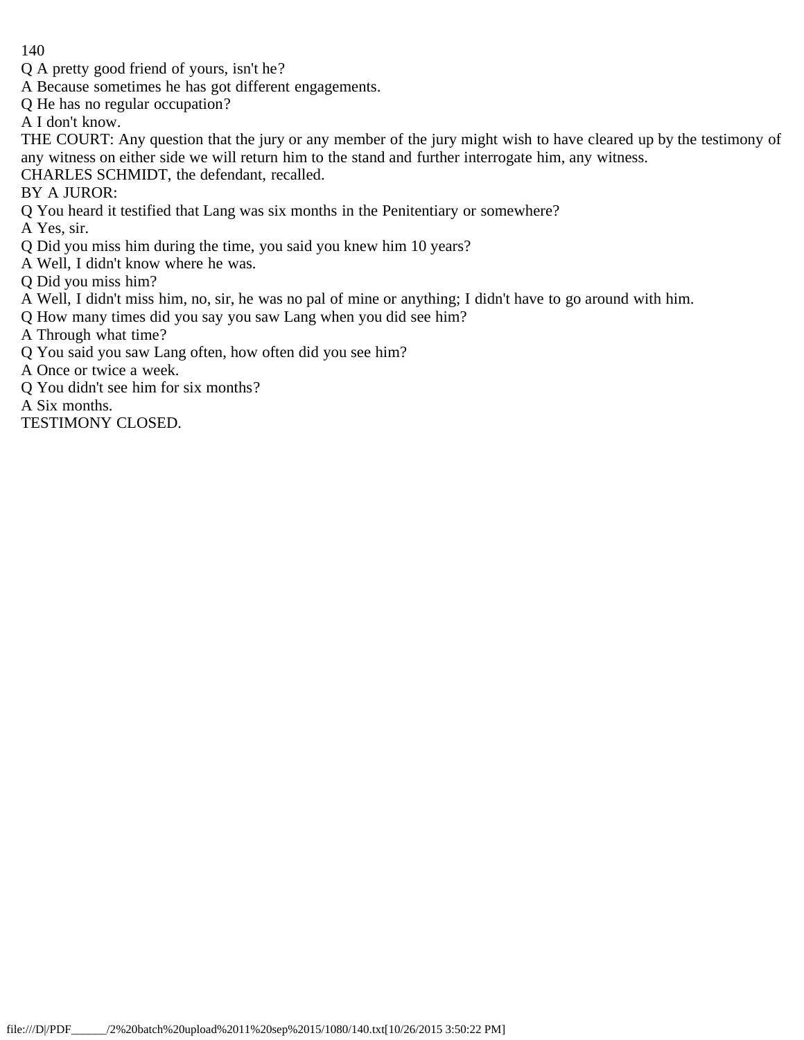Q A pretty good friend of yours, isn't he?

A Because sometimes he has got different engagements.

Q He has no regular occupation?

A I don't know.

THE COURT: Any question that the jury or any member of the jury might wish to have cleared up by the testimony of any witness on either side we will return him to the stand and further interrogate him, any witness.

CHARLES SCHMIDT, the defendant, recalled.

BY A JUROR:

Q You heard it testified that Lang was six months in the Penitentiary or somewhere?

A Yes, sir.

Q Did you miss him during the time, you said you knew him 10 years?

A Well, I didn't know where he was.

Q Did you miss him?

A Well, I didn't miss him, no, sir, he was no pal of mine or anything; I didn't have to go around with him.

Q How many times did you say you saw Lang when you did see him?

A Through what time?

Q You said you saw Lang often, how often did you see him?

A Once or twice a week.

Q You didn't see him for six months?

A Six months.

TESTIMONY CLOSED.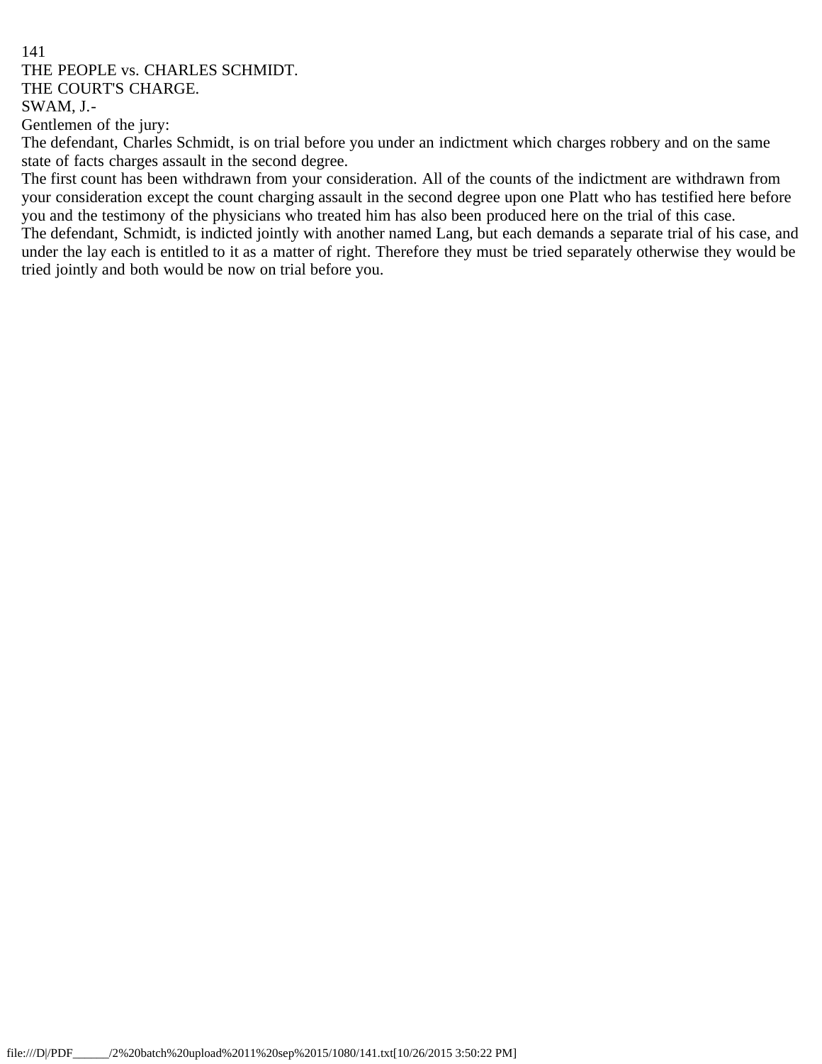THE PEOPLE vs. CHARLES SCHMIDT.

THE COURT'S CHARGE.

SWAM, J.-

Gentlemen of the jury:

The defendant, Charles Schmidt, is on trial before you under an indictment which charges robbery and on the same state of facts charges assault in the second degree.

The first count has been withdrawn from your consideration. All of the counts of the indictment are withdrawn from your consideration except the count charging assault in the second degree upon one Platt who has testified here before you and the testimony of the physicians who treated him has also been produced here on the trial of this case.

The defendant, Schmidt, is indicted jointly with another named Lang, but each demands a separate trial of his case, and under the lay each is entitled to it as a matter of right. Therefore they must be tried separately otherwise they would be tried jointly and both would be now on trial before you.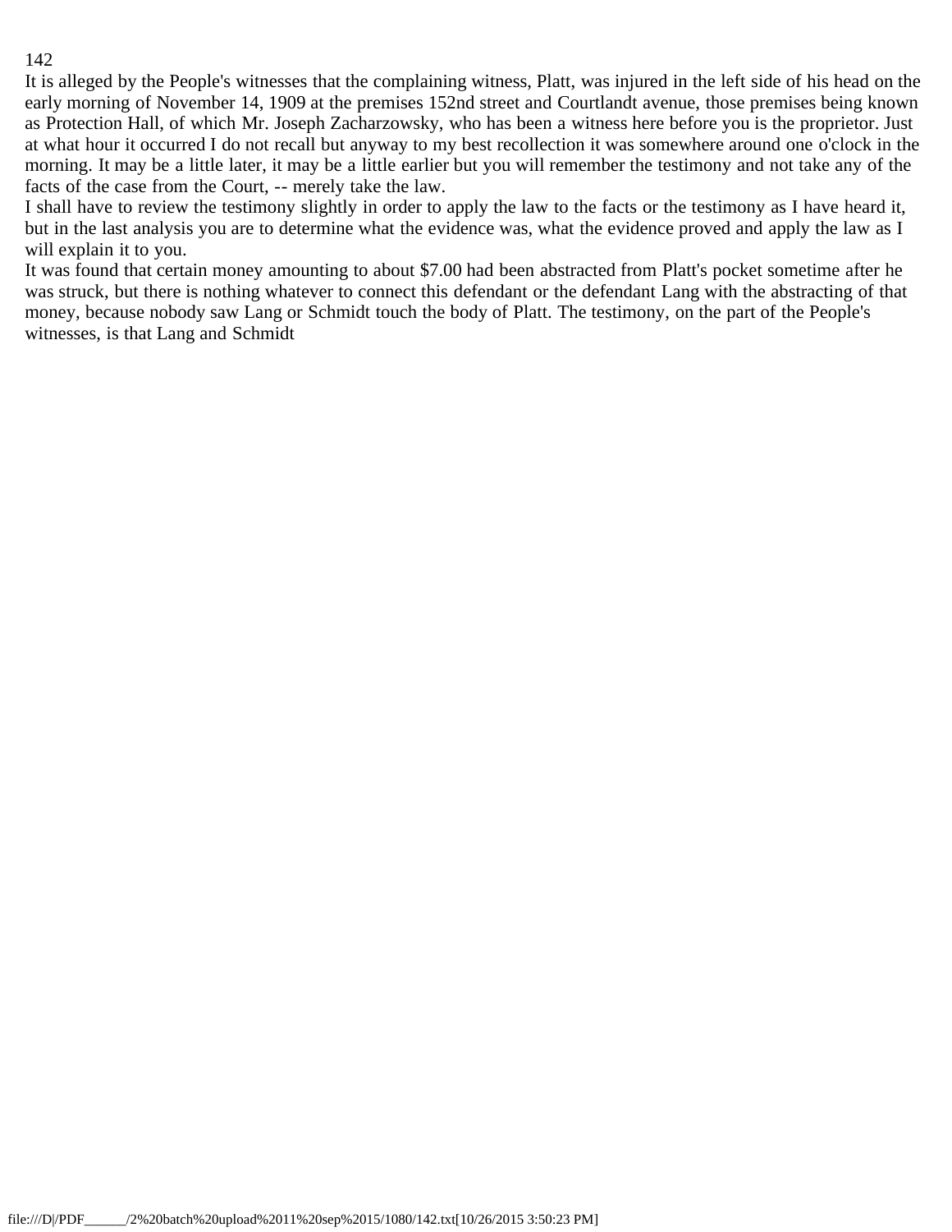It is alleged by the People's witnesses that the complaining witness, Platt, was injured in the left side of his head on the early morning of November 14, 1909 at the premises 152nd street and Courtlandt avenue, those premises being known as Protection Hall, of which Mr. Joseph Zacharzowsky, who has been a witness here before you is the proprietor. Just at what hour it occurred I do not recall but anyway to my best recollection it was somewhere around one o'clock in the morning. It may be a little later, it may be a little earlier but you will remember the testimony and not take any of the facts of the case from the Court, -- merely take the law.

I shall have to review the testimony slightly in order to apply the law to the facts or the testimony as I have heard it, but in the last analysis you are to determine what the evidence was, what the evidence proved and apply the law as I will explain it to you.

It was found that certain money amounting to about $7.00 had been abstracted from Platt's pocket sometime after he was struck, but there is nothing whatever to connect this defendant or the defendant Lang with the abstracting of that money, because nobody saw Lang or Schmidt touch the body of Platt. The testimony, on the part of the People's witnesses, is that Lang and Schmidt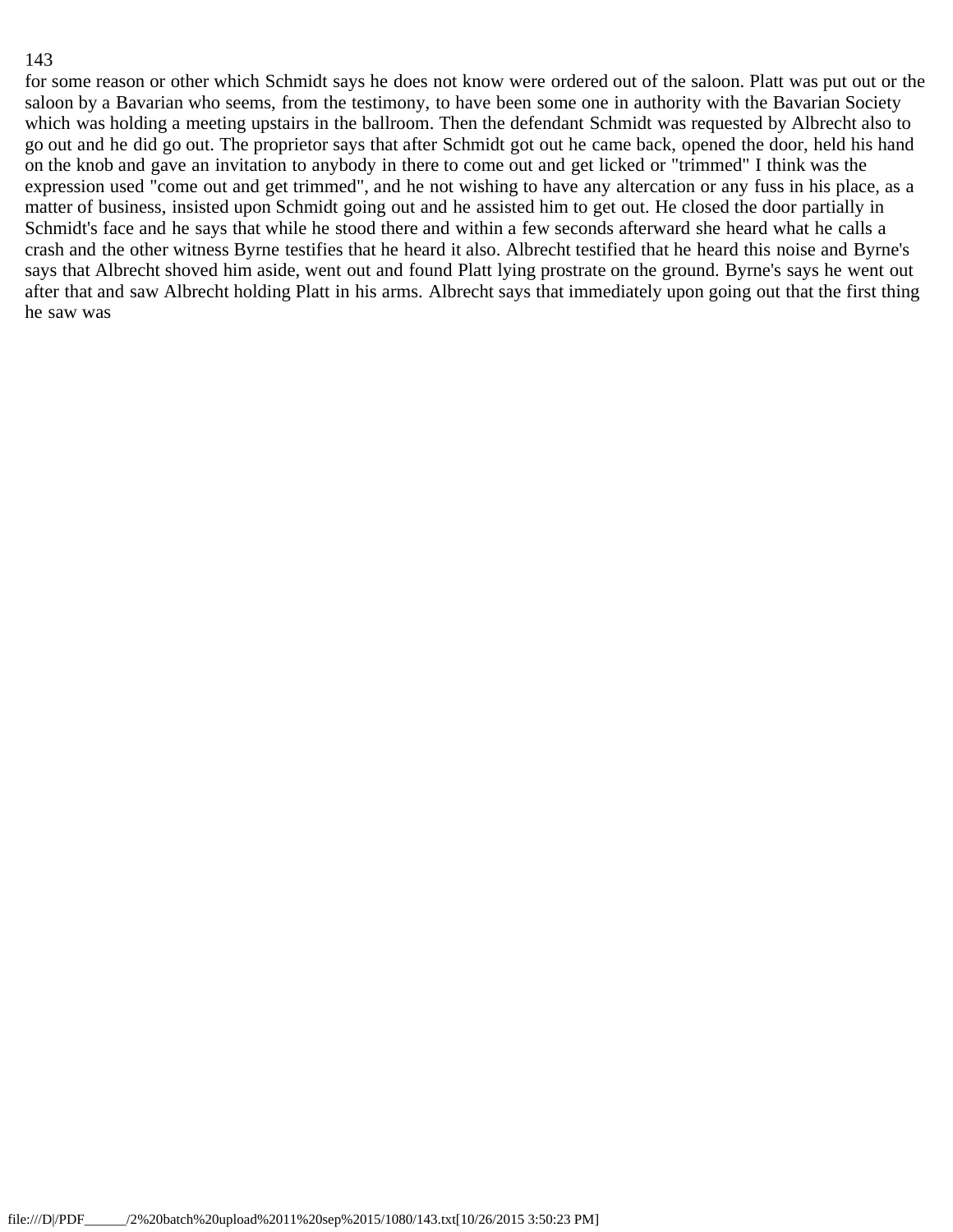for some reason or other which Schmidt says he does not know were ordered out of the saloon. Platt was put out or the saloon by a Bavarian who seems, from the testimony, to have been some one in authority with the Bavarian Society which was holding a meeting upstairs in the ballroom. Then the defendant Schmidt was requested by Albrecht also to go out and he did go out. The proprietor says that after Schmidt got out he came back, opened the door, held his hand on the knob and gave an invitation to anybody in there to come out and get licked or "trimmed" I think was the expression used "come out and get trimmed", and he not wishing to have any altercation or any fuss in his place, as a matter of business, insisted upon Schmidt going out and he assisted him to get out. He closed the door partially in Schmidt's face and he says that while he stood there and within a few seconds afterward she heard what he calls a crash and the other witness Byrne testifies that he heard it also. Albrecht testified that he heard this noise and Byrne's says that Albrecht shoved him aside, went out and found Platt lying prostrate on the ground. Byrne's says he went out after that and saw Albrecht holding Platt in his arms. Albrecht says that immediately upon going out that the first thing he saw was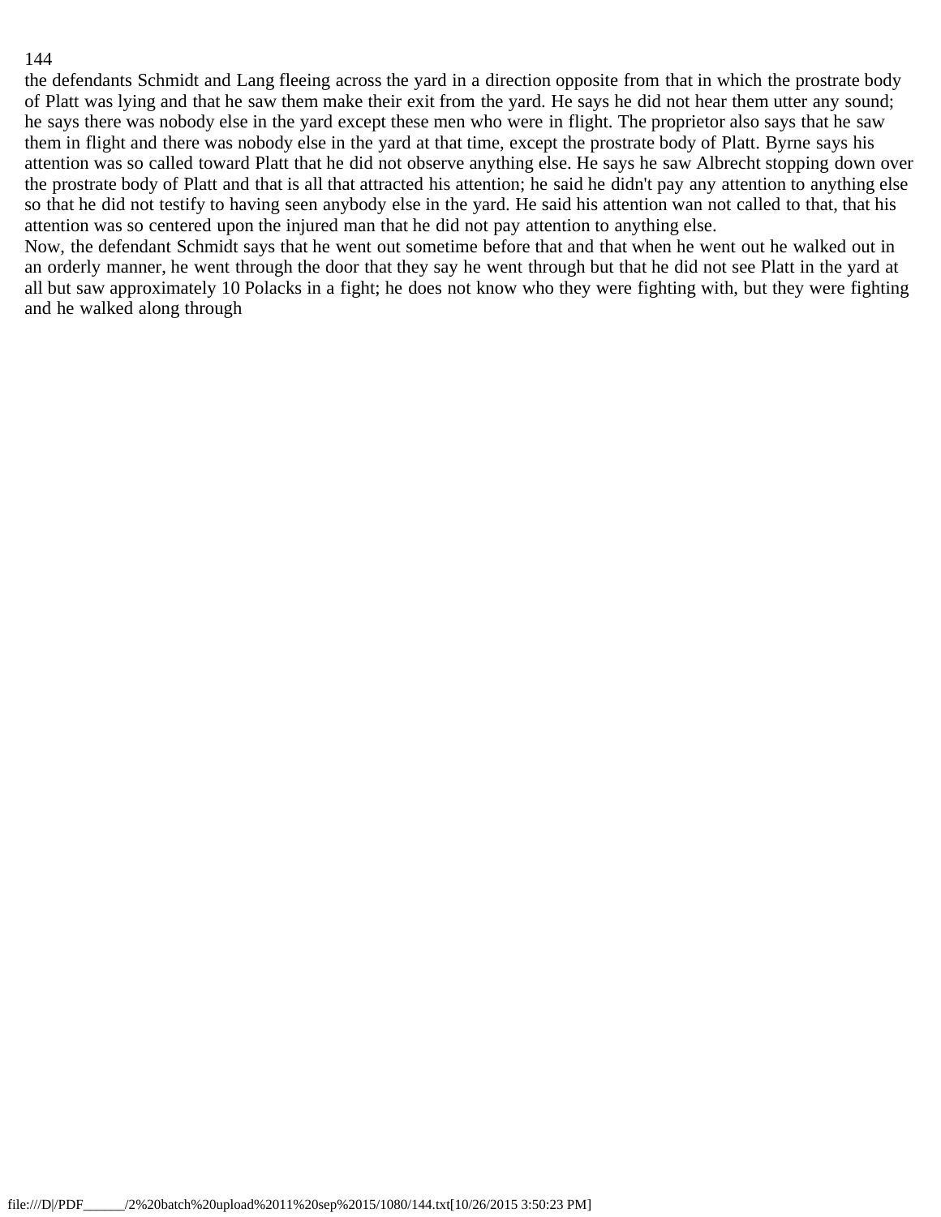the defendants Schmidt and Lang fleeing across the yard in a direction opposite from that in which the prostrate body of Platt was lying and that he saw them make their exit from the yard. He says he did not hear them utter any sound; he says there was nobody else in the yard except these men who were in flight. The proprietor also says that he saw them in flight and there was nobody else in the yard at that time, except the prostrate body of Platt. Byrne says his attention was so called toward Platt that he did not observe anything else. He says he saw Albrecht stopping down over the prostrate body of Platt and that is all that attracted his attention; he said he didn't pay any attention to anything else so that he did not testify to having seen anybody else in the yard. He said his attention wan not called to that, that his attention was so centered upon the injured man that he did not pay attention to anything else.

Now, the defendant Schmidt says that he went out sometime before that and that when he went out he walked out in an orderly manner, he went through the door that they say he went through but that he did not see Platt in the yard at all but saw approximately 10 Polacks in a fight; he does not know who they were fighting with, but they were fighting and he walked along through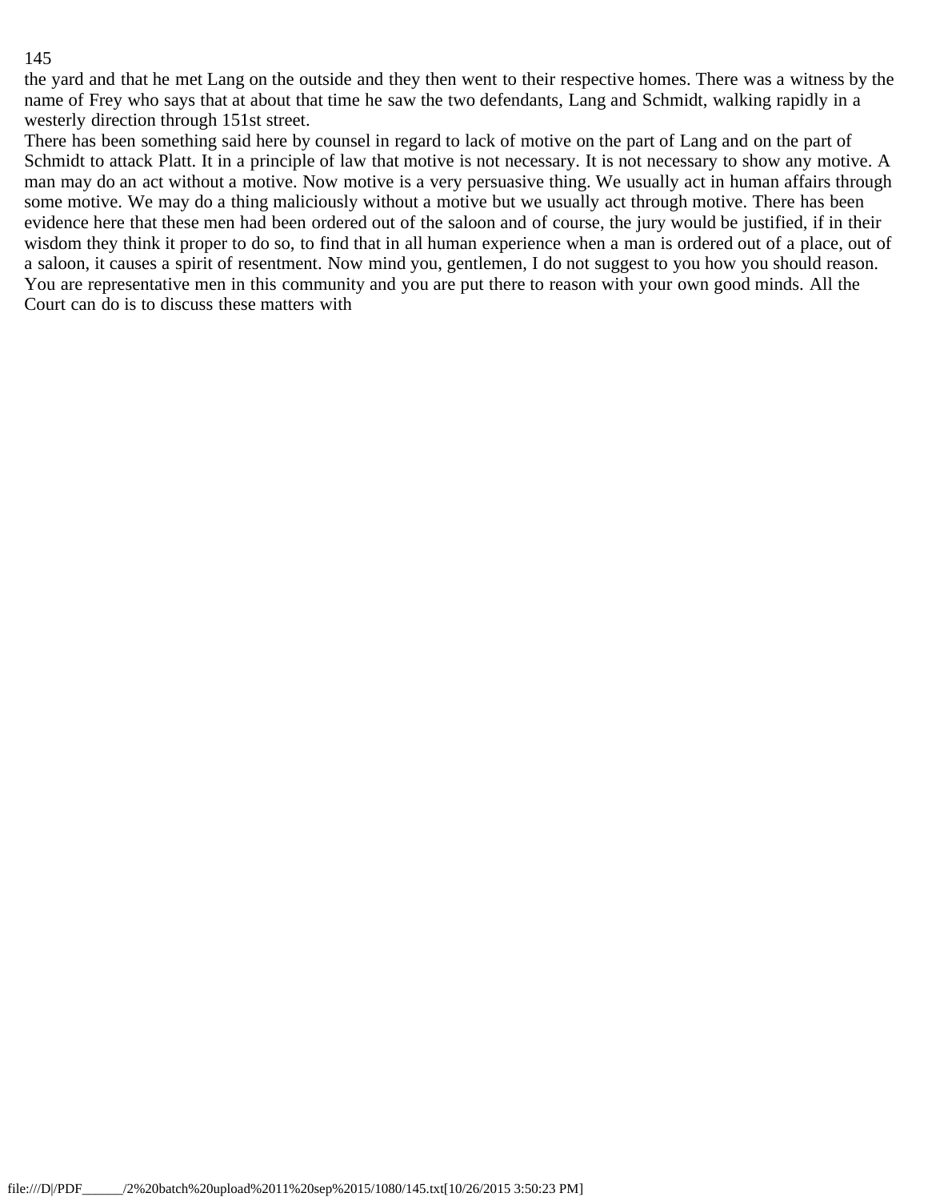the yard and that he met Lang on the outside and they then went to their respective homes. There was a witness by the name of Frey who says that at about that time he saw the two defendants, Lang and Schmidt, walking rapidly in a westerly direction through 151st street.

There has been something said here by counsel in regard to lack of motive on the part of Lang and on the part of Schmidt to attack Platt. It in a principle of law that motive is not necessary. It is not necessary to show any motive. A man may do an act without a motive. Now motive is a very persuasive thing. We usually act in human affairs through some motive. We may do a thing maliciously without a motive but we usually act through motive. There has been evidence here that these men had been ordered out of the saloon and of course, the jury would be justified, if in their wisdom they think it proper to do so, to find that in all human experience when a man is ordered out of a place, out of a saloon, it causes a spirit of resentment. Now mind you, gentlemen, I do not suggest to you how you should reason. You are representative men in this community and you are put there to reason with your own good minds. All the Court can do is to discuss these matters with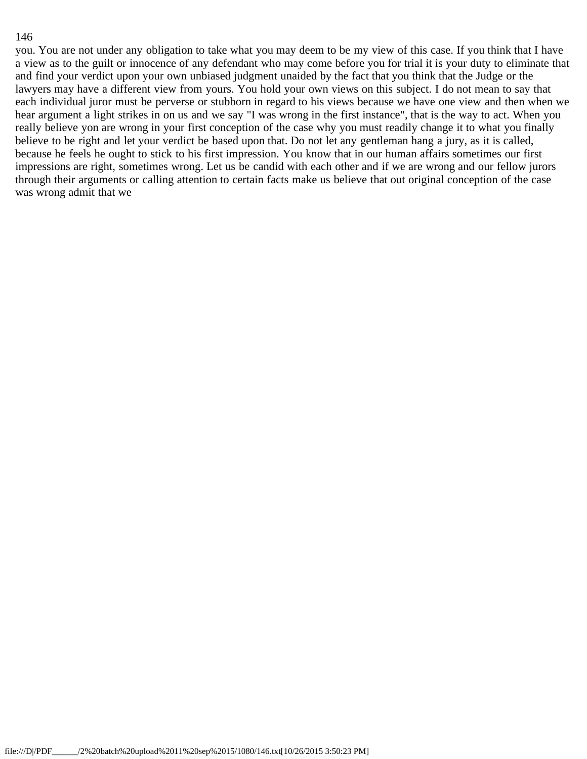you. You are not under any obligation to take what you may deem to be my view of this case. If you think that I have a view as to the guilt or innocence of any defendant who may come before you for trial it is your duty to eliminate that and find your verdict upon your own unbiased judgment unaided by the fact that you think that the Judge or the lawyers may have a different view from yours. You hold your own views on this subject. I do not mean to say that each individual juror must be perverse or stubborn in regard to his views because we have one view and then when we hear argument a light strikes in on us and we say "I was wrong in the first instance", that is the way to act. When you really believe yon are wrong in your first conception of the case why you must readily change it to what you finally believe to be right and let your verdict be based upon that. Do not let any gentleman hang a jury, as it is called, because he feels he ought to stick to his first impression. You know that in our human affairs sometimes our first impressions are right, sometimes wrong. Let us be candid with each other and if we are wrong and our fellow jurors through their arguments or calling attention to certain facts make us believe that out original conception of the case was wrong admit that we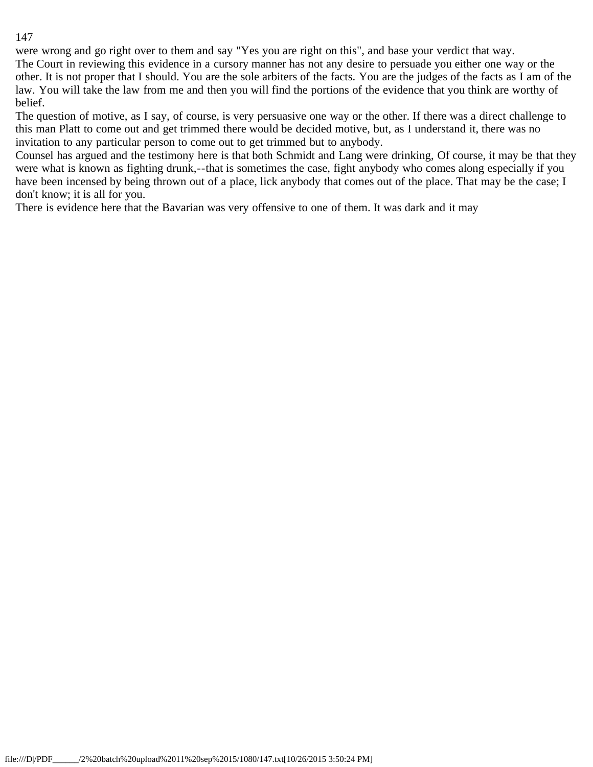were wrong and go right over to them and say "Yes you are right on this", and base your verdict that way.

The Court in reviewing this evidence in a cursory manner has not any desire to persuade you either one way or the other. It is not proper that I should. You are the sole arbiters of the facts. You are the judges of the facts as I am of the law. You will take the law from me and then you will find the portions of the evidence that you think are worthy of belief.

The question of motive, as I say, of course, is very persuasive one way or the other. If there was a direct challenge to this man Platt to come out and get trimmed there would be decided motive, but, as I understand it, there was no invitation to any particular person to come out to get trimmed but to anybody.

Counsel has argued and the testimony here is that both Schmidt and Lang were drinking, Of course, it may be that they were what is known as fighting drunk,--that is sometimes the case, fight anybody who comes along especially if you have been incensed by being thrown out of a place, lick anybody that comes out of the place. That may be the case; I don't know; it is all for you.

There is evidence here that the Bavarian was very offensive to one of them. It was dark and it may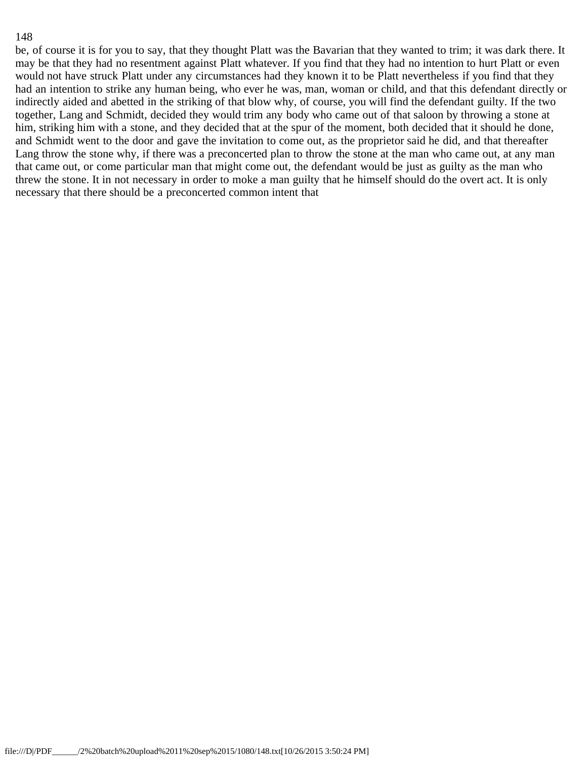be, of course it is for you to say, that they thought Platt was the Bavarian that they wanted to trim; it was dark there. It may be that they had no resentment against Platt whatever. If you find that they had no intention to hurt Platt or even would not have struck Platt under any circumstances had they known it to be Platt nevertheless if you find that they had an intention to strike any human being, who ever he was, man, woman or child, and that this defendant directly or indirectly aided and abetted in the striking of that blow why, of course, you will find the defendant guilty. If the two together, Lang and Schmidt, decided they would trim any body who came out of that saloon by throwing a stone at him, striking him with a stone, and they decided that at the spur of the moment, both decided that it should he done, and Schmidt went to the door and gave the invitation to come out, as the proprietor said he did, and that thereafter Lang throw the stone why, if there was a preconcerted plan to throw the stone at the man who came out, at any man that came out, or come particular man that might come out, the defendant would be just as guilty as the man who threw the stone. It in not necessary in order to moke a man guilty that he himself should do the overt act. It is only necessary that there should be a preconcerted common intent that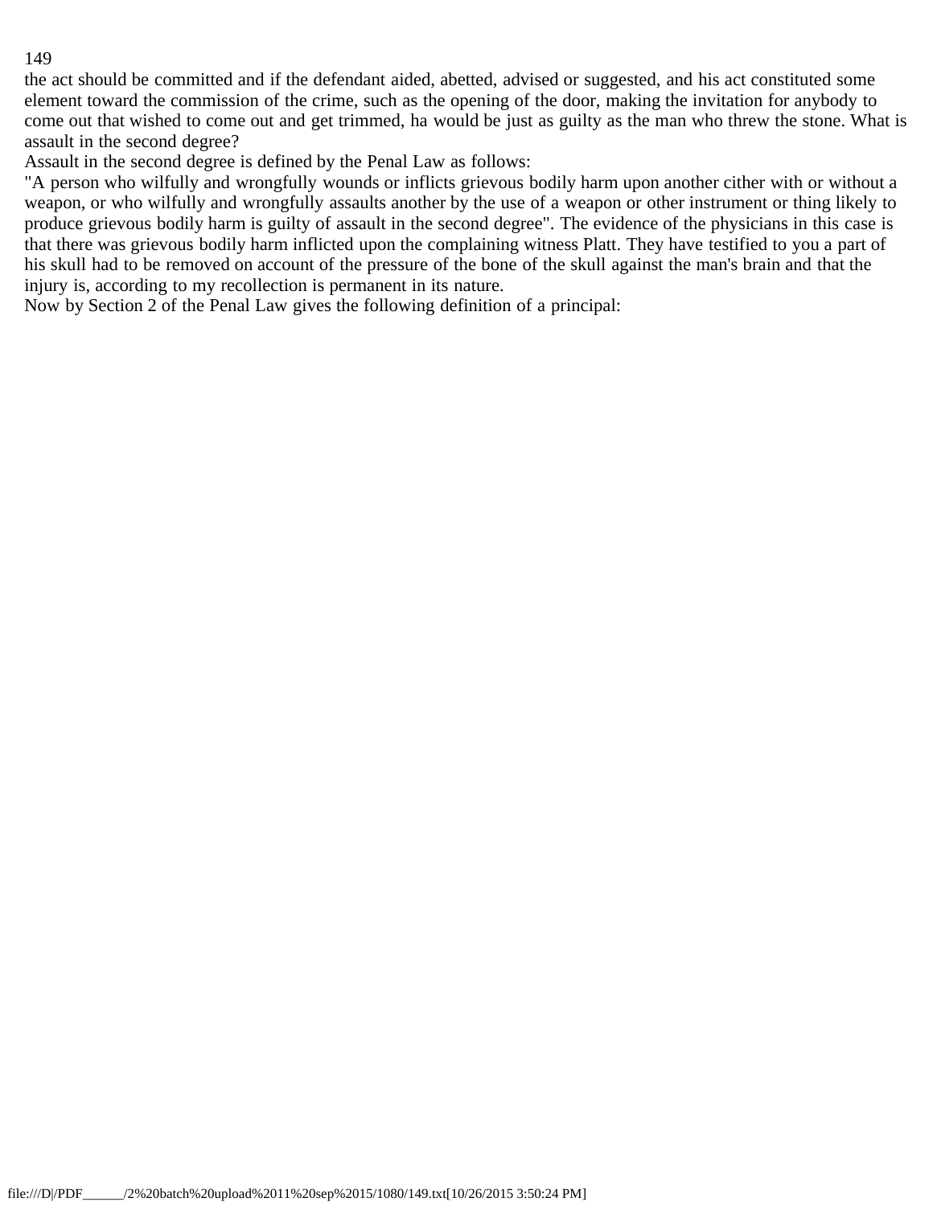the act should be committed and if the defendant aided, abetted, advised or suggested, and his act constituted some element toward the commission of the crime, such as the opening of the door, making the invitation for anybody to come out that wished to come out and get trimmed, ha would be just as guilty as the man who threw the stone. What is assault in the second degree?

Assault in the second degree is defined by the Penal Law as follows:

"A person who wilfully and wrongfully wounds or inflicts grievous bodily harm upon another cither with or without a weapon, or who wilfully and wrongfully assaults another by the use of a weapon or other instrument or thing likely to produce grievous bodily harm is guilty of assault in the second degree". The evidence of the physicians in this case is that there was grievous bodily harm inflicted upon the complaining witness Platt. They have testified to you a part of his skull had to be removed on account of the pressure of the bone of the skull against the man's brain and that the injury is, according to my recollection is permanent in its nature.

Now by Section 2 of the Penal Law gives the following definition of a principal: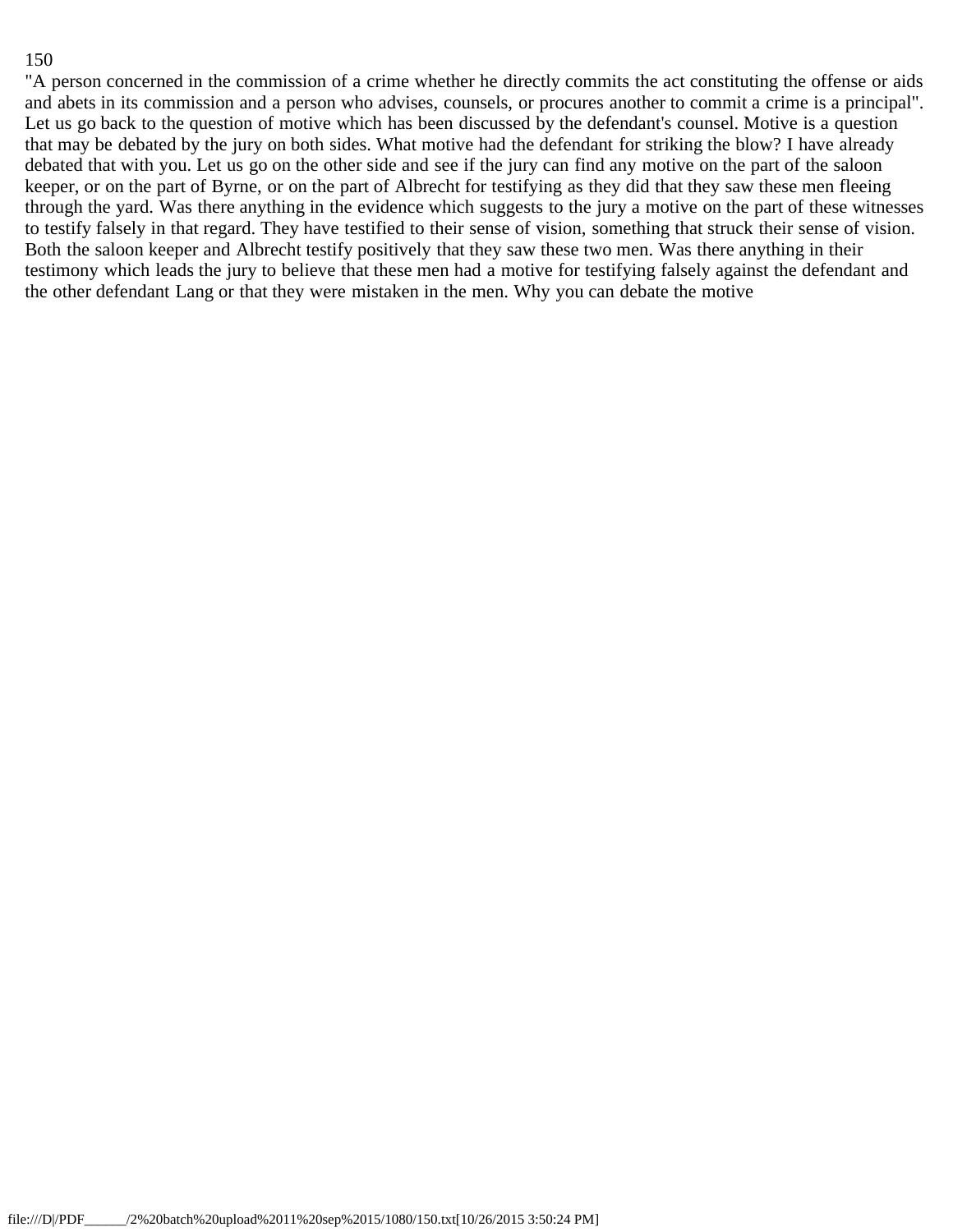"A person concerned in the commission of a crime whether he directly commits the act constituting the offense or aids and abets in its commission and a person who advises, counsels, or procures another to commit a crime is a principal". Let us go back to the question of motive which has been discussed by the defendant's counsel. Motive is a question that may be debated by the jury on both sides. What motive had the defendant for striking the blow? I have already debated that with you. Let us go on the other side and see if the jury can find any motive on the part of the saloon keeper, or on the part of Byrne, or on the part of Albrecht for testifying as they did that they saw these men fleeing through the yard. Was there anything in the evidence which suggests to the jury a motive on the part of these witnesses to testify falsely in that regard. They have testified to their sense of vision, something that struck their sense of vision. Both the saloon keeper and Albrecht testify positively that they saw these two men. Was there anything in their testimony which leads the jury to believe that these men had a motive for testifying falsely against the defendant and the other defendant Lang or that they were mistaken in the men. Why you can debate the motive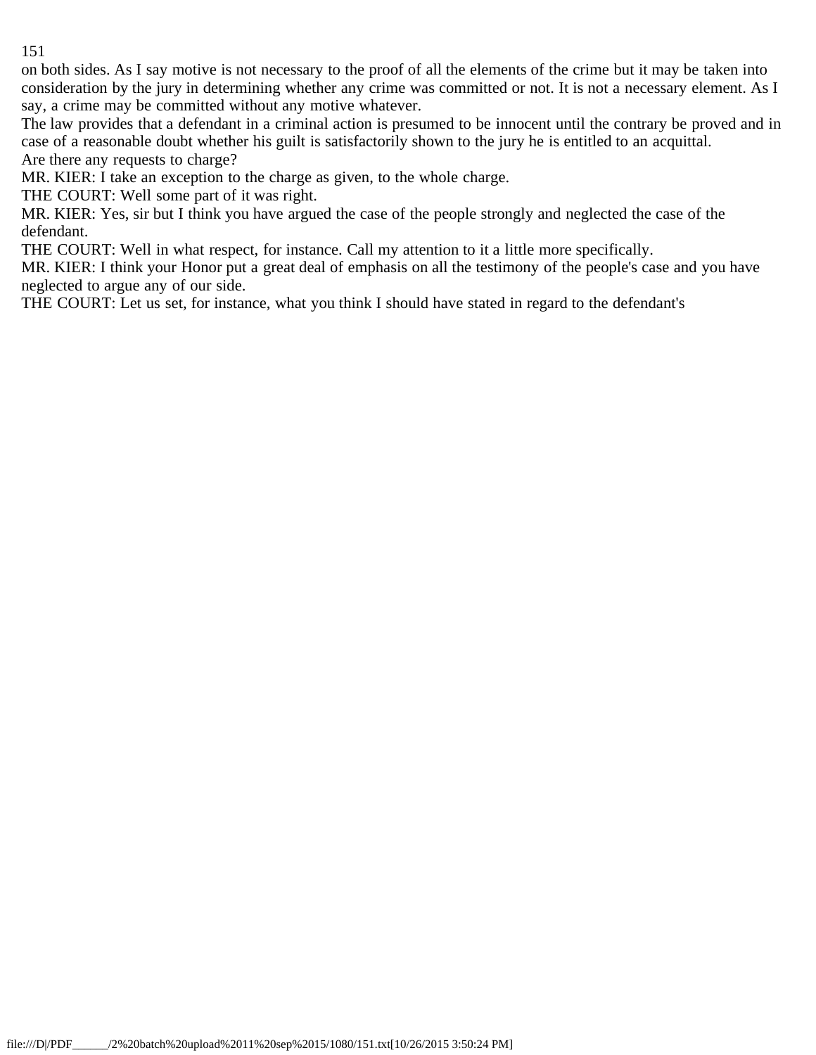on both sides. As I say motive is not necessary to the proof of all the elements of the crime but it may be taken into consideration by the jury in determining whether any crime was committed or not. It is not a necessary element. As I say, a crime may be committed without any motive whatever.

The law provides that a defendant in a criminal action is presumed to be innocent until the contrary be proved and in case of a reasonable doubt whether his guilt is satisfactorily shown to the jury he is entitled to an acquittal.

Are there any requests to charge?

MR. KIER: I take an exception to the charge as given, to the whole charge.

THE COURT: Well some part of it was right.

MR. KIER: Yes, sir but I think you have argued the case of the people strongly and neglected the case of the defendant.

THE COURT: Well in what respect, for instance. Call my attention to it a little more specifically.

MR. KIER: I think your Honor put a great deal of emphasis on all the testimony of the people's case and you have neglected to argue any of our side.

THE COURT: Let us set, for instance, what you think I should have stated in regard to the defendant's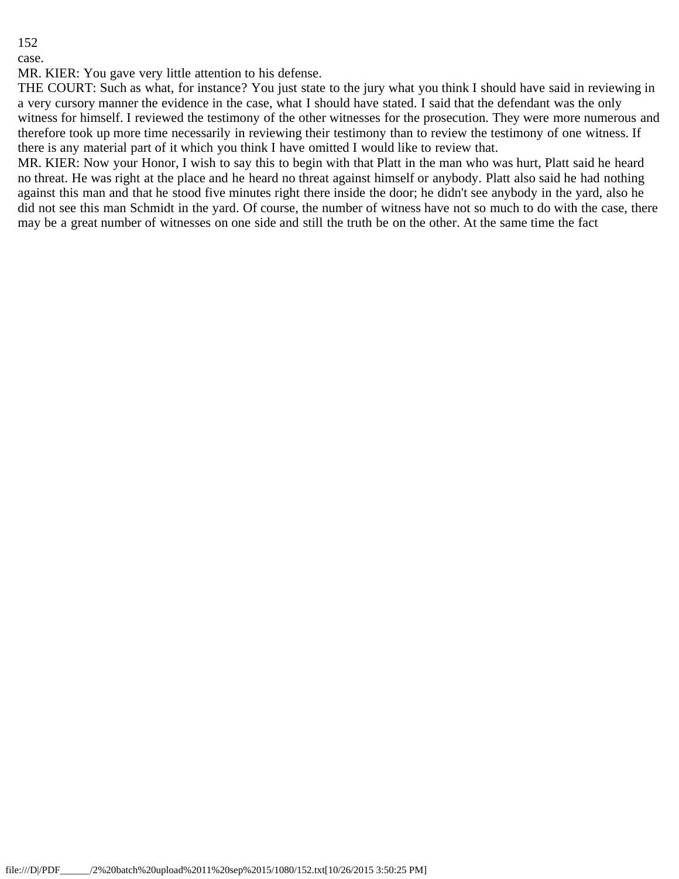case.

MR. KIER: You gave very little attention to his defense.

THE COURT: Such as what, for instance? You just state to the jury what you think I should have said in reviewing in a very cursory manner the evidence in the case, what I should have stated. I said that the defendant was the only witness for himself. I reviewed the testimony of the other witnesses for the prosecution. They were more numerous and therefore took up more time necessarily in reviewing their testimony than to review the testimony of one witness. If there is any material part of it which you think I have omitted I would like to review that.

MR. KIER: Now your Honor, I wish to say this to begin with that Platt in the man who was hurt, Platt said he heard no threat. He was right at the place and he heard no threat against himself or anybody. Platt also said he had nothing against this man and that he stood five minutes right there inside the door; he didn't see anybody in the yard, also he did not see this man Schmidt in the yard. Of course, the number of witness have not so much to do with the case, there may be a great number of witnesses on one side and still the truth be on the other. At the same time the fact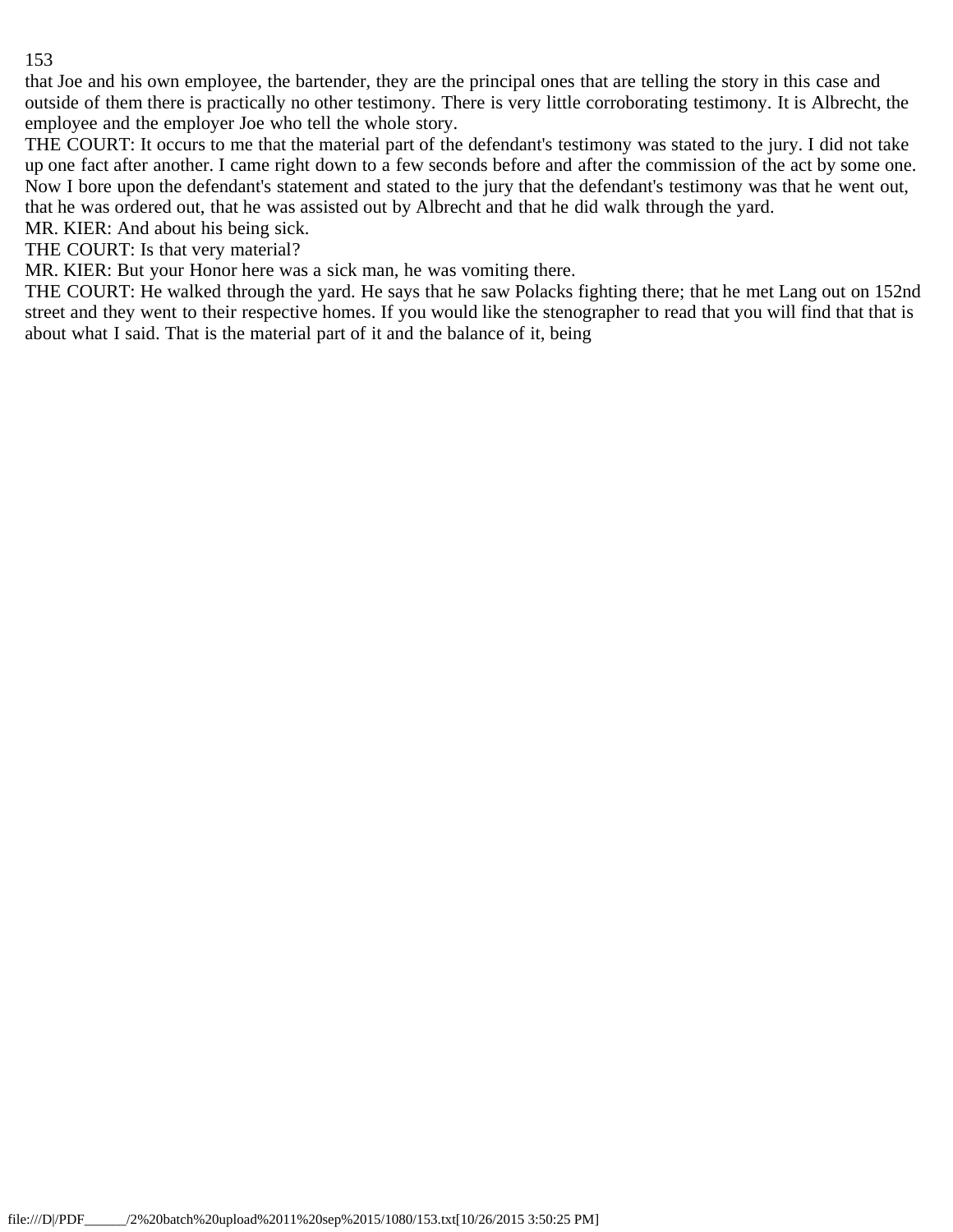that Joe and his own employee, the bartender, they are the principal ones that are telling the story in this case and outside of them there is practically no other testimony. There is very little corroborating testimony. It is Albrecht, the employee and the employer Joe who tell the whole story.

THE COURT: It occurs to me that the material part of the defendant's testimony was stated to the jury. I did not take up one fact after another. I came right down to a few seconds before and after the commission of the act by some one. Now I bore upon the defendant's statement and stated to the jury that the defendant's testimony was that he went out, that he was ordered out, that he was assisted out by Albrecht and that he did walk through the yard.

MR. KIER: And about his being sick.

THE COURT: Is that very material?

MR. KIER: But your Honor here was a sick man, he was vomiting there.

THE COURT: He walked through the yard. He says that he saw Polacks fighting there; that he met Lang out on 152nd street and they went to their respective homes. If you would like the stenographer to read that you will find that that is about what I said. That is the material part of it and the balance of it, being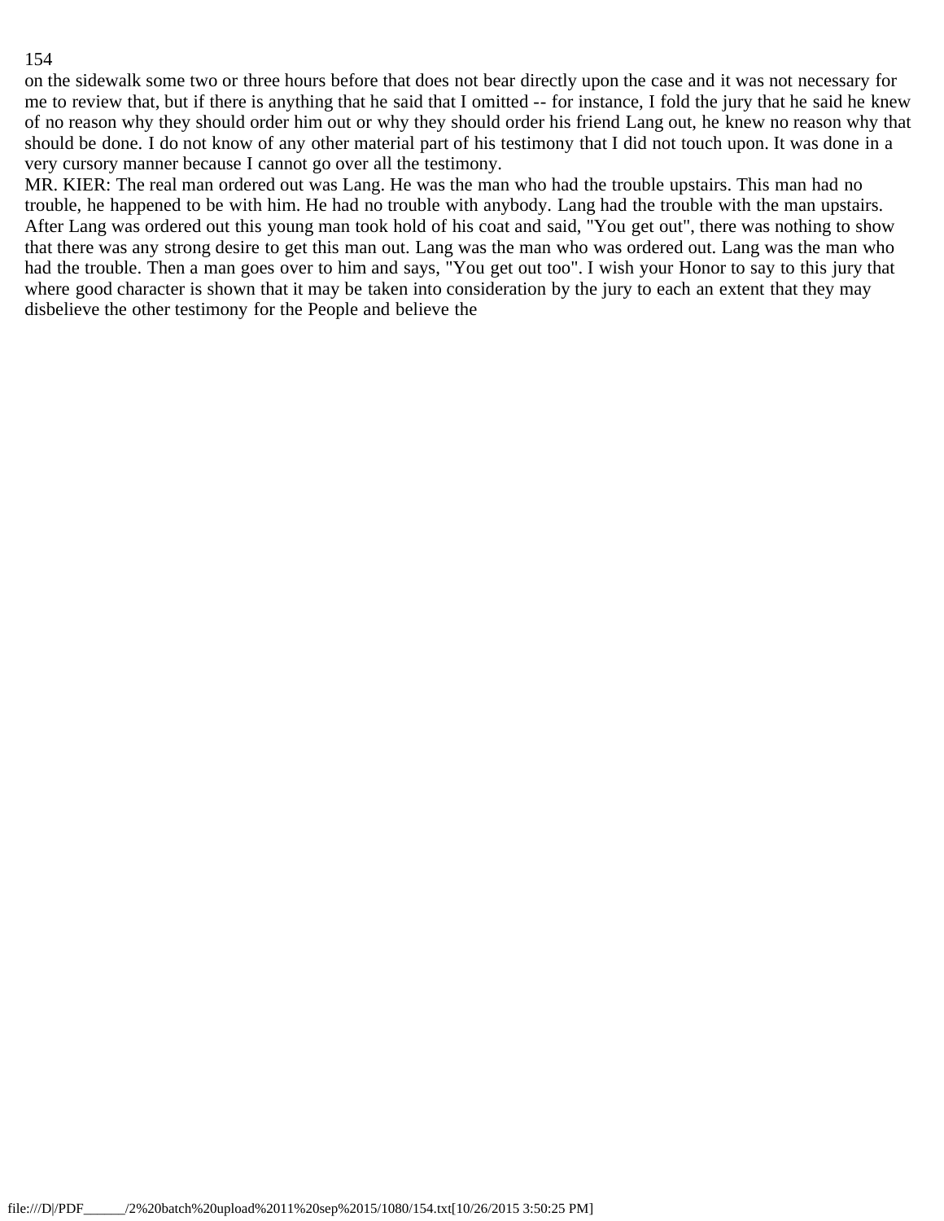on the sidewalk some two or three hours before that does not bear directly upon the case and it was not necessary for me to review that, but if there is anything that he said that I omitted -- for instance, I fold the jury that he said he knew of no reason why they should order him out or why they should order his friend Lang out, he knew no reason why that should be done. I do not know of any other material part of his testimony that I did not touch upon. It was done in a very cursory manner because I cannot go over all the testimony.

MR. KIER: The real man ordered out was Lang. He was the man who had the trouble upstairs. This man had no trouble, he happened to be with him. He had no trouble with anybody. Lang had the trouble with the man upstairs. After Lang was ordered out this young man took hold of his coat and said, "You get out", there was nothing to show that there was any strong desire to get this man out. Lang was the man who was ordered out. Lang was the man who had the trouble. Then a man goes over to him and says, "You get out too". I wish your Honor to say to this jury that where good character is shown that it may be taken into consideration by the jury to each an extent that they may disbelieve the other testimony for the People and believe the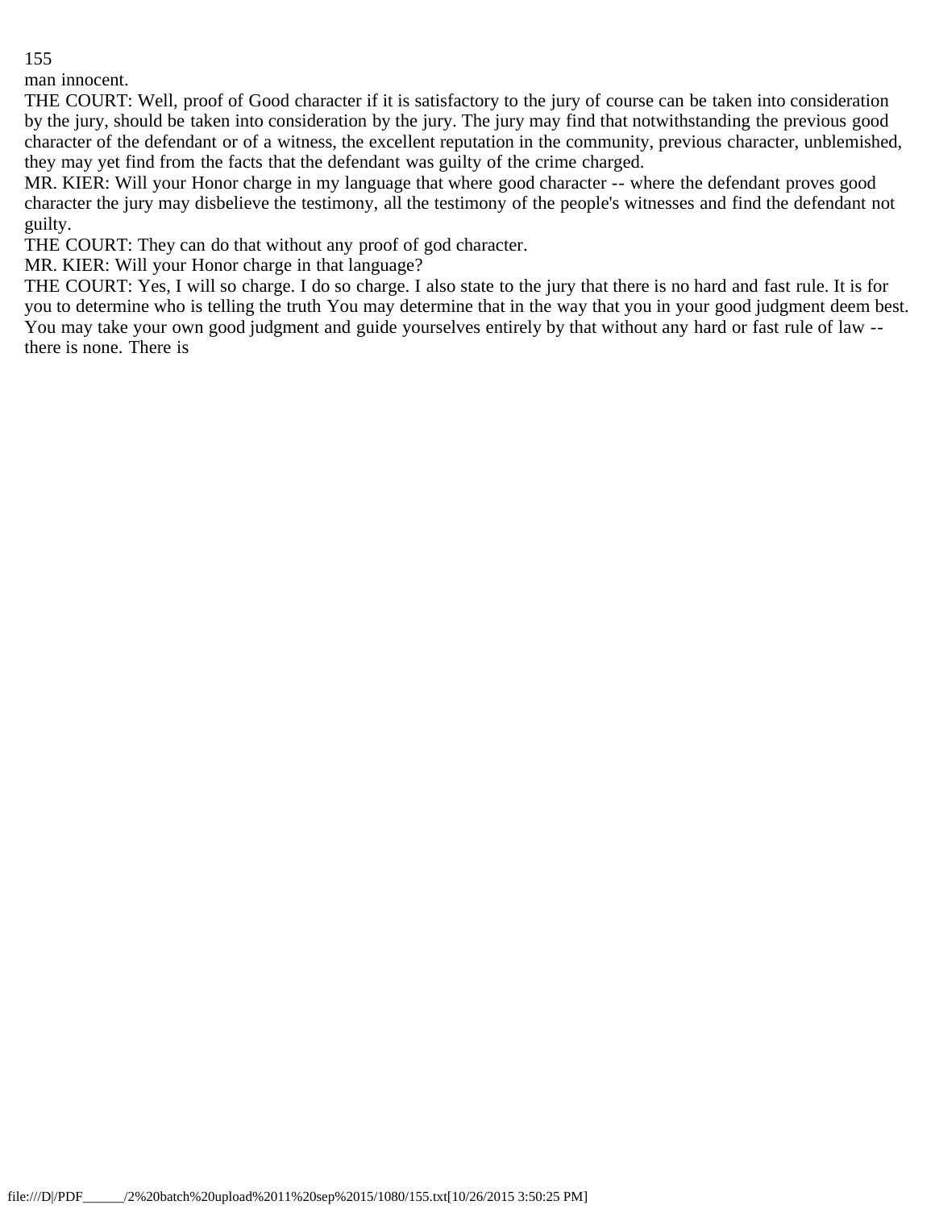man innocent.

THE COURT: Well, proof of Good character if it is satisfactory to the jury of course can be taken into consideration by the jury, should be taken into consideration by the jury. The jury may find that notwithstanding the previous good character of the defendant or of a witness, the excellent reputation in the community, previous character, unblemished, they may yet find from the facts that the defendant was guilty of the crime charged.

MR. KIER: Will your Honor charge in my language that where good character -- where the defendant proves good character the jury may disbelieve the testimony, all the testimony of the people's witnesses and find the defendant not guilty.

THE COURT: They can do that without any proof of god character.

MR. KIER: Will your Honor charge in that language?

THE COURT: Yes, I will so charge. I do so charge. I also state to the jury that there is no hard and fast rule. It is for you to determine who is telling the truth You may determine that in the way that you in your good judgment deem best. You may take your own good judgment and guide yourselves entirely by that without any hard or fast rule of law -- there is none. There is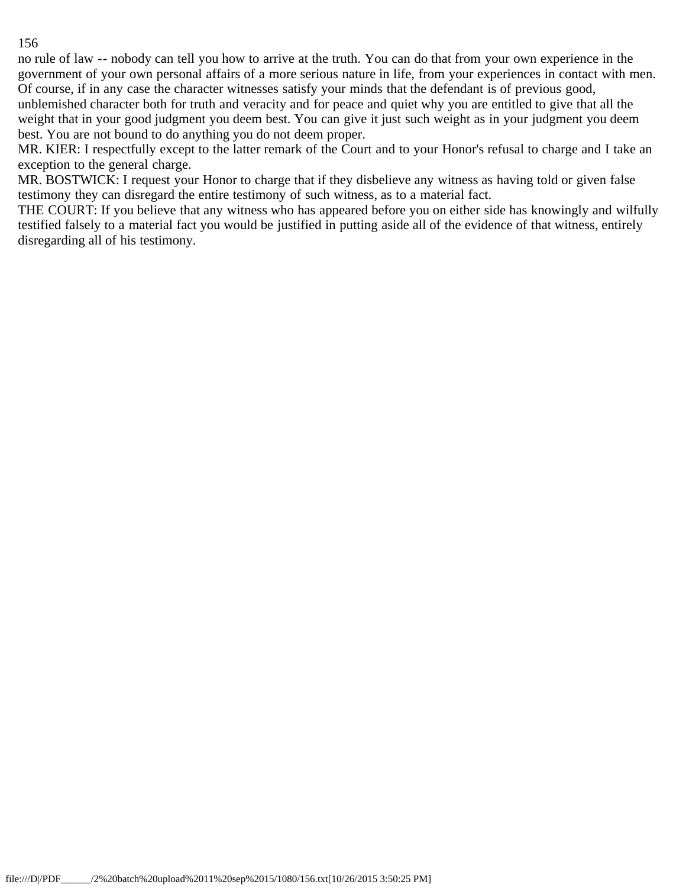no rule of law -- nobody can tell you how to arrive at the truth. You can do that from your own experience in the government of your own personal affairs of a more serious nature in life, from your experiences in contact with men. Of course, if in any case the character witnesses satisfy your minds that the defendant is of previous good, unblemished character both for truth and veracity and for peace and quiet why you are entitled to give that all the weight that in your good judgment you deem best. You can give it just such weight as in your judgment you deem best. You are not bound to do anything you do not deem proper.

MR. KIER: I respectfully except to the latter remark of the Court and to your Honor's refusal to charge and I take an exception to the general charge.

MR. BOSTWICK: I request your Honor to charge that if they disbelieve any witness as having told or given false testimony they can disregard the entire testimony of such witness, as to a material fact.

THE COURT: If you believe that any witness who has appeared before you on either side has knowingly and wilfully testified falsely to a material fact you would be justified in putting aside all of the evidence of that witness, entirely disregarding all of his testimony.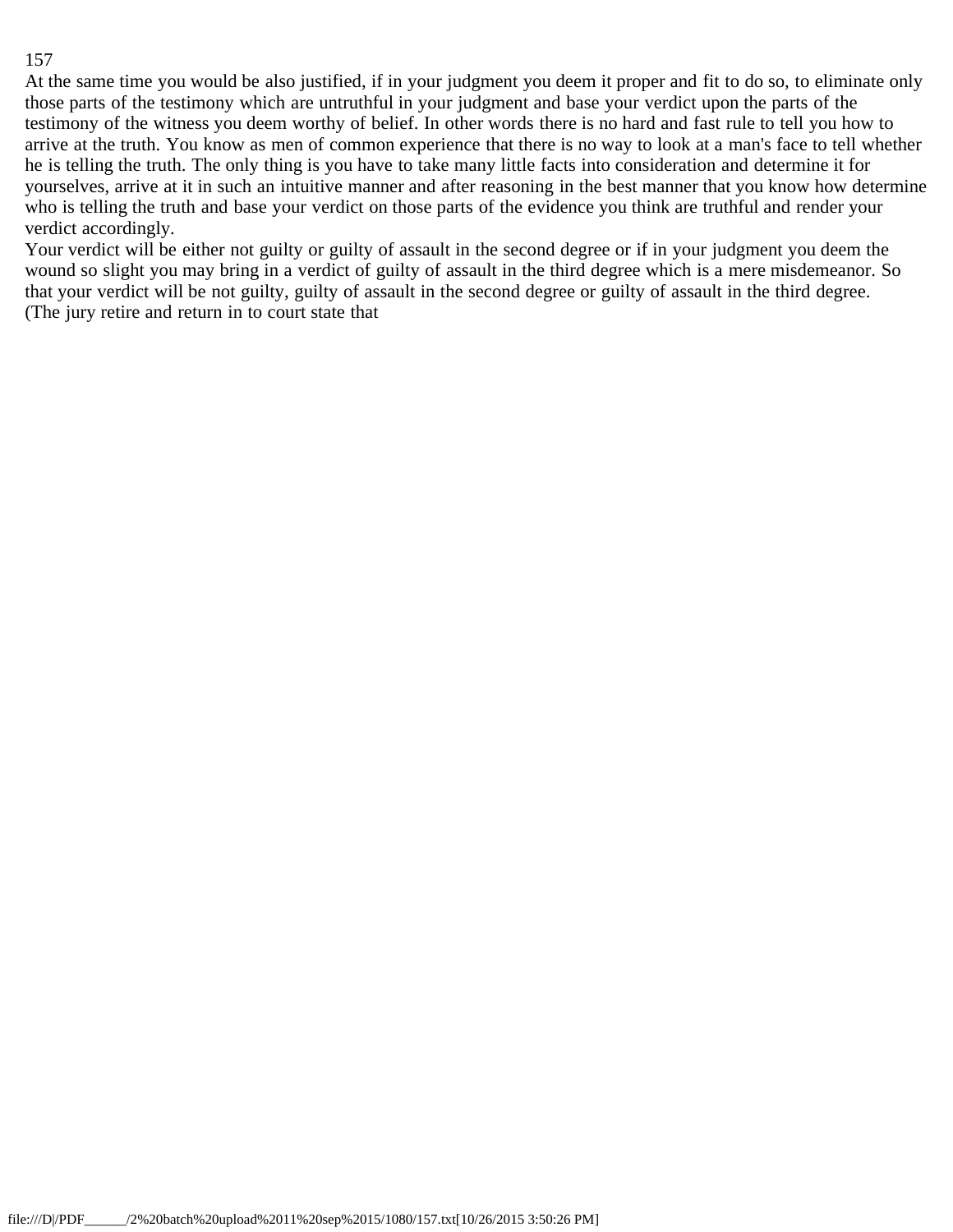At the same time you would be also justified, if in your judgment you deem it proper and fit to do so, to eliminate only those parts of the testimony which are untruthful in your judgment and base your verdict upon the parts of the testimony of the witness you deem worthy of belief. In other words there is no hard and fast rule to tell you how to arrive at the truth. You know as men of common experience that there is no way to look at a man's face to tell whether he is telling the truth. The only thing is you have to take many little facts into consideration and determine it for yourselves, arrive at it in such an intuitive manner and after reasoning in the best manner that you know how determine who is telling the truth and base your verdict on those parts of the evidence you think are truthful and render your verdict accordingly.

Your verdict will be either not guilty or guilty of assault in the second degree or if in your judgment you deem the wound so slight you may bring in a verdict of guilty of assault in the third degree which is a mere misdemeanor. So that your verdict will be not guilty, guilty of assault in the second degree or guilty of assault in the third degree.

(The jury retire and return in to court state that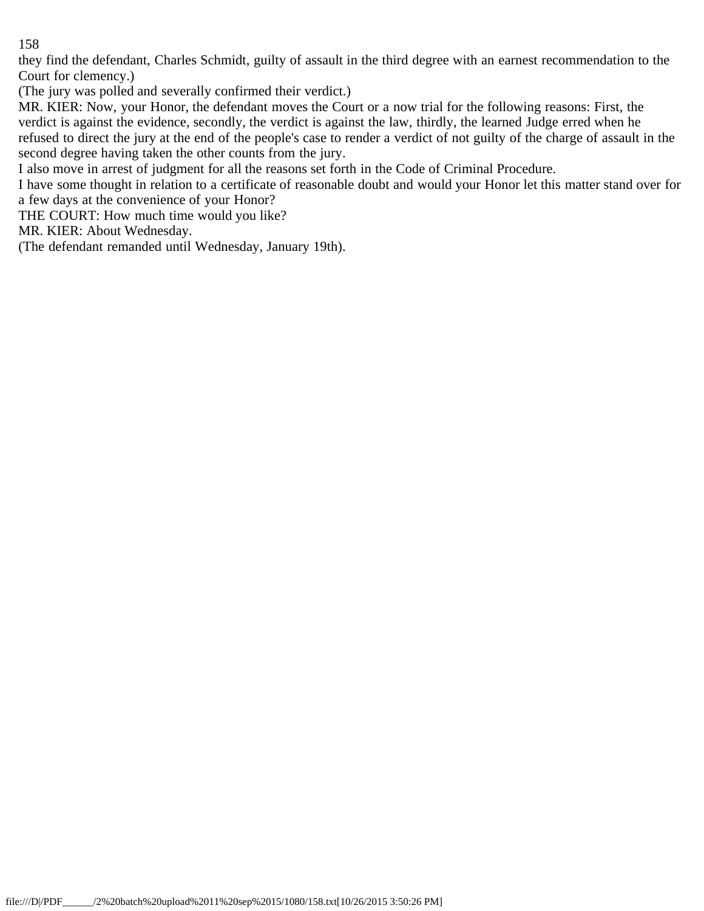they find the defendant, Charles Schmidt, guilty of assault in the third degree with an earnest recommendation to the Court for clemency.)

(The jury was polled and severally confirmed their verdict.)

MR. KIER: Now, your Honor, the defendant moves the Court or a now trial for the following reasons: First, the verdict is against the evidence, secondly, the verdict is against the law, thirdly, the learned Judge erred when he refused to direct the jury at the end of the people's case to render a verdict of not guilty of the charge of assault in the second degree having taken the other counts from the jury.

I also move in arrest of judgment for all the reasons set forth in the Code of Criminal Procedure.

I have some thought in relation to a certificate of reasonable doubt and would your Honor let this matter stand over for a few days at the convenience of your Honor?

THE COURT: How much time would you like?

MR. KIER: About Wednesday.

(The defendant remanded until Wednesday, January 19th).